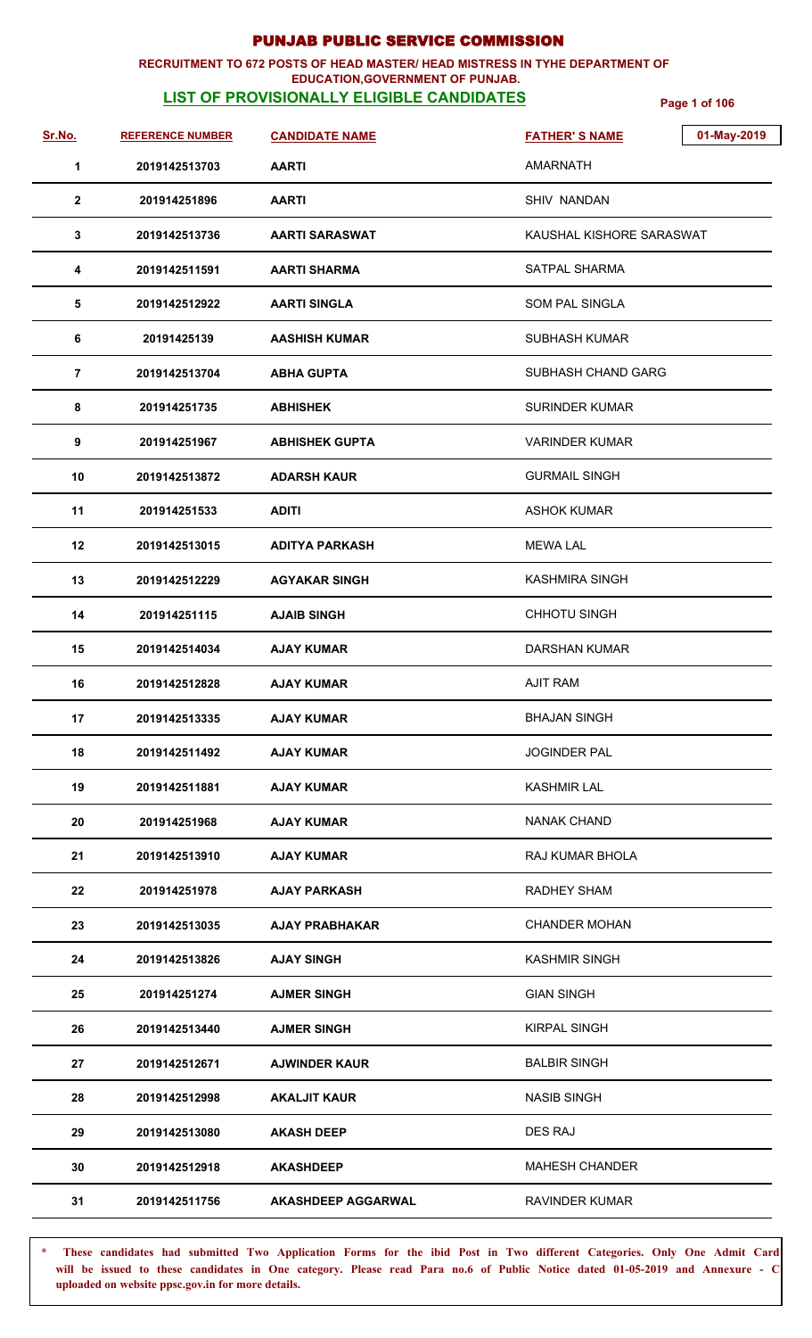# PUNJAB PUBLIC SERVICE COMMISSION

**RECRUITMENT TO 672 POSTS OF HEAD MASTER/ HEAD MISTRESS IN TYHE DEPARTMENT OF EDUCATION,GOVERNMENT OF PUNJAB.**

## LIST OF PROVISIONALLY ELIGIBLE CANDIDATES

01-May-2019

| Sr.No. | REFERENCE NUMBER | CANDIDATE NAME | FATHER' S NAME |
|---|---|---|---|
| 1 | 2019142513703 | AARTI | AMARNATH |
| 2 | 201914251896 | AARTI | SHIV NANDAN |
| 3 | 2019142513736 | AARTI SARASWAT | KAUSHAL KISHORE SARASWAT |
| 4 | 2019142511591 | AARTI SHARMA | SATPAL SHARMA |
| 5 | 2019142512922 | AARTI SINGLA | SOM PAL SINGLA |
| 6 | 20191425139 | AASHISH KUMAR | SUBHASH KUMAR |
| 7 | 2019142513704 | ABHA GUPTA | SUBHASH CHAND GARG |
| 8 | 201914251735 | ABHISHEK | SURINDER KUMAR |
| 9 | 201914251967 | ABHISHEK GUPTA | VARINDER KUMAR |
| 10 | 2019142513872 | ADARSH KAUR | GURMAIL SINGH |
| 11 | 201914251533 | ADITI | ASHOK KUMAR |
| 12 | 2019142513015 | ADITYA PARKASH | MEWA LAL |
| 13 | 2019142512229 | AGYAKAR SINGH | KASHMIRA SINGH |
| 14 | 201914251115 | AJAIB SINGH | CHHOTU SINGH |
| 15 | 2019142514034 | AJAY KUMAR | DARSHAN KUMAR |
| 16 | 2019142512828 | AJAY KUMAR | AJIT RAM |
| 17 | 2019142513335 | AJAY KUMAR | BHAJAN SINGH |
| 18 | 2019142511492 | AJAY KUMAR | JOGINDER PAL |
| 19 | 2019142511881 | AJAY KUMAR | KASHMIR LAL |
| 20 | 201914251968 | AJAY KUMAR | NANAK CHAND |
| 21 | 2019142513910 | AJAY KUMAR | RAJ KUMAR BHOLA |
| 22 | 201914251978 | AJAY PARKASH | RADHEY SHAM |
| 23 | 2019142513035 | AJAY PRABHAKAR | CHANDER MOHAN |
| 24 | 2019142513826 | AJAY SINGH | KASHMIR SINGH |
| 25 | 201914251274 | AJMER SINGH | GIAN SINGH |
| 26 | 2019142513440 | AJMER SINGH | KIRPAL SINGH |
| 27 | 2019142512671 | AJWINDER KAUR | BALBIR SINGH |
| 28 | 2019142512998 | AKALJIT KAUR | NASIB SINGH |
| 29 | 2019142513080 | AKASH DEEP | DES RAJ |
| 30 | 2019142512918 | AKASHDEEP | MAHESH CHANDER |
| 31 | 2019142511756 | AKASHDEEP AGGARWAL | RAVINDER KUMAR |

**\* These candidates had submitted Two Application Forms for the ibid Post in Two different Categories. Only One Admit Card will be issued to these candidates in One category. Please read Para no.6 of Public Notice dated 01-05-2019 and Annexure - C uploaded on website ppsc.gov.in for more details.**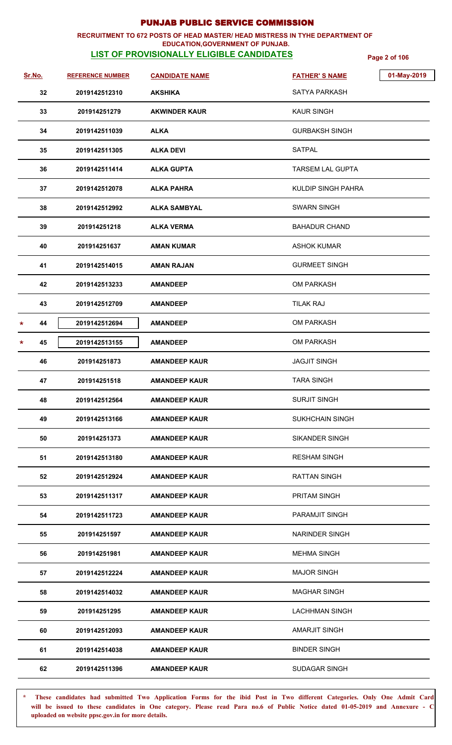# PUNJAB PUBLIC SERVICE COMMISSION

**RECRUITMENT TO 672 POSTS OF HEAD MASTER/ HEAD MISTRESS IN TYHE DEPARTMENT OF EDUCATION,GOVERNMENT OF PUNJAB.**

**LIST OF PROVISIONALLY ELIGIBLE CANDIDATES**

01-May-2019

| Sr.No. | REFERENCE NUMBER | CANDIDATE NAME | FATHER' S NAME |
|---|---|---|---|
| 32 | 2019142512310 | AKSHIKA | SATYA PARKASH |
| 33 | 201914251279 | AKWINDER KAUR | KAUR SINGH |
| 34 | 2019142511039 | ALKA | GURBAKSH SINGH |
| 35 | 2019142511305 | ALKA DEVI | SATPAL |
| 36 | 2019142511414 | ALKA GUPTA | TARSEM LAL GUPTA |
| 37 | 2019142512078 | ALKA PAHRA | KULDIP SINGH PAHRA |
| 38 | 2019142512992 | ALKA SAMBYAL | SWARN SINGH |
| 39 | 201914251218 | ALKA VERMA | BAHADUR CHAND |
| 40 | 201914251637 | AMAN KUMAR | ASHOK KUMAR |
| 41 | 2019142514015 | AMAN RAJAN | GURMEET SINGH |
| 42 | 2019142513233 | AMANDEEP | OM PARKASH |
| 43 | 2019142512709 | AMANDEEP | TILAK RAJ |
| * 44 | 2019142512694 | AMANDEEP | OM PARKASH |
| * 45 | 2019142513155 | AMANDEEP | OM PARKASH |
| 46 | 201914251873 | AMANDEEP KAUR | JAGJIT SINGH |
| 47 | 201914251518 | AMANDEEP KAUR | TARA SINGH |
| 48 | 2019142512564 | AMANDEEP KAUR | SURJIT SINGH |
| 49 | 2019142513166 | AMANDEEP KAUR | SUKHCHAIN SINGH |
| 50 | 201914251373 | AMANDEEP KAUR | SIKANDER SINGH |
| 51 | 2019142513180 | AMANDEEP KAUR | RESHAM SINGH |
| 52 | 2019142512924 | AMANDEEP KAUR | RATTAN SINGH |
| 53 | 2019142511317 | AMANDEEP KAUR | PRITAM SINGH |
| 54 | 2019142511723 | AMANDEEP KAUR | PARAMJIT SINGH |
| 55 | 201914251597 | AMANDEEP KAUR | NARINDER SINGH |
| 56 | 201914251981 | AMANDEEP KAUR | MEHMA SINGH |
| 57 | 2019142512224 | AMANDEEP KAUR | MAJOR SINGH |
| 58 | 2019142514032 | AMANDEEP KAUR | MAGHAR SINGH |
| 59 | 201914251295 | AMANDEEP KAUR | LACHHMAN SINGH |
| 60 | 2019142512093 | AMANDEEP KAUR | AMARJIT SINGH |
| 61 | 2019142514038 | AMANDEEP KAUR | BINDER SINGH |
| 62 | 2019142511396 | AMANDEEP KAUR | SUDAGAR SINGH |

\* **These candidates had submitted Two Application Forms for the ibid Post in Two different Categories. Only One Admit Card will be issued to these candidates in One category. Please read Para no.6 of Public Notice dated 01-05-2019 and Annexure - C uploaded on website ppsc.gov.in for more details.**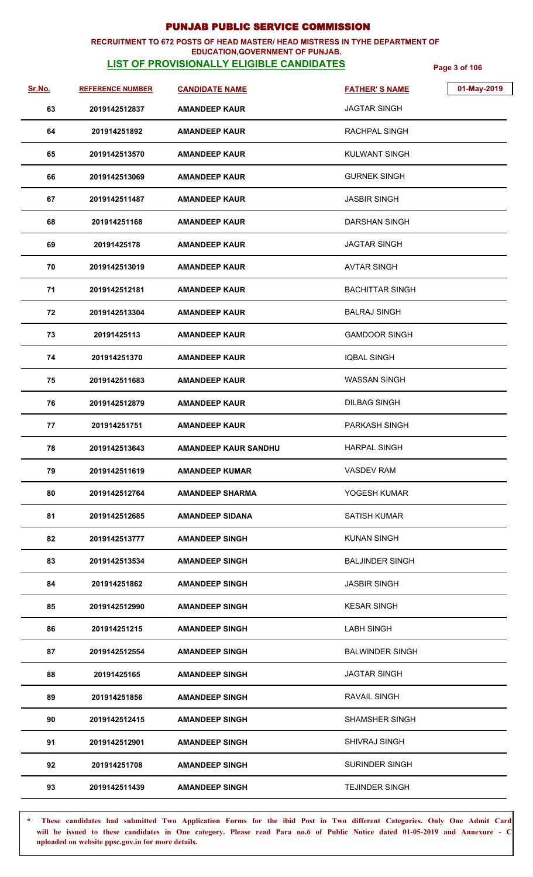# PUNJAB PUBLIC SERVICE COMMISSION

**RECRUITMENT TO 672 POSTS OF HEAD MASTER/ HEAD MISTRESS IN TYHE DEPARTMENT OF EDUCATION,GOVERNMENT OF PUNJAB.**

**LIST OF PROVISIONALLY ELIGIBLE CANDIDATES**

01-May-2019

| Sr.No. | REFERENCE NUMBER | CANDIDATE NAME | FATHER' S NAME |
|---|---|---|---|
| 63 | 2019142512837 | AMANDEEP KAUR | JAGTAR SINGH |
| 64 | 201914251892 | AMANDEEP KAUR | RACHPAL SINGH |
| 65 | 2019142513570 | AMANDEEP KAUR | KULWANT SINGH |
| 66 | 2019142513069 | AMANDEEP KAUR | GURNEK SINGH |
| 67 | 2019142511487 | AMANDEEP KAUR | JASBIR SINGH |
| 68 | 201914251168 | AMANDEEP KAUR | DARSHAN SINGH |
| 69 | 20191425178 | AMANDEEP KAUR | JAGTAR SINGH |
| 70 | 2019142513019 | AMANDEEP KAUR | AVTAR SINGH |
| 71 | 2019142512181 | AMANDEEP KAUR | BACHITTAR SINGH |
| 72 | 2019142513304 | AMANDEEP KAUR | BALRAJ SINGH |
| 73 | 20191425113 | AMANDEEP KAUR | GAMDOOR SINGH |
| 74 | 201914251370 | AMANDEEP KAUR | IQBAL SINGH |
| 75 | 2019142511683 | AMANDEEP KAUR | WASSAN SINGH |
| 76 | 2019142512879 | AMANDEEP KAUR | DILBAG SINGH |
| 77 | 201914251751 | AMANDEEP KAUR | PARKASH SINGH |
| 78 | 2019142513643 | AMANDEEP KAUR SANDHU | HARPAL SINGH |
| 79 | 2019142511619 | AMANDEEP KUMAR | VASDEV RAM |
| 80 | 2019142512764 | AMANDEEP SHARMA | YOGESH KUMAR |
| 81 | 2019142512685 | AMANDEEP SIDANA | SATISH KUMAR |
| 82 | 2019142513777 | AMANDEEP SINGH | KUNAN SINGH |
| 83 | 2019142513534 | AMANDEEP SINGH | BALJINDER SINGH |
| 84 | 201914251862 | AMANDEEP SINGH | JASBIR SINGH |
| 85 | 2019142512990 | AMANDEEP SINGH | KESAR SINGH |
| 86 | 201914251215 | AMANDEEP SINGH | LABH SINGH |
| 87 | 2019142512554 | AMANDEEP SINGH | BALWINDER SINGH |
| 88 | 20191425165 | AMANDEEP SINGH | JAGTAR SINGH |
| 89 | 201914251856 | AMANDEEP SINGH | RAVAIL SINGH |
| 90 | 2019142512415 | AMANDEEP SINGH | SHAMSHER SINGH |
| 91 | 2019142512901 | AMANDEEP SINGH | SHIVRAJ SINGH |
| 92 | 201914251708 | AMANDEEP SINGH | SURINDER SINGH |
| 93 | 2019142511439 | AMANDEEP SINGH | TEJINDER SINGH |

\* These candidates had submitted Two Application Forms for the ibid Post in Two different Categories. Only One Admit Card will be issued to these candidates in One category. Please read Para no.6 of Public Notice dated 01-05-2019 and Annexure - C uploaded on website ppsc.gov.in for more details.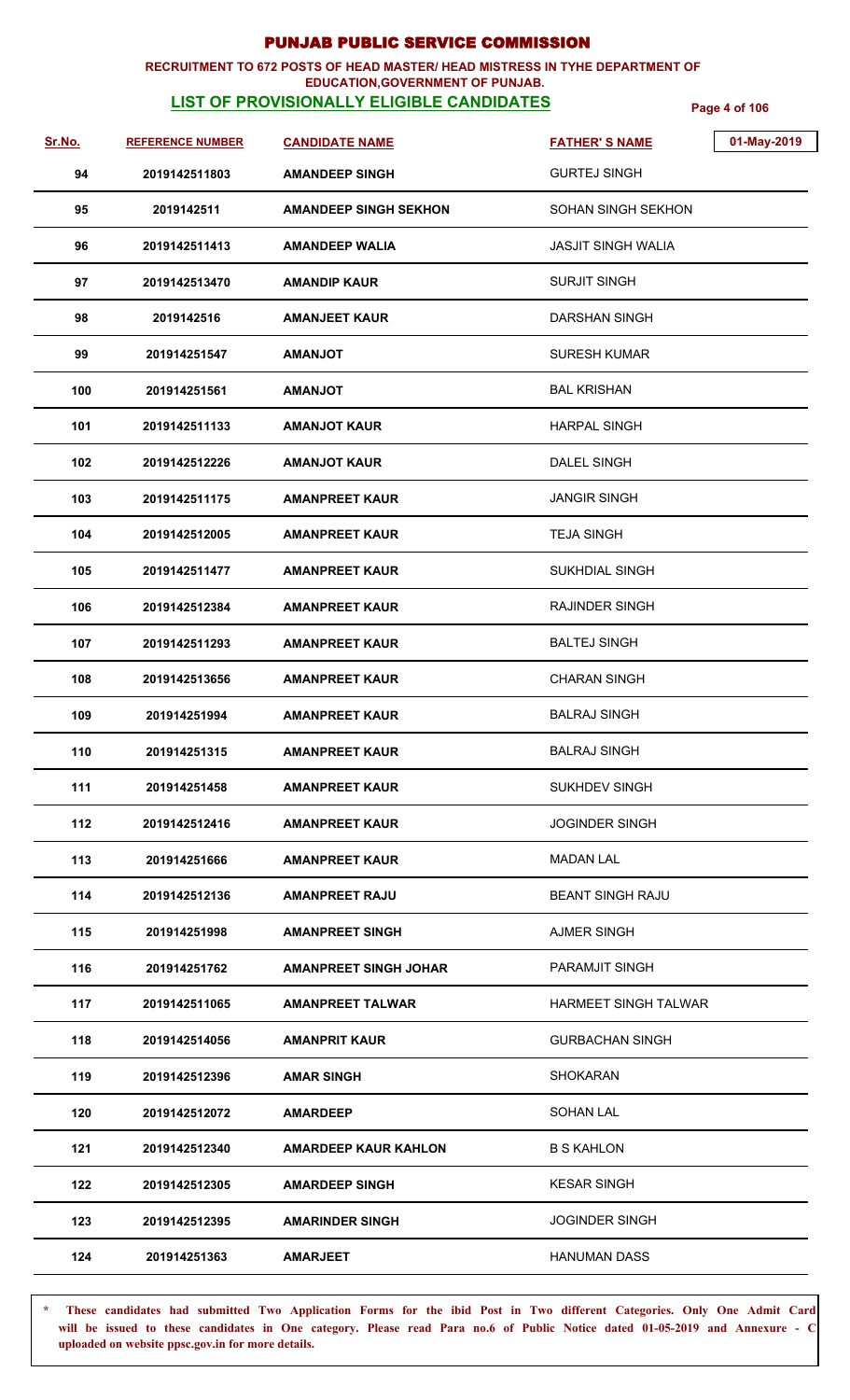# PUNJAB PUBLIC SERVICE COMMISSION

**RECRUITMENT TO 672 POSTS OF HEAD MASTER/ HEAD MISTRESS IN TYHE DEPARTMENT OF EDUCATION,GOVERNMENT OF PUNJAB.**

**LIST OF PROVISIONALLY ELIGIBLE CANDIDATES**

01-May-2019

| Sr.No. | REFERENCE NUMBER | CANDIDATE NAME | FATHER' S NAME |
|---|---|---|---|
| 94 | 2019142511803 | AMANDEEP SINGH | GURTEJ SINGH |
| 95 | 2019142511 | AMANDEEP SINGH SEKHON | SOHAN SINGH SEKHON |
| 96 | 2019142511413 | AMANDEEP WALIA | JASJIT SINGH WALIA |
| 97 | 2019142513470 | AMANDIP KAUR | SURJIT SINGH |
| 98 | 2019142516 | AMANJEET KAUR | DARSHAN SINGH |
| 99 | 201914251547 | AMANJOT | SURESH KUMAR |
| 100 | 201914251561 | AMANJOT | BAL KRISHAN |
| 101 | 2019142511133 | AMANJOT KAUR | HARPAL SINGH |
| 102 | 2019142512226 | AMANJOT KAUR | DALEL SINGH |
| 103 | 2019142511175 | AMANPREET KAUR | JANGIR SINGH |
| 104 | 2019142512005 | AMANPREET KAUR | TEJA SINGH |
| 105 | 2019142511477 | AMANPREET KAUR | SUKHDIAL SINGH |
| 106 | 2019142512384 | AMANPREET KAUR | RAJINDER SINGH |
| 107 | 2019142511293 | AMANPREET KAUR | BALTEJ SINGH |
| 108 | 2019142513656 | AMANPREET KAUR | CHARAN SINGH |
| 109 | 201914251994 | AMANPREET KAUR | BALRAJ SINGH |
| 110 | 201914251315 | AMANPREET KAUR | BALRAJ SINGH |
| 111 | 201914251458 | AMANPREET KAUR | SUKHDEV SINGH |
| 112 | 2019142512416 | AMANPREET KAUR | JOGINDER SINGH |
| 113 | 201914251666 | AMANPREET KAUR | MADAN LAL |
| 114 | 2019142512136 | AMANPREET RAJU | BEANT SINGH RAJU |
| 115 | 201914251998 | AMANPREET SINGH | AJMER SINGH |
| 116 | 201914251762 | AMANPREET SINGH JOHAR | PARAMJIT SINGH |
| 117 | 2019142511065 | AMANPREET TALWAR | HARMEET SINGH TALWAR |
| 118 | 2019142514056 | AMANPRIT KAUR | GURBACHAN SINGH |
| 119 | 2019142512396 | AMAR SINGH | SHOKARAN |
| 120 | 2019142512072 | AMARDEEP | SOHAN LAL |
| 121 | 2019142512340 | AMARDEEP KAUR KAHLON | B S KAHLON |
| 122 | 2019142512305 | AMARDEEP SINGH | KESAR SINGH |
| 123 | 2019142512395 | AMARINDER SINGH | JOGINDER SINGH |
| 124 | 201914251363 | AMARJEET | HANUMAN DASS |

\* These candidates had submitted Two Application Forms for the ibid Post in Two different Categories. Only One Admit Card will be issued to these candidates in One category. Please read Para no.6 of Public Notice dated 01-05-2019 and Annexure - C uploaded on website ppsc.gov.in for more details.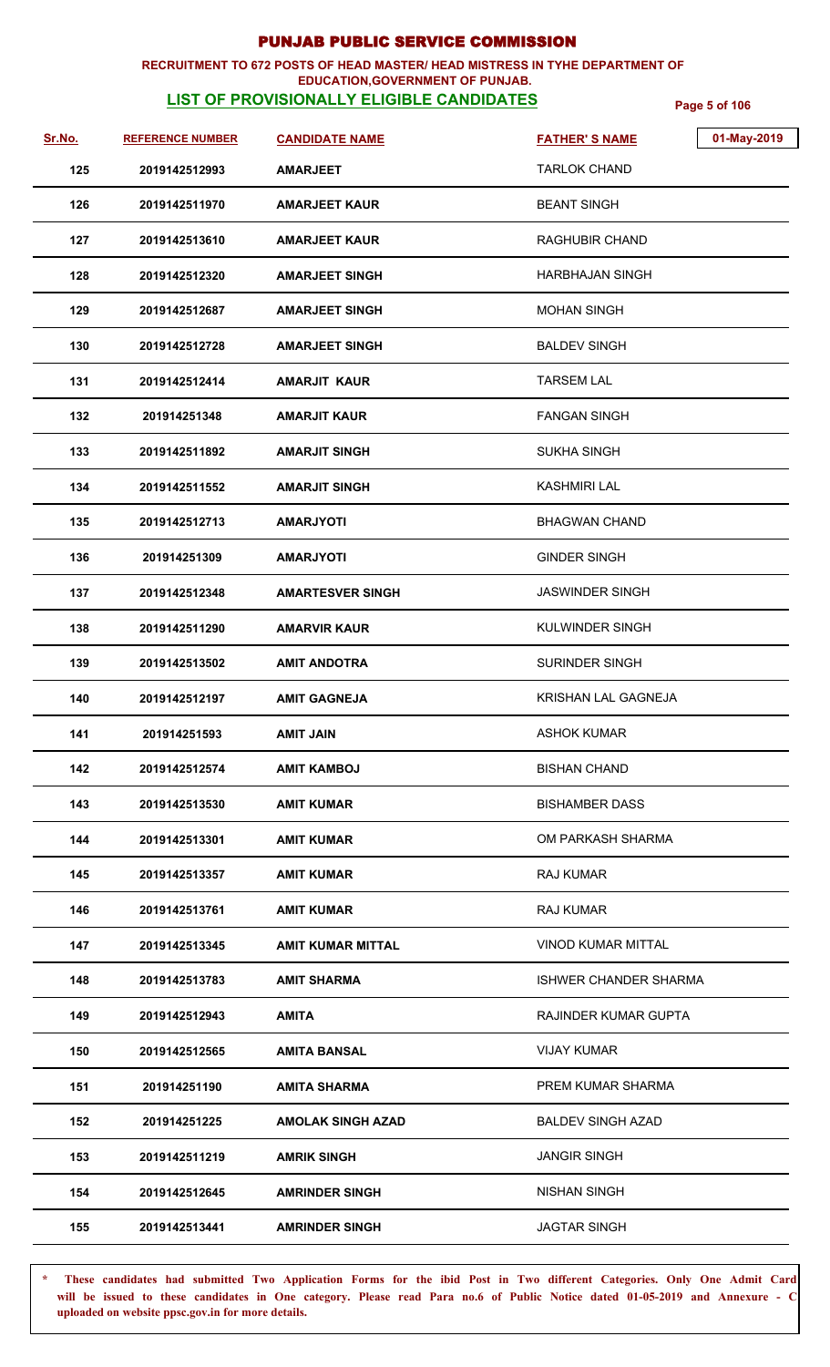# PUNJAB PUBLIC SERVICE COMMISSION

**RECRUITMENT TO 672 POSTS OF HEAD MASTER/ HEAD MISTRESS IN TYHE DEPARTMENT OF EDUCATION,GOVERNMENT OF PUNJAB.**

**LIST OF PROVISIONALLY ELIGIBLE CANDIDATES**

01-May-2019

| Sr.No. | REFERENCE NUMBER | CANDIDATE NAME | FATHER' S NAME |
|---|---|---|---|
| 125 | 2019142512993 | AMARJEET | TARLOK CHAND |
| 126 | 2019142511970 | AMARJEET KAUR | BEANT SINGH |
| 127 | 2019142513610 | AMARJEET KAUR | RAGHUBIR CHAND |
| 128 | 2019142512320 | AMARJEET SINGH | HARBHAJAN SINGH |
| 129 | 2019142512687 | AMARJEET SINGH | MOHAN SINGH |
| 130 | 2019142512728 | AMARJEET SINGH | BALDEV SINGH |
| 131 | 2019142512414 | AMARJIT KAUR | TARSEM LAL |
| 132 | 201914251348 | AMARJIT KAUR | FANGAN SINGH |
| 133 | 2019142511892 | AMARJIT SINGH | SUKHA SINGH |
| 134 | 2019142511552 | AMARJIT SINGH | KASHMIRI LAL |
| 135 | 2019142512713 | AMARJYOTI | BHAGWAN CHAND |
| 136 | 201914251309 | AMARJYOTI | GINDER SINGH |
| 137 | 2019142512348 | AMARTESVER SINGH | JASWINDER SINGH |
| 138 | 2019142511290 | AMARVIR KAUR | KULWINDER SINGH |
| 139 | 2019142513502 | AMIT ANDOTRA | SURINDER SINGH |
| 140 | 2019142512197 | AMIT GAGNEJA | KRISHAN LAL GAGNEJA |
| 141 | 201914251593 | AMIT JAIN | ASHOK KUMAR |
| 142 | 2019142512574 | AMIT KAMBOJ | BISHAN CHAND |
| 143 | 2019142513530 | AMIT KUMAR | BISHAMBER DASS |
| 144 | 2019142513301 | AMIT KUMAR | OM PARKASH SHARMA |
| 145 | 2019142513357 | AMIT KUMAR | RAJ KUMAR |
| 146 | 2019142513761 | AMIT KUMAR | RAJ KUMAR |
| 147 | 2019142513345 | AMIT KUMAR MITTAL | VINOD KUMAR MITTAL |
| 148 | 2019142513783 | AMIT SHARMA | ISHWER CHANDER SHARMA |
| 149 | 2019142512943 | AMITA | RAJINDER KUMAR GUPTA |
| 150 | 2019142512565 | AMITA BANSAL | VIJAY KUMAR |
| 151 | 201914251190 | AMITA SHARMA | PREM KUMAR SHARMA |
| 152 | 201914251225 | AMOLAK SINGH AZAD | BALDEV SINGH AZAD |
| 153 | 2019142511219 | AMRIK SINGH | JANGIR SINGH |
| 154 | 2019142512645 | AMRINDER SINGH | NISHAN SINGH |
| 155 | 2019142513441 | AMRINDER SINGH | JAGTAR SINGH |

\* These candidates had submitted Two Application Forms for the ibid Post in Two different Categories. Only One Admit Card will be issued to these candidates in One category. Please read Para no.6 of Public Notice dated 01-05-2019 and Annexure - C uploaded on website ppsc.gov.in for more details.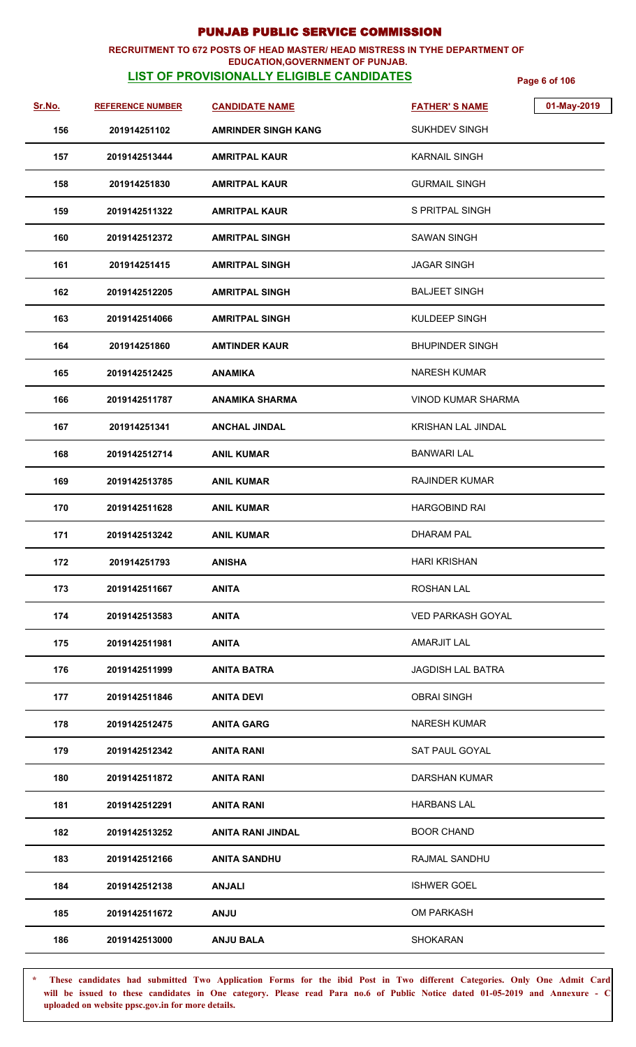# PUNJAB PUBLIC SERVICE COMMISSION

**RECRUITMENT TO 672 POSTS OF HEAD MASTER/ HEAD MISTRESS IN TYHE DEPARTMENT OF EDUCATION,GOVERNMENT OF PUNJAB.**

**LIST OF PROVISIONALLY ELIGIBLE CANDIDATES**

01-May-2019

| Sr.No. | REFERENCE NUMBER | CANDIDATE NAME | FATHER' S NAME |
|---|---|---|---|
| 156 | 201914251102 | AMRINDER SINGH KANG | SUKHDEV SINGH |
| 157 | 2019142513444 | AMRITPAL KAUR | KARNAIL SINGH |
| 158 | 201914251830 | AMRITPAL KAUR | GURMAIL SINGH |
| 159 | 2019142511322 | AMRITPAL KAUR | S PRITPAL SINGH |
| 160 | 2019142512372 | AMRITPAL SINGH | SAWAN SINGH |
| 161 | 201914251415 | AMRITPAL SINGH | JAGAR SINGH |
| 162 | 2019142512205 | AMRITPAL SINGH | BALJEET SINGH |
| 163 | 2019142514066 | AMRITPAL SINGH | KULDEEP SINGH |
| 164 | 201914251860 | AMTINDER KAUR | BHUPINDER SINGH |
| 165 | 2019142512425 | ANAMIKA | NARESH KUMAR |
| 166 | 2019142511787 | ANAMIKA SHARMA | VINOD KUMAR SHARMA |
| 167 | 201914251341 | ANCHAL JINDAL | KRISHAN LAL JINDAL |
| 168 | 2019142512714 | ANIL KUMAR | BANWARI LAL |
| 169 | 2019142513785 | ANIL KUMAR | RAJINDER KUMAR |
| 170 | 2019142511628 | ANIL KUMAR | HARGOBIND RAI |
| 171 | 2019142513242 | ANIL KUMAR | DHARAM PAL |
| 172 | 201914251793 | ANISHA | HARI KRISHAN |
| 173 | 2019142511667 | ANITA | ROSHAN LAL |
| 174 | 2019142513583 | ANITA | VED PARKASH GOYAL |
| 175 | 2019142511981 | ANITA | AMARJIT LAL |
| 176 | 2019142511999 | ANITA BATRA | JAGDISH LAL BATRA |
| 177 | 2019142511846 | ANITA DEVI | OBRAI SINGH |
| 178 | 2019142512475 | ANITA GARG | NARESH KUMAR |
| 179 | 2019142512342 | ANITA RANI | SAT PAUL GOYAL |
| 180 | 2019142511872 | ANITA RANI | DARSHAN KUMAR |
| 181 | 2019142512291 | ANITA RANI | HARBANS LAL |
| 182 | 2019142513252 | ANITA RANI JINDAL | BOOR CHAND |
| 183 | 2019142512166 | ANITA SANDHU | RAJMAL SANDHU |
| 184 | 2019142512138 | ANJALI | ISHWER GOEL |
| 185 | 2019142511672 | ANJU | OM PARKASH |
| 186 | 2019142513000 | ANJU BALA | SHOKARAN |

\* **These candidates had submitted Two Application Forms for the ibid Post in Two different Categories. Only One Admit Card will be issued to these candidates in One category. Please read Para no.6 of Public Notice dated 01-05-2019 and Annexure - C uploaded on website ppsc.gov.in for more details.**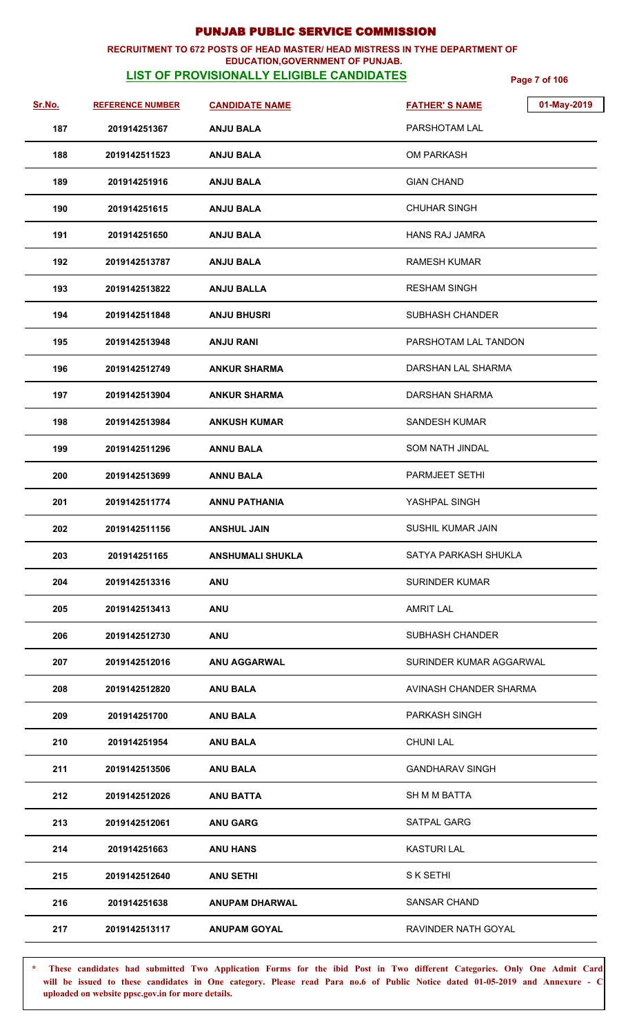# PUNJAB PUBLIC SERVICE COMMISSION

**RECRUITMENT TO 672 POSTS OF HEAD MASTER/ HEAD MISTRESS IN TYHE DEPARTMENT OF EDUCATION,GOVERNMENT OF PUNJAB.**

**LIST OF PROVISIONALLY ELIGIBLE CANDIDATES**

01-May-2019

| Sr.No. | REFERENCE NUMBER | CANDIDATE NAME | FATHER' S NAME |
|---|---|---|---|
| 187 | 201914251367 | ANJU BALA | PARSHOTAM LAL |
| 188 | 2019142511523 | ANJU BALA | OM PARKASH |
| 189 | 201914251916 | ANJU BALA | GIAN CHAND |
| 190 | 201914251615 | ANJU BALA | CHUHAR SINGH |
| 191 | 201914251650 | ANJU BALA | HANS RAJ JAMRA |
| 192 | 2019142513787 | ANJU BALA | RAMESH KUMAR |
| 193 | 2019142513822 | ANJU BALLA | RESHAM SINGH |
| 194 | 2019142511848 | ANJU BHUSRI | SUBHASH CHANDER |
| 195 | 2019142513948 | ANJU RANI | PARSHOTAM LAL TANDON |
| 196 | 2019142512749 | ANKUR SHARMA | DARSHAN LAL SHARMA |
| 197 | 2019142513904 | ANKUR SHARMA | DARSHAN SHARMA |
| 198 | 2019142513984 | ANKUSH KUMAR | SANDESH KUMAR |
| 199 | 2019142511296 | ANNU BALA | SOM NATH JINDAL |
| 200 | 2019142513699 | ANNU BALA | PARMJEET SETHI |
| 201 | 2019142511774 | ANNU PATHANIA | YASHPAL SINGH |
| 202 | 2019142511156 | ANSHUL JAIN | SUSHIL KUMAR JAIN |
| 203 | 201914251165 | ANSHUMALI SHUKLA | SATYA PARKASH SHUKLA |
| 204 | 2019142513316 | ANU | SURINDER KUMAR |
| 205 | 2019142513413 | ANU | AMRIT LAL |
| 206 | 2019142512730 | ANU | SUBHASH CHANDER |
| 207 | 2019142512016 | ANU AGGARWAL | SURINDER KUMAR AGGARWAL |
| 208 | 2019142512820 | ANU BALA | AVINASH CHANDER SHARMA |
| 209 | 201914251700 | ANU BALA | PARKASH SINGH |
| 210 | 201914251954 | ANU BALA | CHUNI LAL |
| 211 | 2019142513506 | ANU BALA | GANDHARAV SINGH |
| 212 | 2019142512026 | ANU BATTA | SH M M BATTA |
| 213 | 2019142512061 | ANU GARG | SATPAL GARG |
| 214 | 201914251663 | ANU HANS | KASTURI LAL |
| 215 | 2019142512640 | ANU SETHI | S K SETHI |
| 216 | 201914251638 | ANUPAM DHARWAL | SANSAR CHAND |
| 217 | 2019142513117 | ANUPAM GOYAL | RAVINDER NATH GOYAL |

\* These candidates had submitted Two Application Forms for the ibid Post in Two different Categories. Only One Admit Card will be issued to these candidates in One category. Please read Para no.6 of Public Notice dated 01-05-2019 and Annexure - C uploaded on website ppsc.gov.in for more details.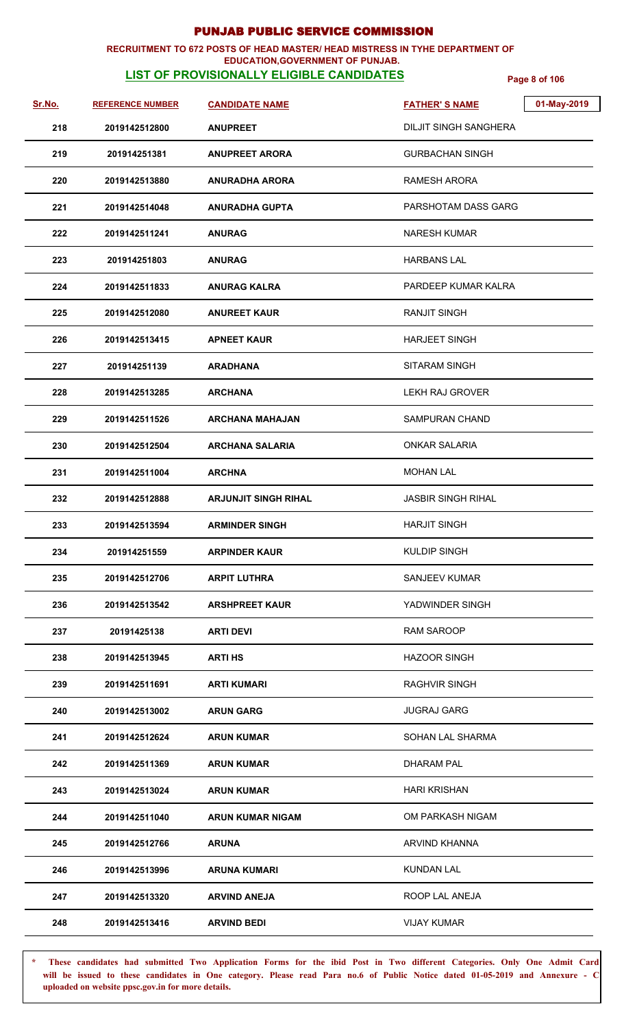# PUNJAB PUBLIC SERVICE COMMISSION

**RECRUITMENT TO 672 POSTS OF HEAD MASTER/ HEAD MISTRESS IN TYHE DEPARTMENT OF EDUCATION,GOVERNMENT OF PUNJAB.**

**LIST OF PROVISIONALLY ELIGIBLE CANDIDATES**

01-May-2019

| Sr.No. | REFERENCE NUMBER | CANDIDATE NAME | FATHER' S NAME |
|---|---|---|---|
| 218 | 2019142512800 | ANUPREET | DILJIT SINGH SANGHERA |
| 219 | 201914251381 | ANUPREET ARORA | GURBACHAN SINGH |
| 220 | 2019142513880 | ANURADHA ARORA | RAMESH ARORA |
| 221 | 2019142514048 | ANURADHA GUPTA | PARSHOTAM DASS GARG |
| 222 | 2019142511241 | ANURAG | NARESH KUMAR |
| 223 | 201914251803 | ANURAG | HARBANS LAL |
| 224 | 2019142511833 | ANURAG KALRA | PARDEEP KUMAR KALRA |
| 225 | 2019142512080 | ANUREET KAUR | RANJIT SINGH |
| 226 | 2019142513415 | APNEET KAUR | HARJEET SINGH |
| 227 | 201914251139 | ARADHANA | SITARAM SINGH |
| 228 | 2019142513285 | ARCHANA | LEKH RAJ GROVER |
| 229 | 2019142511526 | ARCHANA MAHAJAN | SAMPURAN CHAND |
| 230 | 2019142512504 | ARCHANA SALARIA | ONKAR SALARIA |
| 231 | 2019142511004 | ARCHNA | MOHAN LAL |
| 232 | 2019142512888 | ARJUNJIT SINGH RIHAL | JASBIR SINGH RIHAL |
| 233 | 2019142513594 | ARMINDER SINGH | HARJIT SINGH |
| 234 | 201914251559 | ARPINDER KAUR | KULDIP SINGH |
| 235 | 2019142512706 | ARPIT LUTHRA | SANJEEV KUMAR |
| 236 | 2019142513542 | ARSHPREET KAUR | YADWINDER SINGH |
| 237 | 20191425138 | ARTI DEVI | RAM SAROOP |
| 238 | 2019142513945 | ARTI HS | HAZOOR SINGH |
| 239 | 2019142511691 | ARTI KUMARI | RAGHVIR SINGH |
| 240 | 2019142513002 | ARUN GARG | JUGRAJ GARG |
| 241 | 2019142512624 | ARUN KUMAR | SOHAN LAL SHARMA |
| 242 | 2019142511369 | ARUN KUMAR | DHARAM PAL |
| 243 | 2019142513024 | ARUN KUMAR | HARI KRISHAN |
| 244 | 2019142511040 | ARUN KUMAR NIGAM | OM PARKASH NIGAM |
| 245 | 2019142512766 | ARUNA | ARVIND KHANNA |
| 246 | 2019142513996 | ARUNA KUMARI | KUNDAN LAL |
| 247 | 2019142513320 | ARVIND ANEJA | ROOP LAL ANEJA |
| 248 | 2019142513416 | ARVIND BEDI | VIJAY KUMAR |

**\* These candidates had submitted Two Application Forms for the ibid Post in Two different Categories. Only One Admit Card will be issued to these candidates in One category. Please read Para no.6 of Public Notice dated 01-05-2019 and Annexure - C uploaded on website ppsc.gov.in for more details.**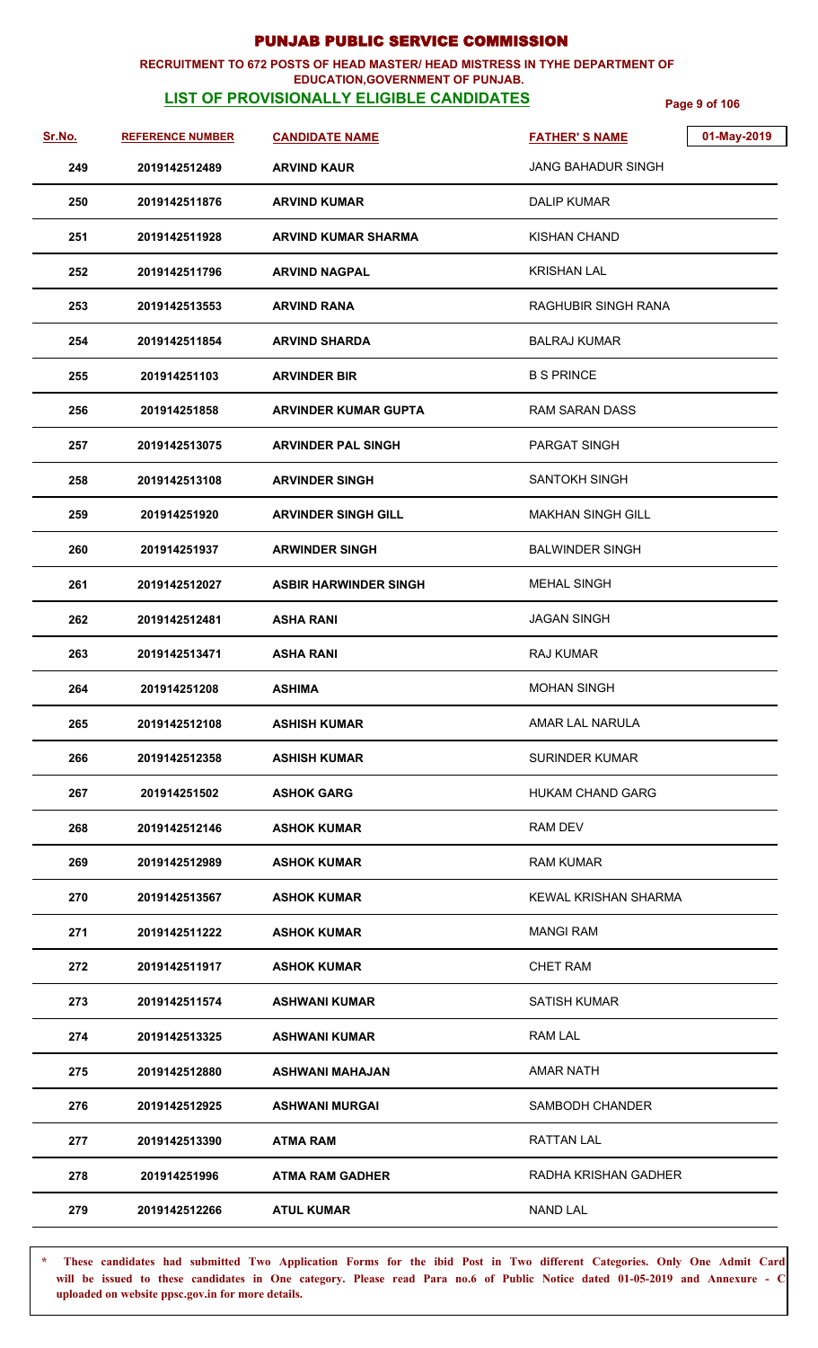# PUNJAB PUBLIC SERVICE COMMISSION

**RECRUITMENT TO 672 POSTS OF HEAD MASTER/ HEAD MISTRESS IN TYHE DEPARTMENT OF EDUCATION,GOVERNMENT OF PUNJAB.**

## LIST OF PROVISIONALLY ELIGIBLE CANDIDATES

01-May-2019

| Sr.No. | REFERENCE NUMBER | CANDIDATE NAME | FATHER' S NAME |
|---|---|---|---|
| 249 | 2019142512489 | ARVIND KAUR | JANG BAHADUR SINGH |
| 250 | 2019142511876 | ARVIND KUMAR | DALIP KUMAR |
| 251 | 2019142511928 | ARVIND KUMAR SHARMA | KISHAN CHAND |
| 252 | 2019142511796 | ARVIND NAGPAL | KRISHAN LAL |
| 253 | 2019142513553 | ARVIND RANA | RAGHUBIR SINGH RANA |
| 254 | 2019142511854 | ARVIND SHARDA | BALRAJ KUMAR |
| 255 | 201914251103 | ARVINDER BIR | B S PRINCE |
| 256 | 201914251858 | ARVINDER KUMAR GUPTA | RAM SARAN DASS |
| 257 | 2019142513075 | ARVINDER PAL SINGH | PARGAT SINGH |
| 258 | 2019142513108 | ARVINDER SINGH | SANTOKH SINGH |
| 259 | 201914251920 | ARVINDER SINGH GILL | MAKHAN SINGH GILL |
| 260 | 201914251937 | ARWINDER SINGH | BALWINDER SINGH |
| 261 | 2019142512027 | ASBIR HARWINDER SINGH | MEHAL SINGH |
| 262 | 2019142512481 | ASHA RANI | JAGAN SINGH |
| 263 | 2019142513471 | ASHA RANI | RAJ KUMAR |
| 264 | 201914251208 | ASHIMA | MOHAN SINGH |
| 265 | 2019142512108 | ASHISH KUMAR | AMAR LAL NARULA |
| 266 | 2019142512358 | ASHISH KUMAR | SURINDER KUMAR |
| 267 | 201914251502 | ASHOK GARG | HUKAM CHAND GARG |
| 268 | 2019142512146 | ASHOK KUMAR | RAM DEV |
| 269 | 2019142512989 | ASHOK KUMAR | RAM KUMAR |
| 270 | 2019142513567 | ASHOK KUMAR | KEWAL KRISHAN SHARMA |
| 271 | 2019142511222 | ASHOK KUMAR | MANGI RAM |
| 272 | 2019142511917 | ASHOK KUMAR | CHET RAM |
| 273 | 2019142511574 | ASHWANI KUMAR | SATISH KUMAR |
| 274 | 2019142513325 | ASHWANI KUMAR | RAM LAL |
| 275 | 2019142512880 | ASHWANI MAHAJAN | AMAR NATH |
| 276 | 2019142512925 | ASHWANI MURGAI | SAMBODH CHANDER |
| 277 | 2019142513390 | ATMA RAM | RATTAN LAL |
| 278 | 201914251996 | ATMA RAM GADHER | RADHA KRISHAN GADHER |
| 279 | 2019142512266 | ATUL KUMAR | NAND LAL |

**\* These candidates had submitted Two Application Forms for the ibid Post in Two different Categories. Only One Admit Card will be issued to these candidates in One category. Please read Para no.6 of Public Notice dated 01-05-2019 and Annexure - C uploaded on website ppsc.gov.in for more details.**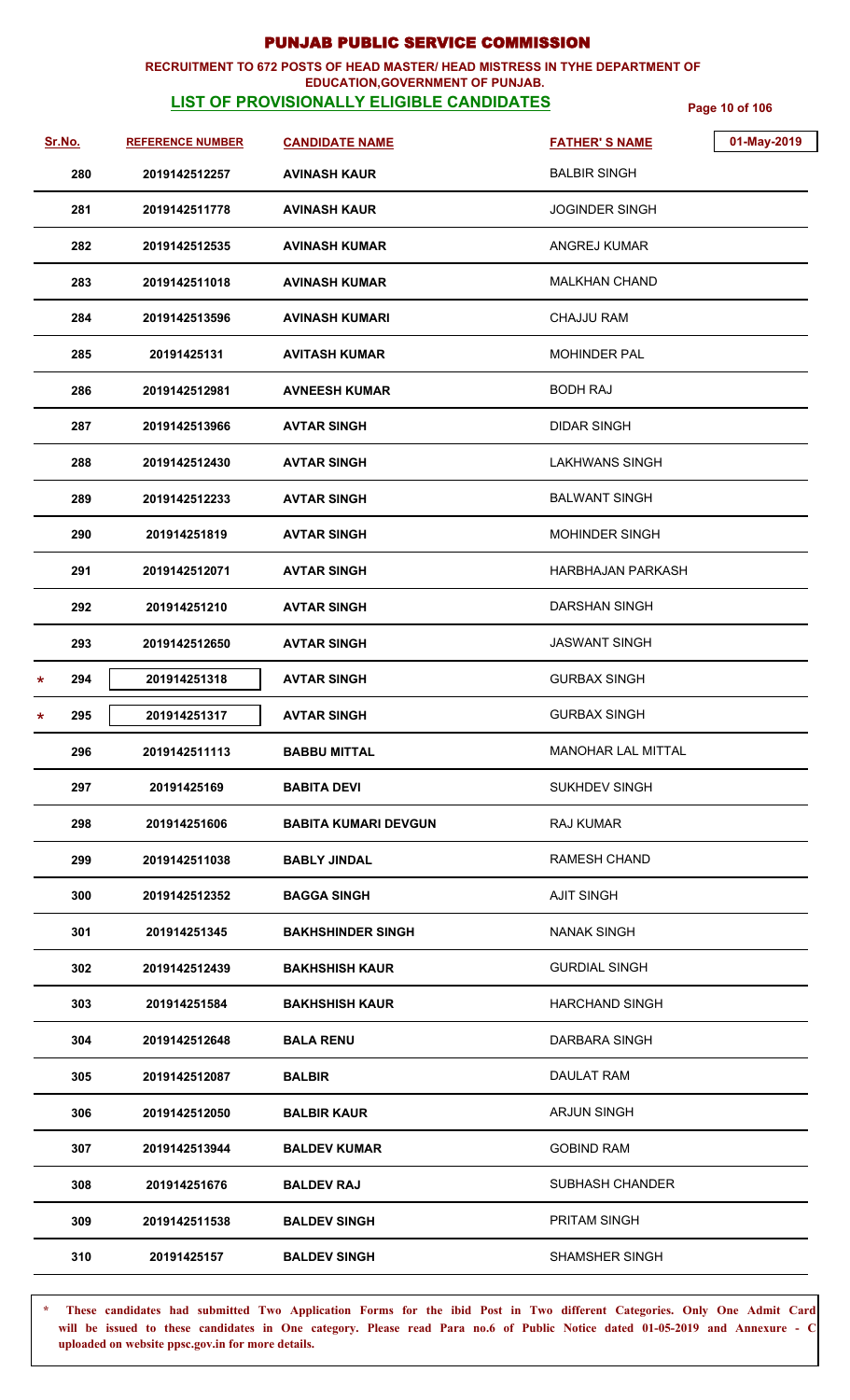# PUNJAB PUBLIC SERVICE COMMISSION

**RECRUITMENT TO 672 POSTS OF HEAD MASTER/ HEAD MISTRESS IN TYHE DEPARTMENT OF EDUCATION,GOVERNMENT OF PUNJAB.**

## LIST OF PROVISIONALLY ELIGIBLE CANDIDATES

01-May-2019

| Sr.No. | REFERENCE NUMBER | CANDIDATE NAME | FATHER' S NAME |
|---|---|---|---|
| 280 | 2019142512257 | AVINASH KAUR | BALBIR SINGH |
| 281 | 2019142511778 | AVINASH KAUR | JOGINDER SINGH |
| 282 | 2019142512535 | AVINASH KUMAR | ANGREJ KUMAR |
| 283 | 2019142511018 | AVINASH KUMAR | MALKHAN CHAND |
| 284 | 2019142513596 | AVINASH KUMARI | CHAJJU RAM |
| 285 | 20191425131 | AVITASH KUMAR | MOHINDER PAL |
| 286 | 2019142512981 | AVNEESH KUMAR | BODH RAJ |
| 287 | 2019142513966 | AVTAR SINGH | DIDAR SINGH |
| 288 | 2019142512430 | AVTAR SINGH | LAKHWANS SINGH |
| 289 | 2019142512233 | AVTAR SINGH | BALWANT SINGH |
| 290 | 201914251819 | AVTAR SINGH | MOHINDER SINGH |
| 291 | 2019142512071 | AVTAR SINGH | HARBHAJAN PARKASH |
| 292 | 201914251210 | AVTAR SINGH | DARSHAN SINGH |
| 293 | 2019142512650 | AVTAR SINGH | JASWANT SINGH |
| * 294 | 201914251318 | AVTAR SINGH | GURBAX SINGH |
| * 295 | 201914251317 | AVTAR SINGH | GURBAX SINGH |
| 296 | 2019142511113 | BABBU MITTAL | MANOHAR LAL MITTAL |
| 297 | 20191425169 | BABITA DEVI | SUKHDEV SINGH |
| 298 | 201914251606 | BABITA KUMARI DEVGUN | RAJ KUMAR |
| 299 | 2019142511038 | BABLY JINDAL | RAMESH CHAND |
| 300 | 2019142512352 | BAGGA SINGH | AJIT SINGH |
| 301 | 201914251345 | BAKHSHINDER SINGH | NANAK SINGH |
| 302 | 2019142512439 | BAKHSHISH KAUR | GURDIAL SINGH |
| 303 | 201914251584 | BAKHSHISH KAUR | HARCHAND SINGH |
| 304 | 2019142512648 | BALA RENU | DARBARA SINGH |
| 305 | 2019142512087 | BALBIR | DAULAT RAM |
| 306 | 2019142512050 | BALBIR KAUR | ARJUN SINGH |
| 307 | 2019142513944 | BALDEV KUMAR | GOBIND RAM |
| 308 | 201914251676 | BALDEV RAJ | SUBHASH CHANDER |
| 309 | 2019142511538 | BALDEV SINGH | PRITAM SINGH |
| 310 | 20191425157 | BALDEV SINGH | SHAMSHER SINGH |

\* **These candidates had submitted Two Application Forms for the ibid Post in Two different Categories. Only One Admit Card will be issued to these candidates in One category. Please read Para no.6 of Public Notice dated 01-05-2019 and Annexure - C uploaded on website ppsc.gov.in for more details.**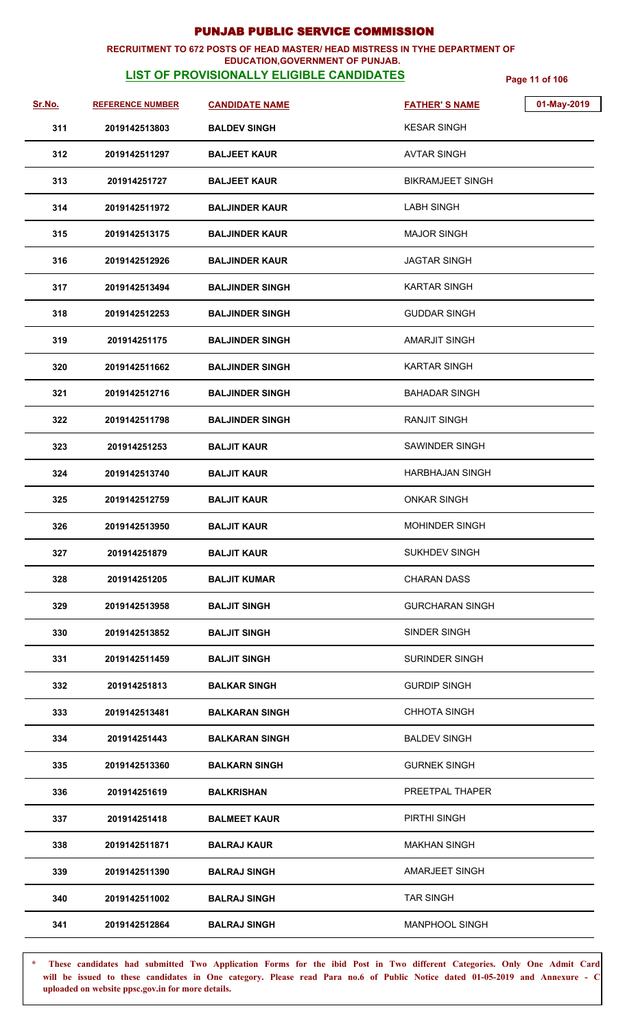# PUNJAB PUBLIC SERVICE COMMISSION

**RECRUITMENT TO 672 POSTS OF HEAD MASTER/ HEAD MISTRESS IN TYHE DEPARTMENT OF EDUCATION,GOVERNMENT OF PUNJAB.**

**LIST OF PROVISIONALLY ELIGIBLE CANDIDATES**

01-May-2019

| Sr.No. | REFERENCE NUMBER | CANDIDATE NAME | FATHER' S NAME |
|---|---|---|---|
| 311 | 2019142513803 | BALDEV SINGH | KESAR SINGH |
| 312 | 2019142511297 | BALJEET KAUR | AVTAR SINGH |
| 313 | 201914251727 | BALJEET KAUR | BIKRAMJEET SINGH |
| 314 | 2019142511972 | BALJINDER KAUR | LABH SINGH |
| 315 | 2019142513175 | BALJINDER KAUR | MAJOR SINGH |
| 316 | 2019142512926 | BALJINDER KAUR | JAGTAR SINGH |
| 317 | 2019142513494 | BALJINDER SINGH | KARTAR SINGH |
| 318 | 2019142512253 | BALJINDER SINGH | GUDDAR SINGH |
| 319 | 201914251175 | BALJINDER SINGH | AMARJIT SINGH |
| 320 | 2019142511662 | BALJINDER SINGH | KARTAR SINGH |
| 321 | 2019142512716 | BALJINDER SINGH | BAHADAR SINGH |
| 322 | 2019142511798 | BALJINDER SINGH | RANJIT SINGH |
| 323 | 201914251253 | BALJIT KAUR | SAWINDER SINGH |
| 324 | 2019142513740 | BALJIT KAUR | HARBHAJAN SINGH |
| 325 | 2019142512759 | BALJIT KAUR | ONKAR SINGH |
| 326 | 2019142513950 | BALJIT KAUR | MOHINDER SINGH |
| 327 | 201914251879 | BALJIT KAUR | SUKHDEV SINGH |
| 328 | 201914251205 | BALJIT KUMAR | CHARAN DASS |
| 329 | 2019142513958 | BALJIT SINGH | GURCHARAN SINGH |
| 330 | 2019142513852 | BALJIT SINGH | SINDER SINGH |
| 331 | 2019142511459 | BALJIT SINGH | SURINDER SINGH |
| 332 | 201914251813 | BALKAR SINGH | GURDIP SINGH |
| 333 | 2019142513481 | BALKARAN SINGH | CHHOTA SINGH |
| 334 | 201914251443 | BALKARAN SINGH | BALDEV SINGH |
| 335 | 2019142513360 | BALKARN SINGH | GURNEK SINGH |
| 336 | 201914251619 | BALKRISHAN | PREETPAL THAPER |
| 337 | 201914251418 | BALMEET KAUR | PIRTHI SINGH |
| 338 | 2019142511871 | BALRAJ KAUR | MAKHAN SINGH |
| 339 | 2019142511390 | BALRAJ SINGH | AMARJEET SINGH |
| 340 | 2019142511002 | BALRAJ SINGH | TAR SINGH |
| 341 | 2019142512864 | BALRAJ SINGH | MANPHOOL SINGH |

\* These candidates had submitted Two Application Forms for the ibid Post in Two different Categories. Only One Admit Card will be issued to these candidates in One category. Please read Para no.6 of Public Notice dated 01-05-2019 and Annexure - C uploaded on website ppsc.gov.in for more details.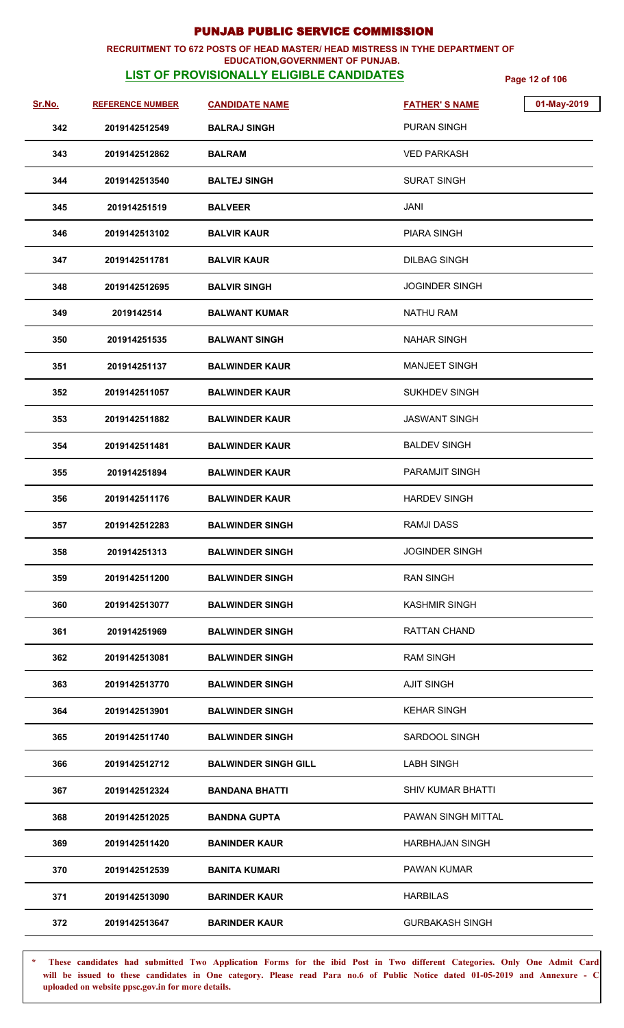# PUNJAB PUBLIC SERVICE COMMISSION

**RECRUITMENT TO 672 POSTS OF HEAD MASTER/ HEAD MISTRESS IN TYHE DEPARTMENT OF EDUCATION,GOVERNMENT OF PUNJAB.**

**LIST OF PROVISIONALLY ELIGIBLE CANDIDATES**

01-May-2019

| Sr.No. | REFERENCE NUMBER | CANDIDATE NAME | FATHER' S NAME |
|---|---|---|---|
| 342 | 2019142512549 | BALRAJ SINGH | PURAN SINGH |
| 343 | 2019142512862 | BALRAM | VED PARKASH |
| 344 | 2019142513540 | BALTEJ SINGH | SURAT SINGH |
| 345 | 201914251519 | BALVEER | JANI |
| 346 | 2019142513102 | BALVIR KAUR | PIARA SINGH |
| 347 | 2019142511781 | BALVIR KAUR | DILBAG SINGH |
| 348 | 2019142512695 | BALVIR SINGH | JOGINDER SINGH |
| 349 | 2019142514 | BALWANT KUMAR | NATHU RAM |
| 350 | 201914251535 | BALWANT SINGH | NAHAR SINGH |
| 351 | 201914251137 | BALWINDER KAUR | MANJEET SINGH |
| 352 | 2019142511057 | BALWINDER KAUR | SUKHDEV SINGH |
| 353 | 2019142511882 | BALWINDER KAUR | JASWANT SINGH |
| 354 | 2019142511481 | BALWINDER KAUR | BALDEV SINGH |
| 355 | 201914251894 | BALWINDER KAUR | PARAMJIT SINGH |
| 356 | 2019142511176 | BALWINDER KAUR | HARDEV SINGH |
| 357 | 2019142512283 | BALWINDER SINGH | RAMJI DASS |
| 358 | 201914251313 | BALWINDER SINGH | JOGINDER SINGH |
| 359 | 2019142511200 | BALWINDER SINGH | RAN SINGH |
| 360 | 2019142513077 | BALWINDER SINGH | KASHMIR SINGH |
| 361 | 201914251969 | BALWINDER SINGH | RATTAN CHAND |
| 362 | 2019142513081 | BALWINDER SINGH | RAM SINGH |
| 363 | 2019142513770 | BALWINDER SINGH | AJIT SINGH |
| 364 | 2019142513901 | BALWINDER SINGH | KEHAR SINGH |
| 365 | 2019142511740 | BALWINDER SINGH | SARDOOL SINGH |
| 366 | 2019142512712 | BALWINDER SINGH GILL | LABH SINGH |
| 367 | 2019142512324 | BANDANA BHATTI | SHIV KUMAR BHATTI |
| 368 | 2019142512025 | BANDNA GUPTA | PAWAN SINGH MITTAL |
| 369 | 2019142511420 | BANINDER KAUR | HARBHAJAN SINGH |
| 370 | 2019142512539 | BANITA KUMARI | PAWAN KUMAR |
| 371 | 2019142513090 | BARINDER KAUR | HARBILAS |
| 372 | 2019142513647 | BARINDER KAUR | GURBAKASH SINGH |

\* These candidates had submitted Two Application Forms for the ibid Post in Two different Categories. Only One Admit Card will be issued to these candidates in One category. Please read Para no.6 of Public Notice dated 01-05-2019 and Annexure - C uploaded on website ppsc.gov.in for more details.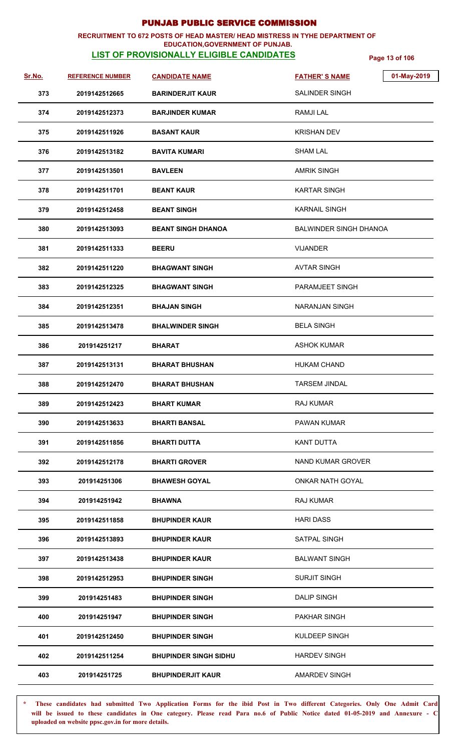# PUNJAB PUBLIC SERVICE COMMISSION

**RECRUITMENT TO 672 POSTS OF HEAD MASTER/ HEAD MISTRESS IN TYHE DEPARTMENT OF EDUCATION,GOVERNMENT OF PUNJAB.**

**LIST OF PROVISIONALLY ELIGIBLE CANDIDATES**

01-May-2019

| Sr.No. | REFERENCE NUMBER | CANDIDATE NAME | FATHER' S NAME |
|---|---|---|---|
| 373 | 2019142512665 | BARINDERJIT KAUR | SALINDER SINGH |
| 374 | 2019142512373 | BARJINDER KUMAR | RAMJI LAL |
| 375 | 2019142511926 | BASANT KAUR | KRISHAN DEV |
| 376 | 2019142513182 | BAVITA KUMARI | SHAM LAL |
| 377 | 2019142513501 | BAVLEEN | AMRIK SINGH |
| 378 | 2019142511701 | BEANT KAUR | KARTAR SINGH |
| 379 | 2019142512458 | BEANT SINGH | KARNAIL SINGH |
| 380 | 2019142513093 | BEANT SINGH DHANOA | BALWINDER SINGH DHANOA |
| 381 | 2019142511333 | BEERU | VIJANDER |
| 382 | 2019142511220 | BHAGWANT SINGH | AVTAR SINGH |
| 383 | 2019142512325 | BHAGWANT SINGH | PARAMJEET SINGH |
| 384 | 2019142512351 | BHAJAN SINGH | NARANJAN SINGH |
| 385 | 2019142513478 | BHALWINDER SINGH | BELA SINGH |
| 386 | 201914251217 | BHARAT | ASHOK KUMAR |
| 387 | 2019142513131 | BHARAT BHUSHAN | HUKAM CHAND |
| 388 | 2019142512470 | BHARAT BHUSHAN | TARSEM JINDAL |
| 389 | 2019142512423 | BHART KUMAR | RAJ KUMAR |
| 390 | 2019142513633 | BHARTI BANSAL | PAWAN KUMAR |
| 391 | 2019142511856 | BHARTI DUTTA | KANT DUTTA |
| 392 | 2019142512178 | BHARTI GROVER | NAND KUMAR GROVER |
| 393 | 201914251306 | BHAWESH GOYAL | ONKAR NATH GOYAL |
| 394 | 201914251942 | BHAWNA | RAJ KUMAR |
| 395 | 2019142511858 | BHUPINDER KAUR | HARI DASS |
| 396 | 2019142513893 | BHUPINDER KAUR | SATPAL SINGH |
| 397 | 2019142513438 | BHUPINDER KAUR | BALWANT SINGH |
| 398 | 2019142512953 | BHUPINDER SINGH | SURJIT SINGH |
| 399 | 201914251483 | BHUPINDER SINGH | DALIP SINGH |
| 400 | 201914251947 | BHUPINDER SINGH | PAKHAR SINGH |
| 401 | 2019142512450 | BHUPINDER SINGH | KULDEEP SINGH |
| 402 | 2019142511254 | BHUPINDER SINGH SIDHU | HARDEV SINGH |
| 403 | 201914251725 | BHUPINDERJIT KAUR | AMARDEV SINGH |

**\* These candidates had submitted Two Application Forms for the ibid Post in Two different Categories. Only One Admit Card will be issued to these candidates in One category. Please read Para no.6 of Public Notice dated 01-05-2019 and Annexure - C uploaded on website ppsc.gov.in for more details.**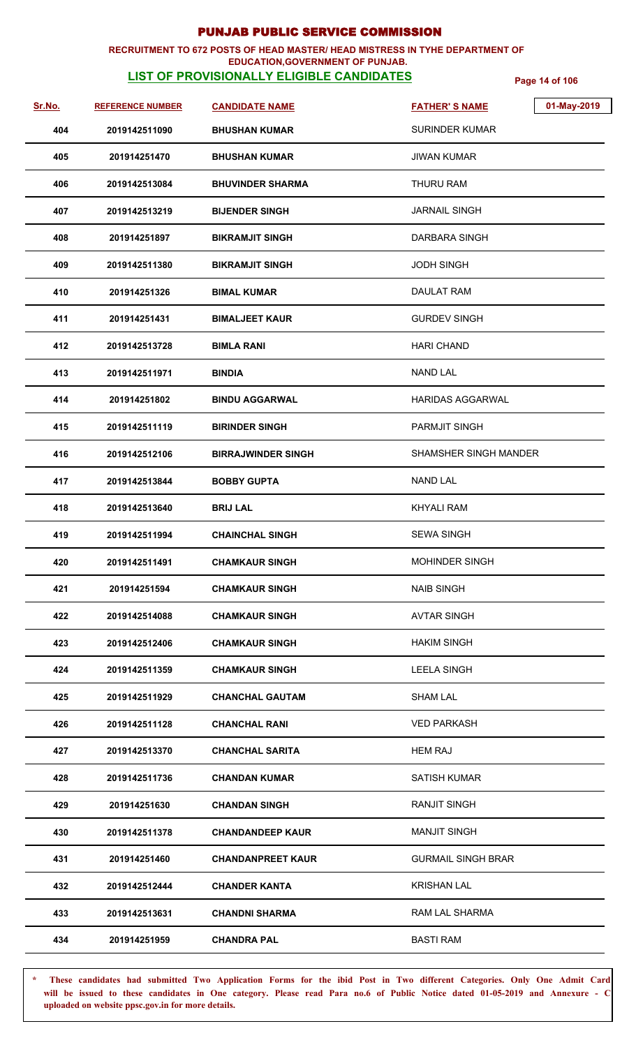# PUNJAB PUBLIC SERVICE COMMISSION

**RECRUITMENT TO 672 POSTS OF HEAD MASTER/ HEAD MISTRESS IN TYHE DEPARTMENT OF EDUCATION,GOVERNMENT OF PUNJAB.**

**LIST OF PROVISIONALLY ELIGIBLE CANDIDATES**

01-May-2019

| Sr.No. | REFERENCE NUMBER | CANDIDATE NAME | FATHER'S NAME |
|---|---|---|---|
| 404 | 2019142511090 | BHUSHAN KUMAR | SURINDER KUMAR |
| 405 | 201914251470 | BHUSHAN KUMAR | JIWAN KUMAR |
| 406 | 2019142513084 | BHUVINDER SHARMA | THURU RAM |
| 407 | 2019142513219 | BIJENDER SINGH | JARNAIL SINGH |
| 408 | 201914251897 | BIKRAMJIT SINGH | DARBARA SINGH |
| 409 | 2019142511380 | BIKRAMJIT SINGH | JODH SINGH |
| 410 | 201914251326 | BIMAL KUMAR | DAULAT RAM |
| 411 | 201914251431 | BIMALJEET KAUR | GURDEV SINGH |
| 412 | 2019142513728 | BIMLA RANI | HARI CHAND |
| 413 | 2019142511971 | BINDIA | NAND LAL |
| 414 | 201914251802 | BINDU AGGARWAL | HARIDAS AGGARWAL |
| 415 | 2019142511119 | BIRINDER SINGH | PARMJIT SINGH |
| 416 | 2019142512106 | BIRRAJWINDER SINGH | SHAMSHER SINGH MANDER |
| 417 | 2019142513844 | BOBBY GUPTA | NAND LAL |
| 418 | 2019142513640 | BRIJ LAL | KHYALI RAM |
| 419 | 2019142511994 | CHAINCHAL SINGH | SEWA SINGH |
| 420 | 2019142511491 | CHAMKAUR SINGH | MOHINDER SINGH |
| 421 | 201914251594 | CHAMKAUR SINGH | NAIB SINGH |
| 422 | 2019142514088 | CHAMKAUR SINGH | AVTAR SINGH |
| 423 | 2019142512406 | CHAMKAUR SINGH | HAKIM SINGH |
| 424 | 2019142511359 | CHAMKAUR SINGH | LEELA SINGH |
| 425 | 2019142511929 | CHANCHAL GAUTAM | SHAM LAL |
| 426 | 2019142511128 | CHANCHAL RANI | VED PARKASH |
| 427 | 2019142513370 | CHANCHAL SARITA | HEM RAJ |
| 428 | 2019142511736 | CHANDAN KUMAR | SATISH KUMAR |
| 429 | 201914251630 | CHANDAN SINGH | RANJIT SINGH |
| 430 | 2019142511378 | CHANDANDEEP KAUR | MANJIT SINGH |
| 431 | 201914251460 | CHANDANPREET KAUR | GURMAIL SINGH BRAR |
| 432 | 2019142512444 | CHANDER KANTA | KRISHAN LAL |
| 433 | 2019142513631 | CHANDNI SHARMA | RAM LAL SHARMA |
| 434 | 201914251959 | CHANDRA PAL | BASTI RAM |

**\* These candidates had submitted Two Application Forms for the ibid Post in Two different Categories. Only One Admit Card will be issued to these candidates in One category. Please read Para no.6 of Public Notice dated 01-05-2019 and Annexure - C uploaded on website ppsc.gov.in for more details.**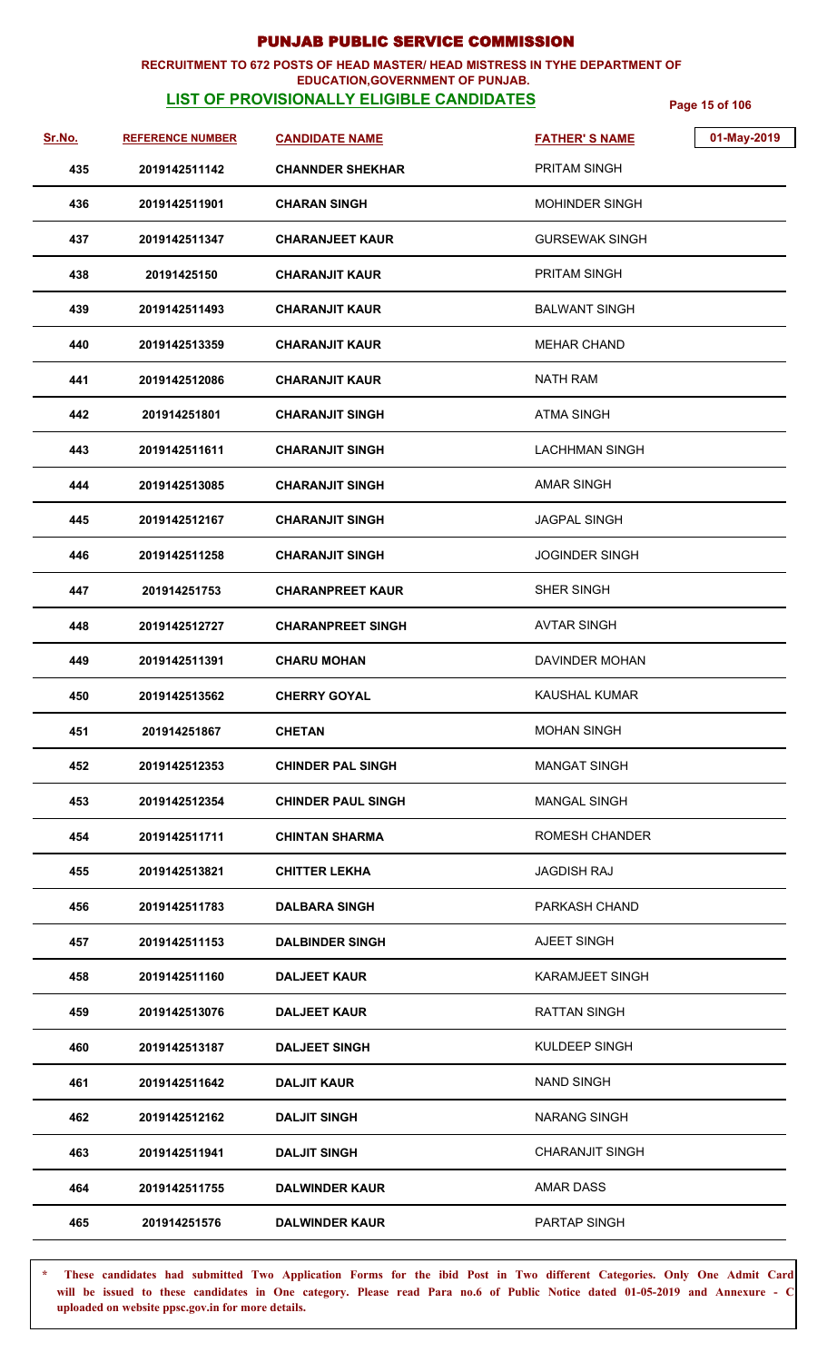# PUNJAB PUBLIC SERVICE COMMISSION

**RECRUITMENT TO 672 POSTS OF HEAD MASTER/ HEAD MISTRESS IN TYHE DEPARTMENT OF EDUCATION,GOVERNMENT OF PUNJAB.**

**LIST OF PROVISIONALLY ELIGIBLE CANDIDATES**

01-May-2019

| Sr.No. | REFERENCE NUMBER | CANDIDATE NAME | FATHER' S NAME |
|---|---|---|---|
| 435 | 2019142511142 | CHANNDER SHEKHAR | PRITAM SINGH |
| 436 | 2019142511901 | CHARAN SINGH | MOHINDER SINGH |
| 437 | 2019142511347 | CHARANJEET KAUR | GURSEWAK SINGH |
| 438 | 20191425150 | CHARANJIT KAUR | PRITAM SINGH |
| 439 | 2019142511493 | CHARANJIT KAUR | BALWANT SINGH |
| 440 | 2019142513359 | CHARANJIT KAUR | MEHAR CHAND |
| 441 | 2019142512086 | CHARANJIT KAUR | NATH RAM |
| 442 | 201914251801 | CHARANJIT SINGH | ATMA SINGH |
| 443 | 2019142511611 | CHARANJIT SINGH | LACHHMAN SINGH |
| 444 | 2019142513085 | CHARANJIT SINGH | AMAR SINGH |
| 445 | 2019142512167 | CHARANJIT SINGH | JAGPAL SINGH |
| 446 | 2019142511258 | CHARANJIT SINGH | JOGINDER SINGH |
| 447 | 201914251753 | CHARANPREET KAUR | SHER SINGH |
| 448 | 2019142512727 | CHARANPREET SINGH | AVTAR SINGH |
| 449 | 2019142511391 | CHARU MOHAN | DAVINDER MOHAN |
| 450 | 2019142513562 | CHERRY GOYAL | KAUSHAL KUMAR |
| 451 | 201914251867 | CHETAN | MOHAN SINGH |
| 452 | 2019142512353 | CHINDER PAL SINGH | MANGAT SINGH |
| 453 | 2019142512354 | CHINDER PAUL SINGH | MANGAL SINGH |
| 454 | 2019142511711 | CHINTAN SHARMA | ROMESH CHANDER |
| 455 | 2019142513821 | CHITTER LEKHA | JAGDISH RAJ |
| 456 | 2019142511783 | DALBARA SINGH | PARKASH CHAND |
| 457 | 2019142511153 | DALBINDER SINGH | AJEET SINGH |
| 458 | 2019142511160 | DALJEET KAUR | KARAMJEET SINGH |
| 459 | 2019142513076 | DALJEET KAUR | RATTAN SINGH |
| 460 | 2019142513187 | DALJEET SINGH | KULDEEP SINGH |
| 461 | 2019142511642 | DALJIT KAUR | NAND SINGH |
| 462 | 2019142512162 | DALJIT SINGH | NARANG SINGH |
| 463 | 2019142511941 | DALJIT SINGH | CHARANJIT SINGH |
| 464 | 2019142511755 | DALWINDER KAUR | AMAR DASS |
| 465 | 201914251576 | DALWINDER KAUR | PARTAP SINGH |

**\* These candidates had submitted Two Application Forms for the ibid Post in Two different Categories. Only One Admit Card will be issued to these candidates in One category. Please read Para no.6 of Public Notice dated 01-05-2019 and Annexure - C uploaded on website ppsc.gov.in for more details.**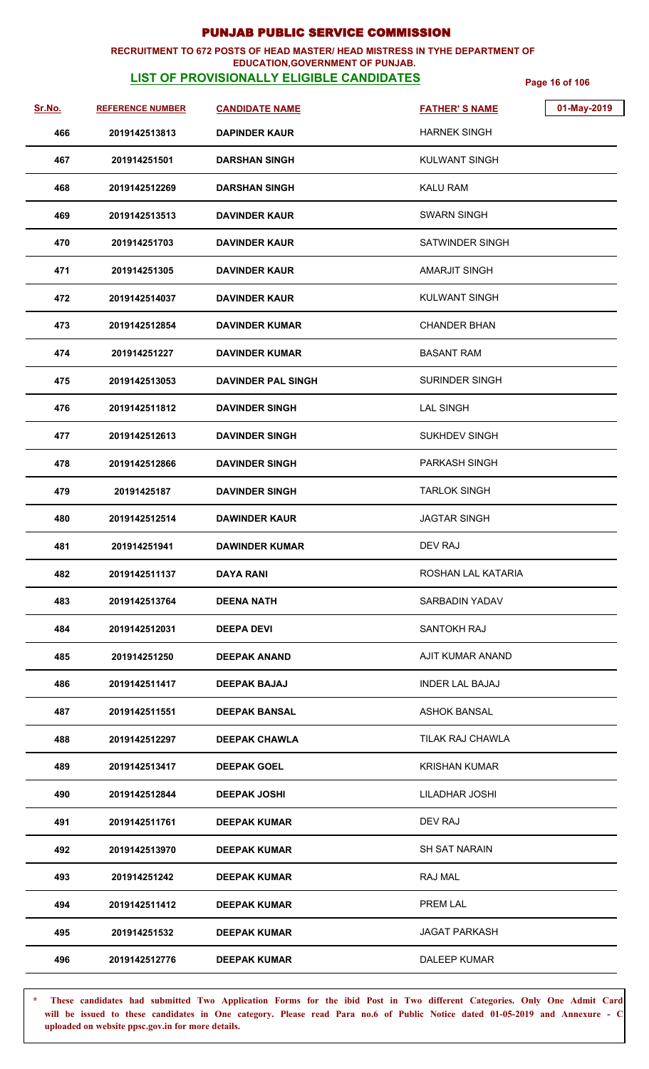# PUNJAB PUBLIC SERVICE COMMISSION

**RECRUITMENT TO 672 POSTS OF HEAD MASTER/ HEAD MISTRESS IN TYHE DEPARTMENT OF EDUCATION,GOVERNMENT OF PUNJAB.**

**LIST OF PROVISIONALLY ELIGIBLE CANDIDATES**

01-May-2019

| Sr.No. | REFERENCE NUMBER | CANDIDATE NAME | FATHER' S NAME |
|---|---|---|---|
| 466 | 2019142513813 | DAPINDER KAUR | HARNEK SINGH |
| 467 | 201914251501 | DARSHAN SINGH | KULWANT SINGH |
| 468 | 2019142512269 | DARSHAN SINGH | KALU RAM |
| 469 | 2019142513513 | DAVINDER KAUR | SWARN SINGH |
| 470 | 201914251703 | DAVINDER KAUR | SATWINDER SINGH |
| 471 | 201914251305 | DAVINDER KAUR | AMARJIT SINGH |
| 472 | 2019142514037 | DAVINDER KAUR | KULWANT SINGH |
| 473 | 2019142512854 | DAVINDER KUMAR | CHANDER BHAN |
| 474 | 201914251227 | DAVINDER KUMAR | BASANT RAM |
| 475 | 2019142513053 | DAVINDER PAL SINGH | SURINDER SINGH |
| 476 | 2019142511812 | DAVINDER SINGH | LAL SINGH |
| 477 | 2019142512613 | DAVINDER SINGH | SUKHDEV SINGH |
| 478 | 2019142512866 | DAVINDER SINGH | PARKASH SINGH |
| 479 | 20191425187 | DAVINDER SINGH | TARLOK SINGH |
| 480 | 2019142512514 | DAWINDER KAUR | JAGTAR SINGH |
| 481 | 201914251941 | DAWINDER KUMAR | DEV RAJ |
| 482 | 2019142511137 | DAYA RANI | ROSHAN LAL KATARIA |
| 483 | 2019142513764 | DEENA NATH | SARBADIN YADAV |
| 484 | 2019142512031 | DEEPA DEVI | SANTOKH RAJ |
| 485 | 201914251250 | DEEPAK ANAND | AJIT KUMAR ANAND |
| 486 | 2019142511417 | DEEPAK BAJAJ | INDER LAL BAJAJ |
| 487 | 2019142511551 | DEEPAK BANSAL | ASHOK BANSAL |
| 488 | 2019142512297 | DEEPAK CHAWLA | TILAK RAJ CHAWLA |
| 489 | 2019142513417 | DEEPAK GOEL | KRISHAN KUMAR |
| 490 | 2019142512844 | DEEPAK JOSHI | LILADHAR JOSHI |
| 491 | 2019142511761 | DEEPAK KUMAR | DEV RAJ |
| 492 | 2019142513970 | DEEPAK KUMAR | SH SAT NARAIN |
| 493 | 201914251242 | DEEPAK KUMAR | RAJ MAL |
| 494 | 2019142511412 | DEEPAK KUMAR | PREM LAL |
| 495 | 201914251532 | DEEPAK KUMAR | JAGAT PARKASH |
| 496 | 2019142512776 | DEEPAK KUMAR | DALEEP KUMAR |

\* These candidates had submitted Two Application Forms for the ibid Post in Two different Categories. Only One Admit Card will be issued to these candidates in One category. Please read Para no.6 of Public Notice dated 01-05-2019 and Annexure - C uploaded on website ppsc.gov.in for more details.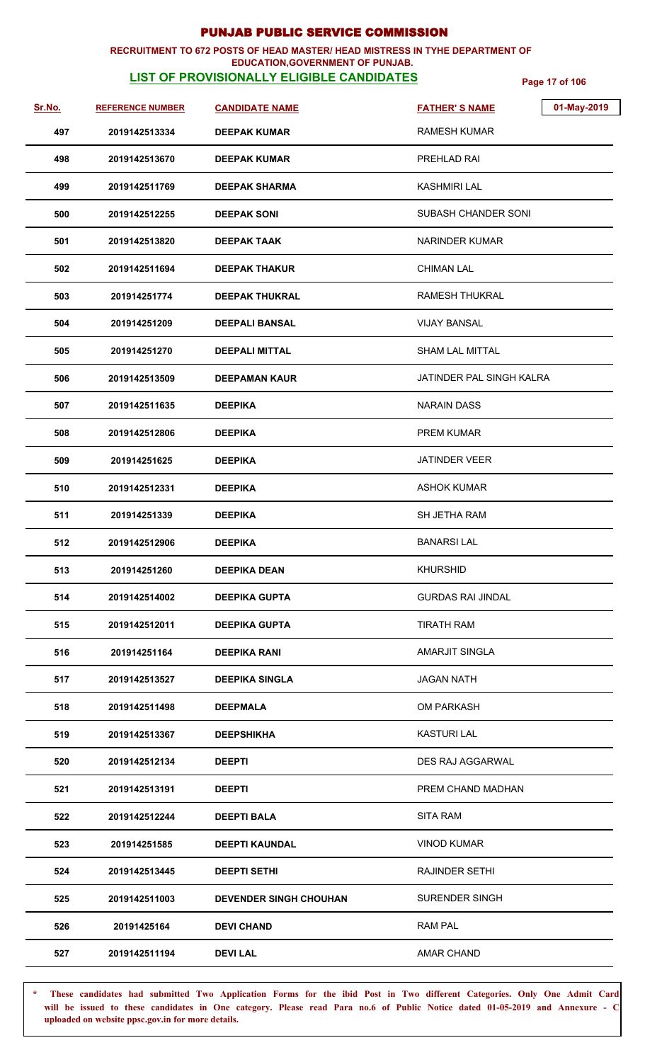# PUNJAB PUBLIC SERVICE COMMISSION

**RECRUITMENT TO 672 POSTS OF HEAD MASTER/ HEAD MISTRESS IN TYHE DEPARTMENT OF EDUCATION,GOVERNMENT OF PUNJAB.**

**LIST OF PROVISIONALLY ELIGIBLE CANDIDATES**

01-May-2019

| Sr.No. | REFERENCE NUMBER | CANDIDATE NAME | FATHER' S NAME |
|---|---|---|---|
| 497 | 2019142513334 | DEEPAK KUMAR | RAMESH KUMAR |
| 498 | 2019142513670 | DEEPAK KUMAR | PREHLAD RAI |
| 499 | 2019142511769 | DEEPAK SHARMA | KASHMIRI LAL |
| 500 | 2019142512255 | DEEPAK SONI | SUBASH CHANDER SONI |
| 501 | 2019142513820 | DEEPAK TAAK | NARINDER KUMAR |
| 502 | 2019142511694 | DEEPAK THAKUR | CHIMAN LAL |
| 503 | 201914251774 | DEEPAK THUKRAL | RAMESH THUKRAL |
| 504 | 201914251209 | DEEPALI BANSAL | VIJAY BANSAL |
| 505 | 201914251270 | DEEPALI MITTAL | SHAM LAL MITTAL |
| 506 | 2019142513509 | DEEPAMAN KAUR | JATINDER PAL SINGH KALRA |
| 507 | 2019142511635 | DEEPIKA | NARAIN DASS |
| 508 | 2019142512806 | DEEPIKA | PREM KUMAR |
| 509 | 201914251625 | DEEPIKA | JATINDER VEER |
| 510 | 2019142512331 | DEEPIKA | ASHOK KUMAR |
| 511 | 201914251339 | DEEPIKA | SH JETHA RAM |
| 512 | 2019142512906 | DEEPIKA | BANARSI LAL |
| 513 | 201914251260 | DEEPIKA DEAN | KHURSHID |
| 514 | 2019142514002 | DEEPIKA GUPTA | GURDAS RAI JINDAL |
| 515 | 2019142512011 | DEEPIKA GUPTA | TIRATH RAM |
| 516 | 201914251164 | DEEPIKA RANI | AMARJIT SINGLA |
| 517 | 2019142513527 | DEEPIKA SINGLA | JAGAN NATH |
| 518 | 2019142511498 | DEEPMALA | OM PARKASH |
| 519 | 2019142513367 | DEEPSHIKHA | KASTURI LAL |
| 520 | 2019142512134 | DEEPTI | DES RAJ AGGARWAL |
| 521 | 2019142513191 | DEEPTI | PREM CHAND MADHAN |
| 522 | 2019142512244 | DEEPTI BALA | SITA RAM |
| 523 | 201914251585 | DEEPTI KAUNDAL | VINOD KUMAR |
| 524 | 2019142513445 | DEEPTI SETHI | RAJINDER SETHI |
| 525 | 2019142511003 | DEVENDER SINGH CHOUHAN | SURENDER SINGH |
| 526 | 20191425164 | DEVI CHAND | RAM PAL |
| 527 | 2019142511194 | DEVI LAL | AMAR CHAND |

\* These candidates had submitted Two Application Forms for the ibid Post in Two different Categories. Only One Admit Card will be issued to these candidates in One category. Please read Para no.6 of Public Notice dated 01-05-2019 and Annexure - C uploaded on website ppsc.gov.in for more details.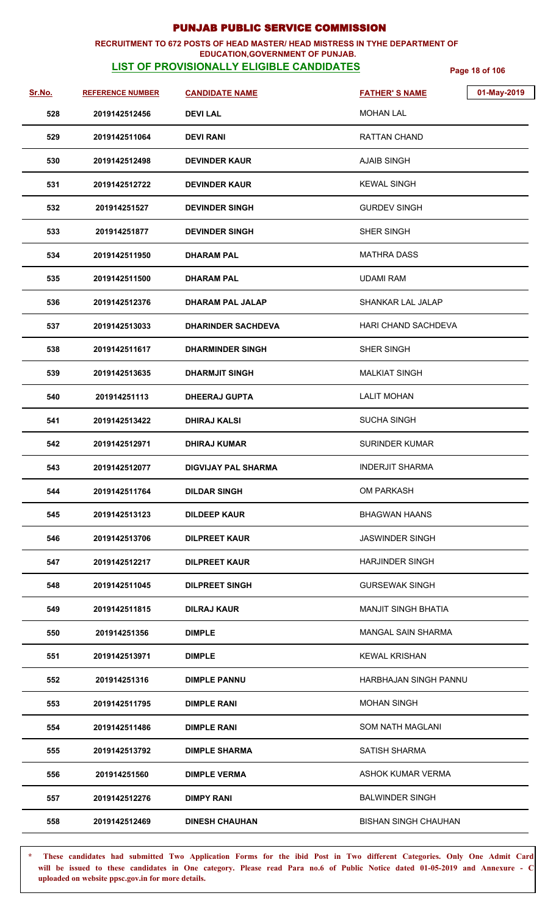# PUNJAB PUBLIC SERVICE COMMISSION

**RECRUITMENT TO 672 POSTS OF HEAD MASTER/ HEAD MISTRESS IN TYHE DEPARTMENT OF EDUCATION,GOVERNMENT OF PUNJAB.**

## LIST OF PROVISIONALLY ELIGIBLE CANDIDATES

01-May-2019

| Sr.No. | REFERENCE NUMBER | CANDIDATE NAME | FATHER' S NAME |
|---|---|---|---|
| 528 | 2019142512456 | DEVI LAL | MOHAN LAL |
| 529 | 2019142511064 | DEVI RANI | RATTAN CHAND |
| 530 | 2019142512498 | DEVINDER KAUR | AJAIB SINGH |
| 531 | 2019142512722 | DEVINDER KAUR | KEWAL SINGH |
| 532 | 201914251527 | DEVINDER SINGH | GURDEV SINGH |
| 533 | 201914251877 | DEVINDER SINGH | SHER SINGH |
| 534 | 2019142511950 | DHARAM PAL | MATHRA DASS |
| 535 | 2019142511500 | DHARAM PAL | UDAMI RAM |
| 536 | 2019142512376 | DHARAM PAL JALAP | SHANKAR LAL JALAP |
| 537 | 2019142513033 | DHARINDER SACHDEVA | HARI CHAND SACHDEVA |
| 538 | 2019142511617 | DHARMINDER SINGH | SHER SINGH |
| 539 | 2019142513635 | DHARMJIT SINGH | MALKIAT SINGH |
| 540 | 201914251113 | DHEERAJ GUPTA | LALIT MOHAN |
| 541 | 2019142513422 | DHIRAJ KALSI | SUCHA SINGH |
| 542 | 2019142512971 | DHIRAJ KUMAR | SURINDER KUMAR |
| 543 | 2019142512077 | DIGVIJAY PAL SHARMA | INDERJIT SHARMA |
| 544 | 2019142511764 | DILDAR SINGH | OM PARKASH |
| 545 | 2019142513123 | DILDEEP KAUR | BHAGWAN HAANS |
| 546 | 2019142513706 | DILPREET KAUR | JASWINDER SINGH |
| 547 | 2019142512217 | DILPREET KAUR | HARJINDER SINGH |
| 548 | 2019142511045 | DILPREET SINGH | GURSEWAK SINGH |
| 549 | 2019142511815 | DILRAJ KAUR | MANJIT SINGH BHATIA |
| 550 | 201914251356 | DIMPLE | MANGAL SAIN SHARMA |
| 551 | 2019142513971 | DIMPLE | KEWAL KRISHAN |
| 552 | 201914251316 | DIMPLE PANNU | HARBHAJAN SINGH PANNU |
| 553 | 2019142511795 | DIMPLE RANI | MOHAN SINGH |
| 554 | 2019142511486 | DIMPLE RANI | SOM NATH MAGLANI |
| 555 | 2019142513792 | DIMPLE SHARMA | SATISH SHARMA |
| 556 | 201914251560 | DIMPLE VERMA | ASHOK KUMAR VERMA |
| 557 | 2019142512276 | DIMPY RANI | BALWINDER SINGH |
| 558 | 2019142512469 | DINESH CHAUHAN | BISHAN SINGH CHAUHAN |

**\* These candidates had submitted Two Application Forms for the ibid Post in Two different Categories. Only One Admit Card will be issued to these candidates in One category. Please read Para no.6 of Public Notice dated 01-05-2019 and Annexure - C uploaded on website ppsc.gov.in for more details.**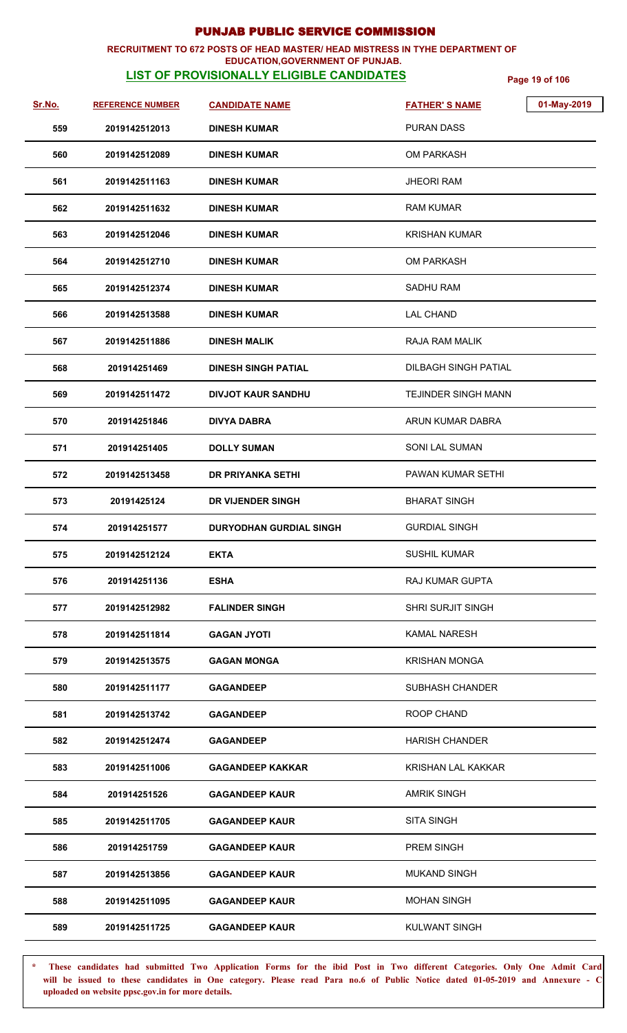# PUNJAB PUBLIC SERVICE COMMISSION

**RECRUITMENT TO 672 POSTS OF HEAD MASTER/ HEAD MISTRESS IN TYHE DEPARTMENT OF EDUCATION,GOVERNMENT OF PUNJAB.**

**LIST OF PROVISIONALLY ELIGIBLE CANDIDATES**

01-May-2019

| Sr.No. | REFERENCE NUMBER | CANDIDATE NAME | FATHER' S NAME |
|---|---|---|---|
| 559 | 2019142512013 | DINESH KUMAR | PURAN DASS |
| 560 | 2019142512089 | DINESH KUMAR | OM PARKASH |
| 561 | 2019142511163 | DINESH KUMAR | JHEORI RAM |
| 562 | 2019142511632 | DINESH KUMAR | RAM KUMAR |
| 563 | 2019142512046 | DINESH KUMAR | KRISHAN KUMAR |
| 564 | 2019142512710 | DINESH KUMAR | OM PARKASH |
| 565 | 2019142512374 | DINESH KUMAR | SADHU RAM |
| 566 | 2019142513588 | DINESH KUMAR | LAL CHAND |
| 567 | 2019142511886 | DINESH MALIK | RAJA RAM MALIK |
| 568 | 201914251469 | DINESH SINGH PATIAL | DILBAGH SINGH PATIAL |
| 569 | 2019142511472 | DIVJOT KAUR SANDHU | TEJINDER SINGH MANN |
| 570 | 201914251846 | DIVYA DABRA | ARUN KUMAR DABRA |
| 571 | 201914251405 | DOLLY SUMAN | SONI LAL SUMAN |
| 572 | 2019142513458 | DR PRIYANKA SETHI | PAWAN KUMAR SETHI |
| 573 | 20191425124 | DR VIJENDER SINGH | BHARAT SINGH |
| 574 | 201914251577 | DURYODHAN GURDIAL SINGH | GURDIAL SINGH |
| 575 | 2019142512124 | EKTA | SUSHIL KUMAR |
| 576 | 201914251136 | ESHA | RAJ KUMAR GUPTA |
| 577 | 2019142512982 | FALINDER SINGH | SHRI SURJIT SINGH |
| 578 | 2019142511814 | GAGAN JYOTI | KAMAL NARESH |
| 579 | 2019142513575 | GAGAN MONGA | KRISHAN MONGA |
| 580 | 2019142511177 | GAGANDEEP | SUBHASH CHANDER |
| 581 | 2019142513742 | GAGANDEEP | ROOP CHAND |
| 582 | 2019142512474 | GAGANDEEP | HARISH CHANDER |
| 583 | 2019142511006 | GAGANDEEP KAKKAR | KRISHAN LAL KAKKAR |
| 584 | 201914251526 | GAGANDEEP KAUR | AMRIK SINGH |
| 585 | 2019142511705 | GAGANDEEP KAUR | SITA SINGH |
| 586 | 201914251759 | GAGANDEEP KAUR | PREM SINGH |
| 587 | 2019142513856 | GAGANDEEP KAUR | MUKAND SINGH |
| 588 | 2019142511095 | GAGANDEEP KAUR | MOHAN SINGH |
| 589 | 2019142511725 | GAGANDEEP KAUR | KULWANT SINGH |

**\* These candidates had submitted Two Application Forms for the ibid Post in Two different Categories. Only One Admit Card will be issued to these candidates in One category. Please read Para no.6 of Public Notice dated 01-05-2019 and Annexure - C uploaded on website ppsc.gov.in for more details.**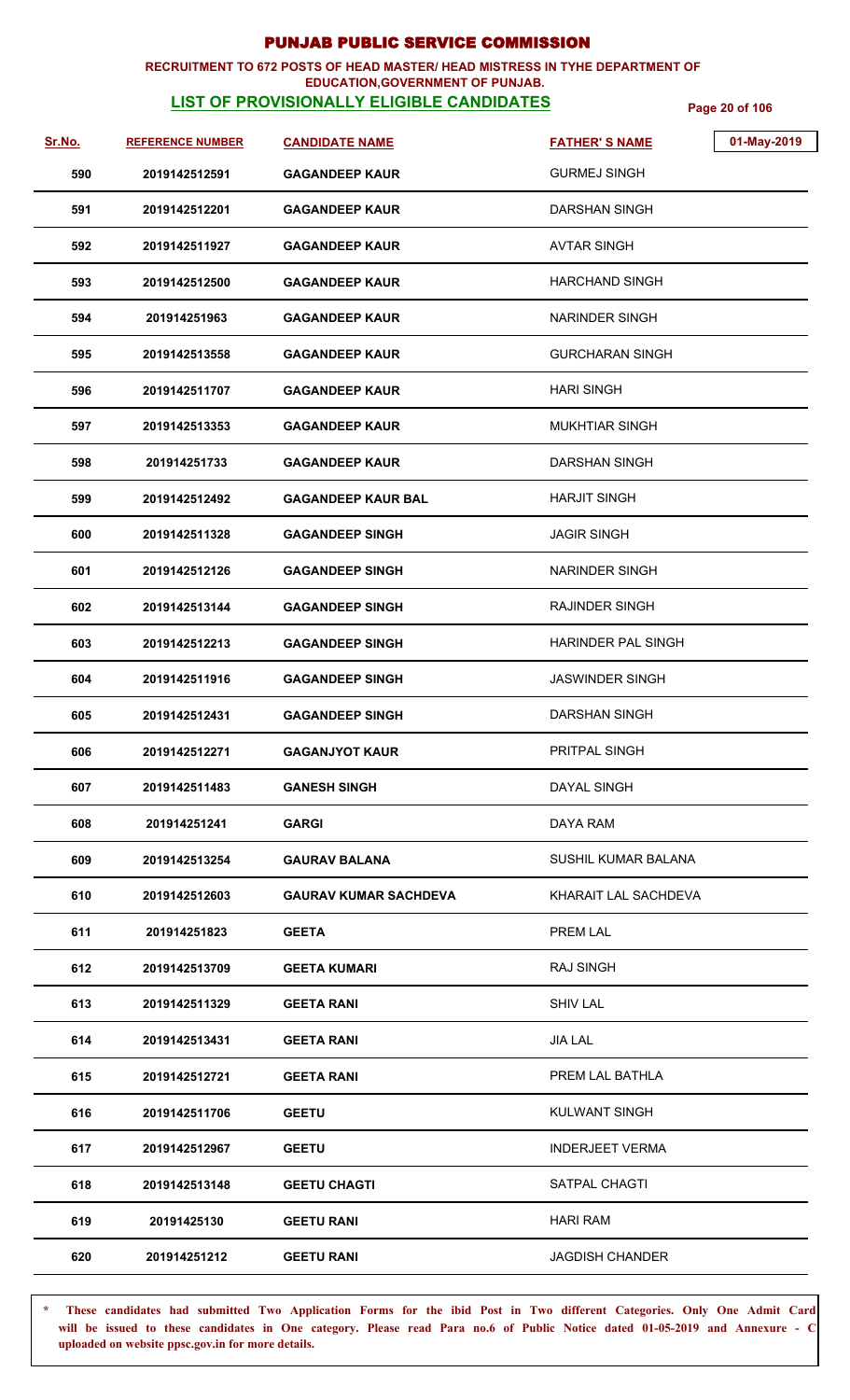# PUNJAB PUBLIC SERVICE COMMISSION

**RECRUITMENT TO 672 POSTS OF HEAD MASTER/ HEAD MISTRESS IN TYHE DEPARTMENT OF EDUCATION,GOVERNMENT OF PUNJAB.**

**LIST OF PROVISIONALLY ELIGIBLE CANDIDATES**

01-May-2019

| Sr.No. | REFERENCE NUMBER | CANDIDATE NAME | FATHER' S NAME |
|---|---|---|---|
| 590 | 2019142512591 | GAGANDEEP KAUR | GURMEJ SINGH |
| 591 | 2019142512201 | GAGANDEEP KAUR | DARSHAN SINGH |
| 592 | 2019142511927 | GAGANDEEP KAUR | AVTAR SINGH |
| 593 | 2019142512500 | GAGANDEEP KAUR | HARCHAND SINGH |
| 594 | 201914251963 | GAGANDEEP KAUR | NARINDER SINGH |
| 595 | 2019142513558 | GAGANDEEP KAUR | GURCHARAN SINGH |
| 596 | 2019142511707 | GAGANDEEP KAUR | HARI SINGH |
| 597 | 2019142513353 | GAGANDEEP KAUR | MUKHTIAR SINGH |
| 598 | 201914251733 | GAGANDEEP KAUR | DARSHAN SINGH |
| 599 | 2019142512492 | GAGANDEEP KAUR BAL | HARJIT SINGH |
| 600 | 2019142511328 | GAGANDEEP SINGH | JAGIR SINGH |
| 601 | 2019142512126 | GAGANDEEP SINGH | NARINDER SINGH |
| 602 | 2019142513144 | GAGANDEEP SINGH | RAJINDER SINGH |
| 603 | 2019142512213 | GAGANDEEP SINGH | HARINDER PAL SINGH |
| 604 | 2019142511916 | GAGANDEEP SINGH | JASWINDER SINGH |
| 605 | 2019142512431 | GAGANDEEP SINGH | DARSHAN SINGH |
| 606 | 2019142512271 | GAGANJYOT KAUR | PRITPAL SINGH |
| 607 | 2019142511483 | GANESH SINGH | DAYAL SINGH |
| 608 | 201914251241 | GARGI | DAYA RAM |
| 609 | 2019142513254 | GAURAV BALANA | SUSHIL KUMAR BALANA |
| 610 | 2019142512603 | GAURAV KUMAR SACHDEVA | KHARAIT LAL SACHDEVA |
| 611 | 201914251823 | GEETA | PREM LAL |
| 612 | 2019142513709 | GEETA KUMARI | RAJ SINGH |
| 613 | 2019142511329 | GEETA RANI | SHIV LAL |
| 614 | 2019142513431 | GEETA RANI | JIA LAL |
| 615 | 2019142512721 | GEETA RANI | PREM LAL BATHLA |
| 616 | 2019142511706 | GEETU | KULWANT SINGH |
| 617 | 2019142512967 | GEETU | INDERJEET VERMA |
| 618 | 2019142513148 | GEETU CHAGTI | SATPAL CHAGTI |
| 619 | 20191425130 | GEETU RANI | HARI RAM |
| 620 | 201914251212 | GEETU RANI | JAGDISH CHANDER |

\* These candidates had submitted Two Application Forms for the ibid Post in Two different Categories. Only One Admit Card will be issued to these candidates in One category. Please read Para no.6 of Public Notice dated 01-05-2019 and Annexure - C uploaded on website ppsc.gov.in for more details.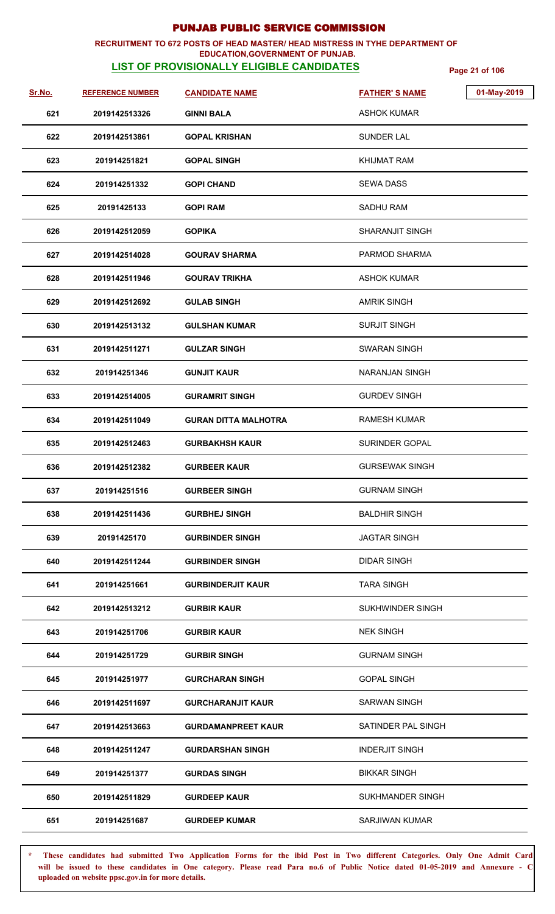# PUNJAB PUBLIC SERVICE COMMISSION

**RECRUITMENT TO 672 POSTS OF HEAD MASTER/ HEAD MISTRESS IN TYHE DEPARTMENT OF EDUCATION,GOVERNMENT OF PUNJAB.**

**LIST OF PROVISIONALLY ELIGIBLE CANDIDATES**

01-May-2019

| Sr.No. | REFERENCE NUMBER | CANDIDATE NAME | FATHER' S NAME |
|---|---|---|---|
| 621 | 2019142513326 | GINNI BALA | ASHOK KUMAR |
| 622 | 2019142513861 | GOPAL KRISHAN | SUNDER LAL |
| 623 | 201914251821 | GOPAL SINGH | KHIJMAT RAM |
| 624 | 201914251332 | GOPI CHAND | SEWA DASS |
| 625 | 20191425133 | GOPI RAM | SADHU RAM |
| 626 | 2019142512059 | GOPIKA | SHARANJIT SINGH |
| 627 | 2019142514028 | GOURAV SHARMA | PARMOD SHARMA |
| 628 | 2019142511946 | GOURAV TRIKHA | ASHOK KUMAR |
| 629 | 2019142512692 | GULAB SINGH | AMRIK SINGH |
| 630 | 2019142513132 | GULSHAN KUMAR | SURJIT SINGH |
| 631 | 2019142511271 | GULZAR SINGH | SWARAN SINGH |
| 632 | 201914251346 | GUNJIT KAUR | NARANJAN SINGH |
| 633 | 2019142514005 | GURAMRIT SINGH | GURDEV SINGH |
| 634 | 2019142511049 | GURAN DITTA MALHOTRA | RAMESH KUMAR |
| 635 | 2019142512463 | GURBAKHSH KAUR | SURINDER GOPAL |
| 636 | 2019142512382 | GURBEER KAUR | GURSEWAK SINGH |
| 637 | 201914251516 | GURBEER SINGH | GURNAM SINGH |
| 638 | 2019142511436 | GURBHEJ SINGH | BALDHIR SINGH |
| 639 | 20191425170 | GURBINDER SINGH | JAGTAR SINGH |
| 640 | 2019142511244 | GURBINDER SINGH | DIDAR SINGH |
| 641 | 201914251661 | GURBINDERJIT KAUR | TARA SINGH |
| 642 | 2019142513212 | GURBIR KAUR | SUKHWINDER SINGH |
| 643 | 201914251706 | GURBIR KAUR | NEK SINGH |
| 644 | 201914251729 | GURBIR SINGH | GURNAM SINGH |
| 645 | 201914251977 | GURCHARAN SINGH | GOPAL SINGH |
| 646 | 2019142511697 | GURCHARANJIT KAUR | SARWAN SINGH |
| 647 | 2019142513663 | GURDAMANPREET KAUR | SATINDER PAL SINGH |
| 648 | 2019142511247 | GURDARSHAN SINGH | INDERJIT SINGH |
| 649 | 201914251377 | GURDAS SINGH | BIKKAR SINGH |
| 650 | 2019142511829 | GURDEEP KAUR | SUKHMANDER SINGH |
| 651 | 201914251687 | GURDEEP KUMAR | SARJIWAN KUMAR |

\* These candidates had submitted Two Application Forms for the ibid Post in Two different Categories. Only One Admit Card will be issued to these candidates in One category. Please read Para no.6 of Public Notice dated 01-05-2019 and Annexure - C uploaded on website ppsc.gov.in for more details.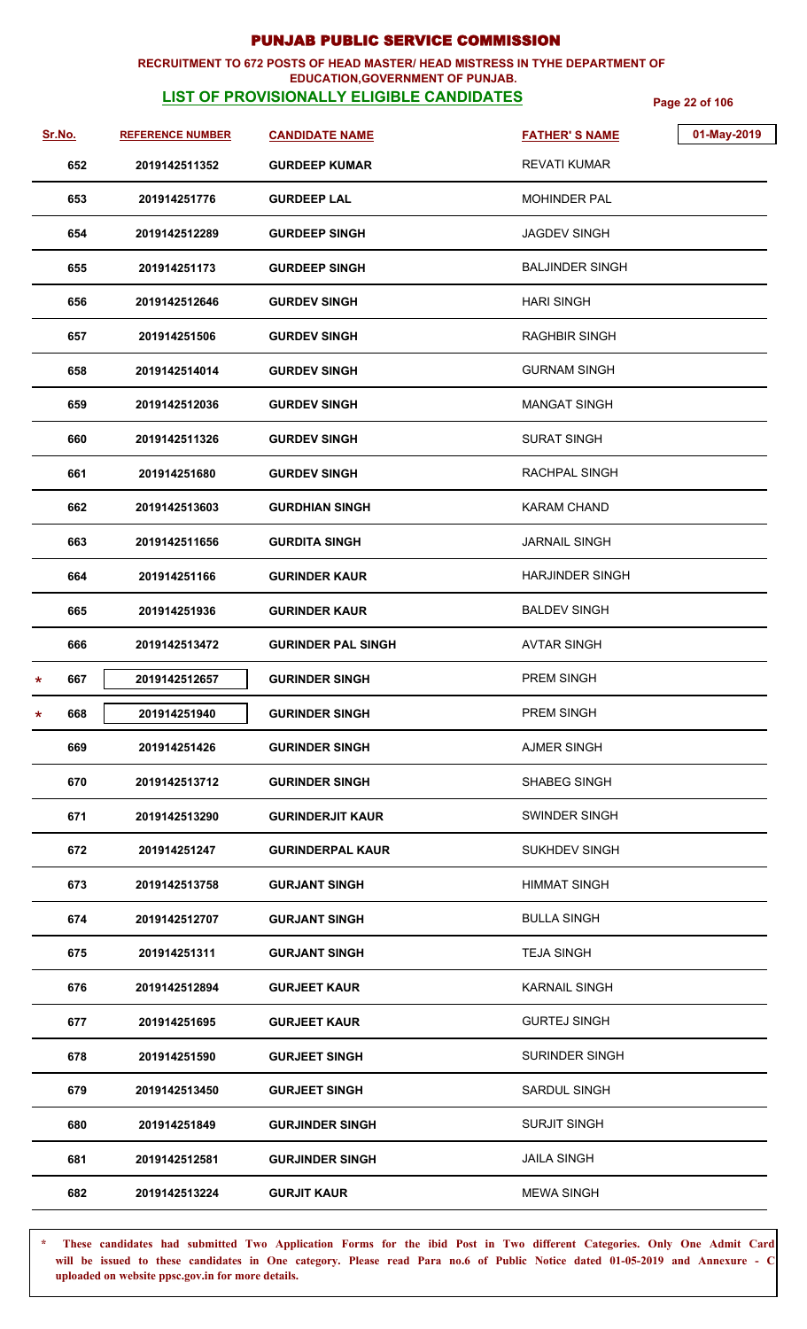# PUNJAB PUBLIC SERVICE COMMISSION

**RECRUITMENT TO 672 POSTS OF HEAD MASTER/ HEAD MISTRESS IN TYHE DEPARTMENT OF EDUCATION,GOVERNMENT OF PUNJAB.**

## LIST OF PROVISIONALLY ELIGIBLE CANDIDATES

01-May-2019

| Sr.No. | REFERENCE NUMBER | CANDIDATE NAME | FATHER' S NAME |
|---|---|---|---|
| 652 | 2019142511352 | GURDEEP KUMAR | REVATI KUMAR |
| 653 | 201914251776 | GURDEEP LAL | MOHINDER PAL |
| 654 | 2019142512289 | GURDEEP SINGH | JAGDEV SINGH |
| 655 | 201914251173 | GURDEEP SINGH | BALJINDER SINGH |
| 656 | 2019142512646 | GURDEV SINGH | HARI SINGH |
| 657 | 201914251506 | GURDEV SINGH | RAGHBIR SINGH |
| 658 | 2019142514014 | GURDEV SINGH | GURNAM SINGH |
| 659 | 2019142512036 | GURDEV SINGH | MANGAT SINGH |
| 660 | 2019142511326 | GURDEV SINGH | SURAT SINGH |
| 661 | 201914251680 | GURDEV SINGH | RACHPAL SINGH |
| 662 | 2019142513603 | GURDHIAN SINGH | KARAM CHAND |
| 663 | 2019142511656 | GURDITA SINGH | JARNAIL SINGH |
| 664 | 201914251166 | GURINDER KAUR | HARJINDER SINGH |
| 665 | 201914251936 | GURINDER KAUR | BALDEV SINGH |
| 666 | 2019142513472 | GURINDER PAL SINGH | AVTAR SINGH |
| * 667 | 2019142512657 | GURINDER SINGH | PREM SINGH |
| * 668 | 201914251940 | GURINDER SINGH | PREM SINGH |
| 669 | 201914251426 | GURINDER SINGH | AJMER SINGH |
| 670 | 2019142513712 | GURINDER SINGH | SHABEG SINGH |
| 671 | 2019142513290 | GURINDERJIT KAUR | SWINDER SINGH |
| 672 | 201914251247 | GURINDERPAL KAUR | SUKHDEV SINGH |
| 673 | 2019142513758 | GURJANT SINGH | HIMMAT SINGH |
| 674 | 2019142512707 | GURJANT SINGH | BULLA SINGH |
| 675 | 201914251311 | GURJANT SINGH | TEJA SINGH |
| 676 | 2019142512894 | GURJEET KAUR | KARNAIL SINGH |
| 677 | 201914251695 | GURJEET KAUR | GURTEJ SINGH |
| 678 | 201914251590 | GURJEET SINGH | SURINDER SINGH |
| 679 | 2019142513450 | GURJEET SINGH | SARDUL SINGH |
| 680 | 201914251849 | GURJINDER SINGH | SURJIT SINGH |
| 681 | 2019142512581 | GURJINDER SINGH | JAILA SINGH |
| 682 | 2019142513224 | GURJIT KAUR | MEWA SINGH |

\* These candidates had submitted Two Application Forms for the ibid Post in Two different Categories. Only One Admit Card will be issued to these candidates in One category. Please read Para no.6 of Public Notice dated 01-05-2019 and Annexure - C uploaded on website ppsc.gov.in for more details.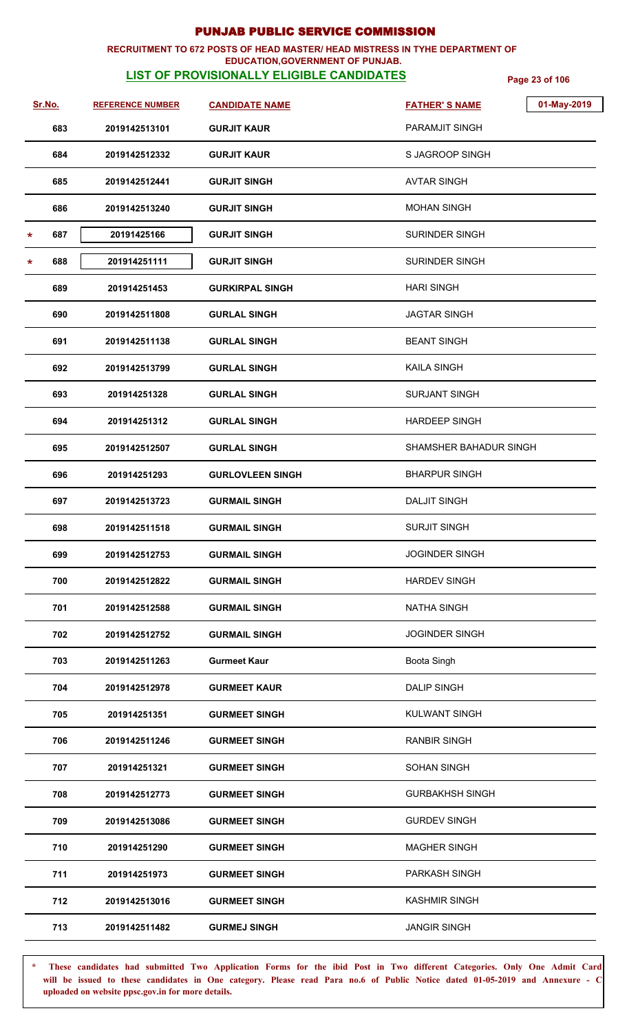# PUNJAB PUBLIC SERVICE COMMISSION

**RECRUITMENT TO 672 POSTS OF HEAD MASTER/ HEAD MISTRESS IN TYHE DEPARTMENT OF EDUCATION,GOVERNMENT OF PUNJAB.**

## LIST OF PROVISIONALLY ELIGIBLE CANDIDATES

01-May-2019

| Sr.No. | REFERENCE NUMBER | CANDIDATE NAME | FATHER' S NAME |
|---|---|---|---|
| 683 | 2019142513101 | GURJIT KAUR | PARAMJIT SINGH |
| 684 | 2019142512332 | GURJIT KAUR | S JAGROOP SINGH |
| 685 | 2019142512441 | GURJIT SINGH | AVTAR SINGH |
| 686 | 2019142513240 | GURJIT SINGH | MOHAN SINGH |
| * 687 | 20191425166 | GURJIT SINGH | SURINDER SINGH |
| * 688 | 201914251111 | GURJIT SINGH | SURINDER SINGH |
| 689 | 201914251453 | GURKIRPAL SINGH | HARI SINGH |
| 690 | 2019142511808 | GURLAL SINGH | JAGTAR SINGH |
| 691 | 2019142511138 | GURLAL SINGH | BEANT SINGH |
| 692 | 2019142513799 | GURLAL SINGH | KAILA SINGH |
| 693 | 201914251328 | GURLAL SINGH | SURJANT SINGH |
| 694 | 201914251312 | GURLAL SINGH | HARDEEP SINGH |
| 695 | 2019142512507 | GURLAL SINGH | SHAMSHER BAHADUR SINGH |
| 696 | 201914251293 | GURLOVLEEN SINGH | BHARPUR SINGH |
| 697 | 2019142513723 | GURMAIL SINGH | DALJIT SINGH |
| 698 | 2019142511518 | GURMAIL SINGH | SURJIT SINGH |
| 699 | 2019142512753 | GURMAIL SINGH | JOGINDER SINGH |
| 700 | 2019142512822 | GURMAIL SINGH | HARDEV SINGH |
| 701 | 2019142512588 | GURMAIL SINGH | NATHA SINGH |
| 702 | 2019142512752 | GURMAIL SINGH | JOGINDER SINGH |
| 703 | 2019142511263 | Gurmeet Kaur | Boota Singh |
| 704 | 2019142512978 | GURMEET KAUR | DALIP SINGH |
| 705 | 201914251351 | GURMEET SINGH | KULWANT SINGH |
| 706 | 2019142511246 | GURMEET SINGH | RANBIR SINGH |
| 707 | 201914251321 | GURMEET SINGH | SOHAN SINGH |
| 708 | 2019142512773 | GURMEET SINGH | GURBAKHSH SINGH |
| 709 | 2019142513086 | GURMEET SINGH | GURDEV SINGH |
| 710 | 201914251290 | GURMEET SINGH | MAGHER SINGH |
| 711 | 201914251973 | GURMEET SINGH | PARKASH SINGH |
| 712 | 2019142513016 | GURMEET SINGH | KASHMIR SINGH |
| 713 | 2019142511482 | GURMEJ SINGH | JANGIR SINGH |

\* These candidates had submitted Two Application Forms for the ibid Post in Two different Categories. Only One Admit Card will be issued to these candidates in One category. Please read Para no.6 of Public Notice dated 01-05-2019 and Annexure - C uploaded on website ppsc.gov.in for more details.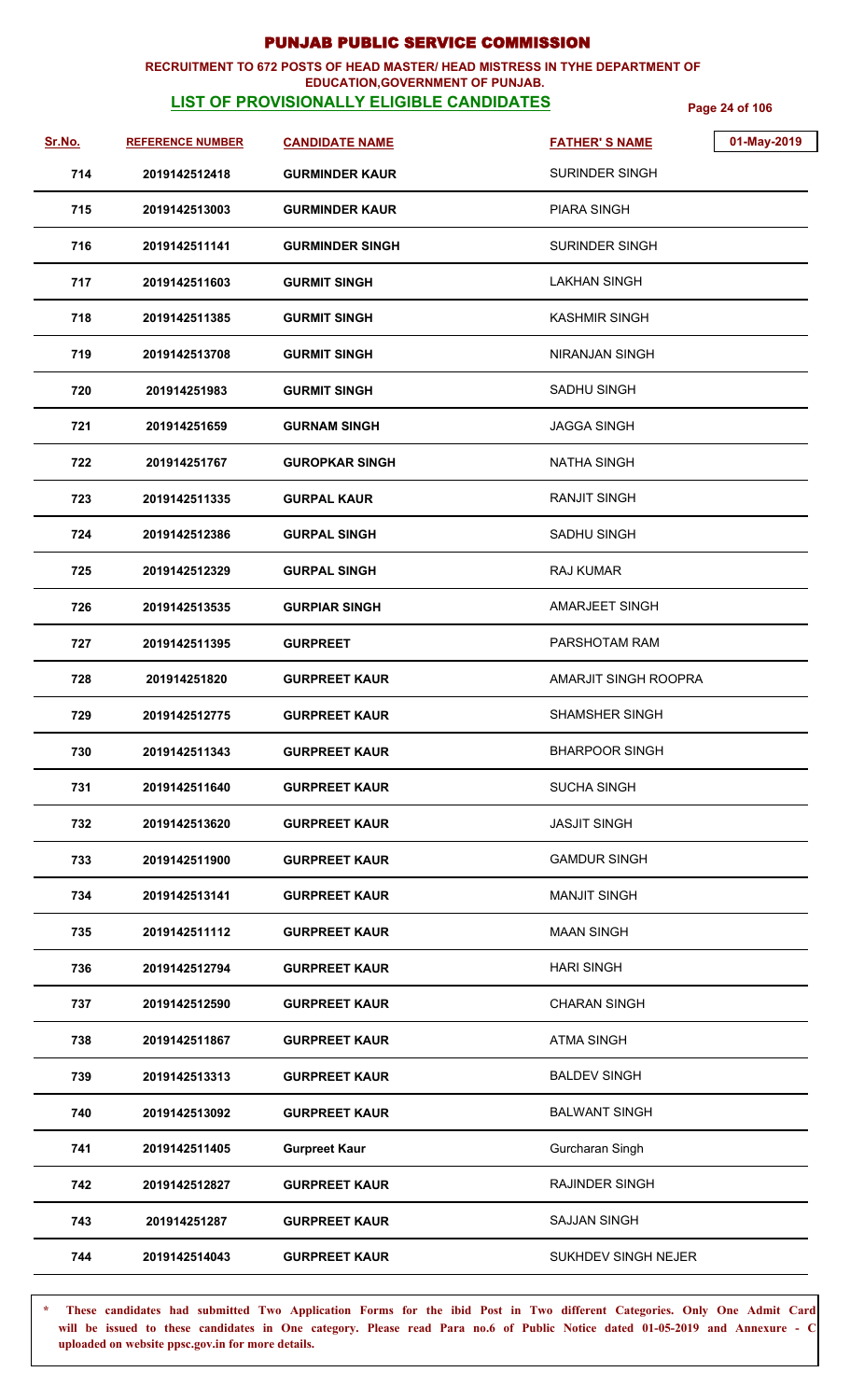# PUNJAB PUBLIC SERVICE COMMISSION

**RECRUITMENT TO 672 POSTS OF HEAD MASTER/ HEAD MISTRESS IN TYHE DEPARTMENT OF EDUCATION,GOVERNMENT OF PUNJAB.**

**LIST OF PROVISIONALLY ELIGIBLE CANDIDATES**

01-May-2019

| Sr.No. | REFERENCE NUMBER | CANDIDATE NAME | FATHER' S NAME |
|---|---|---|---|
| 714 | 2019142512418 | GURMINDER KAUR | SURINDER SINGH |
| 715 | 2019142513003 | GURMINDER KAUR | PIARA SINGH |
| 716 | 2019142511141 | GURMINDER SINGH | SURINDER SINGH |
| 717 | 2019142511603 | GURMIT SINGH | LAKHAN SINGH |
| 718 | 2019142511385 | GURMIT SINGH | KASHMIR SINGH |
| 719 | 2019142513708 | GURMIT SINGH | NIRANJAN SINGH |
| 720 | 201914251983 | GURMIT SINGH | SADHU SINGH |
| 721 | 201914251659 | GURNAM SINGH | JAGGA SINGH |
| 722 | 201914251767 | GUROPKAR SINGH | NATHA SINGH |
| 723 | 2019142511335 | GURPAL KAUR | RANJIT SINGH |
| 724 | 2019142512386 | GURPAL SINGH | SADHU SINGH |
| 725 | 2019142512329 | GURPAL SINGH | RAJ KUMAR |
| 726 | 2019142513535 | GURPIAR SINGH | AMARJEET SINGH |
| 727 | 2019142511395 | GURPREET | PARSHOTAM RAM |
| 728 | 201914251820 | GURPREET KAUR | AMARJIT SINGH ROOPRA |
| 729 | 2019142512775 | GURPREET KAUR | SHAMSHER SINGH |
| 730 | 2019142511343 | GURPREET KAUR | BHARPOOR SINGH |
| 731 | 2019142511640 | GURPREET KAUR | SUCHA SINGH |
| 732 | 2019142513620 | GURPREET KAUR | JASJIT SINGH |
| 733 | 2019142511900 | GURPREET KAUR | GAMDUR SINGH |
| 734 | 2019142513141 | GURPREET KAUR | MANJIT SINGH |
| 735 | 2019142511112 | GURPREET KAUR | MAAN SINGH |
| 736 | 2019142512794 | GURPREET KAUR | HARI SINGH |
| 737 | 2019142512590 | GURPREET KAUR | CHARAN SINGH |
| 738 | 2019142511867 | GURPREET KAUR | ATMA SINGH |
| 739 | 2019142513313 | GURPREET KAUR | BALDEV SINGH |
| 740 | 2019142513092 | GURPREET KAUR | BALWANT SINGH |
| 741 | 2019142511405 | Gurpreet Kaur | Gurcharan Singh |
| 742 | 2019142512827 | GURPREET KAUR | RAJINDER SINGH |
| 743 | 201914251287 | GURPREET KAUR | SAJJAN SINGH |
| 744 | 2019142514043 | GURPREET KAUR | SUKHDEV SINGH NEJER |

**\* These candidates had submitted Two Application Forms for the ibid Post in Two different Categories. Only One Admit Card will be issued to these candidates in One category. Please read Para no.6 of Public Notice dated 01-05-2019 and Annexure - C uploaded on website ppsc.gov.in for more details.**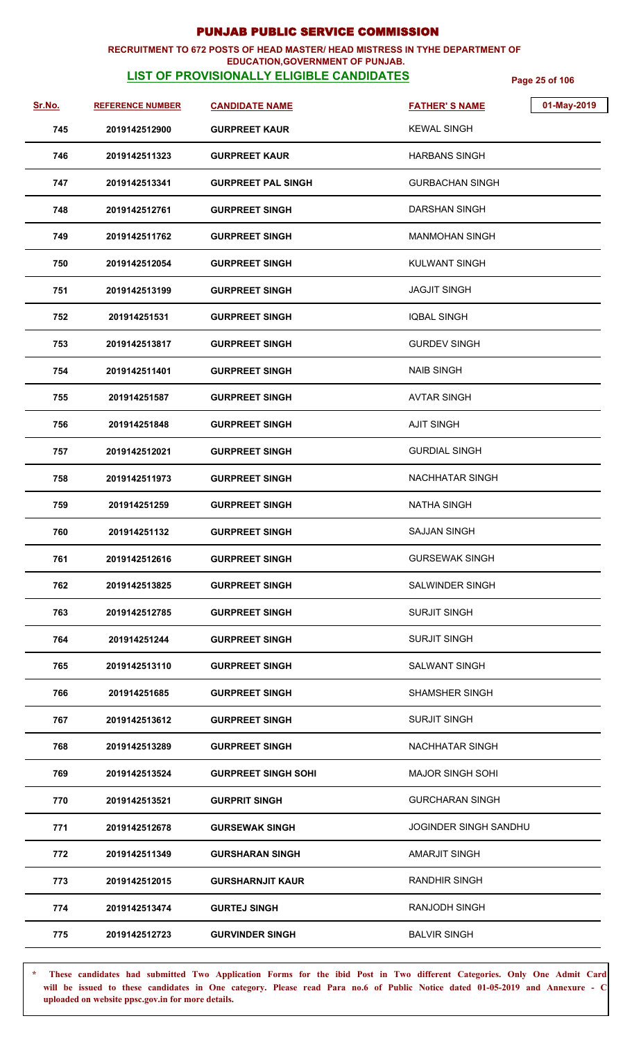# PUNJAB PUBLIC SERVICE COMMISSION

**RECRUITMENT TO 672 POSTS OF HEAD MASTER/ HEAD MISTRESS IN TYHE DEPARTMENT OF EDUCATION,GOVERNMENT OF PUNJAB.**

**LIST OF PROVISIONALLY ELIGIBLE CANDIDATES**

01-May-2019

| Sr.No. | REFERENCE NUMBER | CANDIDATE NAME | FATHER' S NAME |
|---|---|---|---|
| 745 | 2019142512900 | GURPREET KAUR | KEWAL SINGH |
| 746 | 2019142511323 | GURPREET KAUR | HARBANS SINGH |
| 747 | 2019142513341 | GURPREET PAL SINGH | GURBACHAN SINGH |
| 748 | 2019142512761 | GURPREET SINGH | DARSHAN SINGH |
| 749 | 2019142511762 | GURPREET SINGH | MANMOHAN SINGH |
| 750 | 2019142512054 | GURPREET SINGH | KULWANT SINGH |
| 751 | 2019142513199 | GURPREET SINGH | JAGJIT SINGH |
| 752 | 201914251531 | GURPREET SINGH | IQBAL SINGH |
| 753 | 2019142513817 | GURPREET SINGH | GURDEV SINGH |
| 754 | 2019142511401 | GURPREET SINGH | NAIB SINGH |
| 755 | 201914251587 | GURPREET SINGH | AVTAR SINGH |
| 756 | 201914251848 | GURPREET SINGH | AJIT SINGH |
| 757 | 2019142512021 | GURPREET SINGH | GURDIAL SINGH |
| 758 | 2019142511973 | GURPREET SINGH | NACHHATAR SINGH |
| 759 | 201914251259 | GURPREET SINGH | NATHA SINGH |
| 760 | 201914251132 | GURPREET SINGH | SAJJAN SINGH |
| 761 | 2019142512616 | GURPREET SINGH | GURSEWAK SINGH |
| 762 | 2019142513825 | GURPREET SINGH | SALWINDER SINGH |
| 763 | 2019142512785 | GURPREET SINGH | SURJIT SINGH |
| 764 | 201914251244 | GURPREET SINGH | SURJIT SINGH |
| 765 | 2019142513110 | GURPREET SINGH | SALWANT SINGH |
| 766 | 201914251685 | GURPREET SINGH | SHAMSHER SINGH |
| 767 | 2019142513612 | GURPREET SINGH | SURJIT SINGH |
| 768 | 2019142513289 | GURPREET SINGH | NACHHATAR SINGH |
| 769 | 2019142513524 | GURPREET SINGH SOHI | MAJOR SINGH SOHI |
| 770 | 2019142513521 | GURPRIT SINGH | GURCHARAN SINGH |
| 771 | 2019142512678 | GURSEWAK SINGH | JOGINDER SINGH SANDHU |
| 772 | 2019142511349 | GURSHARAN SINGH | AMARJIT SINGH |
| 773 | 2019142512015 | GURSHARNJIT KAUR | RANDHIR SINGH |
| 774 | 2019142513474 | GURTEJ SINGH | RANJODH SINGH |
| 775 | 2019142512723 | GURVINDER SINGH | BALVIR SINGH |

\* These candidates had submitted Two Application Forms for the ibid Post in Two different Categories. Only One Admit Card will be issued to these candidates in One category. Please read Para no.6 of Public Notice dated 01-05-2019 and Annexure - C uploaded on website ppsc.gov.in for more details.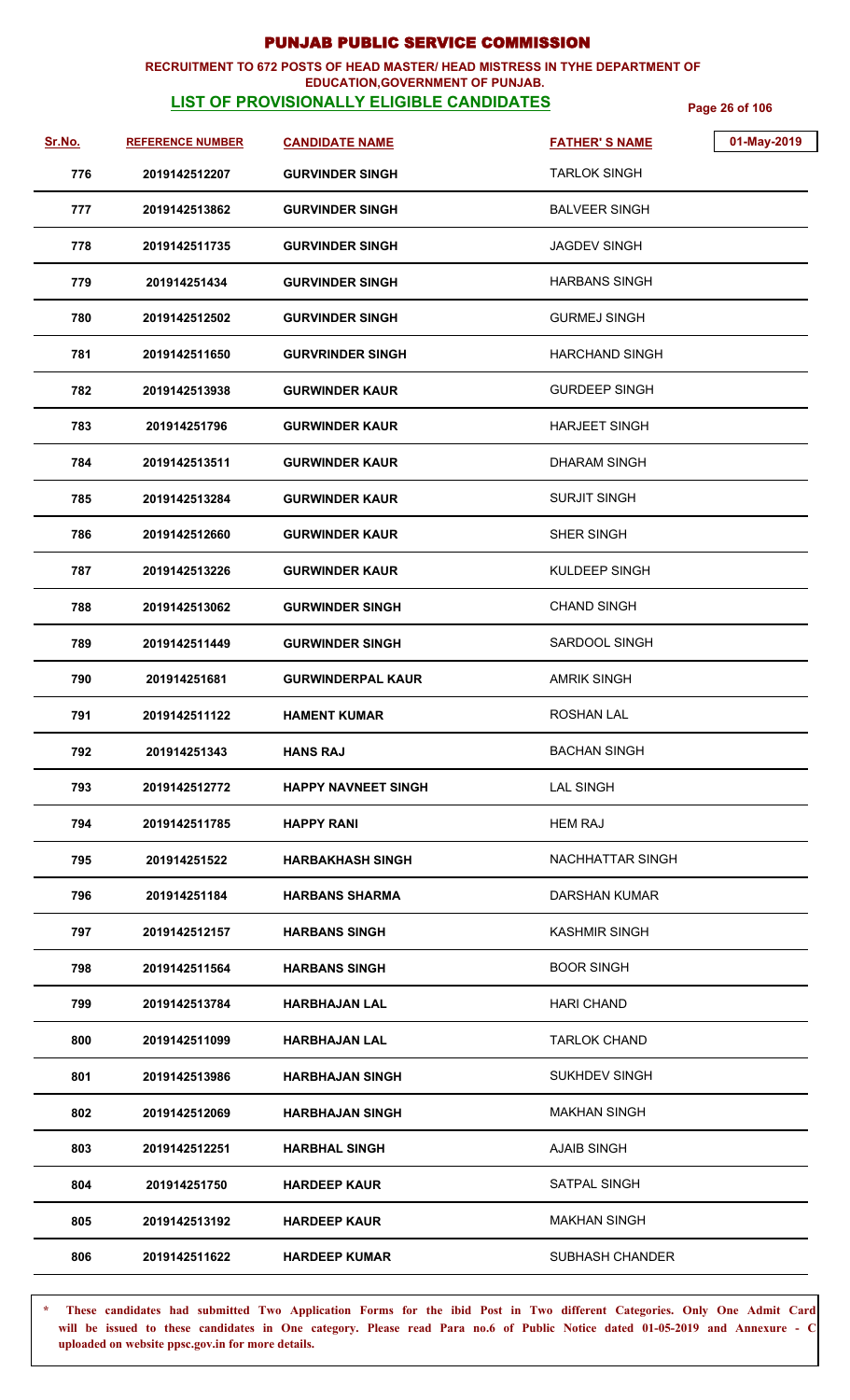# PUNJAB PUBLIC SERVICE COMMISSION

**RECRUITMENT TO 672 POSTS OF HEAD MASTER/ HEAD MISTRESS IN TYHE DEPARTMENT OF EDUCATION,GOVERNMENT OF PUNJAB.**

**LIST OF PROVISIONALLY ELIGIBLE CANDIDATES**

01-May-2019

| Sr.No. | REFERENCE NUMBER | CANDIDATE NAME | FATHER' S NAME |
|---|---|---|---|
| 776 | 2019142512207 | GURVINDER SINGH | TARLOK SINGH |
| 777 | 2019142513862 | GURVINDER SINGH | BALVEER SINGH |
| 778 | 2019142511735 | GURVINDER SINGH | JAGDEV SINGH |
| 779 | 201914251434 | GURVINDER SINGH | HARBANS SINGH |
| 780 | 2019142512502 | GURVINDER SINGH | GURMEJ SINGH |
| 781 | 2019142511650 | GURVRINDER SINGH | HARCHAND SINGH |
| 782 | 2019142513938 | GURWINDER KAUR | GURDEEP SINGH |
| 783 | 201914251796 | GURWINDER KAUR | HARJEET SINGH |
| 784 | 2019142513511 | GURWINDER KAUR | DHARAM SINGH |
| 785 | 2019142513284 | GURWINDER KAUR | SURJIT SINGH |
| 786 | 2019142512660 | GURWINDER KAUR | SHER SINGH |
| 787 | 2019142513226 | GURWINDER KAUR | KULDEEP SINGH |
| 788 | 2019142513062 | GURWINDER SINGH | CHAND SINGH |
| 789 | 2019142511449 | GURWINDER SINGH | SARDOOL SINGH |
| 790 | 201914251681 | GURWINDERPAL KAUR | AMRIK SINGH |
| 791 | 2019142511122 | HAMENT KUMAR | ROSHAN LAL |
| 792 | 201914251343 | HANS RAJ | BACHAN SINGH |
| 793 | 2019142512772 | HAPPY NAVNEET SINGH | LAL SINGH |
| 794 | 2019142511785 | HAPPY RANI | HEM RAJ |
| 795 | 201914251522 | HARBAKHASH SINGH | NACHHATTAR SINGH |
| 796 | 201914251184 | HARBANS SHARMA | DARSHAN KUMAR |
| 797 | 2019142512157 | HARBANS SINGH | KASHMIR SINGH |
| 798 | 2019142511564 | HARBANS SINGH | BOOR SINGH |
| 799 | 2019142513784 | HARBHAJAN LAL | HARI CHAND |
| 800 | 2019142511099 | HARBHAJAN LAL | TARLOK CHAND |
| 801 | 2019142513986 | HARBHAJAN SINGH | SUKHDEV SINGH |
| 802 | 2019142512069 | HARBHAJAN SINGH | MAKHAN SINGH |
| 803 | 2019142512251 | HARBHAL SINGH | AJAIB SINGH |
| 804 | 201914251750 | HARDEEP KAUR | SATPAL SINGH |
| 805 | 2019142513192 | HARDEEP KAUR | MAKHAN SINGH |
| 806 | 2019142511622 | HARDEEP KUMAR | SUBHASH CHANDER |

\* These candidates had submitted Two Application Forms for the ibid Post in Two different Categories. Only One Admit Card will be issued to these candidates in One category. Please read Para no.6 of Public Notice dated 01-05-2019 and Annexure - C uploaded on website ppsc.gov.in for more details.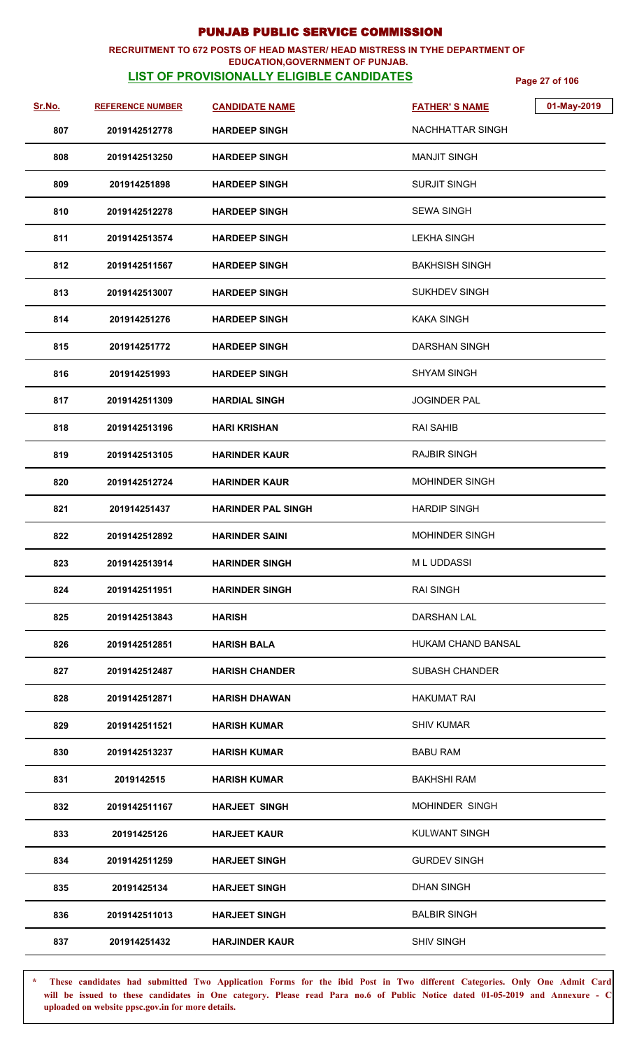# PUNJAB PUBLIC SERVICE COMMISSION

**RECRUITMENT TO 672 POSTS OF HEAD MASTER/ HEAD MISTRESS IN TYHE DEPARTMENT OF EDUCATION,GOVERNMENT OF PUNJAB.**

**LIST OF PROVISIONALLY ELIGIBLE CANDIDATES**

01-May-2019

| Sr.No. | REFERENCE NUMBER | CANDIDATE NAME | FATHER' S NAME |
|---|---|---|---|
| 807 | 2019142512778 | HARDEEP SINGH | NACHHATTAR SINGH |
| 808 | 2019142513250 | HARDEEP SINGH | MANJIT SINGH |
| 809 | 201914251898 | HARDEEP SINGH | SURJIT SINGH |
| 810 | 2019142512278 | HARDEEP SINGH | SEWA SINGH |
| 811 | 2019142513574 | HARDEEP SINGH | LEKHA SINGH |
| 812 | 2019142511567 | HARDEEP SINGH | BAKHSISH SINGH |
| 813 | 2019142513007 | HARDEEP SINGH | SUKHDEV SINGH |
| 814 | 201914251276 | HARDEEP SINGH | KAKA SINGH |
| 815 | 201914251772 | HARDEEP SINGH | DARSHAN SINGH |
| 816 | 201914251993 | HARDEEP SINGH | SHYAM SINGH |
| 817 | 2019142511309 | HARDIAL SINGH | JOGINDER PAL |
| 818 | 2019142513196 | HARI KRISHAN | RAI SAHIB |
| 819 | 2019142513105 | HARINDER KAUR | RAJBIR SINGH |
| 820 | 2019142512724 | HARINDER KAUR | MOHINDER SINGH |
| 821 | 201914251437 | HARINDER PAL SINGH | HARDIP SINGH |
| 822 | 2019142512892 | HARINDER SAINI | MOHINDER SINGH |
| 823 | 2019142513914 | HARINDER SINGH | M L UDDASSI |
| 824 | 2019142511951 | HARINDER SINGH | RAI SINGH |
| 825 | 2019142513843 | HARISH | DARSHAN LAL |
| 826 | 2019142512851 | HARISH BALA | HUKAM CHAND BANSAL |
| 827 | 2019142512487 | HARISH CHANDER | SUBASH CHANDER |
| 828 | 2019142512871 | HARISH DHAWAN | HAKUMAT RAI |
| 829 | 2019142511521 | HARISH KUMAR | SHIV KUMAR |
| 830 | 2019142513237 | HARISH KUMAR | BABU RAM |
| 831 | 2019142515 | HARISH KUMAR | BAKHSHI RAM |
| 832 | 2019142511167 | HARJEET SINGH | MOHINDER SINGH |
| 833 | 20191425126 | HARJEET KAUR | KULWANT SINGH |
| 834 | 2019142511259 | HARJEET SINGH | GURDEV SINGH |
| 835 | 20191425134 | HARJEET SINGH | DHAN SINGH |
| 836 | 2019142511013 | HARJEET SINGH | BALBIR SINGH |
| 837 | 201914251432 | HARJINDER KAUR | SHIV SINGH |

\* These candidates had submitted Two Application Forms for the ibid Post in Two different Categories. Only One Admit Card will be issued to these candidates in One category. Please read Para no.6 of Public Notice dated 01-05-2019 and Annexure - C uploaded on website ppsc.gov.in for more details.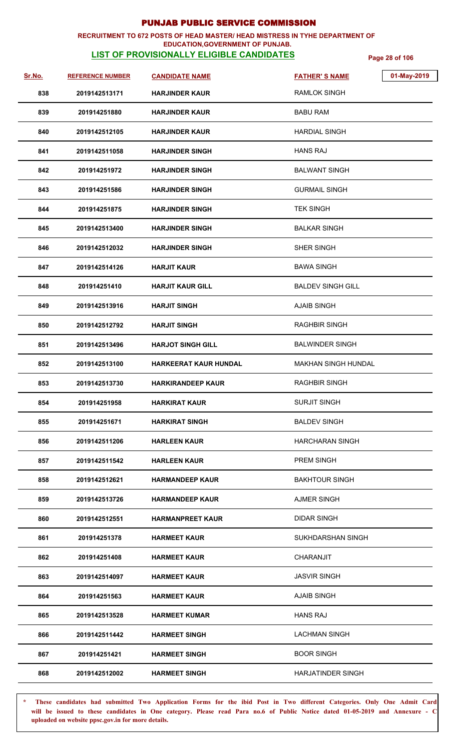# PUNJAB PUBLIC SERVICE COMMISSION

**RECRUITMENT TO 672 POSTS OF HEAD MASTER/ HEAD MISTRESS IN TYHE DEPARTMENT OF EDUCATION,GOVERNMENT OF PUNJAB.**

**LIST OF PROVISIONALLY ELIGIBLE CANDIDATES**

01-May-2019

| Sr.No. | REFERENCE NUMBER | CANDIDATE NAME | FATHER' S NAME |
|---|---|---|---|
| 838 | 2019142513171 | HARJINDER KAUR | RAMLOK SINGH |
| 839 | 201914251880 | HARJINDER KAUR | BABU RAM |
| 840 | 2019142512105 | HARJINDER KAUR | HARDIAL SINGH |
| 841 | 2019142511058 | HARJINDER SINGH | HANS RAJ |
| 842 | 201914251972 | HARJINDER SINGH | BALWANT SINGH |
| 843 | 201914251586 | HARJINDER SINGH | GURMAIL SINGH |
| 844 | 201914251875 | HARJINDER SINGH | TEK SINGH |
| 845 | 2019142513400 | HARJINDER SINGH | BALKAR SINGH |
| 846 | 2019142512032 | HARJINDER SINGH | SHER SINGH |
| 847 | 2019142514126 | HARJIT KAUR | BAWA SINGH |
| 848 | 201914251410 | HARJIT KAUR GILL | BALDEV SINGH GILL |
| 849 | 2019142513916 | HARJIT SINGH | AJAIB SINGH |
| 850 | 2019142512792 | HARJIT SINGH | RAGHBIR SINGH |
| 851 | 2019142513496 | HARJOT SINGH GILL | BALWINDER SINGH |
| 852 | 2019142513100 | HARKEERAT KAUR HUNDAL | MAKHAN SINGH HUNDAL |
| 853 | 2019142513730 | HARKIRANDEEP KAUR | RAGHBIR SINGH |
| 854 | 201914251958 | HARKIRAT KAUR | SURJIT SINGH |
| 855 | 201914251671 | HARKIRAT SINGH | BALDEV SINGH |
| 856 | 2019142511206 | HARLEEN KAUR | HARCHARAN SINGH |
| 857 | 2019142511542 | HARLEEN KAUR | PREM SINGH |
| 858 | 2019142512621 | HARMANDEEP KAUR | BAKHTOUR SINGH |
| 859 | 2019142513726 | HARMANDEEP KAUR | AJMER SINGH |
| 860 | 2019142512551 | HARMANPREET KAUR | DIDAR SINGH |
| 861 | 201914251378 | HARMEET KAUR | SUKHDARSHAN SINGH |
| 862 | 201914251408 | HARMEET KAUR | CHARANJIT |
| 863 | 2019142514097 | HARMEET KAUR | JASVIR SINGH |
| 864 | 201914251563 | HARMEET KAUR | AJAIB SINGH |
| 865 | 2019142513528 | HARMEET KUMAR | HANS RAJ |
| 866 | 2019142511442 | HARMEET SINGH | LACHMAN SINGH |
| 867 | 201914251421 | HARMEET SINGH | BOOR SINGH |
| 868 | 2019142512002 | HARMEET SINGH | HARJATINDER SINGH |

\* These candidates had submitted Two Application Forms for the ibid Post in Two different Categories. Only One Admit Card will be issued to these candidates in One category. Please read Para no.6 of Public Notice dated 01-05-2019 and Annexure - C uploaded on website ppsc.gov.in for more details.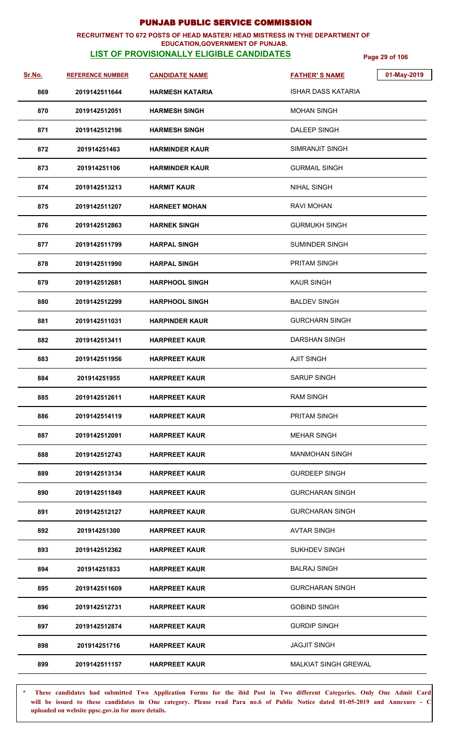# PUNJAB PUBLIC SERVICE COMMISSION

**RECRUITMENT TO 672 POSTS OF HEAD MASTER/ HEAD MISTRESS IN TYHE DEPARTMENT OF EDUCATION,GOVERNMENT OF PUNJAB.**

**LIST OF PROVISIONALLY ELIGIBLE CANDIDATES**

01-May-2019

| Sr.No. | REFERENCE NUMBER | CANDIDATE NAME | FATHER' S NAME |
|---|---|---|---|
| 869 | 2019142511644 | HARMESH KATARIA | ISHAR DASS KATARIA |
| 870 | 2019142512051 | HARMESH SINGH | MOHAN SINGH |
| 871 | 2019142512196 | HARMESH SINGH | DALEEP SINGH |
| 872 | 201914251463 | HARMINDER KAUR | SIMRANJIT SINGH |
| 873 | 201914251106 | HARMINDER KAUR | GURMAIL SINGH |
| 874 | 2019142513213 | HARMIT KAUR | NIHAL SINGH |
| 875 | 2019142511207 | HARNEET MOHAN | RAVI MOHAN |
| 876 | 2019142512863 | HARNEK SINGH | GURMUKH SINGH |
| 877 | 2019142511799 | HARPAL SINGH | SUMINDER SINGH |
| 878 | 2019142511990 | HARPAL SINGH | PRITAM SINGH |
| 879 | 2019142512681 | HARPHOOL SINGH | KAUR SINGH |
| 880 | 2019142512299 | HARPHOOL SINGH | BALDEV SINGH |
| 881 | 2019142511031 | HARPINDER KAUR | GURCHARN SINGH |
| 882 | 2019142513411 | HARPREET KAUR | DARSHAN SINGH |
| 883 | 2019142511956 | HARPREET KAUR | AJIT SINGH |
| 884 | 201914251955 | HARPREET KAUR | SARUP SINGH |
| 885 | 2019142512611 | HARPREET KAUR | RAM SINGH |
| 886 | 2019142514119 | HARPREET KAUR | PRITAM SINGH |
| 887 | 2019142512091 | HARPREET KAUR | MEHAR SINGH |
| 888 | 2019142512743 | HARPREET KAUR | MANMOHAN SINGH |
| 889 | 2019142513134 | HARPREET KAUR | GURDEEP SINGH |
| 890 | 2019142511849 | HARPREET KAUR | GURCHARAN SINGH |
| 891 | 2019142512127 | HARPREET KAUR | GURCHARAN SINGH |
| 892 | 201914251300 | HARPREET KAUR | AVTAR SINGH |
| 893 | 2019142512362 | HARPREET KAUR | SUKHDEV SINGH |
| 894 | 201914251833 | HARPREET KAUR | BALRAJ SINGH |
| 895 | 2019142511609 | HARPREET KAUR | GURCHARAN SINGH |
| 896 | 2019142512731 | HARPREET KAUR | GOBIND SINGH |
| 897 | 2019142512874 | HARPREET KAUR | GURDIP SINGH |
| 898 | 201914251716 | HARPREET KAUR | JAGJIT SINGH |
| 899 | 2019142511157 | HARPREET KAUR | MALKIAT SINGH GREWAL |

* These candidates had submitted Two Application Forms for the ibid Post in Two different Categories. Only One Admit Card will be issued to these candidates in One category. Please read Para no.6 of Public Notice dated 01-05-2019 and Annexure - C uploaded on website ppsc.gov.in for more details.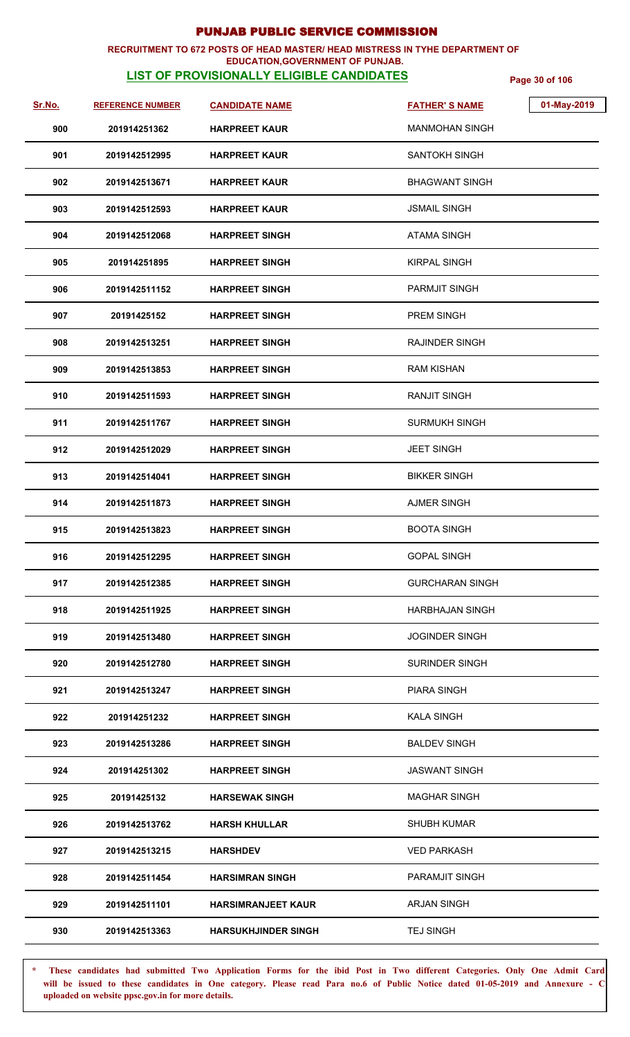# PUNJAB PUBLIC SERVICE COMMISSION

**RECRUITMENT TO 672 POSTS OF HEAD MASTER/ HEAD MISTRESS IN TYHE DEPARTMENT OF EDUCATION,GOVERNMENT OF PUNJAB.**

**LIST OF PROVISIONALLY ELIGIBLE CANDIDATES**

01-May-2019

| Sr.No. | REFERENCE NUMBER | CANDIDATE NAME | FATHER' S NAME |
|---|---|---|---|
| 900 | 201914251362 | HARPREET KAUR | MANMOHAN SINGH |
| 901 | 2019142512995 | HARPREET KAUR | SANTOKH SINGH |
| 902 | 2019142513671 | HARPREET KAUR | BHAGWANT SINGH |
| 903 | 2019142512593 | HARPREET KAUR | JSMAIL SINGH |
| 904 | 2019142512068 | HARPREET SINGH | ATAMA SINGH |
| 905 | 201914251895 | HARPREET SINGH | KIRPAL SINGH |
| 906 | 2019142511152 | HARPREET SINGH | PARMJIT SINGH |
| 907 | 20191425152 | HARPREET SINGH | PREM SINGH |
| 908 | 2019142513251 | HARPREET SINGH | RAJINDER SINGH |
| 909 | 2019142513853 | HARPREET SINGH | RAM KISHAN |
| 910 | 2019142511593 | HARPREET SINGH | RANJIT SINGH |
| 911 | 2019142511767 | HARPREET SINGH | SURMUKH SINGH |
| 912 | 2019142512029 | HARPREET SINGH | JEET SINGH |
| 913 | 2019142514041 | HARPREET SINGH | BIKKER SINGH |
| 914 | 2019142511873 | HARPREET SINGH | AJMER SINGH |
| 915 | 2019142513823 | HARPREET SINGH | BOOTA SINGH |
| 916 | 2019142512295 | HARPREET SINGH | GOPAL SINGH |
| 917 | 2019142512385 | HARPREET SINGH | GURCHARAN SINGH |
| 918 | 2019142511925 | HARPREET SINGH | HARBHAJAN SINGH |
| 919 | 2019142513480 | HARPREET SINGH | JOGINDER SINGH |
| 920 | 2019142512780 | HARPREET SINGH | SURINDER SINGH |
| 921 | 2019142513247 | HARPREET SINGH | PIARA SINGH |
| 922 | 201914251232 | HARPREET SINGH | KALA SINGH |
| 923 | 2019142513286 | HARPREET SINGH | BALDEV SINGH |
| 924 | 201914251302 | HARPREET SINGH | JASWANT SINGH |
| 925 | 20191425132 | HARSEWAK SINGH | MAGHAR SINGH |
| 926 | 2019142513762 | HARSH KHULLAR | SHUBH KUMAR |
| 927 | 2019142513215 | HARSHDEV | VED PARKASH |
| 928 | 2019142511454 | HARSIMRAN SINGH | PARAMJIT SINGH |
| 929 | 2019142511101 | HARSIMRANJEET KAUR | ARJAN SINGH |
| 930 | 2019142513363 | HARSUKHJINDER SINGH | TEJ SINGH |

\* These candidates had submitted Two Application Forms for the ibid Post in Two different Categories. Only One Admit Card will be issued to these candidates in One category. Please read Para no.6 of Public Notice dated 01-05-2019 and Annexure - C uploaded on website ppsc.gov.in for more details.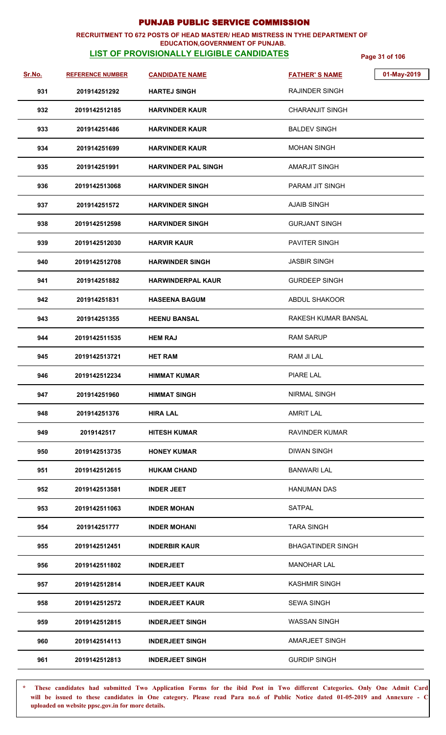# PUNJAB PUBLIC SERVICE COMMISSION

**RECRUITMENT TO 672 POSTS OF HEAD MASTER/ HEAD MISTRESS IN TYHE DEPARTMENT OF EDUCATION,GOVERNMENT OF PUNJAB.**

**LIST OF PROVISIONALLY ELIGIBLE CANDIDATES**

01-May-2019

| Sr.No. | REFERENCE NUMBER | CANDIDATE NAME | FATHER' S NAME |
|---|---|---|---|
| 931 | 201914251292 | HARTEJ SINGH | RAJINDER SINGH |
| 932 | 2019142512185 | HARVINDER KAUR | CHARANJIT SINGH |
| 933 | 201914251486 | HARVINDER KAUR | BALDEV SINGH |
| 934 | 201914251699 | HARVINDER KAUR | MOHAN SINGH |
| 935 | 201914251991 | HARVINDER PAL SINGH | AMARJIT SINGH |
| 936 | 2019142513068 | HARVINDER SINGH | PARAM JIT SINGH |
| 937 | 201914251572 | HARVINDER SINGH | AJAIB SINGH |
| 938 | 2019142512598 | HARVINDER SINGH | GURJANT SINGH |
| 939 | 2019142512030 | HARVIR KAUR | PAVITER SINGH |
| 940 | 2019142512708 | HARWINDER SINGH | JASBIR SINGH |
| 941 | 201914251882 | HARWINDERPAL KAUR | GURDEEP SINGH |
| 942 | 201914251831 | HASEENA BAGUM | ABDUL SHAKOOR |
| 943 | 201914251355 | HEENU BANSAL | RAKESH KUMAR BANSAL |
| 944 | 2019142511535 | HEM RAJ | RAM SARUP |
| 945 | 2019142513721 | HET RAM | RAM JI LAL |
| 946 | 2019142512234 | HIMMAT KUMAR | PIARE LAL |
| 947 | 201914251960 | HIMMAT SINGH | NIRMAL SINGH |
| 948 | 201914251376 | HIRA LAL | AMRIT LAL |
| 949 | 2019142517 | HITESH KUMAR | RAVINDER KUMAR |
| 950 | 2019142513735 | HONEY KUMAR | DIWAN SINGH |
| 951 | 2019142512615 | HUKAM CHAND | BANWARI LAL |
| 952 | 2019142513581 | INDER JEET | HANUMAN DAS |
| 953 | 2019142511063 | INDER MOHAN | SATPAL |
| 954 | 201914251777 | INDER MOHANI | TARA SINGH |
| 955 | 2019142512451 | INDERBIR KAUR | BHAGATINDER SINGH |
| 956 | 2019142511802 | INDERJEET | MANOHAR LAL |
| 957 | 2019142512814 | INDERJEET KAUR | KASHMIR SINGH |
| 958 | 2019142512572 | INDERJEET KAUR | SEWA SINGH |
| 959 | 2019142512815 | INDERJEET SINGH | WASSAN SINGH |
| 960 | 2019142514113 | INDERJEET SINGH | AMARJEET SINGH |
| 961 | 2019142512813 | INDERJEET SINGH | GURDIP SINGH |

\* **These candidates had submitted Two Application Forms for the ibid Post in Two different Categories. Only One Admit Card will be issued to these candidates in One category. Please read Para no.6 of Public Notice dated 01-05-2019 and Annexure - C uploaded on website ppsc.gov.in for more details.**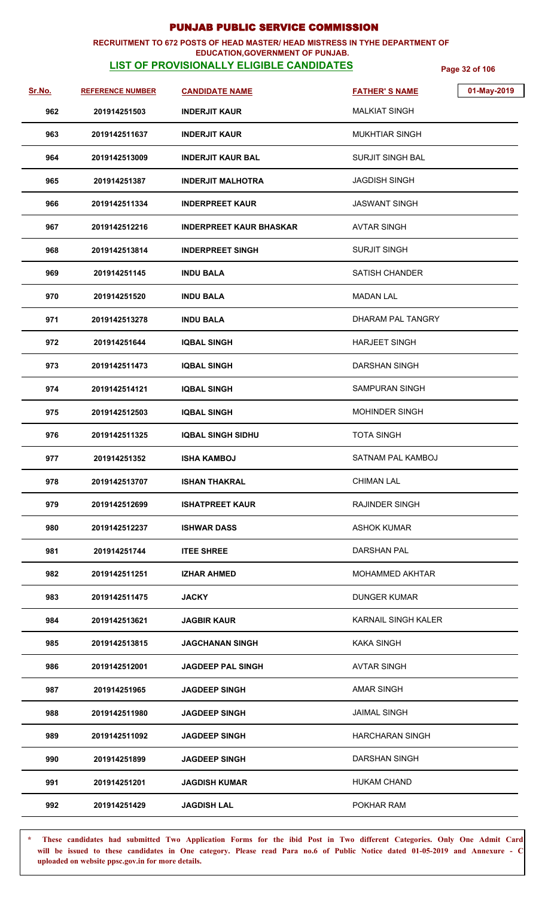# PUNJAB PUBLIC SERVICE COMMISSION

**RECRUITMENT TO 672 POSTS OF HEAD MASTER/ HEAD MISTRESS IN TYHE DEPARTMENT OF EDUCATION,GOVERNMENT OF PUNJAB.**

**LIST OF PROVISIONALLY ELIGIBLE CANDIDATES**

01-May-2019

| Sr.No. | REFERENCE NUMBER | CANDIDATE NAME | FATHER' S NAME |
|---|---|---|---|
| 962 | 201914251503 | INDERJIT KAUR | MALKIAT SINGH |
| 963 | 2019142511637 | INDERJIT KAUR | MUKHTIAR SINGH |
| 964 | 2019142513009 | INDERJIT KAUR BAL | SURJIT SINGH BAL |
| 965 | 201914251387 | INDERJIT MALHOTRA | JAGDISH SINGH |
| 966 | 2019142511334 | INDERPREET KAUR | JASWANT SINGH |
| 967 | 2019142512216 | INDERPREET KAUR BHASKAR | AVTAR SINGH |
| 968 | 2019142513814 | INDERPREET SINGH | SURJIT SINGH |
| 969 | 201914251145 | INDU BALA | SATISH CHANDER |
| 970 | 201914251520 | INDU BALA | MADAN LAL |
| 971 | 2019142513278 | INDU BALA | DHARAM PAL TANGRY |
| 972 | 201914251644 | IQBAL SINGH | HARJEET SINGH |
| 973 | 2019142511473 | IQBAL SINGH | DARSHAN SINGH |
| 974 | 2019142514121 | IQBAL SINGH | SAMPURAN SINGH |
| 975 | 2019142512503 | IQBAL SINGH | MOHINDER SINGH |
| 976 | 2019142511325 | IQBAL SINGH SIDHU | TOTA SINGH |
| 977 | 201914251352 | ISHA KAMBOJ | SATNAM PAL KAMBOJ |
| 978 | 2019142513707 | ISHAN THAKRAL | CHIMAN LAL |
| 979 | 2019142512699 | ISHATPREET KAUR | RAJINDER SINGH |
| 980 | 2019142512237 | ISHWAR DASS | ASHOK KUMAR |
| 981 | 201914251744 | ITEE SHREE | DARSHAN PAL |
| 982 | 2019142511251 | IZHAR AHMED | MOHAMMED AKHTAR |
| 983 | 2019142511475 | JACKY | DUNGER KUMAR |
| 984 | 2019142513621 | JAGBIR KAUR | KARNAIL SINGH KALER |
| 985 | 2019142513815 | JAGCHANAN SINGH | KAKA SINGH |
| 986 | 2019142512001 | JAGDEEP PAL SINGH | AVTAR SINGH |
| 987 | 201914251965 | JAGDEEP SINGH | AMAR SINGH |
| 988 | 2019142511980 | JAGDEEP SINGH | JAIMAL SINGH |
| 989 | 2019142511092 | JAGDEEP SINGH | HARCHARAN SINGH |
| 990 | 201914251899 | JAGDEEP SINGH | DARSHAN SINGH |
| 991 | 201914251201 | JAGDISH KUMAR | HUKAM CHAND |
| 992 | 201914251429 | JAGDISH LAL | POKHAR RAM |

\* **These candidates had submitted Two Application Forms for the ibid Post in Two different Categories. Only One Admit Card will be issued to these candidates in One category. Please read Para no.6 of Public Notice dated 01-05-2019 and Annexure - C uploaded on website ppsc.gov.in for more details.**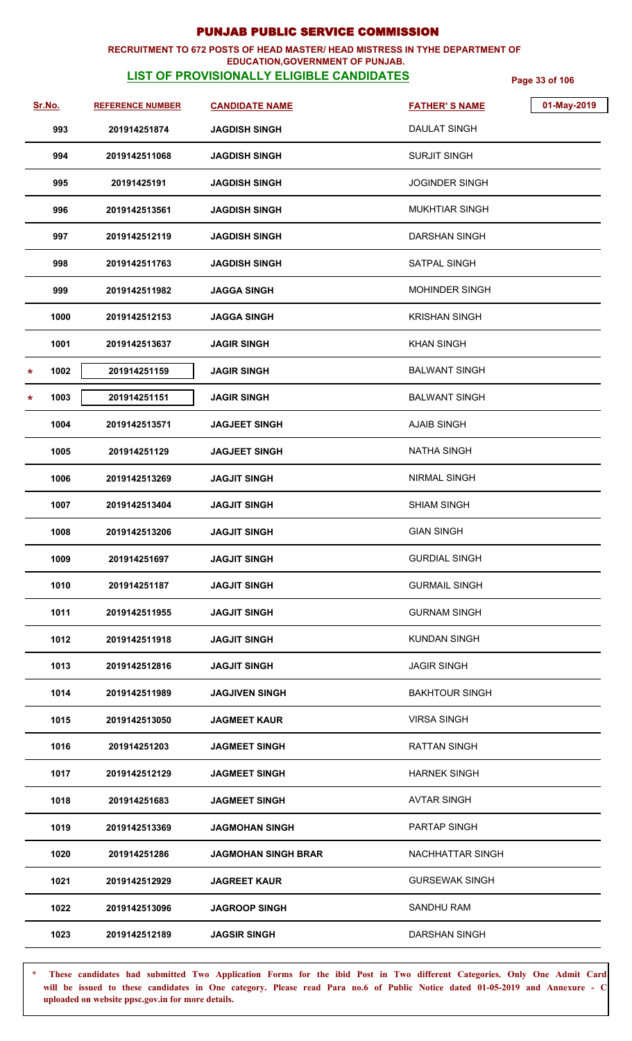# PUNJAB PUBLIC SERVICE COMMISSION

**RECRUITMENT TO 672 POSTS OF HEAD MASTER/ HEAD MISTRESS IN TYHE DEPARTMENT OF EDUCATION,GOVERNMENT OF PUNJAB.**

## LIST OF PROVISIONALLY ELIGIBLE CANDIDATES

01-May-2019

| Sr.No. | REFERENCE NUMBER | CANDIDATE NAME | FATHER' S NAME |
|---|---|---|---|
| 993 | 201914251874 | JAGDISH SINGH | DAULAT SINGH |
| 994 | 2019142511068 | JAGDISH SINGH | SURJIT SINGH |
| 995 | 20191425191 | JAGDISH SINGH | JOGINDER SINGH |
| 996 | 2019142513561 | JAGDISH SINGH | MUKHTIAR SINGH |
| 997 | 2019142512119 | JAGDISH SINGH | DARSHAN SINGH |
| 998 | 2019142511763 | JAGDISH SINGH | SATPAL SINGH |
| 999 | 2019142511982 | JAGGA SINGH | MOHINDER SINGH |
| 1000 | 2019142512153 | JAGGA SINGH | KRISHAN SINGH |
| 1001 | 2019142513637 | JAGIR SINGH | KHAN SINGH |
| * 1002 | 201914251159 | JAGIR SINGH | BALWANT SINGH |
| * 1003 | 201914251151 | JAGIR SINGH | BALWANT SINGH |
| 1004 | 2019142513571 | JAGJEET SINGH | AJAIB SINGH |
| 1005 | 201914251129 | JAGJEET SINGH | NATHA SINGH |
| 1006 | 2019142513269 | JAGJIT SINGH | NIRMAL SINGH |
| 1007 | 2019142513404 | JAGJIT SINGH | SHIAM SINGH |
| 1008 | 2019142513206 | JAGJIT SINGH | GIAN SINGH |
| 1009 | 201914251697 | JAGJIT SINGH | GURDIAL SINGH |
| 1010 | 201914251187 | JAGJIT SINGH | GURMAIL SINGH |
| 1011 | 2019142511955 | JAGJIT SINGH | GURNAM SINGH |
| 1012 | 2019142511918 | JAGJIT SINGH | KUNDAN SINGH |
| 1013 | 2019142512816 | JAGJIT SINGH | JAGIR SINGH |
| 1014 | 2019142511989 | JAGJIVEN SINGH | BAKHTOUR SINGH |
| 1015 | 2019142513050 | JAGMEET KAUR | VIRSA SINGH |
| 1016 | 201914251203 | JAGMEET SINGH | RATTAN SINGH |
| 1017 | 2019142512129 | JAGMEET SINGH | HARNEK SINGH |
| 1018 | 201914251683 | JAGMEET SINGH | AVTAR SINGH |
| 1019 | 2019142513369 | JAGMOHAN SINGH | PARTAP SINGH |
| 1020 | 201914251286 | JAGMOHAN SINGH BRAR | NACHHATTAR SINGH |
| 1021 | 2019142512929 | JAGREET KAUR | GURSEWAK SINGH |
| 1022 | 2019142513096 | JAGROOP SINGH | SANDHU RAM |
| 1023 | 2019142512189 | JAGSIR SINGH | DARSHAN SINGH |

\* **These candidates had submitted Two Application Forms for the ibid Post in Two different Categories. Only One Admit Card will be issued to these candidates in One category. Please read Para no.6 of Public Notice dated 01-05-2019 and Annexure - C uploaded on website ppsc.gov.in for more details.**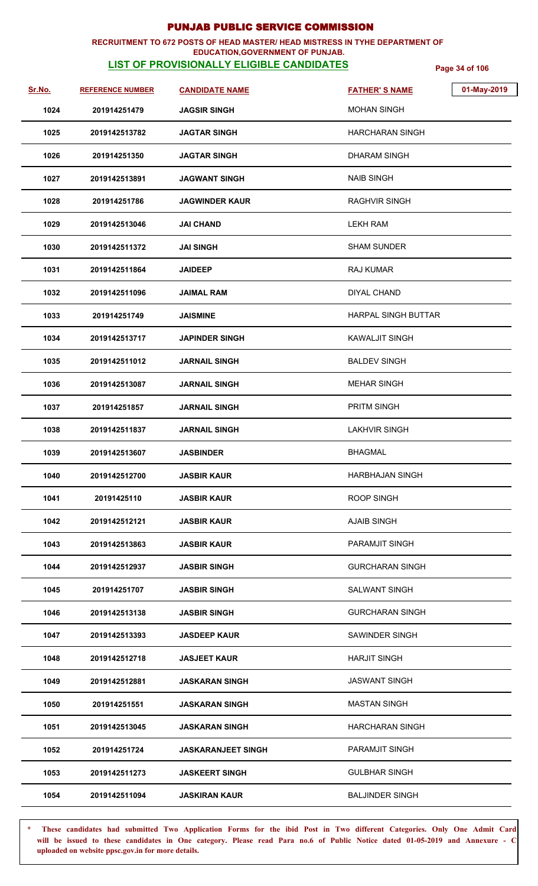# PUNJAB PUBLIC SERVICE COMMISSION

**RECRUITMENT TO 672 POSTS OF HEAD MASTER/ HEAD MISTRESS IN TYHE DEPARTMENT OF EDUCATION,GOVERNMENT OF PUNJAB.**

**LIST OF PROVISIONALLY ELIGIBLE CANDIDATES**

01-May-2019

| Sr.No. | REFERENCE NUMBER | CANDIDATE NAME | FATHER' S NAME |
|---|---|---|---|
| 1024 | 201914251479 | JAGSIR SINGH | MOHAN SINGH |
| 1025 | 2019142513782 | JAGTAR SINGH | HARCHARAN SINGH |
| 1026 | 201914251350 | JAGTAR SINGH | DHARAM SINGH |
| 1027 | 2019142513891 | JAGWANT SINGH | NAIB SINGH |
| 1028 | 201914251786 | JAGWINDER KAUR | RAGHVIR SINGH |
| 1029 | 2019142513046 | JAI CHAND | LEKH RAM |
| 1030 | 2019142511372 | JAI SINGH | SHAM SUNDER |
| 1031 | 2019142511864 | JAIDEEP | RAJ KUMAR |
| 1032 | 2019142511096 | JAIMAL RAM | DIYAL CHAND |
| 1033 | 201914251749 | JAISMINE | HARPAL SINGH BUTTAR |
| 1034 | 2019142513717 | JAPINDER SINGH | KAWALJIT SINGH |
| 1035 | 2019142511012 | JARNAIL SINGH | BALDEV SINGH |
| 1036 | 2019142513087 | JARNAIL SINGH | MEHAR SINGH |
| 1037 | 201914251857 | JARNAIL SINGH | PRITM SINGH |
| 1038 | 2019142511837 | JARNAIL SINGH | LAKHVIR SINGH |
| 1039 | 2019142513607 | JASBINDER | BHAGMAL |
| 1040 | 2019142512700 | JASBIR KAUR | HARBHAJAN SINGH |
| 1041 | 20191425110 | JASBIR KAUR | ROOP SINGH |
| 1042 | 2019142512121 | JASBIR KAUR | AJAIB SINGH |
| 1043 | 2019142513863 | JASBIR KAUR | PARAMJIT SINGH |
| 1044 | 2019142512937 | JASBIR SINGH | GURCHARAN SINGH |
| 1045 | 201914251707 | JASBIR SINGH | SALWANT SINGH |
| 1046 | 2019142513138 | JASBIR SINGH | GURCHARAN SINGH |
| 1047 | 2019142513393 | JASDEEP KAUR | SAWINDER SINGH |
| 1048 | 2019142512718 | JASJEET KAUR | HARJIT SINGH |
| 1049 | 2019142512881 | JASKARAN SINGH | JASWANT SINGH |
| 1050 | 201914251551 | JASKARAN SINGH | MASTAN SINGH |
| 1051 | 2019142513045 | JASKARAN SINGH | HARCHARAN SINGH |
| 1052 | 201914251724 | JASKARANJEET SINGH | PARAMJIT SINGH |
| 1053 | 2019142511273 | JASKEERT SINGH | GULBHAR SINGH |
| 1054 | 2019142511094 | JASKIRAN KAUR | BALJINDER SINGH |

**\* These candidates had submitted Two Application Forms for the ibid Post in Two different Categories. Only One Admit Card will be issued to these candidates in One category. Please read Para no.6 of Public Notice dated 01-05-2019 and Annexure - C uploaded on website ppsc.gov.in for more details.**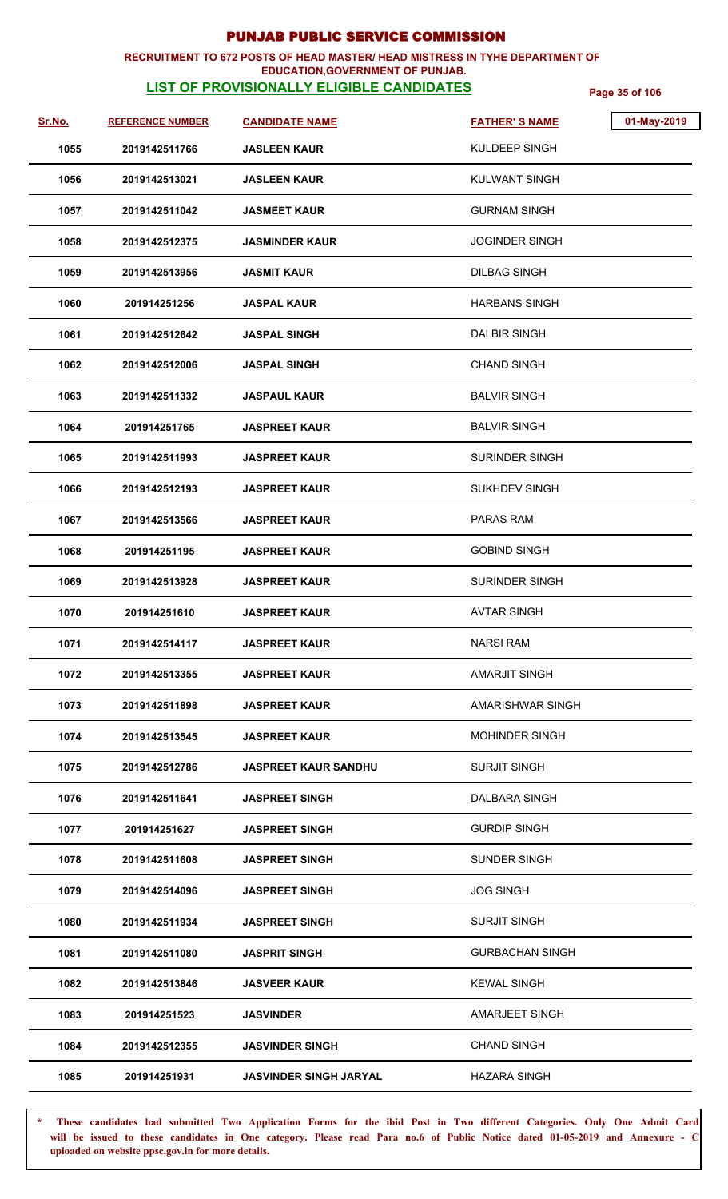# PUNJAB PUBLIC SERVICE COMMISSION

**RECRUITMENT TO 672 POSTS OF HEAD MASTER/ HEAD MISTRESS IN TYHE DEPARTMENT OF EDUCATION,GOVERNMENT OF PUNJAB.**

**LIST OF PROVISIONALLY ELIGIBLE CANDIDATES**

01-May-2019

| Sr.No. | REFERENCE NUMBER | CANDIDATE NAME | FATHER' S NAME |
|---|---|---|---|
| 1055 | 2019142511766 | JASLEEN KAUR | KULDEEP SINGH |
| 1056 | 2019142513021 | JASLEEN KAUR | KULWANT SINGH |
| 1057 | 2019142511042 | JASMEET KAUR | GURNAM SINGH |
| 1058 | 2019142512375 | JASMINDER KAUR | JOGINDER SINGH |
| 1059 | 2019142513956 | JASMIT KAUR | DILBAG SINGH |
| 1060 | 201914251256 | JASPAL KAUR | HARBANS SINGH |
| 1061 | 2019142512642 | JASPAL SINGH | DALBIR SINGH |
| 1062 | 2019142512006 | JASPAL SINGH | CHAND SINGH |
| 1063 | 2019142511332 | JASPAUL KAUR | BALVIR SINGH |
| 1064 | 201914251765 | JASPREET KAUR | BALVIR SINGH |
| 1065 | 2019142511993 | JASPREET KAUR | SURINDER SINGH |
| 1066 | 2019142512193 | JASPREET KAUR | SUKHDEV SINGH |
| 1067 | 2019142513566 | JASPREET KAUR | PARAS RAM |
| 1068 | 201914251195 | JASPREET KAUR | GOBIND SINGH |
| 1069 | 2019142513928 | JASPREET KAUR | SURINDER SINGH |
| 1070 | 201914251610 | JASPREET KAUR | AVTAR SINGH |
| 1071 | 2019142514117 | JASPREET KAUR | NARSI RAM |
| 1072 | 2019142513355 | JASPREET KAUR | AMARJIT SINGH |
| 1073 | 2019142511898 | JASPREET KAUR | AMARISHWAR SINGH |
| 1074 | 2019142513545 | JASPREET KAUR | MOHINDER SINGH |
| 1075 | 2019142512786 | JASPREET KAUR SANDHU | SURJIT SINGH |
| 1076 | 2019142511641 | JASPREET SINGH | DALBARA SINGH |
| 1077 | 201914251627 | JASPREET SINGH | GURDIP SINGH |
| 1078 | 2019142511608 | JASPREET SINGH | SUNDER SINGH |
| 1079 | 2019142514096 | JASPREET SINGH | JOG SINGH |
| 1080 | 2019142511934 | JASPREET SINGH | SURJIT SINGH |
| 1081 | 2019142511080 | JASPRIT SINGH | GURBACHAN SINGH |
| 1082 | 2019142513846 | JASVEER KAUR | KEWAL SINGH |
| 1083 | 201914251523 | JASVINDER | AMARJEET SINGH |
| 1084 | 2019142512355 | JASVINDER SINGH | CHAND SINGH |
| 1085 | 201914251931 | JASVINDER SINGH JARYAL | HAZARA SINGH |

**\* These candidates had submitted Two Application Forms for the ibid Post in Two different Categories. Only One Admit Card will be issued to these candidates in One category. Please read Para no.6 of Public Notice dated 01-05-2019 and Annexure - C uploaded on website ppsc.gov.in for more details.**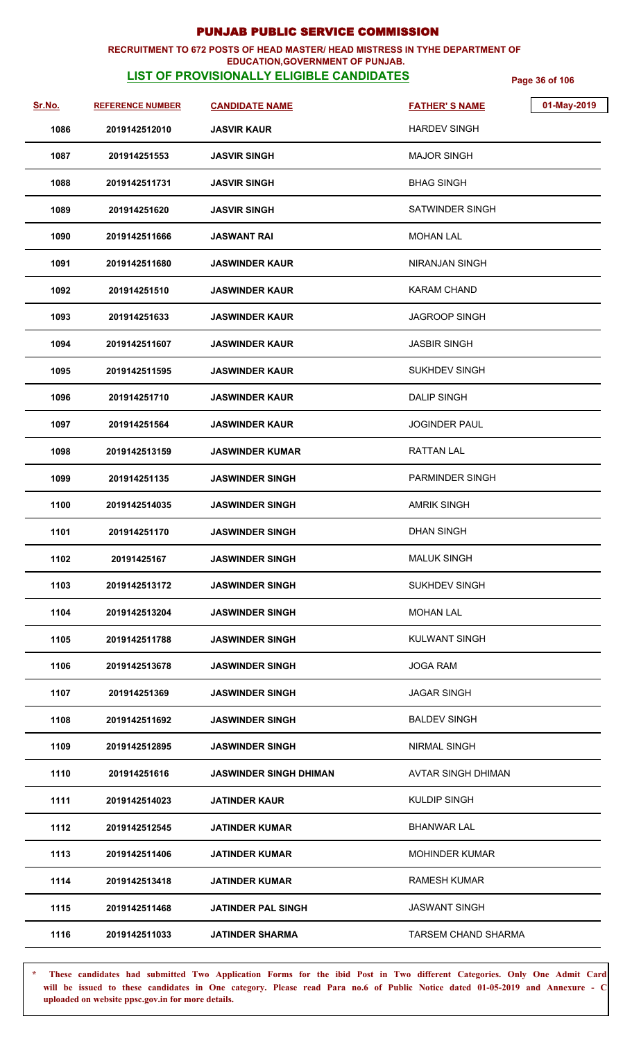# PUNJAB PUBLIC SERVICE COMMISSION

**RECRUITMENT TO 672 POSTS OF HEAD MASTER/ HEAD MISTRESS IN TYHE DEPARTMENT OF EDUCATION,GOVERNMENT OF PUNJAB.**

**LIST OF PROVISIONALLY ELIGIBLE CANDIDATES**

01-May-2019

| Sr.No. | REFERENCE NUMBER | CANDIDATE NAME | FATHER' S NAME |
|---|---|---|---|
| 1086 | 2019142512010 | JASVIR KAUR | HARDEV SINGH |
| 1087 | 201914251553 | JASVIR SINGH | MAJOR SINGH |
| 1088 | 2019142511731 | JASVIR SINGH | BHAG SINGH |
| 1089 | 201914251620 | JASVIR SINGH | SATWINDER SINGH |
| 1090 | 2019142511666 | JASWANT RAI | MOHAN LAL |
| 1091 | 2019142511680 | JASWINDER KAUR | NIRANJAN SINGH |
| 1092 | 201914251510 | JASWINDER KAUR | KARAM CHAND |
| 1093 | 201914251633 | JASWINDER KAUR | JAGROOP SINGH |
| 1094 | 2019142511607 | JASWINDER KAUR | JASBIR SINGH |
| 1095 | 2019142511595 | JASWINDER KAUR | SUKHDEV SINGH |
| 1096 | 201914251710 | JASWINDER KAUR | DALIP SINGH |
| 1097 | 201914251564 | JASWINDER KAUR | JOGINDER PAUL |
| 1098 | 2019142513159 | JASWINDER KUMAR | RATTAN LAL |
| 1099 | 201914251135 | JASWINDER SINGH | PARMINDER SINGH |
| 1100 | 2019142514035 | JASWINDER SINGH | AMRIK SINGH |
| 1101 | 201914251170 | JASWINDER SINGH | DHAN SINGH |
| 1102 | 20191425167 | JASWINDER SINGH | MALUK SINGH |
| 1103 | 2019142513172 | JASWINDER SINGH | SUKHDEV SINGH |
| 1104 | 2019142513204 | JASWINDER SINGH | MOHAN LAL |
| 1105 | 2019142511788 | JASWINDER SINGH | KULWANT SINGH |
| 1106 | 2019142513678 | JASWINDER SINGH | JOGA RAM |
| 1107 | 201914251369 | JASWINDER SINGH | JAGAR SINGH |
| 1108 | 2019142511692 | JASWINDER SINGH | BALDEV SINGH |
| 1109 | 2019142512895 | JASWINDER SINGH | NIRMAL SINGH |
| 1110 | 201914251616 | JASWINDER SINGH DHIMAN | AVTAR SINGH DHIMAN |
| 1111 | 2019142514023 | JATINDER KAUR | KULDIP SINGH |
| 1112 | 2019142512545 | JATINDER KUMAR | BHANWAR LAL |
| 1113 | 2019142511406 | JATINDER KUMAR | MOHINDER KUMAR |
| 1114 | 2019142513418 | JATINDER KUMAR | RAMESH KUMAR |
| 1115 | 2019142511468 | JATINDER PAL SINGH | JASWANT SINGH |
| 1116 | 2019142511033 | JATINDER SHARMA | TARSEM CHAND SHARMA |

**\* These candidates had submitted Two Application Forms for the ibid Post in Two different Categories. Only One Admit Card will be issued to these candidates in One category. Please read Para no.6 of Public Notice dated 01-05-2019 and Annexure - C uploaded on website ppsc.gov.in for more details.**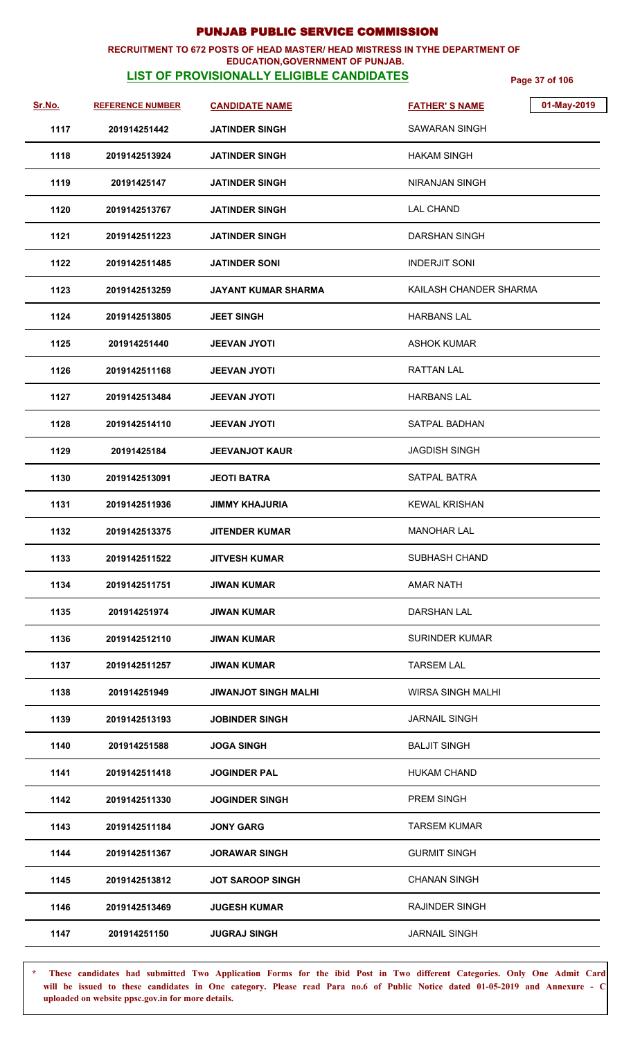# PUNJAB PUBLIC SERVICE COMMISSION

**RECRUITMENT TO 672 POSTS OF HEAD MASTER/ HEAD MISTRESS IN TYHE DEPARTMENT OF EDUCATION,GOVERNMENT OF PUNJAB.**

**LIST OF PROVISIONALLY ELIGIBLE CANDIDATES**

01-May-2019

| Sr.No. | REFERENCE NUMBER | CANDIDATE NAME | FATHER' S NAME |
|---|---|---|---|
| 1117 | 201914251442 | JATINDER SINGH | SAWARAN SINGH |
| 1118 | 2019142513924 | JATINDER SINGH | HAKAM SINGH |
| 1119 | 20191425147 | JATINDER SINGH | NIRANJAN SINGH |
| 1120 | 2019142513767 | JATINDER SINGH | LAL CHAND |
| 1121 | 2019142511223 | JATINDER SINGH | DARSHAN SINGH |
| 1122 | 2019142511485 | JATINDER SONI | INDERJIT SONI |
| 1123 | 2019142513259 | JAYANT KUMAR SHARMA | KAILASH CHANDER SHARMA |
| 1124 | 2019142513805 | JEET SINGH | HARBANS LAL |
| 1125 | 201914251440 | JEEVAN JYOTI | ASHOK KUMAR |
| 1126 | 2019142511168 | JEEVAN JYOTI | RATTAN LAL |
| 1127 | 2019142513484 | JEEVAN JYOTI | HARBANS LAL |
| 1128 | 2019142514110 | JEEVAN JYOTI | SATPAL BADHAN |
| 1129 | 20191425184 | JEEVANJOT KAUR | JAGDISH SINGH |
| 1130 | 2019142513091 | JEOTI BATRA | SATPAL BATRA |
| 1131 | 2019142511936 | JIMMY KHAJURIA | KEWAL KRISHAN |
| 1132 | 2019142513375 | JITENDER KUMAR | MANOHAR LAL |
| 1133 | 2019142511522 | JITVESH KUMAR | SUBHASH CHAND |
| 1134 | 2019142511751 | JIWAN KUMAR | AMAR NATH |
| 1135 | 201914251974 | JIWAN KUMAR | DARSHAN LAL |
| 1136 | 2019142512110 | JIWAN KUMAR | SURINDER KUMAR |
| 1137 | 2019142511257 | JIWAN KUMAR | TARSEM LAL |
| 1138 | 201914251949 | JIWANJOT SINGH MALHI | WIRSA SINGH MALHI |
| 1139 | 2019142513193 | JOBINDER SINGH | JARNAIL SINGH |
| 1140 | 201914251588 | JOGA SINGH | BALJIT SINGH |
| 1141 | 2019142511418 | JOGINDER PAL | HUKAM CHAND |
| 1142 | 2019142511330 | JOGINDER SINGH | PREM SINGH |
| 1143 | 2019142511184 | JONY GARG | TARSEM KUMAR |
| 1144 | 2019142511367 | JORAWAR SINGH | GURMIT SINGH |
| 1145 | 2019142513812 | JOT SAROOP SINGH | CHANAN SINGH |
| 1146 | 2019142513469 | JUGESH KUMAR | RAJINDER SINGH |
| 1147 | 201914251150 | JUGRAJ SINGH | JARNAIL SINGH |

**\* These candidates had submitted Two Application Forms for the ibid Post in Two different Categories. Only One Admit Card will be issued to these candidates in One category. Please read Para no.6 of Public Notice dated 01-05-2019 and Annexure - C uploaded on website ppsc.gov.in for more details.**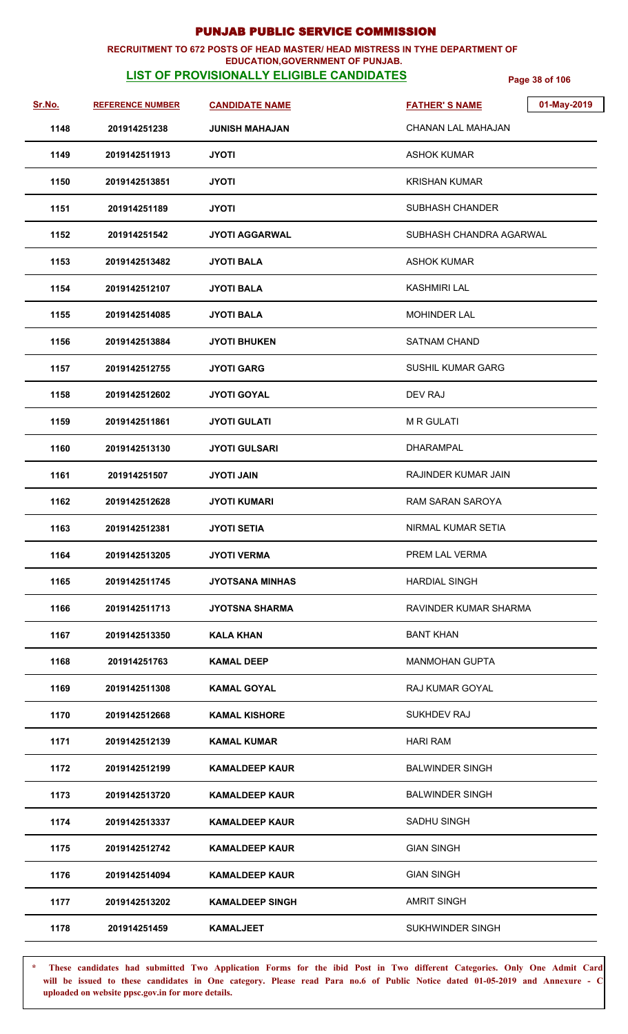# PUNJAB PUBLIC SERVICE COMMISSION

**RECRUITMENT TO 672 POSTS OF HEAD MASTER/ HEAD MISTRESS IN TYHE DEPARTMENT OF EDUCATION,GOVERNMENT OF PUNJAB.**

**LIST OF PROVISIONALLY ELIGIBLE CANDIDATES**

01-May-2019

| Sr.No. | REFERENCE NUMBER | CANDIDATE NAME | FATHER' S NAME |
|---|---|---|---|
| 1148 | 201914251238 | JUNISH MAHAJAN | CHANAN LAL MAHAJAN |
| 1149 | 2019142511913 | JYOTI | ASHOK KUMAR |
| 1150 | 2019142513851 | JYOTI | KRISHAN KUMAR |
| 1151 | 201914251189 | JYOTI | SUBHASH CHANDER |
| 1152 | 201914251542 | JYOTI AGGARWAL | SUBHASH CHANDRA AGARWAL |
| 1153 | 2019142513482 | JYOTI BALA | ASHOK KUMAR |
| 1154 | 2019142512107 | JYOTI BALA | KASHMIRI LAL |
| 1155 | 2019142514085 | JYOTI BALA | MOHINDER LAL |
| 1156 | 2019142513884 | JYOTI BHUKEN | SATNAM CHAND |
| 1157 | 2019142512755 | JYOTI GARG | SUSHIL KUMAR GARG |
| 1158 | 2019142512602 | JYOTI GOYAL | DEV RAJ |
| 1159 | 2019142511861 | JYOTI GULATI | M R GULATI |
| 1160 | 2019142513130 | JYOTI GULSARI | DHARAMPAL |
| 1161 | 201914251507 | JYOTI JAIN | RAJINDER KUMAR JAIN |
| 1162 | 2019142512628 | JYOTI KUMARI | RAM SARAN SAROYA |
| 1163 | 2019142512381 | JYOTI SETIA | NIRMAL KUMAR SETIA |
| 1164 | 2019142513205 | JYOTI VERMA | PREM LAL VERMA |
| 1165 | 2019142511745 | JYOTSANA MINHAS | HARDIAL SINGH |
| 1166 | 2019142511713 | JYOTSNA SHARMA | RAVINDER KUMAR SHARMA |
| 1167 | 2019142513350 | KALA KHAN | BANT KHAN |
| 1168 | 201914251763 | KAMAL DEEP | MANMOHAN GUPTA |
| 1169 | 2019142511308 | KAMAL GOYAL | RAJ KUMAR GOYAL |
| 1170 | 2019142512668 | KAMAL KISHORE | SUKHDEV RAJ |
| 1171 | 2019142512139 | KAMAL KUMAR | HARI RAM |
| 1172 | 2019142512199 | KAMALDEEP KAUR | BALWINDER SINGH |
| 1173 | 2019142513720 | KAMALDEEP KAUR | BALWINDER SINGH |
| 1174 | 2019142513337 | KAMALDEEP KAUR | SADHU SINGH |
| 1175 | 2019142512742 | KAMALDEEP KAUR | GIAN SINGH |
| 1176 | 2019142514094 | KAMALDEEP KAUR | GIAN SINGH |
| 1177 | 2019142513202 | KAMALDEEP SINGH | AMRIT SINGH |
| 1178 | 201914251459 | KAMALJEET | SUKHWINDER SINGH |

**\* These candidates had submitted Two Application Forms for the ibid Post in Two different Categories. Only One Admit Card will be issued to these candidates in One category. Please read Para no.6 of Public Notice dated 01-05-2019 and Annexure - C uploaded on website ppsc.gov.in for more details.**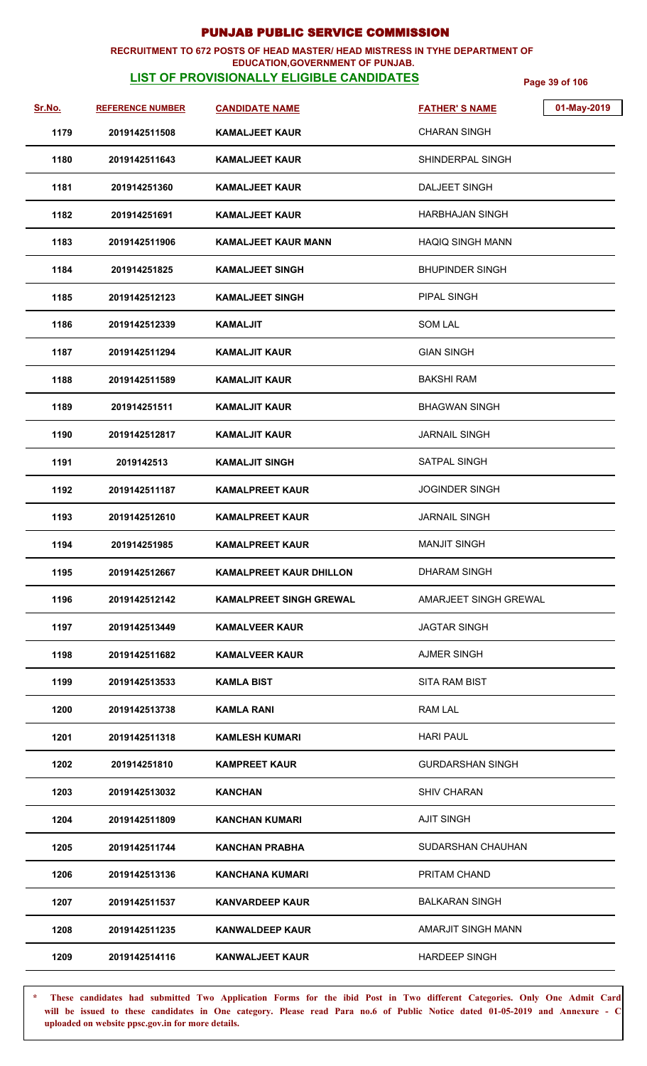# PUNJAB PUBLIC SERVICE COMMISSION

**RECRUITMENT TO 672 POSTS OF HEAD MASTER/ HEAD MISTRESS IN TYHE DEPARTMENT OF EDUCATION,GOVERNMENT OF PUNJAB.**

## LIST OF PROVISIONALLY ELIGIBLE CANDIDATES

01-May-2019

| Sr.No. | REFERENCE NUMBER | CANDIDATE NAME | FATHER' S NAME |
|---|---|---|---|
| 1179 | 2019142511508 | KAMALJEET KAUR | CHARAN SINGH |
| 1180 | 2019142511643 | KAMALJEET KAUR | SHINDERPAL SINGH |
| 1181 | 201914251360 | KAMALJEET KAUR | DALJEET SINGH |
| 1182 | 201914251691 | KAMALJEET KAUR | HARBHAJAN SINGH |
| 1183 | 2019142511906 | KAMALJEET KAUR MANN | HAQIQ SINGH MANN |
| 1184 | 201914251825 | KAMALJEET SINGH | BHUPINDER SINGH |
| 1185 | 2019142512123 | KAMALJEET SINGH | PIPAL SINGH |
| 1186 | 2019142512339 | KAMALJIT | SOM LAL |
| 1187 | 2019142511294 | KAMALJIT KAUR | GIAN SINGH |
| 1188 | 2019142511589 | KAMALJIT KAUR | BAKSHI RAM |
| 1189 | 201914251511 | KAMALJIT KAUR | BHAGWAN SINGH |
| 1190 | 2019142512817 | KAMALJIT KAUR | JARNAIL SINGH |
| 1191 | 2019142513 | KAMALJIT SINGH | SATPAL SINGH |
| 1192 | 2019142511187 | KAMALPREET KAUR | JOGINDER SINGH |
| 1193 | 2019142512610 | KAMALPREET KAUR | JARNAIL SINGH |
| 1194 | 201914251985 | KAMALPREET KAUR | MANJIT SINGH |
| 1195 | 2019142512667 | KAMALPREET KAUR DHILLON | DHARAM SINGH |
| 1196 | 2019142512142 | KAMALPREET SINGH GREWAL | AMARJEET SINGH GREWAL |
| 1197 | 2019142513449 | KAMALVEER KAUR | JAGTAR SINGH |
| 1198 | 2019142511682 | KAMALVEER KAUR | AJMER SINGH |
| 1199 | 2019142513533 | KAMLA BIST | SITA RAM BIST |
| 1200 | 2019142513738 | KAMLA RANI | RAM LAL |
| 1201 | 2019142511318 | KAMLESH KUMARI | HARI PAUL |
| 1202 | 201914251810 | KAMPREET KAUR | GURDARSHAN SINGH |
| 1203 | 2019142513032 | KANCHAN | SHIV CHARAN |
| 1204 | 2019142511809 | KANCHAN KUMARI | AJIT SINGH |
| 1205 | 2019142511744 | KANCHAN PRABHA | SUDARSHAN CHAUHAN |
| 1206 | 2019142513136 | KANCHANA KUMARI | PRITAM CHAND |
| 1207 | 2019142511537 | KANVARDEEP KAUR | BALKARAN SINGH |
| 1208 | 2019142511235 | KANWALDEEP KAUR | AMARJIT SINGH MANN |
| 1209 | 2019142514116 | KANWALJEET KAUR | HARDEEP SINGH |

**\* These candidates had submitted Two Application Forms for the ibid Post in Two different Categories. Only One Admit Card will be issued to these candidates in One category. Please read Para no.6 of Public Notice dated 01-05-2019 and Annexure - C uploaded on website ppsc.gov.in for more details.**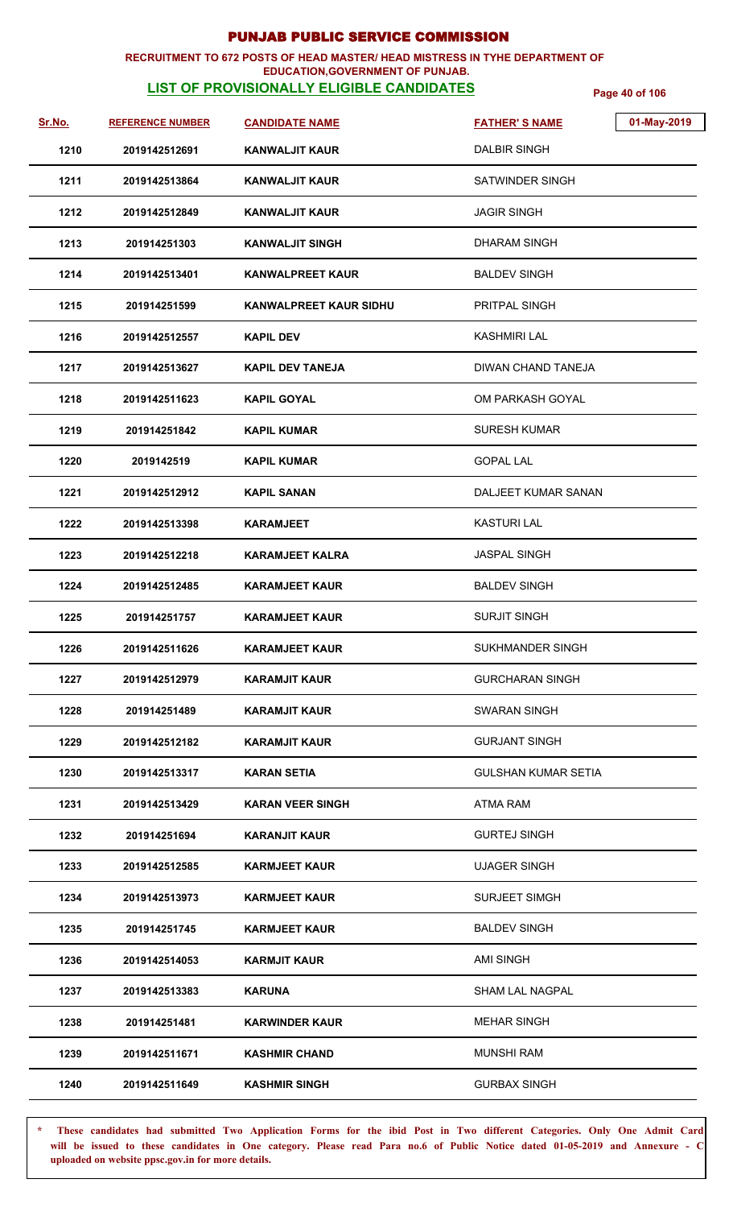# PUNJAB PUBLIC SERVICE COMMISSION

**RECRUITMENT TO 672 POSTS OF HEAD MASTER/ HEAD MISTRESS IN TYHE DEPARTMENT OF EDUCATION,GOVERNMENT OF PUNJAB.**

**LIST OF PROVISIONALLY ELIGIBLE CANDIDATES**

01-May-2019

| Sr.No. | REFERENCE NUMBER | CANDIDATE NAME | FATHER' S NAME |
|---|---|---|---|
| 1210 | 2019142512691 | KANWALJIT KAUR | DALBIR SINGH |
| 1211 | 2019142513864 | KANWALJIT KAUR | SATWINDER SINGH |
| 1212 | 2019142512849 | KANWALJIT KAUR | JAGIR SINGH |
| 1213 | 201914251303 | KANWALJIT SINGH | DHARAM SINGH |
| 1214 | 2019142513401 | KANWALPREET KAUR | BALDEV SINGH |
| 1215 | 201914251599 | KANWALPREET KAUR SIDHU | PRITPAL SINGH |
| 1216 | 2019142512557 | KAPIL DEV | KASHMIRI LAL |
| 1217 | 2019142513627 | KAPIL DEV TANEJA | DIWAN CHAND TANEJA |
| 1218 | 2019142511623 | KAPIL GOYAL | OM PARKASH GOYAL |
| 1219 | 201914251842 | KAPIL KUMAR | SURESH KUMAR |
| 1220 | 2019142519 | KAPIL KUMAR | GOPAL LAL |
| 1221 | 2019142512912 | KAPIL SANAN | DALJEET KUMAR SANAN |
| 1222 | 2019142513398 | KARAMJEET | KASTURI LAL |
| 1223 | 2019142512218 | KARAMJEET KALRA | JASPAL SINGH |
| 1224 | 2019142512485 | KARAMJEET KAUR | BALDEV SINGH |
| 1225 | 201914251757 | KARAMJEET KAUR | SURJIT SINGH |
| 1226 | 2019142511626 | KARAMJEET KAUR | SUKHMANDER SINGH |
| 1227 | 2019142512979 | KARAMJIT KAUR | GURCHARAN SINGH |
| 1228 | 201914251489 | KARAMJIT KAUR | SWARAN SINGH |
| 1229 | 2019142512182 | KARAMJIT KAUR | GURJANT SINGH |
| 1230 | 2019142513317 | KARAN SETIA | GULSHAN KUMAR SETIA |
| 1231 | 2019142513429 | KARAN VEER SINGH | ATMA RAM |
| 1232 | 201914251694 | KARANJIT KAUR | GURTEJ SINGH |
| 1233 | 2019142512585 | KARMJEET KAUR | UJAGER SINGH |
| 1234 | 2019142513973 | KARMJEET KAUR | SURJEET SIMGH |
| 1235 | 201914251745 | KARMJEET KAUR | BALDEV SINGH |
| 1236 | 2019142514053 | KARMJIT KAUR | AMI SINGH |
| 1237 | 2019142513383 | KARUNA | SHAM LAL NAGPAL |
| 1238 | 201914251481 | KARWINDER KAUR | MEHAR SINGH |
| 1239 | 2019142511671 | KASHMIR CHAND | MUNSHI RAM |
| 1240 | 2019142511649 | KASHMIR SINGH | GURBAX SINGH |

\* These candidates had submitted Two Application Forms for the ibid Post in Two different Categories. Only One Admit Card will be issued to these candidates in One category. Please read Para no.6 of Public Notice dated 01-05-2019 and Annexure - C uploaded on website ppsc.gov.in for more details.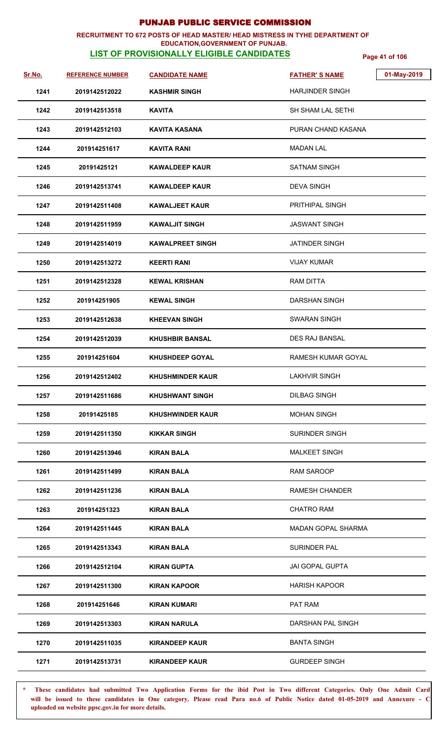# PUNJAB PUBLIC SERVICE COMMISSION

**RECRUITMENT TO 672 POSTS OF HEAD MASTER/ HEAD MISTRESS IN TYHE DEPARTMENT OF EDUCATION,GOVERNMENT OF PUNJAB.**

## LIST OF PROVISIONALLY ELIGIBLE CANDIDATES

01-May-2019

| Sr.No. | REFERENCE NUMBER | CANDIDATE NAME | FATHER' S NAME |
|---|---|---|---|
| 1241 | 2019142512022 | KASHMIR SINGH | HARJINDER SINGH |
| 1242 | 2019142513518 | KAVITA | SH SHAM LAL SETHI |
| 1243 | 2019142512103 | KAVITA KASANA | PURAN CHAND KASANA |
| 1244 | 201914251617 | KAVITA RANI | MADAN LAL |
| 1245 | 20191425121 | KAWALDEEP KAUR | SATNAM SINGH |
| 1246 | 2019142513741 | KAWALDEEP KAUR | DEVA SINGH |
| 1247 | 2019142511408 | KAWALJEET KAUR | PRITHIPAL SINGH |
| 1248 | 2019142511959 | KAWALJIT SINGH | JASWANT SINGH |
| 1249 | 2019142514019 | KAWALPREET SINGH | JATINDER SINGH |
| 1250 | 2019142513272 | KEERTI RANI | VIJAY KUMAR |
| 1251 | 2019142512328 | KEWAL KRISHAN | RAM DITTA |
| 1252 | 201914251905 | KEWAL SINGH | DARSHAN SINGH |
| 1253 | 2019142512638 | KHEEVAN SINGH | SWARAN SINGH |
| 1254 | 2019142512039 | KHUSHBIR BANSAL | DES RAJ BANSAL |
| 1255 | 201914251604 | KHUSHDEEP GOYAL | RAMESH KUMAR GOYAL |
| 1256 | 2019142512402 | KHUSHMINDER KAUR | LAKHVIR SINGH |
| 1257 | 2019142511686 | KHUSHWANT SINGH | DILBAG SINGH |
| 1258 | 20191425185 | KHUSHWINDER KAUR | MOHAN SINGH |
| 1259 | 2019142511350 | KIKKAR SINGH | SURINDER SINGH |
| 1260 | 2019142513946 | KIRAN BALA | MALKEET SINGH |
| 1261 | 2019142511499 | KIRAN BALA | RAM SAROOP |
| 1262 | 2019142511236 | KIRAN BALA | RAMESH CHANDER |
| 1263 | 201914251323 | KIRAN BALA | CHATRO RAM |
| 1264 | 2019142511445 | KIRAN BALA | MADAN GOPAL SHARMA |
| 1265 | 2019142513343 | KIRAN BALA | SURINDER PAL |
| 1266 | 2019142512104 | KIRAN GUPTA | JAI GOPAL GUPTA |
| 1267 | 2019142511300 | KIRAN KAPOOR | HARISH KAPOOR |
| 1268 | 201914251646 | KIRAN KUMARI | PAT RAM |
| 1269 | 2019142513303 | KIRAN NARULA | DARSHAN PAL SINGH |
| 1270 | 2019142511035 | KIRANDEEP KAUR | BANTA SINGH |
| 1271 | 2019142513731 | KIRANDEEP KAUR | GURDEEP SINGH |

**\* These candidates had submitted Two Application Forms for the ibid Post in Two different Categories. Only One Admit Card will be issued to these candidates in One category. Please read Para no.6 of Public Notice dated 01-05-2019 and Annexure - C uploaded on website ppsc.gov.in for more details.**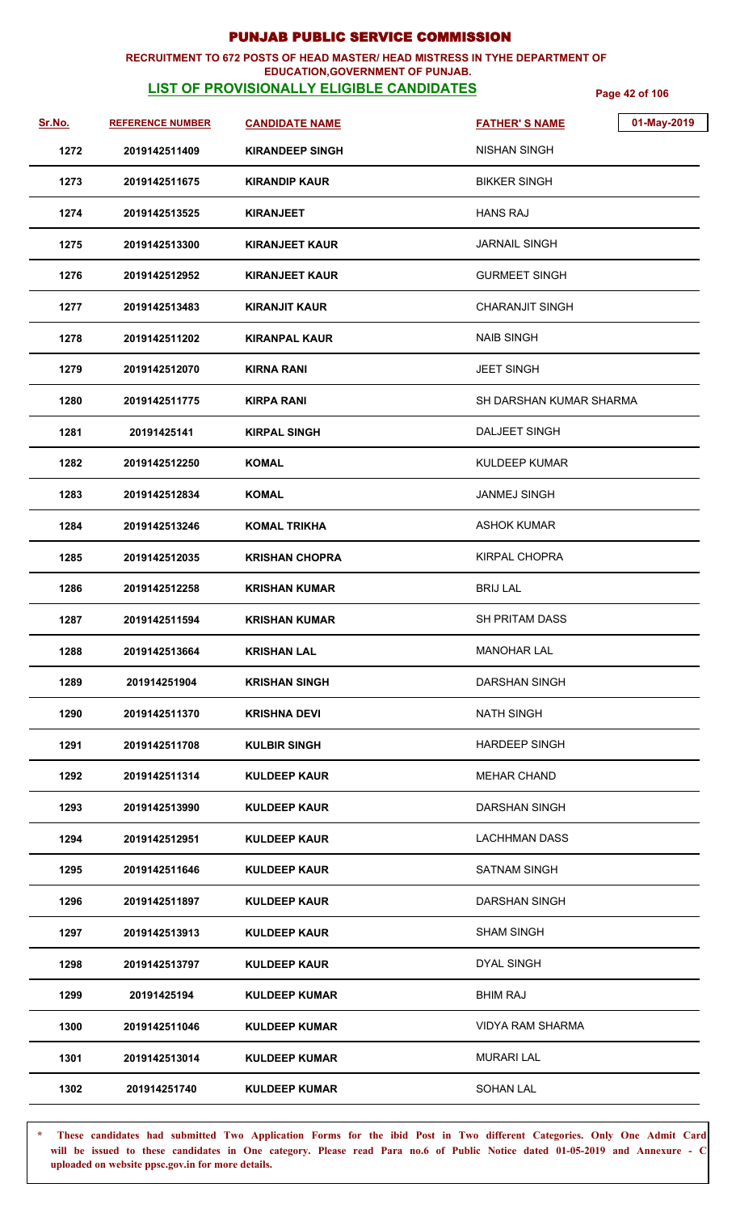# PUNJAB PUBLIC SERVICE COMMISSION

**RECRUITMENT TO 672 POSTS OF HEAD MASTER/ HEAD MISTRESS IN TYHE DEPARTMENT OF EDUCATION,GOVERNMENT OF PUNJAB.**

**LIST OF PROVISIONALLY ELIGIBLE CANDIDATES**

01-May-2019

| Sr.No. | REFERENCE NUMBER | CANDIDATE NAME | FATHER' S NAME |
|---|---|---|---|
| 1272 | 2019142511409 | KIRANDEEP SINGH | NISHAN SINGH |
| 1273 | 2019142511675 | KIRANDIP KAUR | BIKKER SINGH |
| 1274 | 2019142513525 | KIRANJEET | HANS RAJ |
| 1275 | 2019142513300 | KIRANJEET KAUR | JARNAIL SINGH |
| 1276 | 2019142512952 | KIRANJEET KAUR | GURMEET SINGH |
| 1277 | 2019142513483 | KIRANJIT KAUR | CHARANJIT SINGH |
| 1278 | 2019142511202 | KIRANPAL KAUR | NAIB SINGH |
| 1279 | 2019142512070 | KIRNA RANI | JEET SINGH |
| 1280 | 2019142511775 | KIRPA RANI | SH DARSHAN KUMAR SHARMA |
| 1281 | 20191425141 | KIRPAL SINGH | DALJEET SINGH |
| 1282 | 2019142512250 | KOMAL | KULDEEP KUMAR |
| 1283 | 2019142512834 | KOMAL | JANMEJ SINGH |
| 1284 | 2019142513246 | KOMAL TRIKHA | ASHOK KUMAR |
| 1285 | 2019142512035 | KRISHAN CHOPRA | KIRPAL CHOPRA |
| 1286 | 2019142512258 | KRISHAN KUMAR | BRIJ LAL |
| 1287 | 2019142511594 | KRISHAN KUMAR | SH PRITAM DASS |
| 1288 | 2019142513664 | KRISHAN LAL | MANOHAR LAL |
| 1289 | 201914251904 | KRISHAN SINGH | DARSHAN SINGH |
| 1290 | 2019142511370 | KRISHNA DEVI | NATH SINGH |
| 1291 | 2019142511708 | KULBIR SINGH | HARDEEP SINGH |
| 1292 | 2019142511314 | KULDEEP KAUR | MEHAR CHAND |
| 1293 | 2019142513990 | KULDEEP KAUR | DARSHAN SINGH |
| 1294 | 2019142512951 | KULDEEP KAUR | LACHHMAN DASS |
| 1295 | 2019142511646 | KULDEEP KAUR | SATNAM SINGH |
| 1296 | 2019142511897 | KULDEEP KAUR | DARSHAN SINGH |
| 1297 | 2019142513913 | KULDEEP KAUR | SHAM SINGH |
| 1298 | 2019142513797 | KULDEEP KAUR | DYAL SINGH |
| 1299 | 20191425194 | KULDEEP KUMAR | BHIM RAJ |
| 1300 | 2019142511046 | KULDEEP KUMAR | VIDYA RAM SHARMA |
| 1301 | 2019142513014 | KULDEEP KUMAR | MURARI LAL |
| 1302 | 201914251740 | KULDEEP KUMAR | SOHAN LAL |

**\* These candidates had submitted Two Application Forms for the ibid Post in Two different Categories. Only One Admit Card will be issued to these candidates in One category. Please read Para no.6 of Public Notice dated 01-05-2019 and Annexure - C uploaded on website ppsc.gov.in for more details.**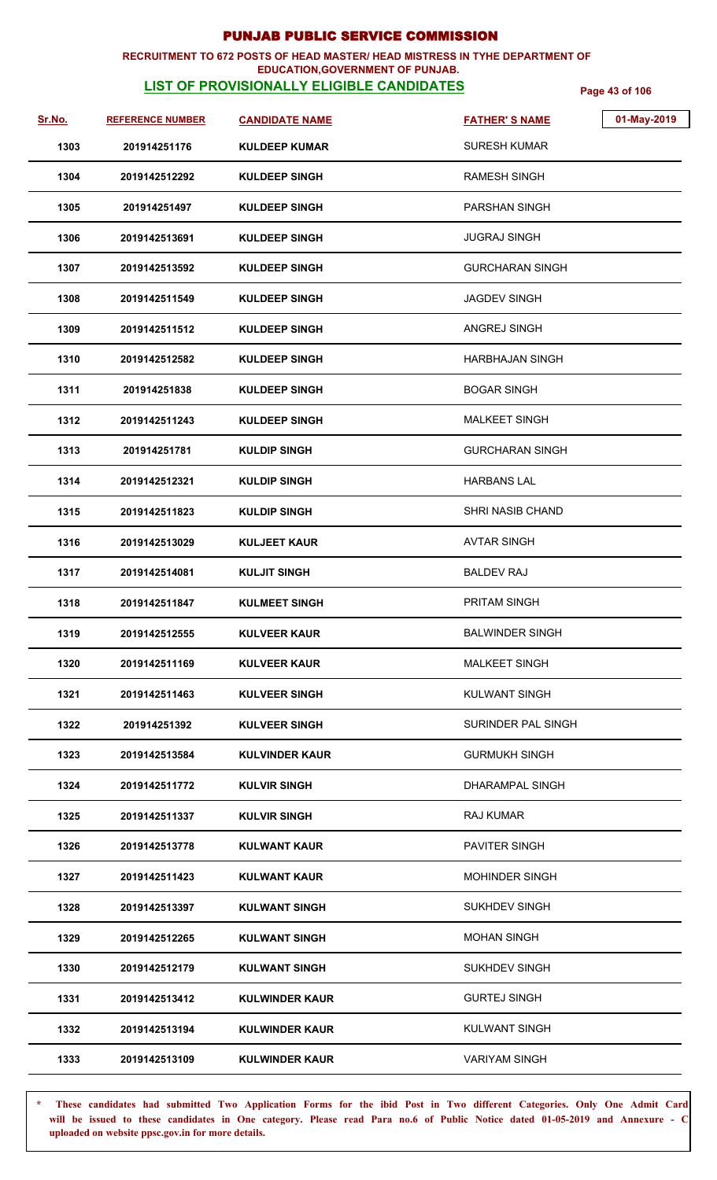# PUNJAB PUBLIC SERVICE COMMISSION

**RECRUITMENT TO 672 POSTS OF HEAD MASTER/ HEAD MISTRESS IN TYHE DEPARTMENT OF EDUCATION,GOVERNMENT OF PUNJAB.**

**LIST OF PROVISIONALLY ELIGIBLE CANDIDATES**

01-May-2019

| Sr.No. | REFERENCE NUMBER | CANDIDATE NAME | FATHER' S NAME |
|---|---|---|---|
| 1303 | 201914251176 | KULDEEP KUMAR | SURESH KUMAR |
| 1304 | 2019142512292 | KULDEEP SINGH | RAMESH SINGH |
| 1305 | 201914251497 | KULDEEP SINGH | PARSHAN SINGH |
| 1306 | 2019142513691 | KULDEEP SINGH | JUGRAJ SINGH |
| 1307 | 2019142513592 | KULDEEP SINGH | GURCHARAN SINGH |
| 1308 | 2019142511549 | KULDEEP SINGH | JAGDEV SINGH |
| 1309 | 2019142511512 | KULDEEP SINGH | ANGREJ SINGH |
| 1310 | 2019142512582 | KULDEEP SINGH | HARBHAJAN SINGH |
| 1311 | 201914251838 | KULDEEP SINGH | BOGAR SINGH |
| 1312 | 2019142511243 | KULDEEP SINGH | MALKEET SINGH |
| 1313 | 201914251781 | KULDIP SINGH | GURCHARAN SINGH |
| 1314 | 2019142512321 | KULDIP SINGH | HARBANS LAL |
| 1315 | 2019142511823 | KULDIP SINGH | SHRI NASIB CHAND |
| 1316 | 2019142513029 | KULJEET KAUR | AVTAR SINGH |
| 1317 | 2019142514081 | KULJIT SINGH | BALDEV RAJ |
| 1318 | 2019142511847 | KULMEET SINGH | PRITAM SINGH |
| 1319 | 2019142512555 | KULVEER KAUR | BALWINDER SINGH |
| 1320 | 2019142511169 | KULVEER KAUR | MALKEET SINGH |
| 1321 | 2019142511463 | KULVEER SINGH | KULWANT SINGH |
| 1322 | 201914251392 | KULVEER SINGH | SURINDER PAL SINGH |
| 1323 | 2019142513584 | KULVINDER KAUR | GURMUKH SINGH |
| 1324 | 2019142511772 | KULVIR SINGH | DHARAMPAL SINGH |
| 1325 | 2019142511337 | KULVIR SINGH | RAJ KUMAR |
| 1326 | 2019142513778 | KULWANT KAUR | PAVITER SINGH |
| 1327 | 2019142511423 | KULWANT KAUR | MOHINDER SINGH |
| 1328 | 2019142513397 | KULWANT SINGH | SUKHDEV SINGH |
| 1329 | 2019142512265 | KULWANT SINGH | MOHAN SINGH |
| 1330 | 2019142512179 | KULWANT SINGH | SUKHDEV SINGH |
| 1331 | 2019142513412 | KULWINDER KAUR | GURTEJ SINGH |
| 1332 | 2019142513194 | KULWINDER KAUR | KULWANT SINGH |
| 1333 | 2019142513109 | KULWINDER KAUR | VARIYAM SINGH |

**\* These candidates had submitted Two Application Forms for the ibid Post in Two different Categories. Only One Admit Card will be issued to these candidates in One category. Please read Para no.6 of Public Notice dated 01-05-2019 and Annexure - C uploaded on website ppsc.gov.in for more details.**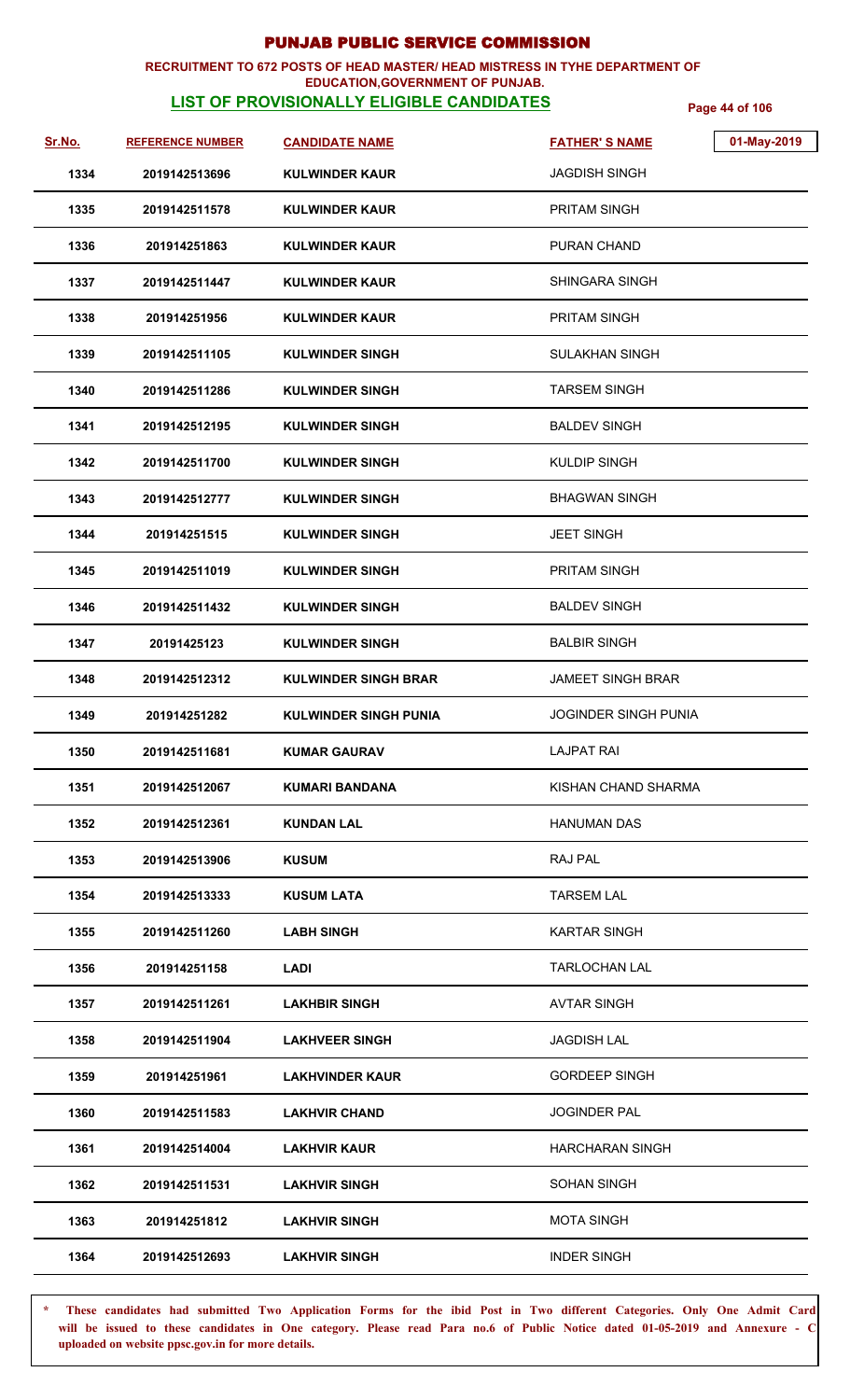# PUNJAB PUBLIC SERVICE COMMISSION

**RECRUITMENT TO 672 POSTS OF HEAD MASTER/ HEAD MISTRESS IN TYHE DEPARTMENT OF EDUCATION,GOVERNMENT OF PUNJAB.**

**LIST OF PROVISIONALLY ELIGIBLE CANDIDATES**

01-May-2019

| Sr.No. | REFERENCE NUMBER | CANDIDATE NAME | FATHER' S NAME |
|---|---|---|---|
| 1334 | 2019142513696 | KULWINDER KAUR | JAGDISH SINGH |
| 1335 | 2019142511578 | KULWINDER KAUR | PRITAM SINGH |
| 1336 | 201914251863 | KULWINDER KAUR | PURAN CHAND |
| 1337 | 2019142511447 | KULWINDER KAUR | SHINGARA SINGH |
| 1338 | 201914251956 | KULWINDER KAUR | PRITAM SINGH |
| 1339 | 2019142511105 | KULWINDER SINGH | SULAKHAN SINGH |
| 1340 | 2019142511286 | KULWINDER SINGH | TARSEM SINGH |
| 1341 | 2019142512195 | KULWINDER SINGH | BALDEV SINGH |
| 1342 | 2019142511700 | KULWINDER SINGH | KULDIP SINGH |
| 1343 | 2019142512777 | KULWINDER SINGH | BHAGWAN SINGH |
| 1344 | 201914251515 | KULWINDER SINGH | JEET SINGH |
| 1345 | 2019142511019 | KULWINDER SINGH | PRITAM SINGH |
| 1346 | 2019142511432 | KULWINDER SINGH | BALDEV SINGH |
| 1347 | 20191425123 | KULWINDER SINGH | BALBIR SINGH |
| 1348 | 2019142512312 | KULWINDER SINGH BRAR | JAMEET SINGH BRAR |
| 1349 | 201914251282 | KULWINDER SINGH PUNIA | JOGINDER SINGH PUNIA |
| 1350 | 2019142511681 | KUMAR GAURAV | LAJPAT RAI |
| 1351 | 2019142512067 | KUMARI BANDANA | KISHAN CHAND SHARMA |
| 1352 | 2019142512361 | KUNDAN LAL | HANUMAN DAS |
| 1353 | 2019142513906 | KUSUM | RAJ PAL |
| 1354 | 2019142513333 | KUSUM LATA | TARSEM LAL |
| 1355 | 2019142511260 | LABH SINGH | KARTAR SINGH |
| 1356 | 201914251158 | LADI | TARLOCHAN LAL |
| 1357 | 2019142511261 | LAKHBIR SINGH | AVTAR SINGH |
| 1358 | 2019142511904 | LAKHVEER SINGH | JAGDISH LAL |
| 1359 | 201914251961 | LAKHVINDER KAUR | GORDEEP SINGH |
| 1360 | 2019142511583 | LAKHVIR CHAND | JOGINDER PAL |
| 1361 | 2019142514004 | LAKHVIR KAUR | HARCHARAN SINGH |
| 1362 | 2019142511531 | LAKHVIR SINGH | SOHAN SINGH |
| 1363 | 201914251812 | LAKHVIR SINGH | MOTA SINGH |
| 1364 | 2019142512693 | LAKHVIR SINGH | INDER SINGH |

\* **These candidates had submitted Two Application Forms for the ibid Post in Two different Categories. Only One Admit Card will be issued to these candidates in One category. Please read Para no.6 of Public Notice dated 01-05-2019 and Annexure - C uploaded on website ppsc.gov.in for more details.**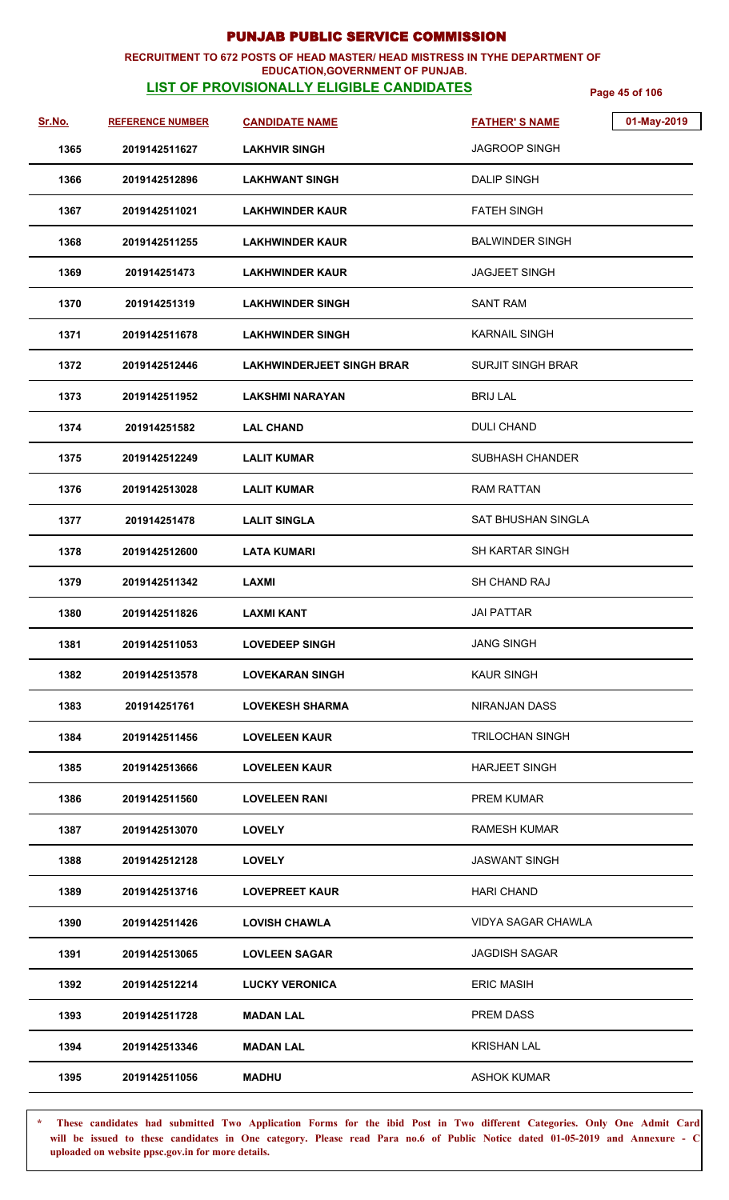# PUNJAB PUBLIC SERVICE COMMISSION

**RECRUITMENT TO 672 POSTS OF HEAD MASTER/ HEAD MISTRESS IN TYHE DEPARTMENT OF EDUCATION,GOVERNMENT OF PUNJAB.**

**LIST OF PROVISIONALLY ELIGIBLE CANDIDATES**

01-May-2019

| Sr.No. | REFERENCE NUMBER | CANDIDATE NAME | FATHER' S NAME |
|---|---|---|---|
| 1365 | 2019142511627 | LAKHVIR SINGH | JAGROOP SINGH |
| 1366 | 2019142512896 | LAKHWANT SINGH | DALIP SINGH |
| 1367 | 2019142511021 | LAKHWINDER KAUR | FATEH SINGH |
| 1368 | 2019142511255 | LAKHWINDER KAUR | BALWINDER SINGH |
| 1369 | 201914251473 | LAKHWINDER KAUR | JAGJEET SINGH |
| 1370 | 201914251319 | LAKHWINDER SINGH | SANT RAM |
| 1371 | 2019142511678 | LAKHWINDER SINGH | KARNAIL SINGH |
| 1372 | 2019142512446 | LAKHWINDERJEET SINGH BRAR | SURJIT SINGH BRAR |
| 1373 | 2019142511952 | LAKSHMI NARAYAN | BRIJ LAL |
| 1374 | 201914251582 | LAL CHAND | DULI CHAND |
| 1375 | 2019142512249 | LALIT KUMAR | SUBHASH CHANDER |
| 1376 | 2019142513028 | LALIT KUMAR | RAM RATTAN |
| 1377 | 201914251478 | LALIT SINGLA | SAT BHUSHAN SINGLA |
| 1378 | 2019142512600 | LATA KUMARI | SH KARTAR SINGH |
| 1379 | 2019142511342 | LAXMI | SH CHAND RAJ |
| 1380 | 2019142511826 | LAXMI KANT | JAI PATTAR |
| 1381 | 2019142511053 | LOVEDEEP SINGH | JANG SINGH |
| 1382 | 2019142513578 | LOVEKARAN SINGH | KAUR SINGH |
| 1383 | 201914251761 | LOVEKESH SHARMA | NIRANJAN DASS |
| 1384 | 2019142511456 | LOVELEEN KAUR | TRILOCHAN SINGH |
| 1385 | 2019142513666 | LOVELEEN KAUR | HARJEET SINGH |
| 1386 | 2019142511560 | LOVELEEN RANI | PREM KUMAR |
| 1387 | 2019142513070 | LOVELY | RAMESH KUMAR |
| 1388 | 2019142512128 | LOVELY | JASWANT SINGH |
| 1389 | 2019142513716 | LOVEPREET KAUR | HARI CHAND |
| 1390 | 2019142511426 | LOVISH CHAWLA | VIDYA SAGAR CHAWLA |
| 1391 | 2019142513065 | LOVLEEN SAGAR | JAGDISH SAGAR |
| 1392 | 2019142512214 | LUCKY VERONICA | ERIC MASIH |
| 1393 | 2019142511728 | MADAN LAL | PREM DASS |
| 1394 | 2019142513346 | MADAN LAL | KRISHAN LAL |
| 1395 | 2019142511056 | MADHU | ASHOK KUMAR |

\* **These candidates had submitted Two Application Forms for the ibid Post in Two different Categories. Only One Admit Card will be issued to these candidates in One category. Please read Para no.6 of Public Notice dated 01-05-2019 and Annexure - C uploaded on website ppsc.gov.in for more details.**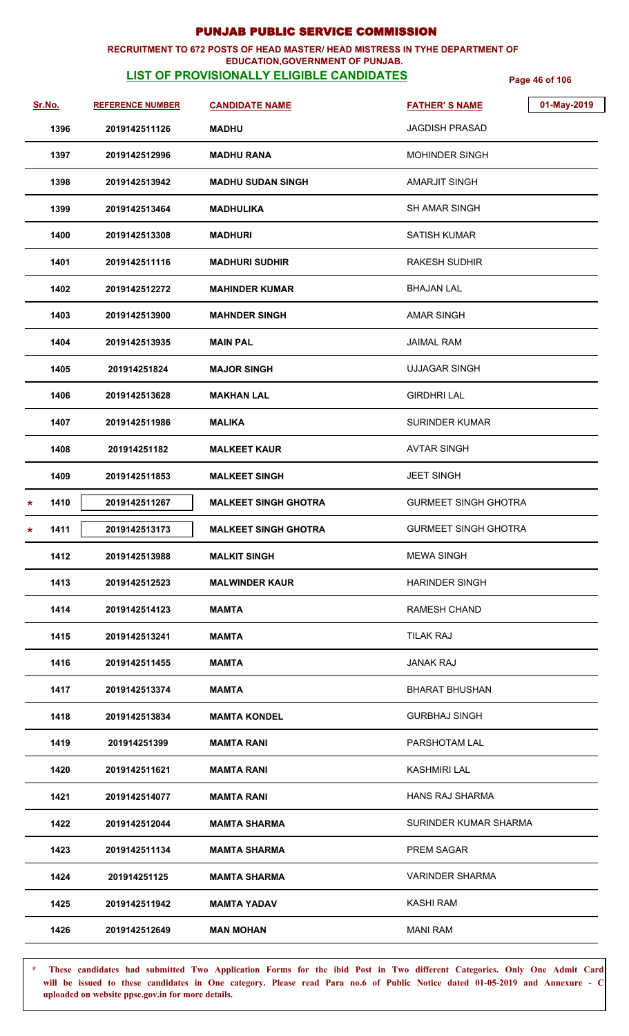# PUNJAB PUBLIC SERVICE COMMISSION

**RECRUITMENT TO 672 POSTS OF HEAD MASTER/ HEAD MISTRESS IN TYHE DEPARTMENT OF EDUCATION,GOVERNMENT OF PUNJAB.**

**LIST OF PROVISIONALLY ELIGIBLE CANDIDATES**

01-May-2019

| Sr.No. | REFERENCE NUMBER | CANDIDATE NAME | FATHER' S NAME |
|---|---|---|---|
| 1396 | 2019142511126 | MADHU | JAGDISH PRASAD |
| 1397 | 2019142512996 | MADHU RANA | MOHINDER SINGH |
| 1398 | 2019142513942 | MADHU SUDAN SINGH | AMARJIT SINGH |
| 1399 | 2019142513464 | MADHULIKA | SH AMAR SINGH |
| 1400 | 2019142513308 | MADHURI | SATISH KUMAR |
| 1401 | 2019142511116 | MADHURI SUDHIR | RAKESH SUDHIR |
| 1402 | 2019142512272 | MAHINDER KUMAR | BHAJAN LAL |
| 1403 | 2019142513900 | MAHNDER SINGH | AMAR SINGH |
| 1404 | 2019142513935 | MAIN PAL | JAIMAL RAM |
| 1405 | 201914251824 | MAJOR SINGH | UJJAGAR SINGH |
| 1406 | 2019142513628 | MAKHAN LAL | GIRDHRI LAL |
| 1407 | 2019142511986 | MALIKA | SURINDER KUMAR |
| 1408 | 201914251182 | MALKEET KAUR | AVTAR SINGH |
| 1409 | 2019142511853 | MALKEET SINGH | JEET SINGH |
| * 1410 | 2019142511267 | MALKEET SINGH GHOTRA | GURMEET SINGH GHOTRA |
| * 1411 | 2019142513173 | MALKEET SINGH GHOTRA | GURMEET SINGH GHOTRA |
| 1412 | 2019142513988 | MALKIT SINGH | MEWA SINGH |
| 1413 | 2019142512523 | MALWINDER KAUR | HARINDER SINGH |
| 1414 | 2019142514123 | MAMTA | RAMESH CHAND |
| 1415 | 2019142513241 | MAMTA | TILAK RAJ |
| 1416 | 2019142511455 | MAMTA | JANAK RAJ |
| 1417 | 2019142513374 | MAMTA | BHARAT BHUSHAN |
| 1418 | 2019142513834 | MAMTA KONDEL | GURBHAJ SINGH |
| 1419 | 201914251399 | MAMTA RANI | PARSHOTAM LAL |
| 1420 | 2019142511621 | MAMTA RANI | KASHMIRI LAL |
| 1421 | 2019142514077 | MAMTA RANI | HANS RAJ SHARMA |
| 1422 | 2019142512044 | MAMTA SHARMA | SURINDER KUMAR SHARMA |
| 1423 | 2019142511134 | MAMTA SHARMA | PREM SAGAR |
| 1424 | 201914251125 | MAMTA SHARMA | VARINDER SHARMA |
| 1425 | 2019142511942 | MAMTA YADAV | KASHI RAM |
| 1426 | 2019142512649 | MAN MOHAN | MANI RAM |

\* **These candidates had submitted Two Application Forms for the ibid Post in Two different Categories. Only One Admit Card will be issued to these candidates in One category. Please read Para no.6 of Public Notice dated 01-05-2019 and Annexure - C uploaded on website ppsc.gov.in for more details.**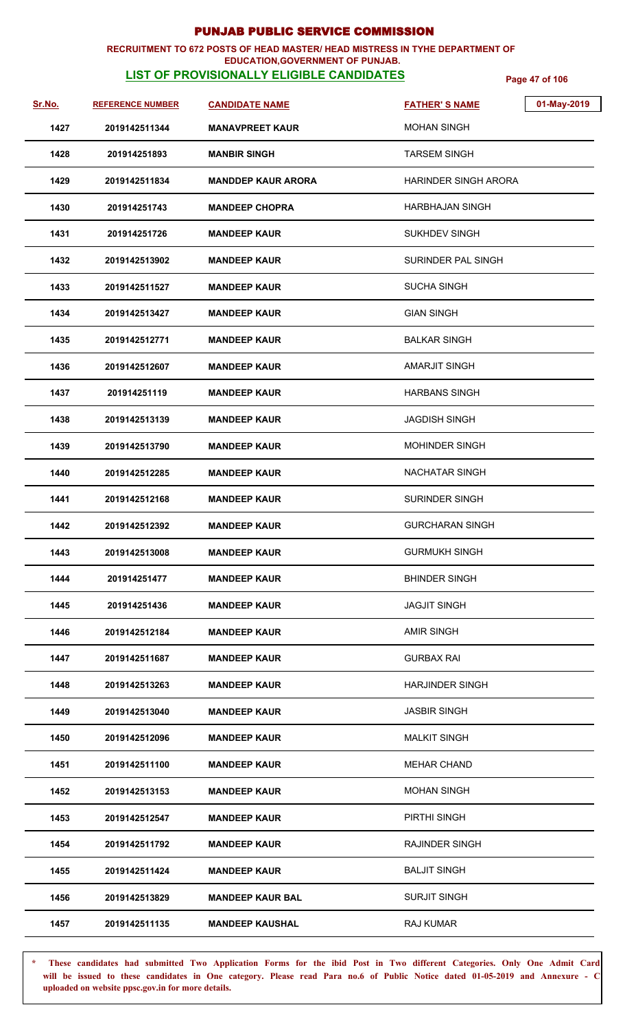# PUNJAB PUBLIC SERVICE COMMISSION

**RECRUITMENT TO 672 POSTS OF HEAD MASTER/ HEAD MISTRESS IN TYHE DEPARTMENT OF EDUCATION,GOVERNMENT OF PUNJAB.**

**LIST OF PROVISIONALLY ELIGIBLE CANDIDATES**

01-May-2019

| Sr.No. | REFERENCE NUMBER | CANDIDATE NAME | FATHER' S NAME |
|---|---|---|---|
| 1427 | 2019142511344 | MANAVPREET KAUR | MOHAN SINGH |
| 1428 | 201914251893 | MANBIR SINGH | TARSEM SINGH |
| 1429 | 2019142511834 | MANDDEP KAUR ARORA | HARINDER SINGH ARORA |
| 1430 | 201914251743 | MANDEEP CHOPRA | HARBHAJAN SINGH |
| 1431 | 201914251726 | MANDEEP KAUR | SUKHDEV SINGH |
| 1432 | 2019142513902 | MANDEEP KAUR | SURINDER PAL SINGH |
| 1433 | 2019142511527 | MANDEEP KAUR | SUCHA SINGH |
| 1434 | 2019142513427 | MANDEEP KAUR | GIAN SINGH |
| 1435 | 2019142512771 | MANDEEP KAUR | BALKAR SINGH |
| 1436 | 2019142512607 | MANDEEP KAUR | AMARJIT SINGH |
| 1437 | 201914251119 | MANDEEP KAUR | HARBANS SINGH |
| 1438 | 2019142513139 | MANDEEP KAUR | JAGDISH SINGH |
| 1439 | 2019142513790 | MANDEEP KAUR | MOHINDER SINGH |
| 1440 | 2019142512285 | MANDEEP KAUR | NACHATAR SINGH |
| 1441 | 2019142512168 | MANDEEP KAUR | SURINDER SINGH |
| 1442 | 2019142512392 | MANDEEP KAUR | GURCHARAN SINGH |
| 1443 | 2019142513008 | MANDEEP KAUR | GURMUKH SINGH |
| 1444 | 201914251477 | MANDEEP KAUR | BHINDER SINGH |
| 1445 | 201914251436 | MANDEEP KAUR | JAGJIT SINGH |
| 1446 | 2019142512184 | MANDEEP KAUR | AMIR SINGH |
| 1447 | 2019142511687 | MANDEEP KAUR | GURBAX RAI |
| 1448 | 2019142513263 | MANDEEP KAUR | HARJINDER SINGH |
| 1449 | 2019142513040 | MANDEEP KAUR | JASBIR SINGH |
| 1450 | 2019142512096 | MANDEEP KAUR | MALKIT SINGH |
| 1451 | 2019142511100 | MANDEEP KAUR | MEHAR CHAND |
| 1452 | 2019142513153 | MANDEEP KAUR | MOHAN SINGH |
| 1453 | 2019142512547 | MANDEEP KAUR | PIRTHI SINGH |
| 1454 | 2019142511792 | MANDEEP KAUR | RAJINDER SINGH |
| 1455 | 2019142511424 | MANDEEP KAUR | BALJIT SINGH |
| 1456 | 2019142513829 | MANDEEP KAUR BAL | SURJIT SINGH |
| 1457 | 2019142511135 | MANDEEP KAUSHAL | RAJ KUMAR |

**\* These candidates had submitted Two Application Forms for the ibid Post in Two different Categories. Only One Admit Card will be issued to these candidates in One category. Please read Para no.6 of Public Notice dated 01-05-2019 and Annexure - C uploaded on website ppsc.gov.in for more details.**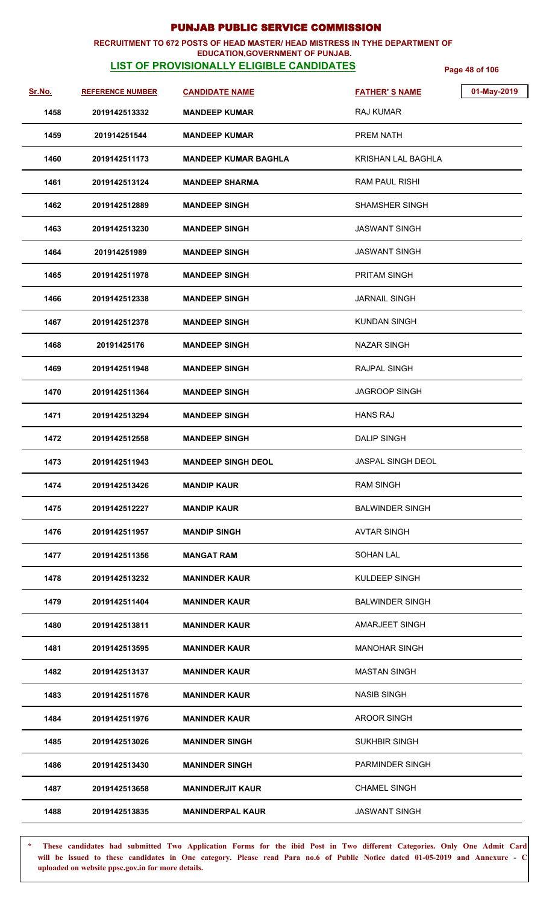# PUNJAB PUBLIC SERVICE COMMISSION

**RECRUITMENT TO 672 POSTS OF HEAD MASTER/ HEAD MISTRESS IN TYHE DEPARTMENT OF EDUCATION,GOVERNMENT OF PUNJAB.**

**LIST OF PROVISIONALLY ELIGIBLE CANDIDATES**

01-May-2019

| Sr.No. | REFERENCE NUMBER | CANDIDATE NAME | FATHER' S NAME |
|---|---|---|---|
| 1458 | 2019142513332 | MANDEEP KUMAR | RAJ KUMAR |
| 1459 | 201914251544 | MANDEEP KUMAR | PREM NATH |
| 1460 | 2019142511173 | MANDEEP KUMAR BAGHLA | KRISHAN LAL BAGHLA |
| 1461 | 2019142513124 | MANDEEP SHARMA | RAM PAUL RISHI |
| 1462 | 2019142512889 | MANDEEP SINGH | SHAMSHER SINGH |
| 1463 | 2019142513230 | MANDEEP SINGH | JASWANT SINGH |
| 1464 | 201914251989 | MANDEEP SINGH | JASWANT SINGH |
| 1465 | 2019142511978 | MANDEEP SINGH | PRITAM SINGH |
| 1466 | 2019142512338 | MANDEEP SINGH | JARNAIL SINGH |
| 1467 | 2019142512378 | MANDEEP SINGH | KUNDAN SINGH |
| 1468 | 20191425176 | MANDEEP SINGH | NAZAR SINGH |
| 1469 | 2019142511948 | MANDEEP SINGH | RAJPAL SINGH |
| 1470 | 2019142511364 | MANDEEP SINGH | JAGROOP SINGH |
| 1471 | 2019142513294 | MANDEEP SINGH | HANS RAJ |
| 1472 | 2019142512558 | MANDEEP SINGH | DALIP SINGH |
| 1473 | 2019142511943 | MANDEEP SINGH DEOL | JASPAL SINGH DEOL |
| 1474 | 2019142513426 | MANDIP KAUR | RAM SINGH |
| 1475 | 2019142512227 | MANDIP KAUR | BALWINDER SINGH |
| 1476 | 2019142511957 | MANDIP SINGH | AVTAR SINGH |
| 1477 | 2019142511356 | MANGAT RAM | SOHAN LAL |
| 1478 | 2019142513232 | MANINDER KAUR | KULDEEP SINGH |
| 1479 | 2019142511404 | MANINDER KAUR | BALWINDER SINGH |
| 1480 | 2019142513811 | MANINDER KAUR | AMARJEET SINGH |
| 1481 | 2019142513595 | MANINDER KAUR | MANOHAR SINGH |
| 1482 | 2019142513137 | MANINDER KAUR | MASTAN SINGH |
| 1483 | 2019142511576 | MANINDER KAUR | NASIB SINGH |
| 1484 | 2019142511976 | MANINDER KAUR | AROOR SINGH |
| 1485 | 2019142513026 | MANINDER SINGH | SUKHBIR SINGH |
| 1486 | 2019142513430 | MANINDER SINGH | PARMINDER SINGH |
| 1487 | 2019142513658 | MANINDERJIT KAUR | CHAMEL SINGH |
| 1488 | 2019142513835 | MANINDERPAL KAUR | JASWANT SINGH |

**\* These candidates had submitted Two Application Forms for the ibid Post in Two different Categories. Only One Admit Card will be issued to these candidates in One category. Please read Para no.6 of Public Notice dated 01-05-2019 and Annexure - C uploaded on website ppsc.gov.in for more details.**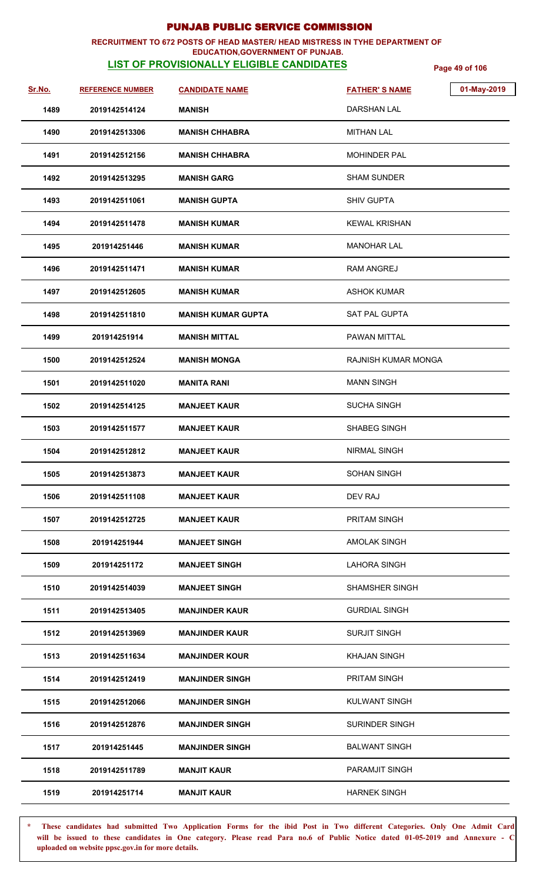# PUNJAB PUBLIC SERVICE COMMISSION

**RECRUITMENT TO 672 POSTS OF HEAD MASTER/ HEAD MISTRESS IN TYHE DEPARTMENT OF EDUCATION,GOVERNMENT OF PUNJAB.**

**LIST OF PROVISIONALLY ELIGIBLE CANDIDATES**

01-May-2019

| Sr.No. | REFERENCE NUMBER | CANDIDATE NAME | FATHER' S NAME |
|---|---|---|---|
| 1489 | 2019142514124 | MANISH | DARSHAN LAL |
| 1490 | 2019142513306 | MANISH CHHABRA | MITHAN LAL |
| 1491 | 2019142512156 | MANISH CHHABRA | MOHINDER PAL |
| 1492 | 2019142513295 | MANISH GARG | SHAM SUNDER |
| 1493 | 2019142511061 | MANISH GUPTA | SHIV GUPTA |
| 1494 | 2019142511478 | MANISH KUMAR | KEWAL KRISHAN |
| 1495 | 201914251446 | MANISH KUMAR | MANOHAR LAL |
| 1496 | 2019142511471 | MANISH KUMAR | RAM ANGREJ |
| 1497 | 2019142512605 | MANISH KUMAR | ASHOK KUMAR |
| 1498 | 2019142511810 | MANISH KUMAR GUPTA | SAT PAL GUPTA |
| 1499 | 201914251914 | MANISH MITTAL | PAWAN MITTAL |
| 1500 | 2019142512524 | MANISH MONGA | RAJNISH KUMAR MONGA |
| 1501 | 2019142511020 | MANITA RANI | MANN SINGH |
| 1502 | 2019142514125 | MANJEET KAUR | SUCHA SINGH |
| 1503 | 2019142511577 | MANJEET KAUR | SHABEG SINGH |
| 1504 | 2019142512812 | MANJEET KAUR | NIRMAL SINGH |
| 1505 | 2019142513873 | MANJEET KAUR | SOHAN SINGH |
| 1506 | 2019142511108 | MANJEET KAUR | DEV RAJ |
| 1507 | 2019142512725 | MANJEET KAUR | PRITAM SINGH |
| 1508 | 201914251944 | MANJEET SINGH | AMOLAK SINGH |
| 1509 | 201914251172 | MANJEET SINGH | LAHORA SINGH |
| 1510 | 2019142514039 | MANJEET SINGH | SHAMSHER SINGH |
| 1511 | 2019142513405 | MANJINDER KAUR | GURDIAL SINGH |
| 1512 | 2019142513969 | MANJINDER KAUR | SURJIT SINGH |
| 1513 | 2019142511634 | MANJINDER KOUR | KHAJAN SINGH |
| 1514 | 2019142512419 | MANJINDER SINGH | PRITAM SINGH |
| 1515 | 2019142512066 | MANJINDER SINGH | KULWANT SINGH |
| 1516 | 2019142512876 | MANJINDER SINGH | SURINDER SINGH |
| 1517 | 201914251445 | MANJINDER SINGH | BALWANT SINGH |
| 1518 | 2019142511789 | MANJIT KAUR | PARAMJIT SINGH |
| 1519 | 201914251714 | MANJIT KAUR | HARNEK SINGH |

**\* These candidates had submitted Two Application Forms for the ibid Post in Two different Categories. Only One Admit Card will be issued to these candidates in One category. Please read Para no.6 of Public Notice dated 01-05-2019 and Annexure - C uploaded on website ppsc.gov.in for more details.**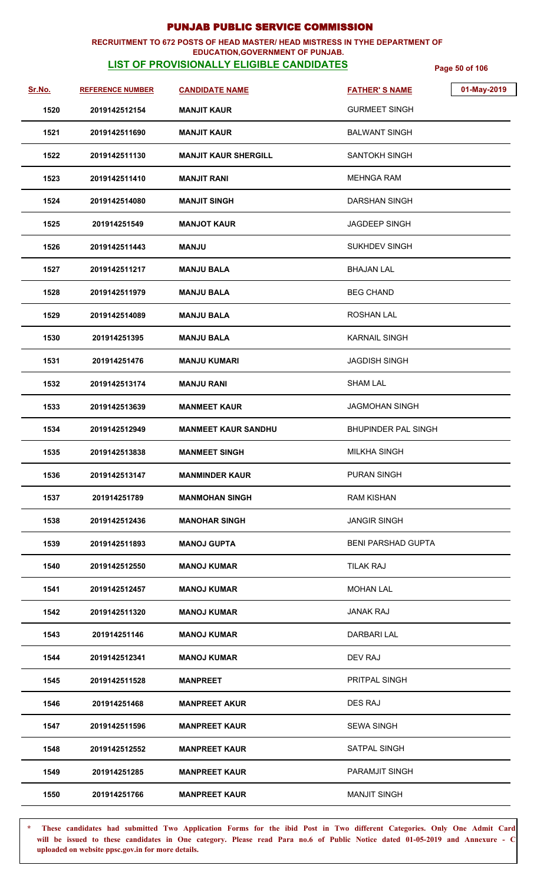# PUNJAB PUBLIC SERVICE COMMISSION

**RECRUITMENT TO 672 POSTS OF HEAD MASTER/ HEAD MISTRESS IN TYHE DEPARTMENT OF EDUCATION,GOVERNMENT OF PUNJAB.**

## LIST OF PROVISIONALLY ELIGIBLE CANDIDATES

01-May-2019

| Sr.No. | REFERENCE NUMBER | CANDIDATE NAME | FATHER' S NAME |
|---|---|---|---|
| 1520 | 2019142512154 | MANJIT KAUR | GURMEET SINGH |
| 1521 | 2019142511690 | MANJIT KAUR | BALWANT SINGH |
| 1522 | 2019142511130 | MANJIT KAUR SHERGILL | SANTOKH SINGH |
| 1523 | 2019142511410 | MANJIT RANI | MEHNGA RAM |
| 1524 | 2019142514080 | MANJIT SINGH | DARSHAN SINGH |
| 1525 | 201914251549 | MANJOT KAUR | JAGDEEP SINGH |
| 1526 | 2019142511443 | MANJU | SUKHDEV SINGH |
| 1527 | 2019142511217 | MANJU BALA | BHAJAN LAL |
| 1528 | 2019142511979 | MANJU BALA | BEG CHAND |
| 1529 | 2019142514089 | MANJU BALA | ROSHAN LAL |
| 1530 | 201914251395 | MANJU BALA | KARNAIL SINGH |
| 1531 | 201914251476 | MANJU KUMARI | JAGDISH SINGH |
| 1532 | 2019142513174 | MANJU RANI | SHAM LAL |
| 1533 | 2019142513639 | MANMEET KAUR | JAGMOHAN SINGH |
| 1534 | 2019142512949 | MANMEET KAUR SANDHU | BHUPINDER PAL SINGH |
| 1535 | 2019142513838 | MANMEET SINGH | MILKHA SINGH |
| 1536 | 2019142513147 | MANMINDER KAUR | PURAN SINGH |
| 1537 | 201914251789 | MANMOHAN SINGH | RAM KISHAN |
| 1538 | 2019142512436 | MANOHAR SINGH | JANGIR SINGH |
| 1539 | 2019142511893 | MANOJ GUPTA | BENI PARSHAD GUPTA |
| 1540 | 2019142512550 | MANOJ KUMAR | TILAK RAJ |
| 1541 | 2019142512457 | MANOJ KUMAR | MOHAN LAL |
| 1542 | 2019142511320 | MANOJ KUMAR | JANAK RAJ |
| 1543 | 201914251146 | MANOJ KUMAR | DARBARI LAL |
| 1544 | 2019142512341 | MANOJ KUMAR | DEV RAJ |
| 1545 | 2019142511528 | MANPREET | PRITPAL SINGH |
| 1546 | 201914251468 | MANPREET AKUR | DES RAJ |
| 1547 | 2019142511596 | MANPREET KAUR | SEWA SINGH |
| 1548 | 2019142512552 | MANPREET KAUR | SATPAL SINGH |
| 1549 | 201914251285 | MANPREET KAUR | PARAMJIT SINGH |
| 1550 | 201914251766 | MANPREET KAUR | MANJIT SINGH |

* These candidates had submitted Two Application Forms for the ibid Post in Two different Categories. Only One Admit Card will be issued to these candidates in One category. Please read Para no.6 of Public Notice dated 01-05-2019 and Annexure - C uploaded on website ppsc.gov.in for more details.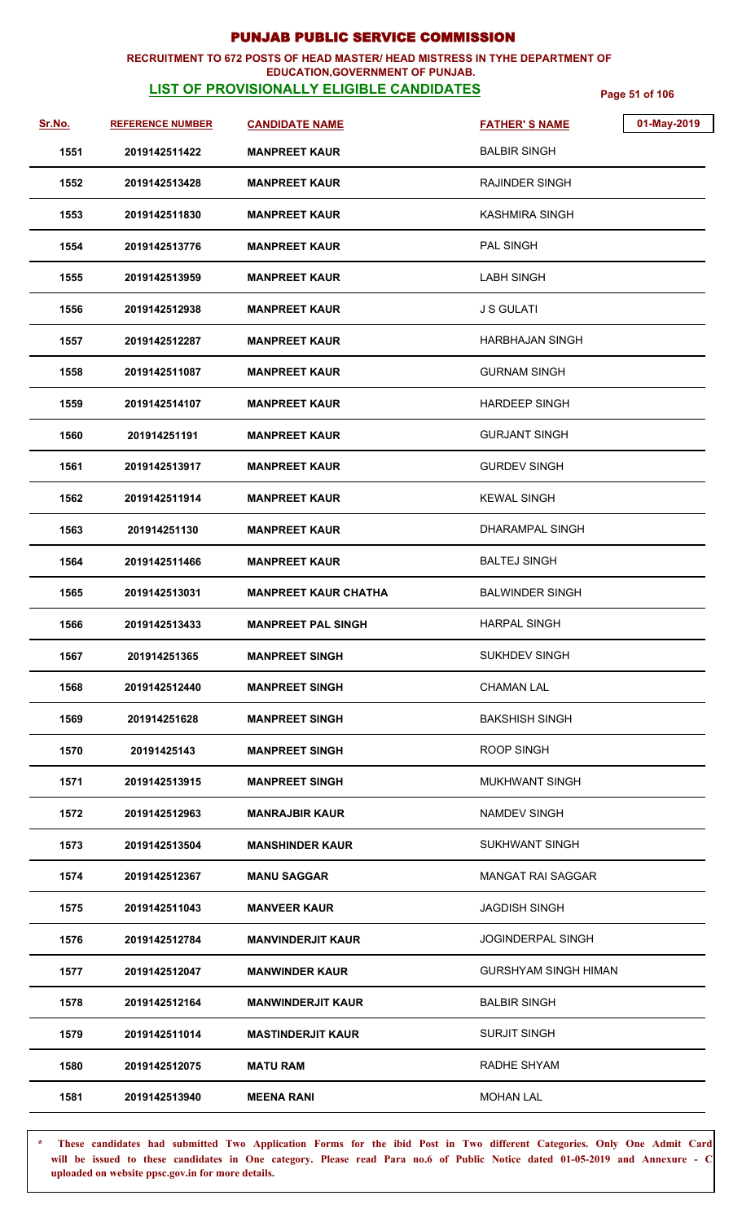# PUNJAB PUBLIC SERVICE COMMISSION

**RECRUITMENT TO 672 POSTS OF HEAD MASTER/ HEAD MISTRESS IN TYHE DEPARTMENT OF EDUCATION,GOVERNMENT OF PUNJAB.**

**LIST OF PROVISIONALLY ELIGIBLE CANDIDATES**

01-May-2019

| Sr.No. | REFERENCE NUMBER | CANDIDATE NAME | FATHER' S NAME |
|---|---|---|---|
| 1551 | 2019142511422 | MANPREET KAUR | BALBIR SINGH |
| 1552 | 2019142513428 | MANPREET KAUR | RAJINDER SINGH |
| 1553 | 2019142511830 | MANPREET KAUR | KASHMIRA SINGH |
| 1554 | 2019142513776 | MANPREET KAUR | PAL SINGH |
| 1555 | 2019142513959 | MANPREET KAUR | LABH SINGH |
| 1556 | 2019142512938 | MANPREET KAUR | J S GULATI |
| 1557 | 2019142512287 | MANPREET KAUR | HARBHAJAN SINGH |
| 1558 | 2019142511087 | MANPREET KAUR | GURNAM SINGH |
| 1559 | 2019142514107 | MANPREET KAUR | HARDEEP SINGH |
| 1560 | 201914251191 | MANPREET KAUR | GURJANT SINGH |
| 1561 | 2019142513917 | MANPREET KAUR | GURDEV SINGH |
| 1562 | 2019142511914 | MANPREET KAUR | KEWAL SINGH |
| 1563 | 201914251130 | MANPREET KAUR | DHARAMPAL SINGH |
| 1564 | 2019142511466 | MANPREET KAUR | BALTEJ SINGH |
| 1565 | 2019142513031 | MANPREET KAUR CHATHA | BALWINDER SINGH |
| 1566 | 2019142513433 | MANPREET PAL SINGH | HARPAL SINGH |
| 1567 | 201914251365 | MANPREET SINGH | SUKHDEV SINGH |
| 1568 | 2019142512440 | MANPREET SINGH | CHAMAN LAL |
| 1569 | 201914251628 | MANPREET SINGH | BAKSHISH SINGH |
| 1570 | 20191425143 | MANPREET SINGH | ROOP SINGH |
| 1571 | 2019142513915 | MANPREET SINGH | MUKHWANT SINGH |
| 1572 | 2019142512963 | MANRAJBIR KAUR | NAMDEV SINGH |
| 1573 | 2019142513504 | MANSHINDER KAUR | SUKHWANT SINGH |
| 1574 | 2019142512367 | MANU SAGGAR | MANGAT RAI SAGGAR |
| 1575 | 2019142511043 | MANVEER KAUR | JAGDISH SINGH |
| 1576 | 2019142512784 | MANVINDERJIT KAUR | JOGINDERPAL SINGH |
| 1577 | 2019142512047 | MANWINDER KAUR | GURSHYAM SINGH HIMAN |
| 1578 | 2019142512164 | MANWINDERJIT KAUR | BALBIR SINGH |
| 1579 | 2019142511014 | MASTINDERJIT KAUR | SURJIT SINGH |
| 1580 | 2019142512075 | MATU RAM | RADHE SHYAM |
| 1581 | 2019142513940 | MEENA RANI | MOHAN LAL |

\* These candidates had submitted Two Application Forms for the ibid Post in Two different Categories. Only One Admit Card will be issued to these candidates in One category. Please read Para no.6 of Public Notice dated 01-05-2019 and Annexure - C uploaded on website ppsc.gov.in for more details.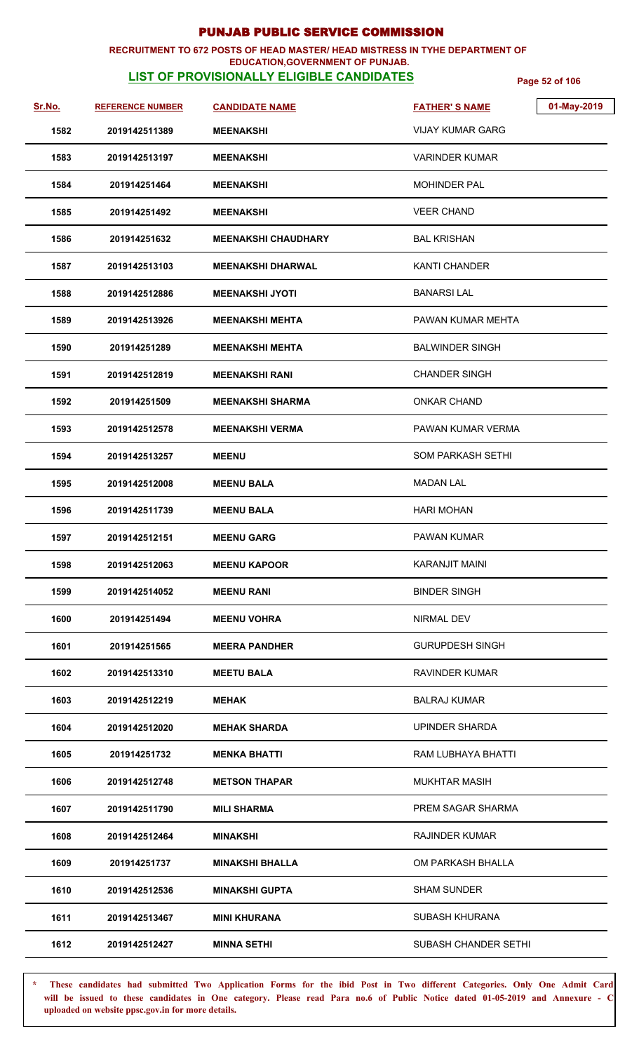# PUNJAB PUBLIC SERVICE COMMISSION

**RECRUITMENT TO 672 POSTS OF HEAD MASTER/ HEAD MISTRESS IN TYHE DEPARTMENT OF EDUCATION,GOVERNMENT OF PUNJAB.**

**LIST OF PROVISIONALLY ELIGIBLE CANDIDATES**

01-May-2019

| Sr.No. | REFERENCE NUMBER | CANDIDATE NAME | FATHER' S NAME |
|---|---|---|---|
| 1582 | 2019142511389 | MEENAKSHI | VIJAY KUMAR GARG |
| 1583 | 2019142513197 | MEENAKSHI | VARINDER KUMAR |
| 1584 | 201914251464 | MEENAKSHI | MOHINDER PAL |
| 1585 | 201914251492 | MEENAKSHI | VEER CHAND |
| 1586 | 201914251632 | MEENAKSHI CHAUDHARY | BAL KRISHAN |
| 1587 | 2019142513103 | MEENAKSHI DHARWAL | KANTI CHANDER |
| 1588 | 2019142512886 | MEENAKSHI JYOTI | BANARSI LAL |
| 1589 | 2019142513926 | MEENAKSHI MEHTA | PAWAN KUMAR MEHTA |
| 1590 | 201914251289 | MEENAKSHI MEHTA | BALWINDER SINGH |
| 1591 | 2019142512819 | MEENAKSHI RANI | CHANDER SINGH |
| 1592 | 201914251509 | MEENAKSHI SHARMA | ONKAR CHAND |
| 1593 | 2019142512578 | MEENAKSHI VERMA | PAWAN KUMAR VERMA |
| 1594 | 2019142513257 | MEENU | SOM PARKASH SETHI |
| 1595 | 2019142512008 | MEENU BALA | MADAN LAL |
| 1596 | 2019142511739 | MEENU BALA | HARI MOHAN |
| 1597 | 2019142512151 | MEENU GARG | PAWAN KUMAR |
| 1598 | 2019142512063 | MEENU KAPOOR | KARANJIT MAINI |
| 1599 | 2019142514052 | MEENU RANI | BINDER SINGH |
| 1600 | 201914251494 | MEENU VOHRA | NIRMAL DEV |
| 1601 | 201914251565 | MEERA PANDHER | GURUPDESH SINGH |
| 1602 | 2019142513310 | MEETU BALA | RAVINDER KUMAR |
| 1603 | 2019142512219 | MEHAK | BALRAJ KUMAR |
| 1604 | 2019142512020 | MEHAK SHARDA | UPINDER SHARDA |
| 1605 | 201914251732 | MENKA BHATTI | RAM LUBHAYA BHATTI |
| 1606 | 2019142512748 | METSON THAPAR | MUKHTAR MASIH |
| 1607 | 2019142511790 | MILI SHARMA | PREM SAGAR SHARMA |
| 1608 | 2019142512464 | MINAKSHI | RAJINDER KUMAR |
| 1609 | 201914251737 | MINAKSHI BHALLA | OM PARKASH BHALLA |
| 1610 | 2019142512536 | MINAKSHI GUPTA | SHAM SUNDER |
| 1611 | 2019142513467 | MINI KHURANA | SUBASH KHURANA |
| 1612 | 2019142512427 | MINNA SETHI | SUBASH CHANDER SETHI |

**\* These candidates had submitted Two Application Forms for the ibid Post in Two different Categories. Only One Admit Card will be issued to these candidates in One category. Please read Para no.6 of Public Notice dated 01-05-2019 and Annexure - C uploaded on website ppsc.gov.in for more details.**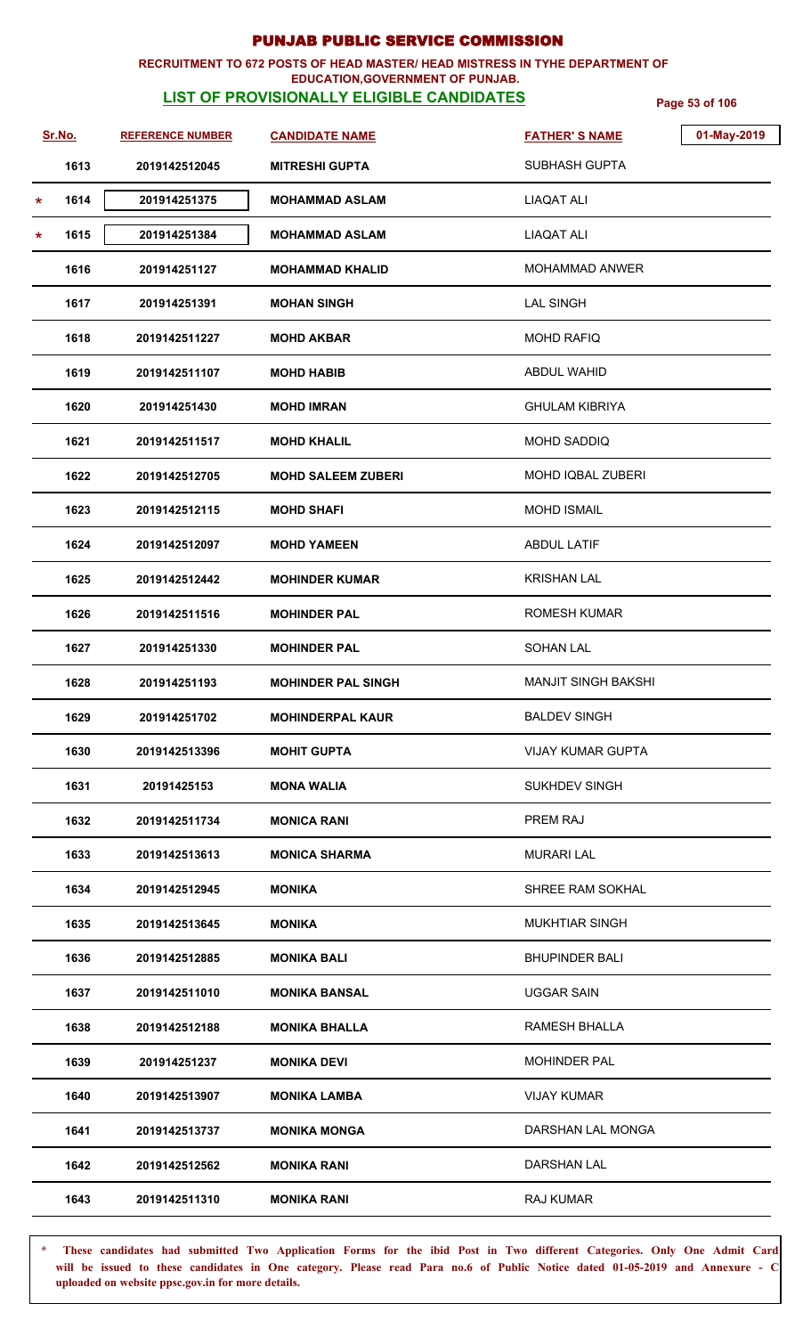# PUNJAB PUBLIC SERVICE COMMISSION

**RECRUITMENT TO 672 POSTS OF HEAD MASTER/ HEAD MISTRESS IN TYHE DEPARTMENT OF EDUCATION,GOVERNMENT OF PUNJAB.**

**LIST OF PROVISIONALLY ELIGIBLE CANDIDATES**

01-May-2019

| Sr.No. | REFERENCE NUMBER | CANDIDATE NAME | FATHER' S NAME |
|---|---|---|---|
| 1613 | 2019142512045 | MITRESHI GUPTA | SUBHASH GUPTA |
| * 1614 | 201914251375 | MOHAMMAD ASLAM | LIAQAT ALI |
| * 1615 | 201914251384 | MOHAMMAD ASLAM | LIAQAT ALI |
| 1616 | 201914251127 | MOHAMMAD KHALID | MOHAMMAD ANWER |
| 1617 | 201914251391 | MOHAN SINGH | LAL SINGH |
| 1618 | 2019142511227 | MOHD AKBAR | MOHD RAFIQ |
| 1619 | 2019142511107 | MOHD HABIB | ABDUL WAHID |
| 1620 | 201914251430 | MOHD IMRAN | GHULAM KIBRIYA |
| 1621 | 2019142511517 | MOHD KHALIL | MOHD SADDIQ |
| 1622 | 2019142512705 | MOHD SALEEM ZUBERI | MOHD IQBAL ZUBERI |
| 1623 | 2019142512115 | MOHD SHAFI | MOHD ISMAIL |
| 1624 | 2019142512097 | MOHD YAMEEN | ABDUL LATIF |
| 1625 | 2019142512442 | MOHINDER KUMAR | KRISHAN LAL |
| 1626 | 2019142511516 | MOHINDER PAL | ROMESH KUMAR |
| 1627 | 201914251330 | MOHINDER PAL | SOHAN LAL |
| 1628 | 201914251193 | MOHINDER PAL SINGH | MANJIT SINGH BAKSHI |
| 1629 | 201914251702 | MOHINDERPAL KAUR | BALDEV SINGH |
| 1630 | 2019142513396 | MOHIT GUPTA | VIJAY KUMAR GUPTA |
| 1631 | 20191425153 | MONA WALIA | SUKHDEV SINGH |
| 1632 | 2019142511734 | MONICA RANI | PREM RAJ |
| 1633 | 2019142513613 | MONICA SHARMA | MURARI LAL |
| 1634 | 2019142512945 | MONIKA | SHREE RAM SOKHAL |
| 1635 | 2019142513645 | MONIKA | MUKHTIAR SINGH |
| 1636 | 2019142512885 | MONIKA BALI | BHUPINDER BALI |
| 1637 | 2019142511010 | MONIKA BANSAL | UGGAR SAIN |
| 1638 | 2019142512188 | MONIKA BHALLA | RAMESH BHALLA |
| 1639 | 201914251237 | MONIKA DEVI | MOHINDER PAL |
| 1640 | 2019142513907 | MONIKA LAMBA | VIJAY KUMAR |
| 1641 | 2019142513737 | MONIKA MONGA | DARSHAN LAL MONGA |
| 1642 | 2019142512562 | MONIKA RANI | DARSHAN LAL |
| 1643 | 2019142511310 | MONIKA RANI | RAJ KUMAR |

\* **These candidates had submitted Two Application Forms for the ibid Post in Two different Categories. Only One Admit Card will be issued to these candidates in One category. Please read Para no.6 of Public Notice dated 01-05-2019 and Annexure - C uploaded on website ppsc.gov.in for more details.**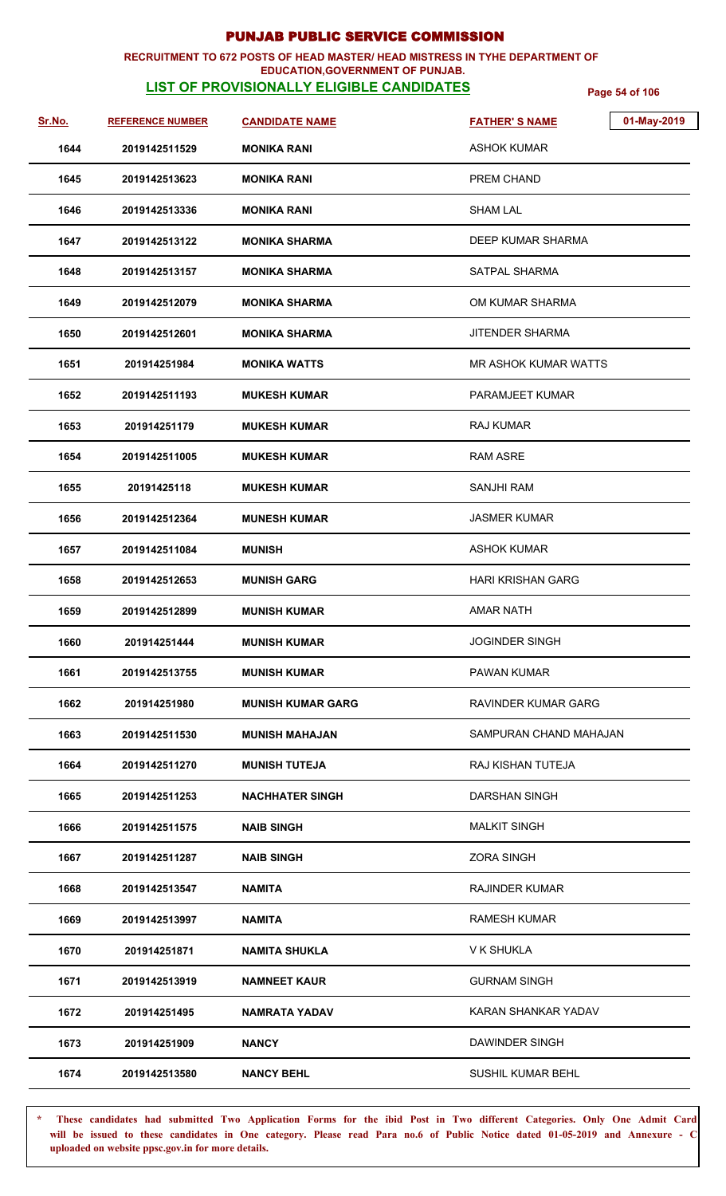# PUNJAB PUBLIC SERVICE COMMISSION

**RECRUITMENT TO 672 POSTS OF HEAD MASTER/ HEAD MISTRESS IN TYHE DEPARTMENT OF EDUCATION,GOVERNMENT OF PUNJAB.**

## LIST OF PROVISIONALLY ELIGIBLE CANDIDATES

01-May-2019

| Sr.No. | REFERENCE NUMBER | CANDIDATE NAME | FATHER' S NAME |
|---|---|---|---|
| 1644 | 2019142511529 | MONIKA RANI | ASHOK KUMAR |
| 1645 | 2019142513623 | MONIKA RANI | PREM CHAND |
| 1646 | 2019142513336 | MONIKA RANI | SHAM LAL |
| 1647 | 2019142513122 | MONIKA SHARMA | DEEP KUMAR SHARMA |
| 1648 | 2019142513157 | MONIKA SHARMA | SATPAL SHARMA |
| 1649 | 2019142512079 | MONIKA SHARMA | OM KUMAR SHARMA |
| 1650 | 2019142512601 | MONIKA SHARMA | JITENDER SHARMA |
| 1651 | 201914251984 | MONIKA WATTS | MR ASHOK KUMAR WATTS |
| 1652 | 2019142511193 | MUKESH KUMAR | PARAMJEET KUMAR |
| 1653 | 201914251179 | MUKESH KUMAR | RAJ KUMAR |
| 1654 | 2019142511005 | MUKESH KUMAR | RAM ASRE |
| 1655 | 20191425118 | MUKESH KUMAR | SANJHI RAM |
| 1656 | 2019142512364 | MUNESH KUMAR | JASMER KUMAR |
| 1657 | 2019142511084 | MUNISH | ASHOK KUMAR |
| 1658 | 2019142512653 | MUNISH GARG | HARI KRISHAN GARG |
| 1659 | 2019142512899 | MUNISH KUMAR | AMAR NATH |
| 1660 | 201914251444 | MUNISH KUMAR | JOGINDER SINGH |
| 1661 | 2019142513755 | MUNISH KUMAR | PAWAN KUMAR |
| 1662 | 201914251980 | MUNISH KUMAR GARG | RAVINDER KUMAR GARG |
| 1663 | 2019142511530 | MUNISH MAHAJAN | SAMPURAN CHAND MAHAJAN |
| 1664 | 2019142511270 | MUNISH TUTEJA | RAJ KISHAN TUTEJA |
| 1665 | 2019142511253 | NACHHATER SINGH | DARSHAN SINGH |
| 1666 | 2019142511575 | NAIB SINGH | MALKIT SINGH |
| 1667 | 2019142511287 | NAIB SINGH | ZORA SINGH |
| 1668 | 2019142513547 | NAMITA | RAJINDER KUMAR |
| 1669 | 2019142513997 | NAMITA | RAMESH KUMAR |
| 1670 | 201914251871 | NAMITA SHUKLA | V K SHUKLA |
| 1671 | 2019142513919 | NAMNEET KAUR | GURNAM SINGH |
| 1672 | 201914251495 | NAMRATA YADAV | KARAN SHANKAR YADAV |
| 1673 | 201914251909 | NANCY | DAWINDER SINGH |
| 1674 | 2019142513580 | NANCY BEHL | SUSHIL KUMAR BEHL |

\* These candidates had submitted Two Application Forms for the ibid Post in Two different Categories. Only One Admit Card will be issued to these candidates in One category. Please read Para no.6 of Public Notice dated 01-05-2019 and Annexure - C uploaded on website ppsc.gov.in for more details.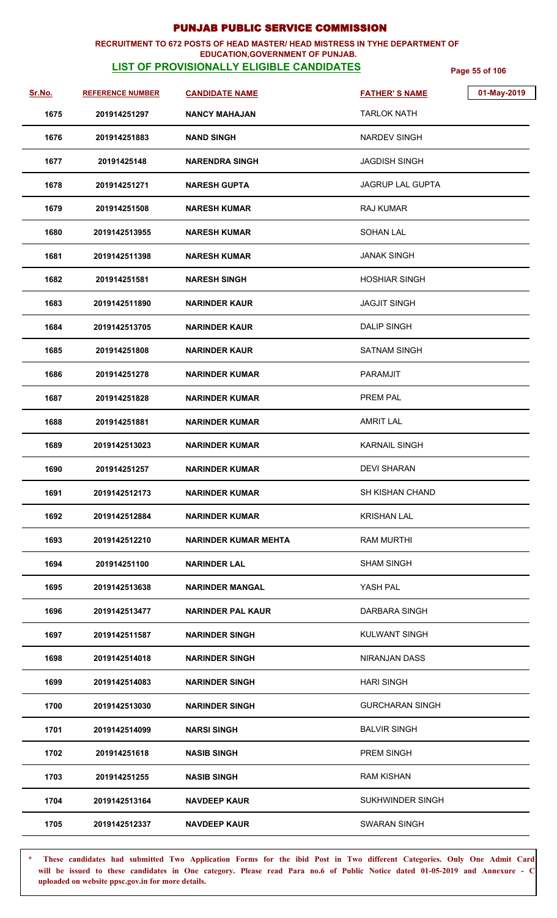# PUNJAB PUBLIC SERVICE COMMISSION

**RECRUITMENT TO 672 POSTS OF HEAD MASTER/ HEAD MISTRESS IN TYHE DEPARTMENT OF EDUCATION,GOVERNMENT OF PUNJAB.**

**LIST OF PROVISIONALLY ELIGIBLE CANDIDATES**

01-May-2019

| Sr.No. | REFERENCE NUMBER | CANDIDATE NAME | FATHER' S NAME |
|---|---|---|---|
| 1675 | 201914251297 | NANCY MAHAJAN | TARLOK NATH |
| 1676 | 201914251883 | NAND SINGH | NARDEV SINGH |
| 1677 | 20191425148 | NARENDRA SINGH | JAGDISH SINGH |
| 1678 | 201914251271 | NARESH GUPTA | JAGRUP LAL GUPTA |
| 1679 | 201914251508 | NARESH KUMAR | RAJ KUMAR |
| 1680 | 2019142513955 | NARESH KUMAR | SOHAN LAL |
| 1681 | 2019142511398 | NARESH KUMAR | JANAK SINGH |
| 1682 | 201914251581 | NARESH SINGH | HOSHIAR SINGH |
| 1683 | 2019142511890 | NARINDER KAUR | JAGJIT SINGH |
| 1684 | 2019142513705 | NARINDER KAUR | DALIP SINGH |
| 1685 | 201914251808 | NARINDER KAUR | SATNAM SINGH |
| 1686 | 201914251278 | NARINDER KUMAR | PARAMJIT |
| 1687 | 201914251828 | NARINDER KUMAR | PREM PAL |
| 1688 | 201914251881 | NARINDER KUMAR | AMRIT LAL |
| 1689 | 2019142513023 | NARINDER KUMAR | KARNAIL SINGH |
| 1690 | 201914251257 | NARINDER KUMAR | DEVI SHARAN |
| 1691 | 2019142512173 | NARINDER KUMAR | SH KISHAN CHAND |
| 1692 | 2019142512884 | NARINDER KUMAR | KRISHAN LAL |
| 1693 | 2019142512210 | NARINDER KUMAR MEHTA | RAM MURTHI |
| 1694 | 201914251100 | NARINDER LAL | SHAM SINGH |
| 1695 | 2019142513638 | NARINDER MANGAL | YASH PAL |
| 1696 | 2019142513477 | NARINDER PAL KAUR | DARBARA SINGH |
| 1697 | 2019142511587 | NARINDER SINGH | KULWANT SINGH |
| 1698 | 2019142514018 | NARINDER SINGH | NIRANJAN DASS |
| 1699 | 2019142514083 | NARINDER SINGH | HARI SINGH |
| 1700 | 2019142513030 | NARINDER SINGH | GURCHARAN SINGH |
| 1701 | 2019142514099 | NARSI SINGH | BALVIR SINGH |
| 1702 | 201914251618 | NASIB SINGH | PREM SINGH |
| 1703 | 201914251255 | NASIB SINGH | RAM KISHAN |
| 1704 | 2019142513164 | NAVDEEP KAUR | SUKHWINDER SINGH |
| 1705 | 2019142512337 | NAVDEEP KAUR | SWARAN SINGH |

\* These candidates had submitted Two Application Forms for the ibid Post in Two different Categories. Only One Admit Card will be issued to these candidates in One category. Please read Para no.6 of Public Notice dated 01-05-2019 and Annexure - C uploaded on website ppsc.gov.in for more details.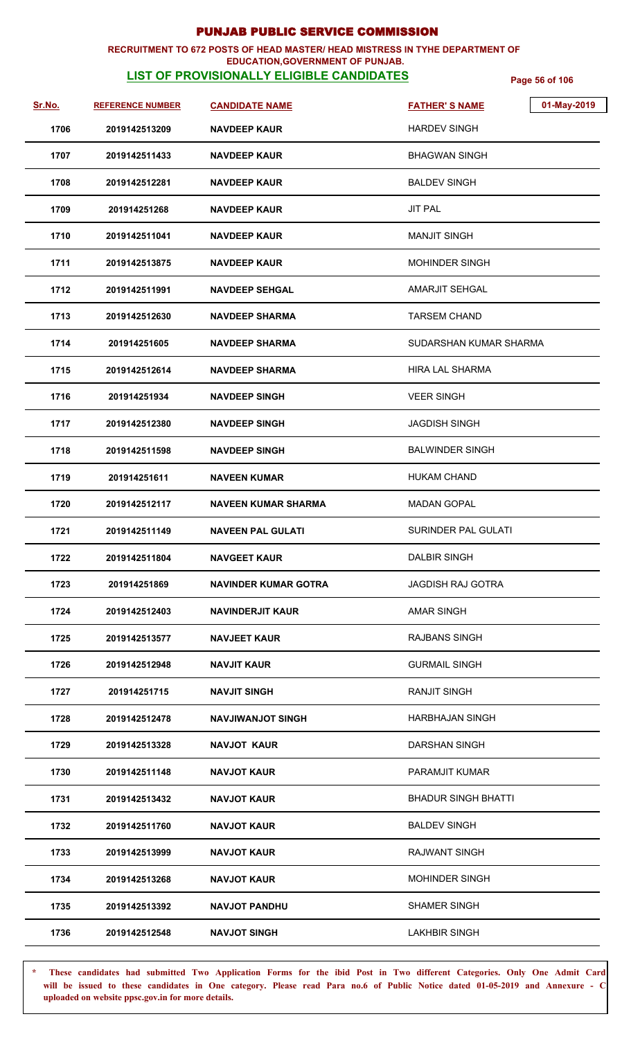# PUNJAB PUBLIC SERVICE COMMISSION

**RECRUITMENT TO 672 POSTS OF HEAD MASTER/ HEAD MISTRESS IN TYHE DEPARTMENT OF EDUCATION,GOVERNMENT OF PUNJAB.**

**LIST OF PROVISIONALLY ELIGIBLE CANDIDATES**

01-May-2019

| Sr.No. | REFERENCE NUMBER | CANDIDATE NAME | FATHER' S NAME |
|---|---|---|---|
| 1706 | 2019142513209 | NAVDEEP KAUR | HARDEV SINGH |
| 1707 | 2019142511433 | NAVDEEP KAUR | BHAGWAN SINGH |
| 1708 | 2019142512281 | NAVDEEP KAUR | BALDEV SINGH |
| 1709 | 201914251268 | NAVDEEP KAUR | JIT PAL |
| 1710 | 2019142511041 | NAVDEEP KAUR | MANJIT SINGH |
| 1711 | 2019142513875 | NAVDEEP KAUR | MOHINDER SINGH |
| 1712 | 2019142511991 | NAVDEEP SEHGAL | AMARJIT SEHGAL |
| 1713 | 2019142512630 | NAVDEEP SHARMA | TARSEM CHAND |
| 1714 | 201914251605 | NAVDEEP SHARMA | SUDARSHAN KUMAR SHARMA |
| 1715 | 2019142512614 | NAVDEEP SHARMA | HIRA LAL SHARMA |
| 1716 | 201914251934 | NAVDEEP SINGH | VEER SINGH |
| 1717 | 2019142512380 | NAVDEEP SINGH | JAGDISH SINGH |
| 1718 | 2019142511598 | NAVDEEP SINGH | BALWINDER SINGH |
| 1719 | 201914251611 | NAVEEN KUMAR | HUKAM CHAND |
| 1720 | 2019142512117 | NAVEEN KUMAR SHARMA | MADAN GOPAL |
| 1721 | 2019142511149 | NAVEEN PAL GULATI | SURINDER PAL GULATI |
| 1722 | 2019142511804 | NAVGEET KAUR | DALBIR SINGH |
| 1723 | 201914251869 | NAVINDER KUMAR GOTRA | JAGDISH RAJ GOTRA |
| 1724 | 2019142512403 | NAVINDERJIT KAUR | AMAR SINGH |
| 1725 | 2019142513577 | NAVJEET KAUR | RAJBANS SINGH |
| 1726 | 2019142512948 | NAVJIT KAUR | GURMAIL SINGH |
| 1727 | 201914251715 | NAVJIT SINGH | RANJIT SINGH |
| 1728 | 2019142512478 | NAVJIWANJOT SINGH | HARBHAJAN SINGH |
| 1729 | 2019142513328 | NAVJOT KAUR | DARSHAN SINGH |
| 1730 | 2019142511148 | NAVJOT KAUR | PARAMJIT KUMAR |
| 1731 | 2019142513432 | NAVJOT KAUR | BHADUR SINGH BHATTI |
| 1732 | 2019142511760 | NAVJOT KAUR | BALDEV SINGH |
| 1733 | 2019142513999 | NAVJOT KAUR | RAJWANT SINGH |
| 1734 | 2019142513268 | NAVJOT KAUR | MOHINDER SINGH |
| 1735 | 2019142513392 | NAVJOT PANDHU | SHAMER SINGH |
| 1736 | 2019142512548 | NAVJOT SINGH | LAKHBIR SINGH |

\* These candidates had submitted Two Application Forms for the ibid Post in Two different Categories. Only One Admit Card will be issued to these candidates in One category. Please read Para no.6 of Public Notice dated 01-05-2019 and Annexure - C uploaded on website ppsc.gov.in for more details.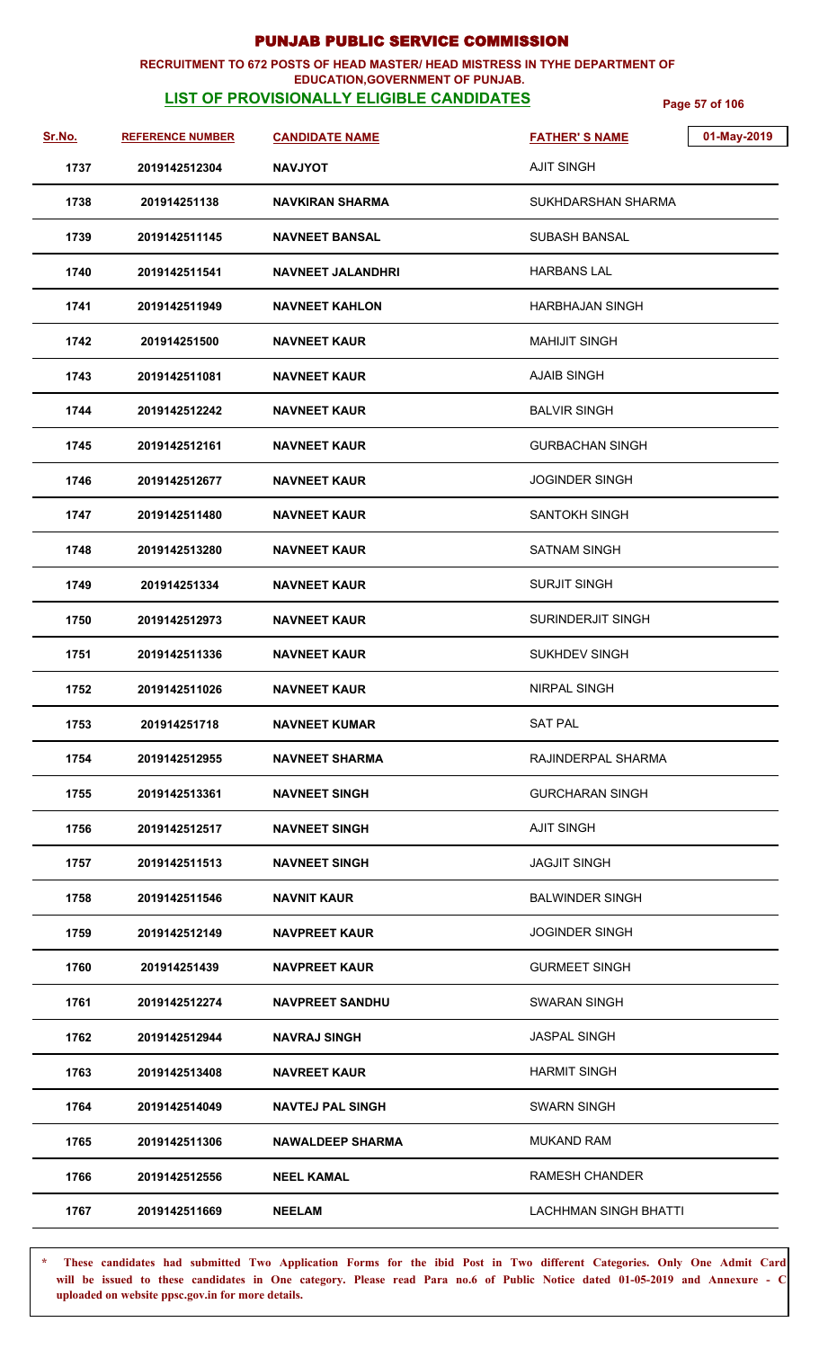# PUNJAB PUBLIC SERVICE COMMISSION

**RECRUITMENT TO 672 POSTS OF HEAD MASTER/ HEAD MISTRESS IN TYHE DEPARTMENT OF EDUCATION,GOVERNMENT OF PUNJAB.**

**LIST OF PROVISIONALLY ELIGIBLE CANDIDATES**

01-May-2019

| Sr.No. | REFERENCE NUMBER | CANDIDATE NAME | FATHER' S NAME |
|---|---|---|---|
| 1737 | 2019142512304 | NAVJYOT | AJIT SINGH |
| 1738 | 201914251138 | NAVKIRAN SHARMA | SUKHDARSHAN SHARMA |
| 1739 | 2019142511145 | NAVNEET BANSAL | SUBASH BANSAL |
| 1740 | 2019142511541 | NAVNEET JALANDHRI | HARBANS LAL |
| 1741 | 2019142511949 | NAVNEET KAHLON | HARBHAJAN SINGH |
| 1742 | 201914251500 | NAVNEET KAUR | MAHIJIT SINGH |
| 1743 | 2019142511081 | NAVNEET KAUR | AJAIB SINGH |
| 1744 | 2019142512242 | NAVNEET KAUR | BALVIR SINGH |
| 1745 | 2019142512161 | NAVNEET KAUR | GURBACHAN SINGH |
| 1746 | 2019142512677 | NAVNEET KAUR | JOGINDER SINGH |
| 1747 | 2019142511480 | NAVNEET KAUR | SANTOKH SINGH |
| 1748 | 2019142513280 | NAVNEET KAUR | SATNAM SINGH |
| 1749 | 201914251334 | NAVNEET KAUR | SURJIT SINGH |
| 1750 | 2019142512973 | NAVNEET KAUR | SURINDERJIT SINGH |
| 1751 | 2019142511336 | NAVNEET KAUR | SUKHDEV SINGH |
| 1752 | 2019142511026 | NAVNEET KAUR | NIRPAL SINGH |
| 1753 | 201914251718 | NAVNEET KUMAR | SAT PAL |
| 1754 | 2019142512955 | NAVNEET SHARMA | RAJINDERPAL SHARMA |
| 1755 | 2019142513361 | NAVNEET SINGH | GURCHARAN SINGH |
| 1756 | 2019142512517 | NAVNEET SINGH | AJIT SINGH |
| 1757 | 2019142511513 | NAVNEET SINGH | JAGJIT SINGH |
| 1758 | 2019142511546 | NAVNIT KAUR | BALWINDER SINGH |
| 1759 | 2019142512149 | NAVPREET KAUR | JOGINDER SINGH |
| 1760 | 201914251439 | NAVPREET KAUR | GURMEET SINGH |
| 1761 | 2019142512274 | NAVPREET SANDHU | SWARAN SINGH |
| 1762 | 2019142512944 | NAVRAJ SINGH | JASPAL SINGH |
| 1763 | 2019142513408 | NAVREET KAUR | HARMIT SINGH |
| 1764 | 2019142514049 | NAVTEJ PAL SINGH | SWARN SINGH |
| 1765 | 2019142511306 | NAWALDEEP SHARMA | MUKAND RAM |
| 1766 | 2019142512556 | NEEL KAMAL | RAMESH CHANDER |
| 1767 | 2019142511669 | NEELAM | LACHHMAN SINGH BHATTI |

\* These candidates had submitted Two Application Forms for the ibid Post in Two different Categories. Only One Admit Card will be issued to these candidates in One category. Please read Para no.6 of Public Notice dated 01-05-2019 and Annexure - C uploaded on website ppsc.gov.in for more details.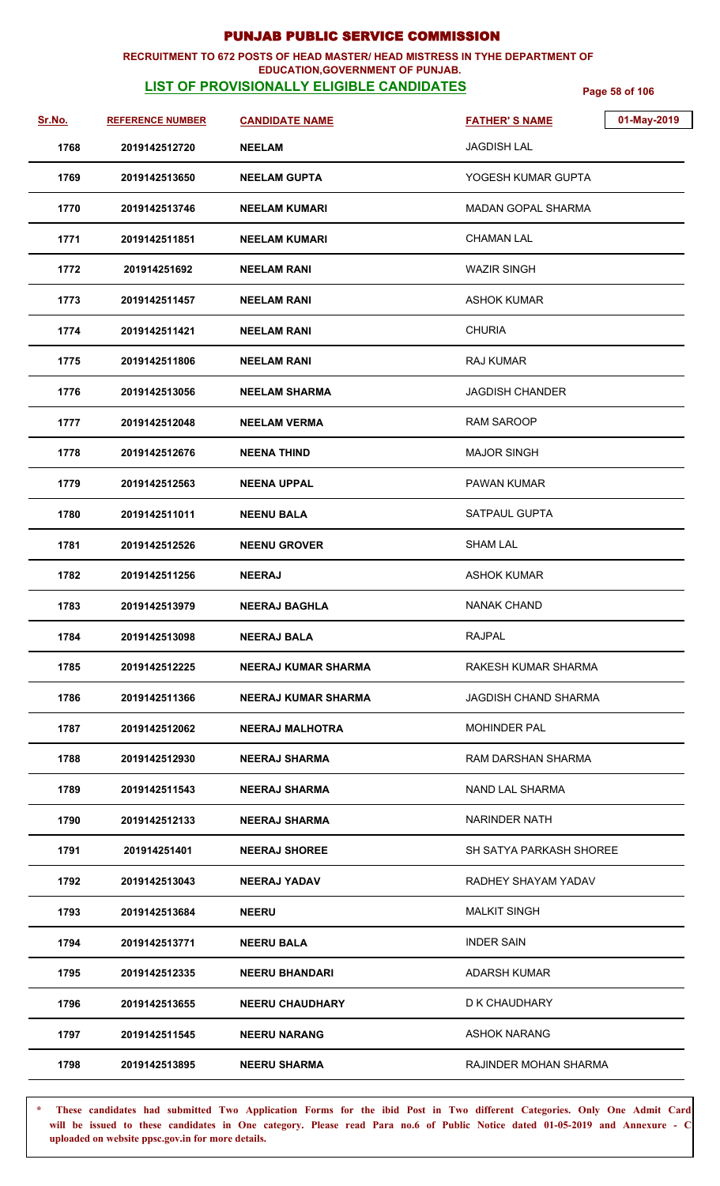# PUNJAB PUBLIC SERVICE COMMISSION

**RECRUITMENT TO 672 POSTS OF HEAD MASTER/ HEAD MISTRESS IN TYHE DEPARTMENT OF EDUCATION,GOVERNMENT OF PUNJAB.**

**LIST OF PROVISIONALLY ELIGIBLE CANDIDATES**

01-May-2019

| Sr.No. | REFERENCE NUMBER | CANDIDATE NAME | FATHER' S NAME |
|---|---|---|---|
| 1768 | 2019142512720 | NEELAM | JAGDISH LAL |
| 1769 | 2019142513650 | NEELAM GUPTA | YOGESH KUMAR GUPTA |
| 1770 | 2019142513746 | NEELAM KUMARI | MADAN GOPAL SHARMA |
| 1771 | 2019142511851 | NEELAM KUMARI | CHAMAN LAL |
| 1772 | 201914251692 | NEELAM RANI | WAZIR SINGH |
| 1773 | 2019142511457 | NEELAM RANI | ASHOK KUMAR |
| 1774 | 2019142511421 | NEELAM RANI | CHURIA |
| 1775 | 2019142511806 | NEELAM RANI | RAJ KUMAR |
| 1776 | 2019142513056 | NEELAM SHARMA | JAGDISH CHANDER |
| 1777 | 2019142512048 | NEELAM VERMA | RAM SAROOP |
| 1778 | 2019142512676 | NEENA THIND | MAJOR SINGH |
| 1779 | 2019142512563 | NEENA UPPAL | PAWAN KUMAR |
| 1780 | 2019142511011 | NEENU BALA | SATPAUL GUPTA |
| 1781 | 2019142512526 | NEENU GROVER | SHAM LAL |
| 1782 | 2019142511256 | NEERAJ | ASHOK KUMAR |
| 1783 | 2019142513979 | NEERAJ BAGHLA | NANAK CHAND |
| 1784 | 2019142513098 | NEERAJ BALA | RAJPAL |
| 1785 | 2019142512225 | NEERAJ KUMAR SHARMA | RAKESH KUMAR SHARMA |
| 1786 | 2019142511366 | NEERAJ KUMAR SHARMA | JAGDISH CHAND SHARMA |
| 1787 | 2019142512062 | NEERAJ MALHOTRA | MOHINDER PAL |
| 1788 | 2019142512930 | NEERAJ SHARMA | RAM DARSHAN SHARMA |
| 1789 | 2019142511543 | NEERAJ SHARMA | NAND LAL SHARMA |
| 1790 | 2019142512133 | NEERAJ SHARMA | NARINDER NATH |
| 1791 | 201914251401 | NEERAJ SHOREE | SH SATYA PARKASH SHOREE |
| 1792 | 2019142513043 | NEERAJ YADAV | RADHEY SHAYAM YADAV |
| 1793 | 2019142513684 | NEERU | MALKIT SINGH |
| 1794 | 2019142513771 | NEERU BALA | INDER SAIN |
| 1795 | 2019142512335 | NEERU BHANDARI | ADARSH KUMAR |
| 1796 | 2019142513655 | NEERU CHAUDHARY | D K CHAUDHARY |
| 1797 | 2019142511545 | NEERU NARANG | ASHOK NARANG |
| 1798 | 2019142513895 | NEERU SHARMA | RAJINDER MOHAN SHARMA |

\* These candidates had submitted Two Application Forms for the ibid Post in Two different Categories. Only One Admit Card will be issued to these candidates in One category. Please read Para no.6 of Public Notice dated 01-05-2019 and Annexure - C uploaded on website ppsc.gov.in for more details.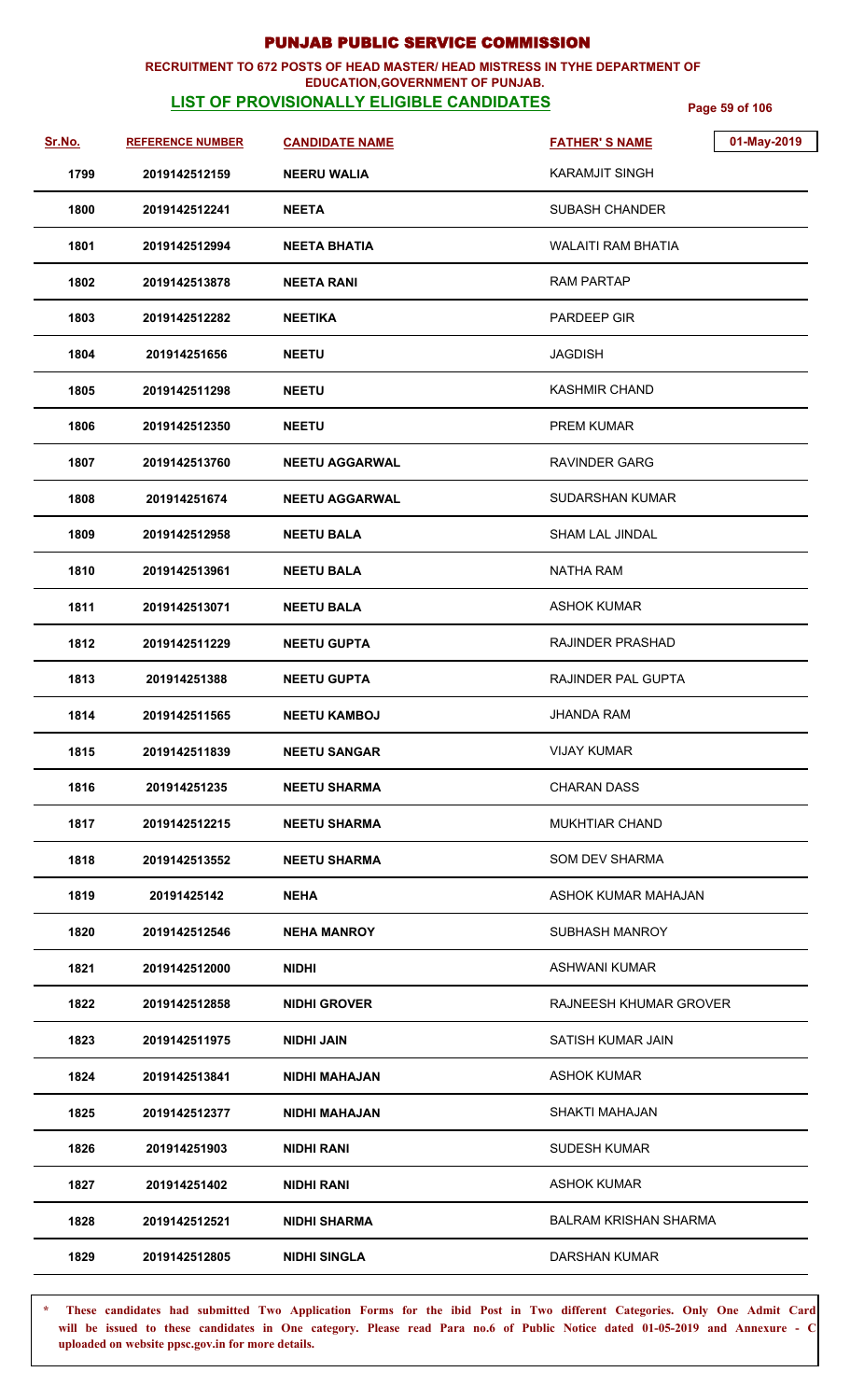# PUNJAB PUBLIC SERVICE COMMISSION

**RECRUITMENT TO 672 POSTS OF HEAD MASTER/ HEAD MISTRESS IN TYHE DEPARTMENT OF EDUCATION,GOVERNMENT OF PUNJAB.**

**LIST OF PROVISIONALLY ELIGIBLE CANDIDATES**

01-May-2019

| Sr.No. | REFERENCE NUMBER | CANDIDATE NAME | FATHER' S NAME |
|---|---|---|---|
| 1799 | 2019142512159 | NEERU WALIA | KARAMJIT SINGH |
| 1800 | 2019142512241 | NEETA | SUBASH CHANDER |
| 1801 | 2019142512994 | NEETA BHATIA | WALAITI RAM BHATIA |
| 1802 | 2019142513878 | NEETA RANI | RAM PARTAP |
| 1803 | 2019142512282 | NEETIKA | PARDEEP GIR |
| 1804 | 201914251656 | NEETU | JAGDISH |
| 1805 | 2019142511298 | NEETU | KASHMIR CHAND |
| 1806 | 2019142512350 | NEETU | PREM KUMAR |
| 1807 | 2019142513760 | NEETU AGGARWAL | RAVINDER GARG |
| 1808 | 201914251674 | NEETU AGGARWAL | SUDARSHAN KUMAR |
| 1809 | 2019142512958 | NEETU BALA | SHAM LAL JINDAL |
| 1810 | 2019142513961 | NEETU BALA | NATHA RAM |
| 1811 | 2019142513071 | NEETU BALA | ASHOK KUMAR |
| 1812 | 2019142511229 | NEETU GUPTA | RAJINDER PRASHAD |
| 1813 | 201914251388 | NEETU GUPTA | RAJINDER PAL GUPTA |
| 1814 | 2019142511565 | NEETU KAMBOJ | JHANDA RAM |
| 1815 | 2019142511839 | NEETU SANGAR | VIJAY KUMAR |
| 1816 | 201914251235 | NEETU SHARMA | CHARAN DASS |
| 1817 | 2019142512215 | NEETU SHARMA | MUKHTIAR CHAND |
| 1818 | 2019142513552 | NEETU SHARMA | SOM DEV SHARMA |
| 1819 | 20191425142 | NEHA | ASHOK KUMAR MAHAJAN |
| 1820 | 2019142512546 | NEHA MANROY | SUBHASH MANROY |
| 1821 | 2019142512000 | NIDHI | ASHWANI KUMAR |
| 1822 | 2019142512858 | NIDHI GROVER | RAJNEESH KHUMAR GROVER |
| 1823 | 2019142511975 | NIDHI JAIN | SATISH KUMAR JAIN |
| 1824 | 2019142513841 | NIDHI MAHAJAN | ASHOK KUMAR |
| 1825 | 2019142512377 | NIDHI MAHAJAN | SHAKTI MAHAJAN |
| 1826 | 201914251903 | NIDHI RANI | SUDESH KUMAR |
| 1827 | 201914251402 | NIDHI RANI | ASHOK KUMAR |
| 1828 | 2019142512521 | NIDHI SHARMA | BALRAM KRISHAN SHARMA |
| 1829 | 2019142512805 | NIDHI SINGLA | DARSHAN KUMAR |

**\* These candidates had submitted Two Application Forms for the ibid Post in Two different Categories. Only One Admit Card will be issued to these candidates in One category. Please read Para no.6 of Public Notice dated 01-05-2019 and Annexure - C uploaded on website ppsc.gov.in for more details.**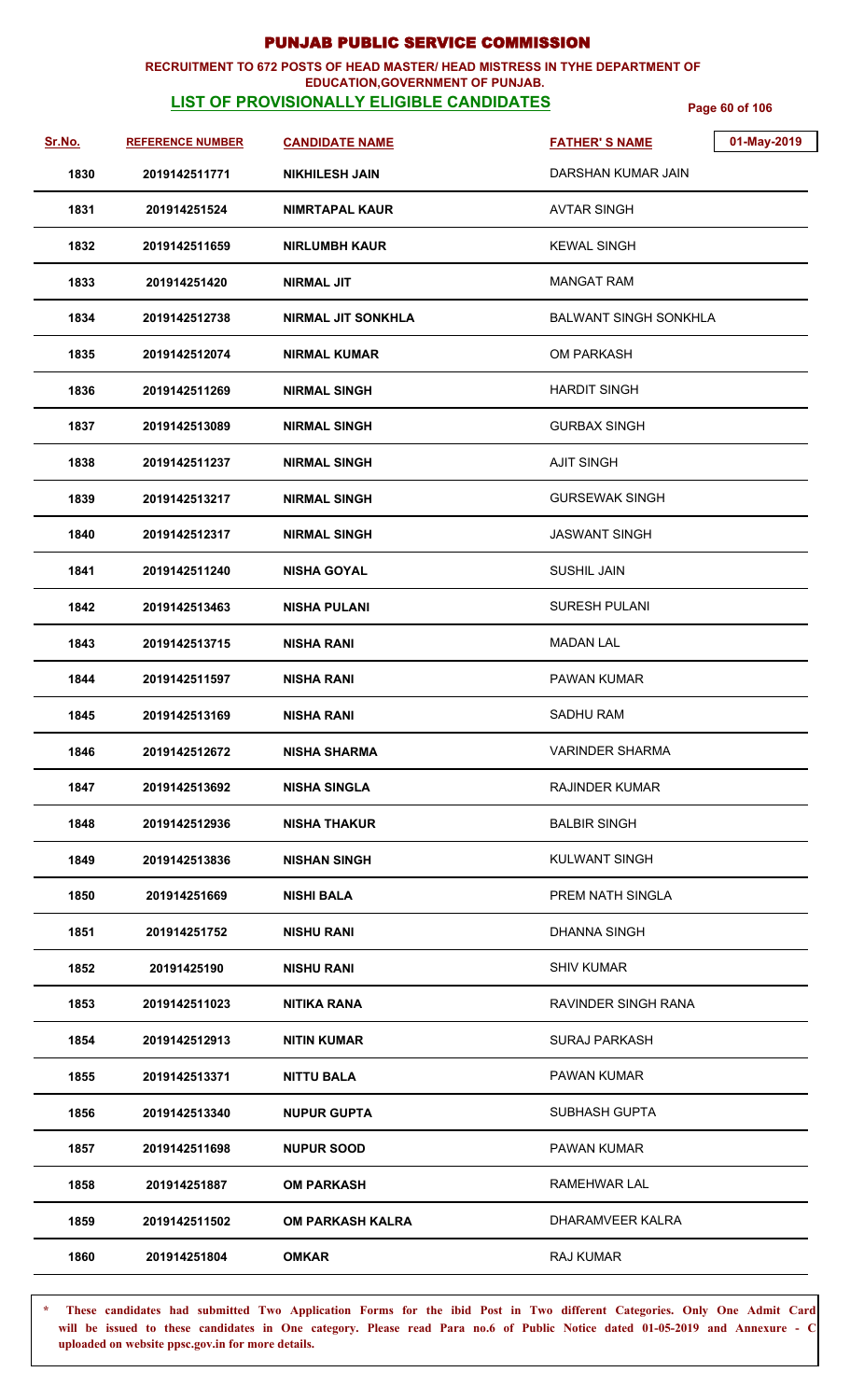# PUNJAB PUBLIC SERVICE COMMISSION

**RECRUITMENT TO 672 POSTS OF HEAD MASTER/ HEAD MISTRESS IN TYHE DEPARTMENT OF EDUCATION,GOVERNMENT OF PUNJAB.**

**LIST OF PROVISIONALLY ELIGIBLE CANDIDATES**

01-May-2019

| Sr.No. | REFERENCE NUMBER | CANDIDATE NAME | FATHER' S NAME |
|---|---|---|---|
| 1830 | 2019142511771 | NIKHILESH JAIN | DARSHAN KUMAR JAIN |
| 1831 | 201914251524 | NIMRTAPAL KAUR | AVTAR SINGH |
| 1832 | 2019142511659 | NIRLUMBH KAUR | KEWAL SINGH |
| 1833 | 201914251420 | NIRMAL JIT | MANGAT RAM |
| 1834 | 2019142512738 | NIRMAL JIT SONKHLA | BALWANT SINGH SONKHLA |
| 1835 | 2019142512074 | NIRMAL KUMAR | OM PARKASH |
| 1836 | 2019142511269 | NIRMAL SINGH | HARDIT SINGH |
| 1837 | 2019142513089 | NIRMAL SINGH | GURBAX SINGH |
| 1838 | 2019142511237 | NIRMAL SINGH | AJIT SINGH |
| 1839 | 2019142513217 | NIRMAL SINGH | GURSEWAK SINGH |
| 1840 | 2019142512317 | NIRMAL SINGH | JASWANT SINGH |
| 1841 | 2019142511240 | NISHA GOYAL | SUSHIL JAIN |
| 1842 | 2019142513463 | NISHA PULANI | SURESH PULANI |
| 1843 | 2019142513715 | NISHA RANI | MADAN LAL |
| 1844 | 2019142511597 | NISHA RANI | PAWAN KUMAR |
| 1845 | 2019142513169 | NISHA RANI | SADHU RAM |
| 1846 | 2019142512672 | NISHA SHARMA | VARINDER SHARMA |
| 1847 | 2019142513692 | NISHA SINGLA | RAJINDER KUMAR |
| 1848 | 2019142512936 | NISHA THAKUR | BALBIR SINGH |
| 1849 | 2019142513836 | NISHAN SINGH | KULWANT SINGH |
| 1850 | 201914251669 | NISHI BALA | PREM NATH SINGLA |
| 1851 | 201914251752 | NISHU RANI | DHANNA SINGH |
| 1852 | 20191425190 | NISHU RANI | SHIV KUMAR |
| 1853 | 2019142511023 | NITIKA RANA | RAVINDER SINGH RANA |
| 1854 | 2019142512913 | NITIN KUMAR | SURAJ PARKASH |
| 1855 | 2019142513371 | NITTU BALA | PAWAN KUMAR |
| 1856 | 2019142513340 | NUPUR GUPTA | SUBHASH GUPTA |
| 1857 | 2019142511698 | NUPUR SOOD | PAWAN KUMAR |
| 1858 | 201914251887 | OM PARKASH | RAMEHWAR LAL |
| 1859 | 2019142511502 | OM PARKASH KALRA | DHARAMVEER KALRA |
| 1860 | 201914251804 | OMKAR | RAJ KUMAR |

* **These candidates had submitted Two Application Forms for the ibid Post in Two different Categories. Only One Admit Card will be issued to these candidates in One category. Please read Para no.6 of Public Notice dated 01-05-2019 and Annexure - C uploaded on website ppsc.gov.in for more details.**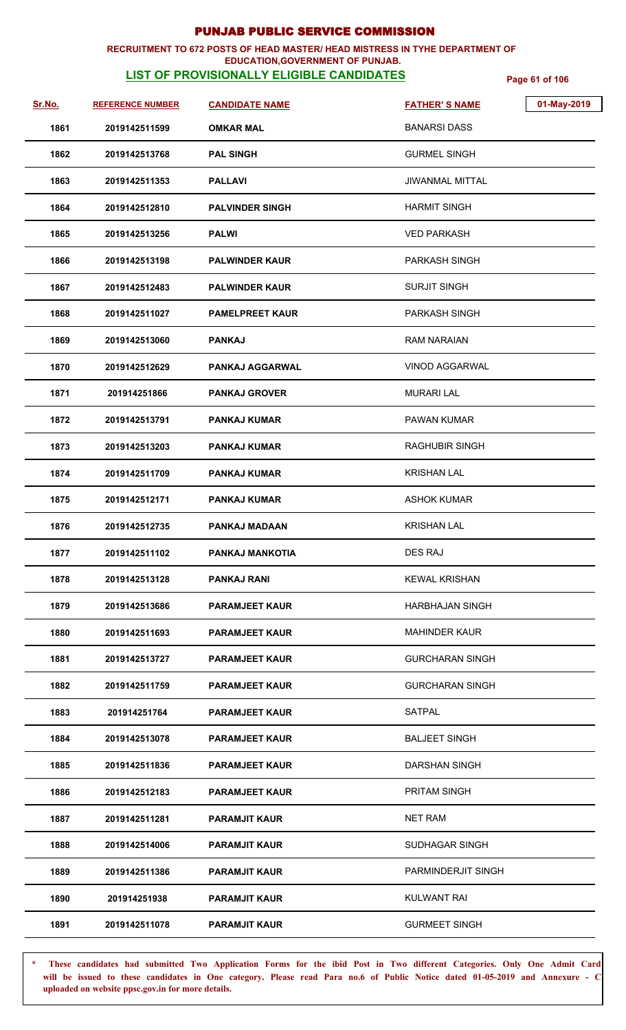# PUNJAB PUBLIC SERVICE COMMISSION

**RECRUITMENT TO 672 POSTS OF HEAD MASTER/ HEAD MISTRESS IN TYHE DEPARTMENT OF EDUCATION,GOVERNMENT OF PUNJAB.**

**LIST OF PROVISIONALLY ELIGIBLE CANDIDATES**

01-May-2019

| Sr.No. | REFERENCE NUMBER | CANDIDATE NAME | FATHER' S NAME |
|---|---|---|---|
| 1861 | 2019142511599 | OMKAR MAL | BANARSI DASS |
| 1862 | 2019142513768 | PAL SINGH | GURMEL SINGH |
| 1863 | 2019142511353 | PALLAVI | JIWANMAL MITTAL |
| 1864 | 2019142512810 | PALVINDER SINGH | HARMIT SINGH |
| 1865 | 2019142513256 | PALWI | VED PARKASH |
| 1866 | 2019142513198 | PALWINDER KAUR | PARKASH SINGH |
| 1867 | 2019142512483 | PALWINDER KAUR | SURJIT SINGH |
| 1868 | 2019142511027 | PAMELPREET KAUR | PARKASH SINGH |
| 1869 | 2019142513060 | PANKAJ | RAM NARAIAN |
| 1870 | 2019142512629 | PANKAJ AGGARWAL | VINOD AGGARWAL |
| 1871 | 201914251866 | PANKAJ GROVER | MURARI LAL |
| 1872 | 2019142513791 | PANKAJ KUMAR | PAWAN KUMAR |
| 1873 | 2019142513203 | PANKAJ KUMAR | RAGHUBIR SINGH |
| 1874 | 2019142511709 | PANKAJ KUMAR | KRISHAN LAL |
| 1875 | 2019142512171 | PANKAJ KUMAR | ASHOK KUMAR |
| 1876 | 2019142512735 | PANKAJ MADAAN | KRISHAN LAL |
| 1877 | 2019142511102 | PANKAJ MANKOTIA | DES RAJ |
| 1878 | 2019142513128 | PANKAJ RANI | KEWAL KRISHAN |
| 1879 | 2019142513686 | PARAMJEET KAUR | HARBHAJAN SINGH |
| 1880 | 2019142511693 | PARAMJEET KAUR | MAHINDER KAUR |
| 1881 | 2019142513727 | PARAMJEET KAUR | GURCHARAN SINGH |
| 1882 | 2019142511759 | PARAMJEET KAUR | GURCHARAN SINGH |
| 1883 | 201914251764 | PARAMJEET KAUR | SATPAL |
| 1884 | 2019142513078 | PARAMJEET KAUR | BALJEET SINGH |
| 1885 | 2019142511836 | PARAMJEET KAUR | DARSHAN SINGH |
| 1886 | 2019142512183 | PARAMJEET KAUR | PRITAM SINGH |
| 1887 | 2019142511281 | PARAMJIT KAUR | NET RAM |
| 1888 | 2019142514006 | PARAMJIT KAUR | SUDHAGAR SINGH |
| 1889 | 2019142511386 | PARAMJIT KAUR | PARMINDERJIT SINGH |
| 1890 | 201914251938 | PARAMJIT KAUR | KULWANT RAI |
| 1891 | 2019142511078 | PARAMJIT KAUR | GURMEET SINGH |

\* These candidates had submitted Two Application Forms for the ibid Post in Two different Categories. Only One Admit Card will be issued to these candidates in One category. Please read Para no.6 of Public Notice dated 01-05-2019 and Annexure - C uploaded on website ppsc.gov.in for more details.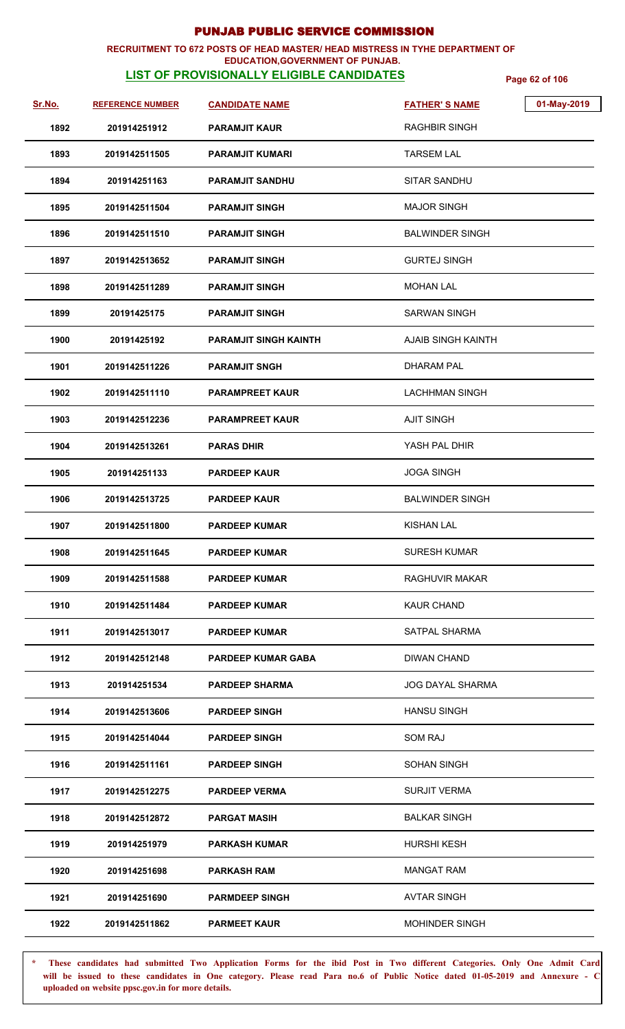# PUNJAB PUBLIC SERVICE COMMISSION

**RECRUITMENT TO 672 POSTS OF HEAD MASTER/ HEAD MISTRESS IN TYHE DEPARTMENT OF EDUCATION,GOVERNMENT OF PUNJAB.**

**LIST OF PROVISIONALLY ELIGIBLE CANDIDATES**

01-May-2019

| Sr.No. | REFERENCE NUMBER | CANDIDATE NAME | FATHER' S NAME |
|---|---|---|---|
| 1892 | 201914251912 | PARAMJIT KAUR | RAGHBIR SINGH |
| 1893 | 2019142511505 | PARAMJIT KUMARI | TARSEM LAL |
| 1894 | 201914251163 | PARAMJIT SANDHU | SITAR SANDHU |
| 1895 | 2019142511504 | PARAMJIT SINGH | MAJOR SINGH |
| 1896 | 2019142511510 | PARAMJIT SINGH | BALWINDER SINGH |
| 1897 | 2019142513652 | PARAMJIT SINGH | GURTEJ SINGH |
| 1898 | 2019142511289 | PARAMJIT SINGH | MOHAN LAL |
| 1899 | 20191425175 | PARAMJIT SINGH | SARWAN SINGH |
| 1900 | 20191425192 | PARAMJIT SINGH KAINTH | AJAIB SINGH KAINTH |
| 1901 | 2019142511226 | PARAMJIT SNGH | DHARAM PAL |
| 1902 | 2019142511110 | PARAMPREET KAUR | LACHHMAN SINGH |
| 1903 | 2019142512236 | PARAMPREET KAUR | AJIT SINGH |
| 1904 | 2019142513261 | PARAS DHIR | YASH PAL DHIR |
| 1905 | 201914251133 | PARDEEP KAUR | JOGA SINGH |
| 1906 | 2019142513725 | PARDEEP KAUR | BALWINDER SINGH |
| 1907 | 2019142511800 | PARDEEP KUMAR | KISHAN LAL |
| 1908 | 2019142511645 | PARDEEP KUMAR | SURESH KUMAR |
| 1909 | 2019142511588 | PARDEEP KUMAR | RAGHUVIR MAKAR |
| 1910 | 2019142511484 | PARDEEP KUMAR | KAUR CHAND |
| 1911 | 2019142513017 | PARDEEP KUMAR | SATPAL SHARMA |
| 1912 | 2019142512148 | PARDEEP KUMAR GABA | DIWAN CHAND |
| 1913 | 201914251534 | PARDEEP SHARMA | JOG DAYAL SHARMA |
| 1914 | 2019142513606 | PARDEEP SINGH | HANSU SINGH |
| 1915 | 2019142514044 | PARDEEP SINGH | SOM RAJ |
| 1916 | 2019142511161 | PARDEEP SINGH | SOHAN SINGH |
| 1917 | 2019142512275 | PARDEEP VERMA | SURJIT VERMA |
| 1918 | 2019142512872 | PARGAT MASIH | BALKAR SINGH |
| 1919 | 201914251979 | PARKASH KUMAR | HURSHI KESH |
| 1920 | 201914251698 | PARKASH RAM | MANGAT RAM |
| 1921 | 201914251690 | PARMDEEP SINGH | AVTAR SINGH |
| 1922 | 2019142511862 | PARMEET KAUR | MOHINDER SINGH |

\* These candidates had submitted Two Application Forms for the ibid Post in Two different Categories. Only One Admit Card will be issued to these candidates in One category. Please read Para no.6 of Public Notice dated 01-05-2019 and Annexure - C uploaded on website ppsc.gov.in for more details.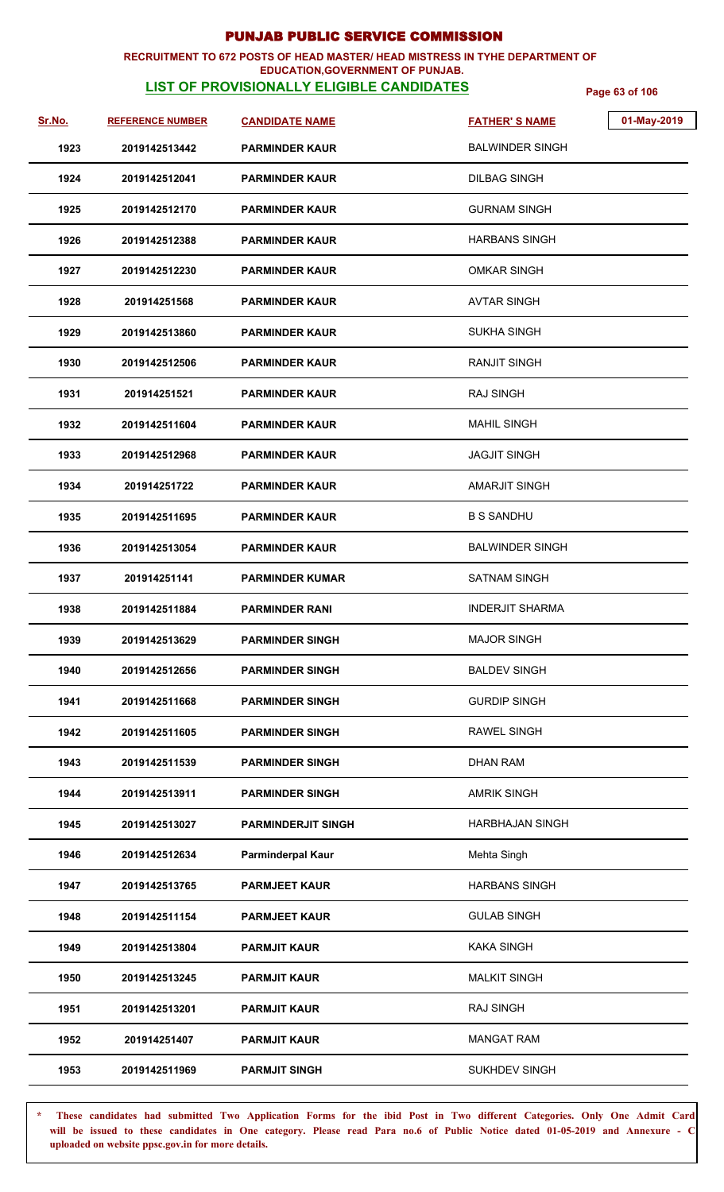# PUNJAB PUBLIC SERVICE COMMISSION

**RECRUITMENT TO 672 POSTS OF HEAD MASTER/ HEAD MISTRESS IN TYHE DEPARTMENT OF EDUCATION,GOVERNMENT OF PUNJAB.**

**LIST OF PROVISIONALLY ELIGIBLE CANDIDATES**

01-May-2019

| Sr.No. | REFERENCE NUMBER | CANDIDATE NAME | FATHER' S NAME |
|---|---|---|---|
| 1923 | 2019142513442 | PARMINDER KAUR | BALWINDER SINGH |
| 1924 | 2019142512041 | PARMINDER KAUR | DILBAG SINGH |
| 1925 | 2019142512170 | PARMINDER KAUR | GURNAM SINGH |
| 1926 | 2019142512388 | PARMINDER KAUR | HARBANS SINGH |
| 1927 | 2019142512230 | PARMINDER KAUR | OMKAR SINGH |
| 1928 | 201914251568 | PARMINDER KAUR | AVTAR SINGH |
| 1929 | 2019142513860 | PARMINDER KAUR | SUKHA SINGH |
| 1930 | 2019142512506 | PARMINDER KAUR | RANJIT SINGH |
| 1931 | 201914251521 | PARMINDER KAUR | RAJ SINGH |
| 1932 | 2019142511604 | PARMINDER KAUR | MAHIL SINGH |
| 1933 | 2019142512968 | PARMINDER KAUR | JAGJIT SINGH |
| 1934 | 201914251722 | PARMINDER KAUR | AMARJIT SINGH |
| 1935 | 2019142511695 | PARMINDER KAUR | B S SANDHU |
| 1936 | 2019142513054 | PARMINDER KAUR | BALWINDER SINGH |
| 1937 | 201914251141 | PARMINDER KUMAR | SATNAM SINGH |
| 1938 | 2019142511884 | PARMINDER RANI | INDERJIT SHARMA |
| 1939 | 2019142513629 | PARMINDER SINGH | MAJOR SINGH |
| 1940 | 2019142512656 | PARMINDER SINGH | BALDEV SINGH |
| 1941 | 2019142511668 | PARMINDER SINGH | GURDIP SINGH |
| 1942 | 2019142511605 | PARMINDER SINGH | RAWEL SINGH |
| 1943 | 2019142511539 | PARMINDER SINGH | DHAN RAM |
| 1944 | 2019142513911 | PARMINDER SINGH | AMRIK SINGH |
| 1945 | 2019142513027 | PARMINDERJIT SINGH | HARBHAJAN SINGH |
| 1946 | 2019142512634 | Parminderpal Kaur | Mehta Singh |
| 1947 | 2019142513765 | PARMJEET KAUR | HARBANS SINGH |
| 1948 | 2019142511154 | PARMJEET KAUR | GULAB SINGH |
| 1949 | 2019142513804 | PARMJIT KAUR | KAKA SINGH |
| 1950 | 2019142513245 | PARMJIT KAUR | MALKIT SINGH |
| 1951 | 2019142513201 | PARMJIT KAUR | RAJ SINGH |
| 1952 | 201914251407 | PARMJIT KAUR | MANGAT RAM |
| 1953 | 2019142511969 | PARMJIT SINGH | SUKHDEV SINGH |

\* These candidates had submitted Two Application Forms for the ibid Post in Two different Categories. Only One Admit Card will be issued to these candidates in One category. Please read Para no.6 of Public Notice dated 01-05-2019 and Annexure - C uploaded on website ppsc.gov.in for more details.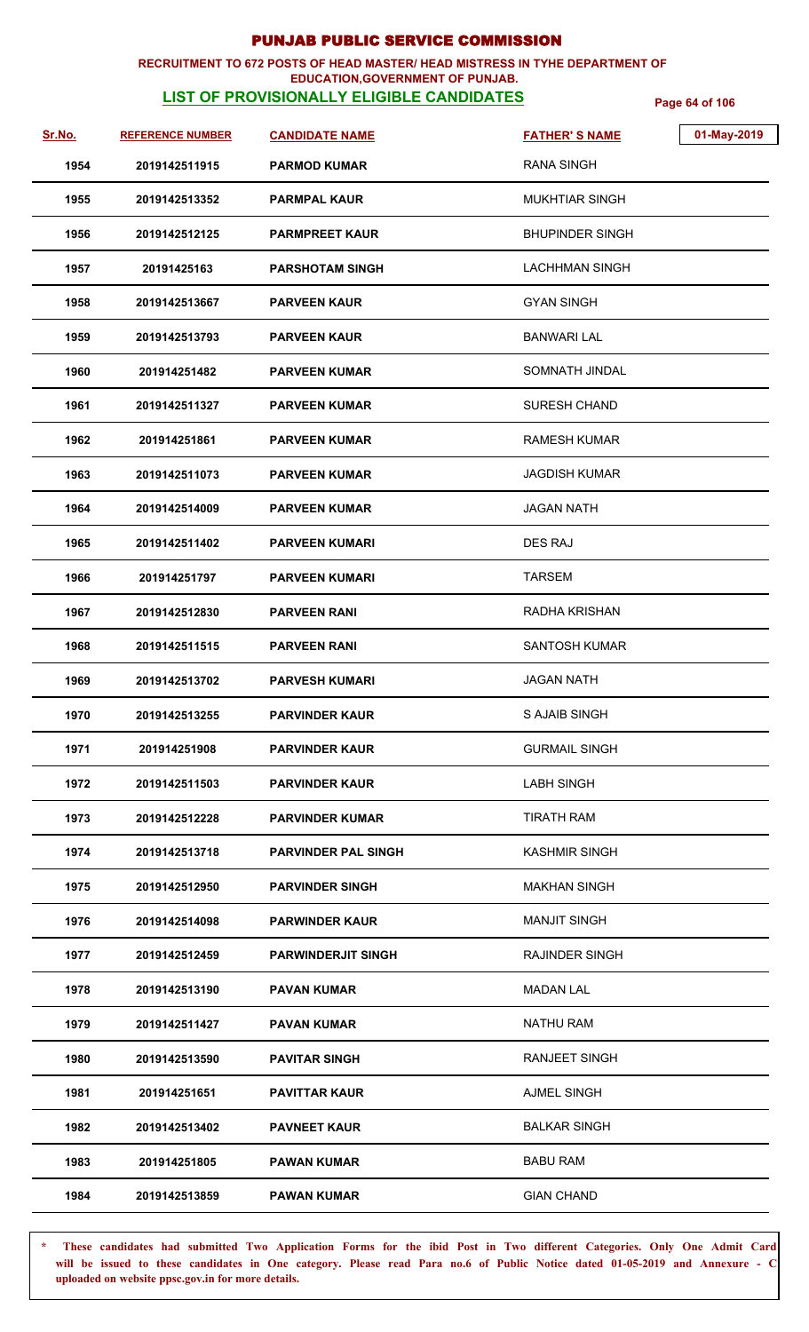# PUNJAB PUBLIC SERVICE COMMISSION

**RECRUITMENT TO 672 POSTS OF HEAD MASTER/ HEAD MISTRESS IN TYHE DEPARTMENT OF EDUCATION,GOVERNMENT OF PUNJAB.**

**LIST OF PROVISIONALLY ELIGIBLE CANDIDATES**

01-May-2019

| Sr.No. | REFERENCE NUMBER | CANDIDATE NAME | FATHER' S NAME |
|---|---|---|---|
| 1954 | 2019142511915 | PARMOD KUMAR | RANA SINGH |
| 1955 | 2019142513352 | PARMPAL KAUR | MUKHTIAR SINGH |
| 1956 | 2019142512125 | PARMPREET KAUR | BHUPINDER SINGH |
| 1957 | 20191425163 | PARSHOTAM SINGH | LACHHMAN SINGH |
| 1958 | 2019142513667 | PARVEEN KAUR | GYAN SINGH |
| 1959 | 2019142513793 | PARVEEN KAUR | BANWARI LAL |
| 1960 | 201914251482 | PARVEEN KUMAR | SOMNATH JINDAL |
| 1961 | 2019142511327 | PARVEEN KUMAR | SURESH CHAND |
| 1962 | 201914251861 | PARVEEN KUMAR | RAMESH KUMAR |
| 1963 | 2019142511073 | PARVEEN KUMAR | JAGDISH KUMAR |
| 1964 | 2019142514009 | PARVEEN KUMAR | JAGAN NATH |
| 1965 | 2019142511402 | PARVEEN KUMARI | DES RAJ |
| 1966 | 201914251797 | PARVEEN KUMARI | TARSEM |
| 1967 | 2019142512830 | PARVEEN RANI | RADHA KRISHAN |
| 1968 | 2019142511515 | PARVEEN RANI | SANTOSH KUMAR |
| 1969 | 2019142513702 | PARVESH KUMARI | JAGAN NATH |
| 1970 | 2019142513255 | PARVINDER KAUR | S AJAIB SINGH |
| 1971 | 201914251908 | PARVINDER KAUR | GURMAIL SINGH |
| 1972 | 2019142511503 | PARVINDER KAUR | LABH SINGH |
| 1973 | 2019142512228 | PARVINDER KUMAR | TIRATH RAM |
| 1974 | 2019142513718 | PARVINDER PAL SINGH | KASHMIR SINGH |
| 1975 | 2019142512950 | PARVINDER SINGH | MAKHAN SINGH |
| 1976 | 2019142514098 | PARWINDER KAUR | MANJIT SINGH |
| 1977 | 2019142512459 | PARWINDERJIT SINGH | RAJINDER SINGH |
| 1978 | 2019142513190 | PAVAN KUMAR | MADAN LAL |
| 1979 | 2019142511427 | PAVAN KUMAR | NATHU RAM |
| 1980 | 2019142513590 | PAVITAR SINGH | RANJEET SINGH |
| 1981 | 201914251651 | PAVITTAR KAUR | AJMEL SINGH |
| 1982 | 2019142513402 | PAVNEET KAUR | BALKAR SINGH |
| 1983 | 201914251805 | PAWAN KUMAR | BABU RAM |
| 1984 | 2019142513859 | PAWAN KUMAR | GIAN CHAND |

\* These candidates had submitted Two Application Forms for the ibid Post in Two different Categories. Only One Admit Card will be issued to these candidates in One category. Please read Para no.6 of Public Notice dated 01-05-2019 and Annexure - C uploaded on website ppsc.gov.in for more details.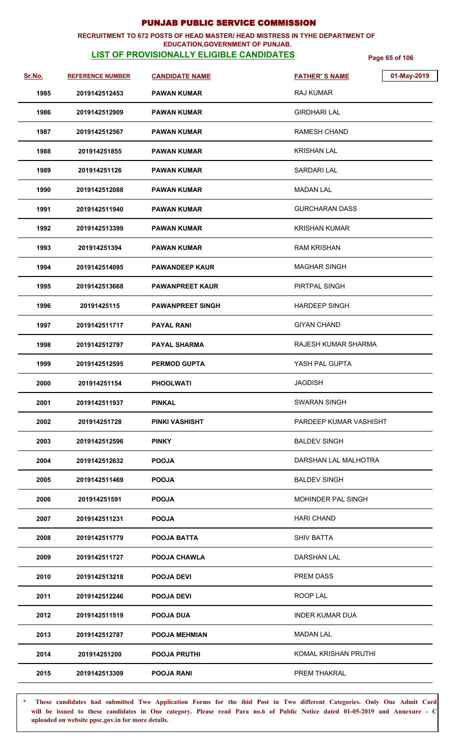# PUNJAB PUBLIC SERVICE COMMISSION

**RECRUITMENT TO 672 POSTS OF HEAD MASTER/ HEAD MISTRESS IN TYHE DEPARTMENT OF EDUCATION,GOVERNMENT OF PUNJAB.**

**LIST OF PROVISIONALLY ELIGIBLE CANDIDATES**

01-May-2019

| Sr.No. | REFERENCE NUMBER | CANDIDATE NAME | FATHER' S NAME |
|---|---|---|---|
| 1985 | 2019142512453 | PAWAN KUMAR | RAJ KUMAR |
| 1986 | 2019142512909 | PAWAN KUMAR | GIRDHARI LAL |
| 1987 | 2019142512567 | PAWAN KUMAR | RAMESH CHAND |
| 1988 | 201914251855 | PAWAN KUMAR | KRISHAN LAL |
| 1989 | 201914251126 | PAWAN KUMAR | SARDARI LAL |
| 1990 | 2019142512088 | PAWAN KUMAR | MADAN LAL |
| 1991 | 2019142511940 | PAWAN KUMAR | GURCHARAN DASS |
| 1992 | 2019142513399 | PAWAN KUMAR | KRISHAN KUMAR |
| 1993 | 201914251394 | PAWAN KUMAR | RAM KRISHAN |
| 1994 | 2019142514095 | PAWANDEEP KAUR | MAGHAR SINGH |
| 1995 | 2019142513668 | PAWANPREET KAUR | PIRTPAL SINGH |
| 1996 | 20191425115 | PAWANPREET SINGH | HARDEEP SINGH |
| 1997 | 2019142511717 | PAYAL RANI | GIYAN CHAND |
| 1998 | 2019142512797 | PAYAL SHARMA | RAJESH KUMAR SHARMA |
| 1999 | 2019142512595 | PERMOD GUPTA | YASH PAL GUPTA |
| 2000 | 201914251154 | PHOOLWATI | JAGDISH |
| 2001 | 2019142511937 | PINKAL | SWARAN SINGH |
| 2002 | 201914251728 | PINKI VASHISHT | PARDEEP KUMAR VASHISHT |
| 2003 | 2019142512596 | PINKY | BALDEV SINGH |
| 2004 | 2019142512632 | POOJA | DARSHAN LAL MALHOTRA |
| 2005 | 2019142511469 | POOJA | BALDEV SINGH |
| 2006 | 201914251591 | POOJA | MOHINDER PAL SINGH |
| 2007 | 2019142511231 | POOJA | HARI CHAND |
| 2008 | 2019142511779 | POOJA BATTA | SHIV BATTA |
| 2009 | 2019142511727 | POOJA CHAWLA | DARSHAN LAL |
| 2010 | 2019142513218 | POOJA DEVI | PREM DASS |
| 2011 | 2019142512246 | POOJA DEVI | ROOP LAL |
| 2012 | 2019142511519 | POOJA DUA | INDER KUMAR DUA |
| 2013 | 2019142512787 | POOJA MEHMIAN | MADAN LAL |
| 2014 | 201914251200 | POOJA PRUTHI | KOMAL KRISHAN PRUTHI |
| 2015 | 2019142513309 | POOJA RANI | PREM THAKRAL |

**\* These candidates had submitted Two Application Forms for the ibid Post in Two different Categories. Only One Admit Card will be issued to these candidates in One category. Please read Para no.6 of Public Notice dated 01-05-2019 and Annexure - C uploaded on website ppsc.gov.in for more details.**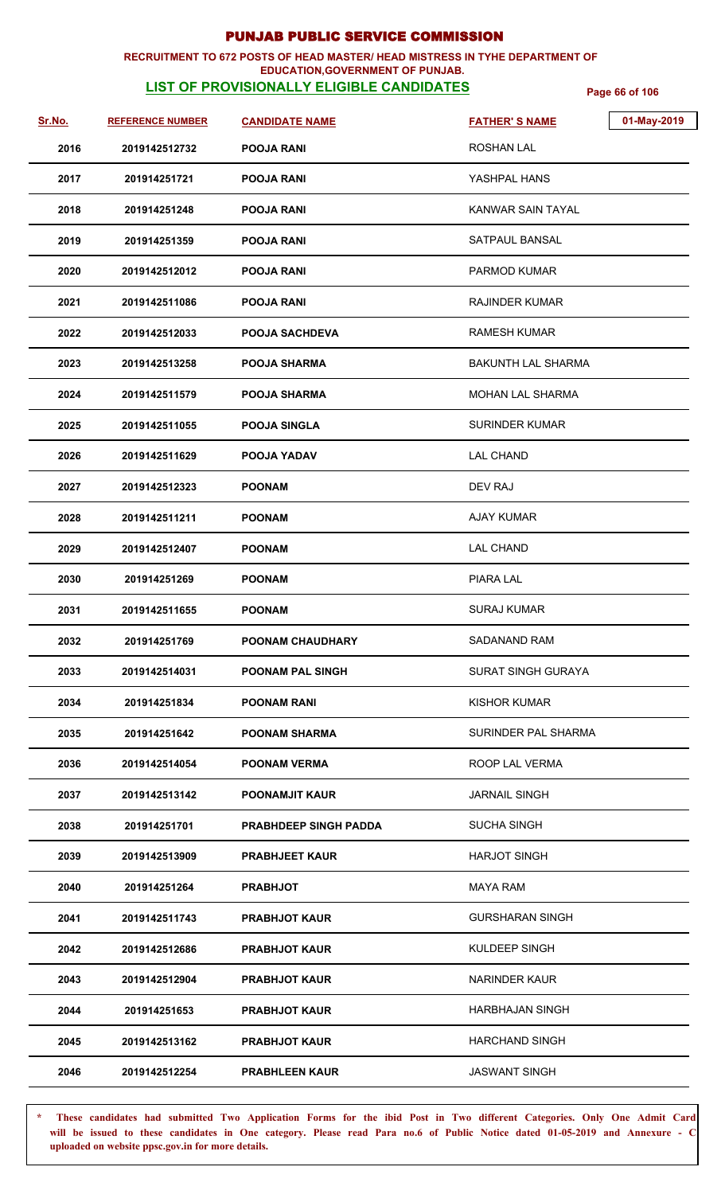# PUNJAB PUBLIC SERVICE COMMISSION

**RECRUITMENT TO 672 POSTS OF HEAD MASTER/ HEAD MISTRESS IN TYHE DEPARTMENT OF EDUCATION,GOVERNMENT OF PUNJAB.**

**LIST OF PROVISIONALLY ELIGIBLE CANDIDATES**

01-May-2019

| Sr.No. | REFERENCE NUMBER | CANDIDATE NAME | FATHER' S NAME |
|---|---|---|---|
| 2016 | 2019142512732 | POOJA RANI | ROSHAN LAL |
| 2017 | 201914251721 | POOJA RANI | YASHPAL HANS |
| 2018 | 201914251248 | POOJA RANI | KANWAR SAIN TAYAL |
| 2019 | 201914251359 | POOJA RANI | SATPAUL BANSAL |
| 2020 | 2019142512012 | POOJA RANI | PARMOD KUMAR |
| 2021 | 2019142511086 | POOJA RANI | RAJINDER KUMAR |
| 2022 | 2019142512033 | POOJA SACHDEVA | RAMESH KUMAR |
| 2023 | 2019142513258 | POOJA SHARMA | BAKUNTH LAL SHARMA |
| 2024 | 2019142511579 | POOJA SHARMA | MOHAN LAL SHARMA |
| 2025 | 2019142511055 | POOJA SINGLA | SURINDER KUMAR |
| 2026 | 2019142511629 | POOJA YADAV | LAL CHAND |
| 2027 | 2019142512323 | POONAM | DEV RAJ |
| 2028 | 2019142511211 | POONAM | AJAY KUMAR |
| 2029 | 2019142512407 | POONAM | LAL CHAND |
| 2030 | 201914251269 | POONAM | PIARA LAL |
| 2031 | 2019142511655 | POONAM | SURAJ KUMAR |
| 2032 | 201914251769 | POONAM CHAUDHARY | SADANAND RAM |
| 2033 | 2019142514031 | POONAM PAL SINGH | SURAT SINGH GURAYA |
| 2034 | 201914251834 | POONAM RANI | KISHOR KUMAR |
| 2035 | 201914251642 | POONAM SHARMA | SURINDER PAL SHARMA |
| 2036 | 2019142514054 | POONAM VERMA | ROOP LAL VERMA |
| 2037 | 2019142513142 | POONAMJIT KAUR | JARNAIL SINGH |
| 2038 | 201914251701 | PRABHDEEP SINGH PADDA | SUCHA SINGH |
| 2039 | 2019142513909 | PRABHJEET KAUR | HARJOT SINGH |
| 2040 | 201914251264 | PRABHJOT | MAYA RAM |
| 2041 | 2019142511743 | PRABHJOT KAUR | GURSHARAN SINGH |
| 2042 | 2019142512686 | PRABHJOT KAUR | KULDEEP SINGH |
| 2043 | 2019142512904 | PRABHJOT KAUR | NARINDER KAUR |
| 2044 | 201914251653 | PRABHJOT KAUR | HARBHAJAN SINGH |
| 2045 | 2019142513162 | PRABHJOT KAUR | HARCHAND SINGH |
| 2046 | 2019142512254 | PRABHLEEN KAUR | JASWANT SINGH |

\* These candidates had submitted Two Application Forms for the ibid Post in Two different Categories. Only One Admit Card will be issued to these candidates in One category. Please read Para no.6 of Public Notice dated 01-05-2019 and Annexure - C uploaded on website ppsc.gov.in for more details.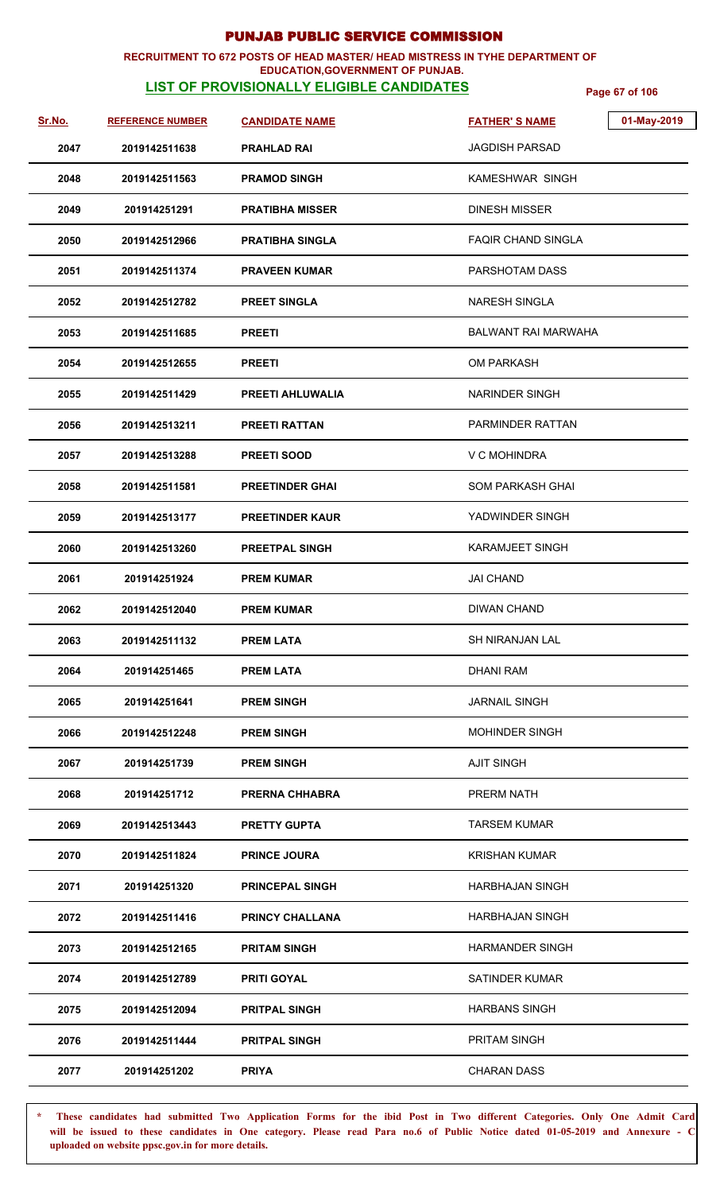# PUNJAB PUBLIC SERVICE COMMISSION

**RECRUITMENT TO 672 POSTS OF HEAD MASTER/ HEAD MISTRESS IN TYHE DEPARTMENT OF EDUCATION,GOVERNMENT OF PUNJAB.**

**LIST OF PROVISIONALLY ELIGIBLE CANDIDATES**

01-May-2019

| Sr.No. | REFERENCE NUMBER | CANDIDATE NAME | FATHER' S NAME |
|---|---|---|---|
| 2047 | 2019142511638 | PRAHLAD RAI | JAGDISH PARSAD |
| 2048 | 2019142511563 | PRAMOD SINGH | KAMESHWAR SINGH |
| 2049 | 201914251291 | PRATIBHA MISSER | DINESH MISSER |
| 2050 | 2019142512966 | PRATIBHA SINGLA | FAQIR CHAND SINGLA |
| 2051 | 2019142511374 | PRAVEEN KUMAR | PARSHOTAM DASS |
| 2052 | 2019142512782 | PREET SINGLA | NARESH SINGLA |
| 2053 | 2019142511685 | PREETI | BALWANT RAI MARWAHA |
| 2054 | 2019142512655 | PREETI | OM PARKASH |
| 2055 | 2019142511429 | PREETI AHLUWALIA | NARINDER SINGH |
| 2056 | 2019142513211 | PREETI RATTAN | PARMINDER RATTAN |
| 2057 | 2019142513288 | PREETI SOOD | V C MOHINDRA |
| 2058 | 2019142511581 | PREETINDER GHAI | SOM PARKASH GHAI |
| 2059 | 2019142513177 | PREETINDER KAUR | YADWINDER SINGH |
| 2060 | 2019142513260 | PREETPAL SINGH | KARAMJEET SINGH |
| 2061 | 201914251924 | PREM KUMAR | JAI CHAND |
| 2062 | 2019142512040 | PREM KUMAR | DIWAN CHAND |
| 2063 | 2019142511132 | PREM LATA | SH NIRANJAN LAL |
| 2064 | 201914251465 | PREM LATA | DHANI RAM |
| 2065 | 201914251641 | PREM SINGH | JARNAIL SINGH |
| 2066 | 2019142512248 | PREM SINGH | MOHINDER SINGH |
| 2067 | 201914251739 | PREM SINGH | AJIT SINGH |
| 2068 | 201914251712 | PRERNA CHHABRA | PRERM NATH |
| 2069 | 2019142513443 | PRETTY GUPTA | TARSEM KUMAR |
| 2070 | 2019142511824 | PRINCE JOURA | KRISHAN KUMAR |
| 2071 | 201914251320 | PRINCEPAL SINGH | HARBHAJAN SINGH |
| 2072 | 2019142511416 | PRINCY CHALLANA | HARBHAJAN SINGH |
| 2073 | 2019142512165 | PRITAM SINGH | HARMANDER SINGH |
| 2074 | 2019142512789 | PRITI GOYAL | SATINDER KUMAR |
| 2075 | 2019142512094 | PRITPAL SINGH | HARBANS SINGH |
| 2076 | 2019142511444 | PRITPAL SINGH | PRITAM SINGH |
| 2077 | 201914251202 | PRIYA | CHARAN DASS |

**\* These candidates had submitted Two Application Forms for the ibid Post in Two different Categories. Only One Admit Card will be issued to these candidates in One category. Please read Para no.6 of Public Notice dated 01-05-2019 and Annexure - C uploaded on website ppsc.gov.in for more details.**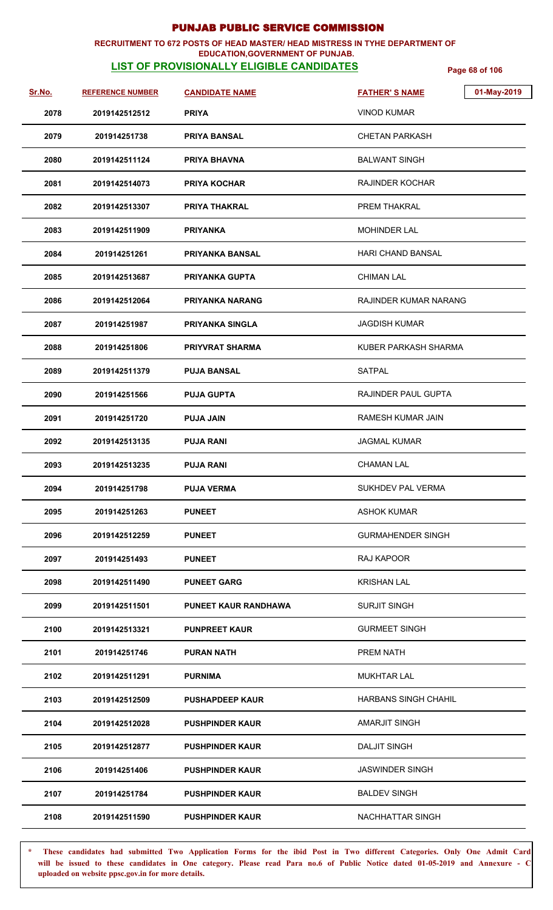# PUNJAB PUBLIC SERVICE COMMISSION

**RECRUITMENT TO 672 POSTS OF HEAD MASTER/ HEAD MISTRESS IN TYHE DEPARTMENT OF EDUCATION,GOVERNMENT OF PUNJAB.**

**LIST OF PROVISIONALLY ELIGIBLE CANDIDATES**

01-May-2019

| Sr.No. | REFERENCE NUMBER | CANDIDATE NAME | FATHER' S NAME |
|---|---|---|---|
| 2078 | 2019142512512 | PRIYA | VINOD KUMAR |
| 2079 | 201914251738 | PRIYA BANSAL | CHETAN PARKASH |
| 2080 | 2019142511124 | PRIYA BHAVNA | BALWANT SINGH |
| 2081 | 2019142514073 | PRIYA KOCHAR | RAJINDER KOCHAR |
| 2082 | 2019142513307 | PRIYA THAKRAL | PREM THAKRAL |
| 2083 | 2019142511909 | PRIYANKA | MOHINDER LAL |
| 2084 | 201914251261 | PRIYANKA BANSAL | HARI CHAND BANSAL |
| 2085 | 2019142513687 | PRIYANKA GUPTA | CHIMAN LAL |
| 2086 | 2019142512064 | PRIYANKA NARANG | RAJINDER KUMAR NARANG |
| 2087 | 201914251987 | PRIYANKA SINGLA | JAGDISH KUMAR |
| 2088 | 201914251806 | PRIYVRAT SHARMA | KUBER PARKASH SHARMA |
| 2089 | 2019142511379 | PUJA BANSAL | SATPAL |
| 2090 | 201914251566 | PUJA GUPTA | RAJINDER PAUL GUPTA |
| 2091 | 201914251720 | PUJA JAIN | RAMESH KUMAR JAIN |
| 2092 | 2019142513135 | PUJA RANI | JAGMAL KUMAR |
| 2093 | 2019142513235 | PUJA RANI | CHAMAN LAL |
| 2094 | 201914251798 | PUJA VERMA | SUKHDEV PAL VERMA |
| 2095 | 201914251263 | PUNEET | ASHOK KUMAR |
| 2096 | 2019142512259 | PUNEET | GURMAHENDER SINGH |
| 2097 | 201914251493 | PUNEET | RAJ KAPOOR |
| 2098 | 2019142511490 | PUNEET GARG | KRISHAN LAL |
| 2099 | 2019142511501 | PUNEET KAUR RANDHAWA | SURJIT SINGH |
| 2100 | 2019142513321 | PUNPREET KAUR | GURMEET SINGH |
| 2101 | 201914251746 | PURAN NATH | PREM NATH |
| 2102 | 2019142511291 | PURNIMA | MUKHTAR LAL |
| 2103 | 2019142512509 | PUSHAPDEEP KAUR | HARBANS SINGH CHAHIL |
| 2104 | 2019142512028 | PUSHPINDER KAUR | AMARJIT SINGH |
| 2105 | 2019142512877 | PUSHPINDER KAUR | DALJIT SINGH |
| 2106 | 201914251406 | PUSHPINDER KAUR | JASWINDER SINGH |
| 2107 | 201914251784 | PUSHPINDER KAUR | BALDEV SINGH |
| 2108 | 2019142511590 | PUSHPINDER KAUR | NACHHATTAR SINGH |

**\* These candidates had submitted Two Application Forms for the ibid Post in Two different Categories. Only One Admit Card will be issued to these candidates in One category. Please read Para no.6 of Public Notice dated 01-05-2019 and Annexure - C uploaded on website ppsc.gov.in for more details.**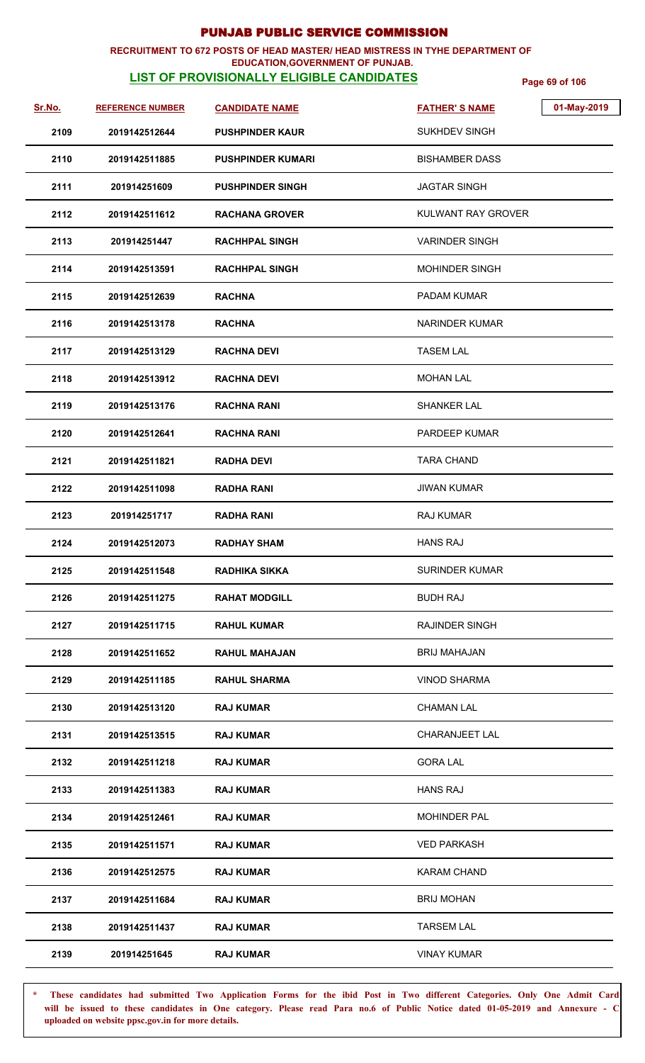# PUNJAB PUBLIC SERVICE COMMISSION

**RECRUITMENT TO 672 POSTS OF HEAD MASTER/ HEAD MISTRESS IN TYHE DEPARTMENT OF EDUCATION,GOVERNMENT OF PUNJAB.**

**LIST OF PROVISIONALLY ELIGIBLE CANDIDATES**

01-May-2019

| Sr.No. | REFERENCE NUMBER | CANDIDATE NAME | FATHER' S NAME |
|---|---|---|---|
| 2109 | 2019142512644 | PUSHPINDER KAUR | SUKHDEV SINGH |
| 2110 | 2019142511885 | PUSHPINDER KUMARI | BISHAMBER DASS |
| 2111 | 201914251609 | PUSHPINDER SINGH | JAGTAR SINGH |
| 2112 | 2019142511612 | RACHANA GROVER | KULWANT RAY GROVER |
| 2113 | 201914251447 | RACHHPAL SINGH | VARINDER SINGH |
| 2114 | 2019142513591 | RACHHPAL SINGH | MOHINDER SINGH |
| 2115 | 2019142512639 | RACHNA | PADAM KUMAR |
| 2116 | 2019142513178 | RACHNA | NARINDER KUMAR |
| 2117 | 2019142513129 | RACHNA DEVI | TASEM LAL |
| 2118 | 2019142513912 | RACHNA DEVI | MOHAN LAL |
| 2119 | 2019142513176 | RACHNA RANI | SHANKER LAL |
| 2120 | 2019142512641 | RACHNA RANI | PARDEEP KUMAR |
| 2121 | 2019142511821 | RADHA DEVI | TARA CHAND |
| 2122 | 2019142511098 | RADHA RANI | JIWAN KUMAR |
| 2123 | 201914251717 | RADHA RANI | RAJ KUMAR |
| 2124 | 2019142512073 | RADHAY SHAM | HANS RAJ |
| 2125 | 2019142511548 | RADHIKA SIKKA | SURINDER KUMAR |
| 2126 | 2019142511275 | RAHAT MODGILL | BUDH RAJ |
| 2127 | 2019142511715 | RAHUL KUMAR | RAJINDER SINGH |
| 2128 | 2019142511652 | RAHUL MAHAJAN | BRIJ MAHAJAN |
| 2129 | 2019142511185 | RAHUL SHARMA | VINOD SHARMA |
| 2130 | 2019142513120 | RAJ KUMAR | CHAMAN LAL |
| 2131 | 2019142513515 | RAJ KUMAR | CHARANJEET LAL |
| 2132 | 2019142511218 | RAJ KUMAR | GORA LAL |
| 2133 | 2019142511383 | RAJ KUMAR | HANS RAJ |
| 2134 | 2019142512461 | RAJ KUMAR | MOHINDER PAL |
| 2135 | 2019142511571 | RAJ KUMAR | VED PARKASH |
| 2136 | 2019142512575 | RAJ KUMAR | KARAM CHAND |
| 2137 | 2019142511684 | RAJ KUMAR | BRIJ MOHAN |
| 2138 | 2019142511437 | RAJ KUMAR | TARSEM LAL |
| 2139 | 201914251645 | RAJ KUMAR | VINAY KUMAR |

\* These candidates had submitted Two Application Forms for the ibid Post in Two different Categories. Only One Admit Card will be issued to these candidates in One category. Please read Para no.6 of Public Notice dated 01-05-2019 and Annexure - C uploaded on website ppsc.gov.in for more details.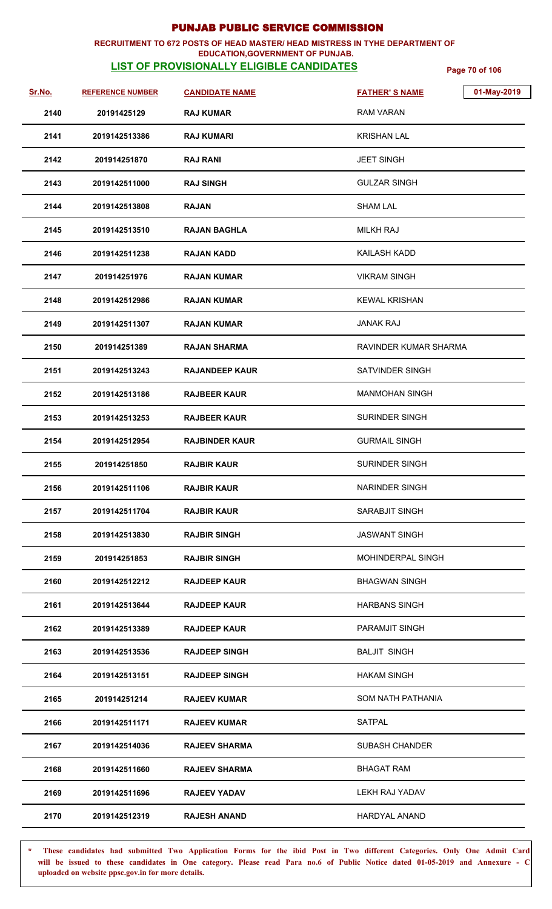# PUNJAB PUBLIC SERVICE COMMISSION

**RECRUITMENT TO 672 POSTS OF HEAD MASTER/ HEAD MISTRESS IN TYHE DEPARTMENT OF EDUCATION,GOVERNMENT OF PUNJAB.**

**LIST OF PROVISIONALLY ELIGIBLE CANDIDATES**

01-May-2019

| Sr.No. | REFERENCE NUMBER | CANDIDATE NAME | FATHER' S NAME |
|---|---|---|---|
| 2140 | 20191425129 | RAJ KUMAR | RAM VARAN |
| 2141 | 2019142513386 | RAJ KUMARI | KRISHAN LAL |
| 2142 | 201914251870 | RAJ RANI | JEET SINGH |
| 2143 | 2019142511000 | RAJ SINGH | GULZAR SINGH |
| 2144 | 2019142513808 | RAJAN | SHAM LAL |
| 2145 | 2019142513510 | RAJAN BAGHLA | MILKH RAJ |
| 2146 | 2019142511238 | RAJAN KADD | KAILASH KADD |
| 2147 | 201914251976 | RAJAN KUMAR | VIKRAM SINGH |
| 2148 | 2019142512986 | RAJAN KUMAR | KEWAL KRISHAN |
| 2149 | 2019142511307 | RAJAN KUMAR | JANAK RAJ |
| 2150 | 201914251389 | RAJAN SHARMA | RAVINDER KUMAR SHARMA |
| 2151 | 2019142513243 | RAJANDEEP KAUR | SATVINDER SINGH |
| 2152 | 2019142513186 | RAJBEER KAUR | MANMOHAN SINGH |
| 2153 | 2019142513253 | RAJBEER KAUR | SURINDER SINGH |
| 2154 | 2019142512954 | RAJBINDER KAUR | GURMAIL SINGH |
| 2155 | 201914251850 | RAJBIR KAUR | SURINDER SINGH |
| 2156 | 2019142511106 | RAJBIR KAUR | NARINDER SINGH |
| 2157 | 2019142511704 | RAJBIR KAUR | SARABJIT SINGH |
| 2158 | 2019142513830 | RAJBIR SINGH | JASWANT SINGH |
| 2159 | 201914251853 | RAJBIR SINGH | MOHINDERPAL SINGH |
| 2160 | 2019142512212 | RAJDEEP KAUR | BHAGWAN SINGH |
| 2161 | 2019142513644 | RAJDEEP KAUR | HARBANS SINGH |
| 2162 | 2019142513389 | RAJDEEP KAUR | PARAMJIT SINGH |
| 2163 | 2019142513536 | RAJDEEP SINGH | BALJIT SINGH |
| 2164 | 2019142513151 | RAJDEEP SINGH | HAKAM SINGH |
| 2165 | 201914251214 | RAJEEV KUMAR | SOM NATH PATHANIA |
| 2166 | 2019142511171 | RAJEEV KUMAR | SATPAL |
| 2167 | 2019142514036 | RAJEEV SHARMA | SUBASH CHANDER |
| 2168 | 2019142511660 | RAJEEV SHARMA | BHAGAT RAM |
| 2169 | 2019142511696 | RAJEEV YADAV | LEKH RAJ YADAV |
| 2170 | 2019142512319 | RAJESH ANAND | HARDYAL ANAND |

**\* These candidates had submitted Two Application Forms for the ibid Post in Two different Categories. Only One Admit Card will be issued to these candidates in One category. Please read Para no.6 of Public Notice dated 01-05-2019 and Annexure - C uploaded on website ppsc.gov.in for more details.**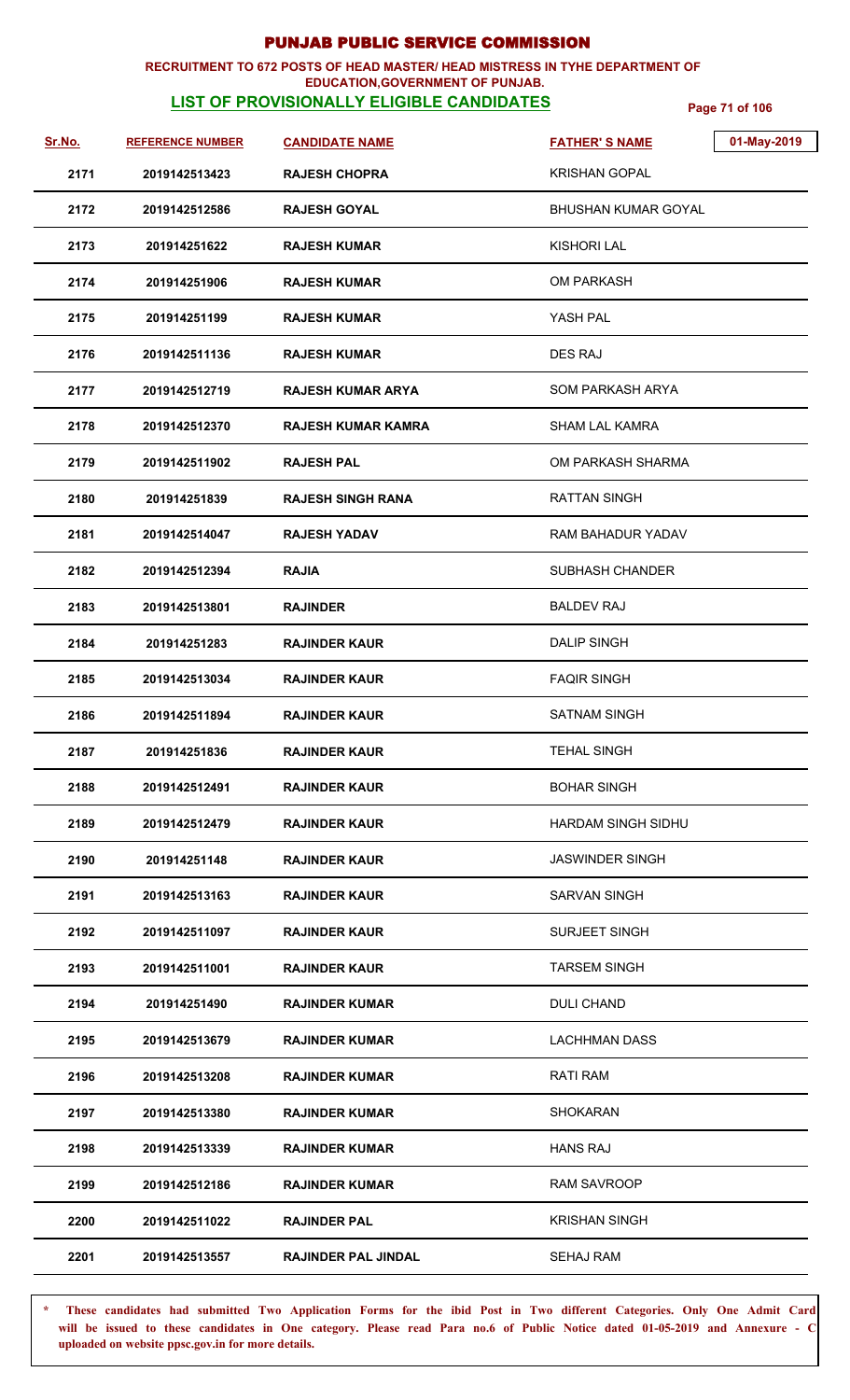# PUNJAB PUBLIC SERVICE COMMISSION

**RECRUITMENT TO 672 POSTS OF HEAD MASTER/ HEAD MISTRESS IN TYHE DEPARTMENT OF EDUCATION,GOVERNMENT OF PUNJAB.**

**LIST OF PROVISIONALLY ELIGIBLE CANDIDATES**

01-May-2019

| Sr.No. | REFERENCE NUMBER | CANDIDATE NAME | FATHER' S NAME |
|---|---|---|---|
| 2171 | 2019142513423 | RAJESH CHOPRA | KRISHAN GOPAL |
| 2172 | 2019142512586 | RAJESH GOYAL | BHUSHAN KUMAR GOYAL |
| 2173 | 201914251622 | RAJESH KUMAR | KISHORI LAL |
| 2174 | 201914251906 | RAJESH KUMAR | OM PARKASH |
| 2175 | 201914251199 | RAJESH KUMAR | YASH PAL |
| 2176 | 2019142511136 | RAJESH KUMAR | DES RAJ |
| 2177 | 2019142512719 | RAJESH KUMAR ARYA | SOM PARKASH ARYA |
| 2178 | 2019142512370 | RAJESH KUMAR KAMRA | SHAM LAL KAMRA |
| 2179 | 2019142511902 | RAJESH PAL | OM PARKASH SHARMA |
| 2180 | 201914251839 | RAJESH SINGH RANA | RATTAN SINGH |
| 2181 | 2019142514047 | RAJESH YADAV | RAM BAHADUR YADAV |
| 2182 | 2019142512394 | RAJIA | SUBHASH CHANDER |
| 2183 | 2019142513801 | RAJINDER | BALDEV RAJ |
| 2184 | 201914251283 | RAJINDER KAUR | DALIP SINGH |
| 2185 | 2019142513034 | RAJINDER KAUR | FAQIR SINGH |
| 2186 | 2019142511894 | RAJINDER KAUR | SATNAM SINGH |
| 2187 | 201914251836 | RAJINDER KAUR | TEHAL SINGH |
| 2188 | 2019142512491 | RAJINDER KAUR | BOHAR SINGH |
| 2189 | 2019142512479 | RAJINDER KAUR | HARDAM SINGH SIDHU |
| 2190 | 201914251148 | RAJINDER KAUR | JASWINDER SINGH |
| 2191 | 2019142513163 | RAJINDER KAUR | SARVAN SINGH |
| 2192 | 2019142511097 | RAJINDER KAUR | SURJEET SINGH |
| 2193 | 2019142511001 | RAJINDER KAUR | TARSEM SINGH |
| 2194 | 201914251490 | RAJINDER KUMAR | DULI CHAND |
| 2195 | 2019142513679 | RAJINDER KUMAR | LACHHMAN DASS |
| 2196 | 2019142513208 | RAJINDER KUMAR | RATI RAM |
| 2197 | 2019142513380 | RAJINDER KUMAR | SHOKARAN |
| 2198 | 2019142513339 | RAJINDER KUMAR | HANS RAJ |
| 2199 | 2019142512186 | RAJINDER KUMAR | RAM SAVROOP |
| 2200 | 2019142511022 | RAJINDER PAL | KRISHAN SINGH |
| 2201 | 2019142513557 | RAJINDER PAL JINDAL | SEHAJ RAM |

\* These candidates had submitted Two Application Forms for the ibid Post in Two different Categories. Only One Admit Card will be issued to these candidates in One category. Please read Para no.6 of Public Notice dated 01-05-2019 and Annexure - C uploaded on website ppsc.gov.in for more details.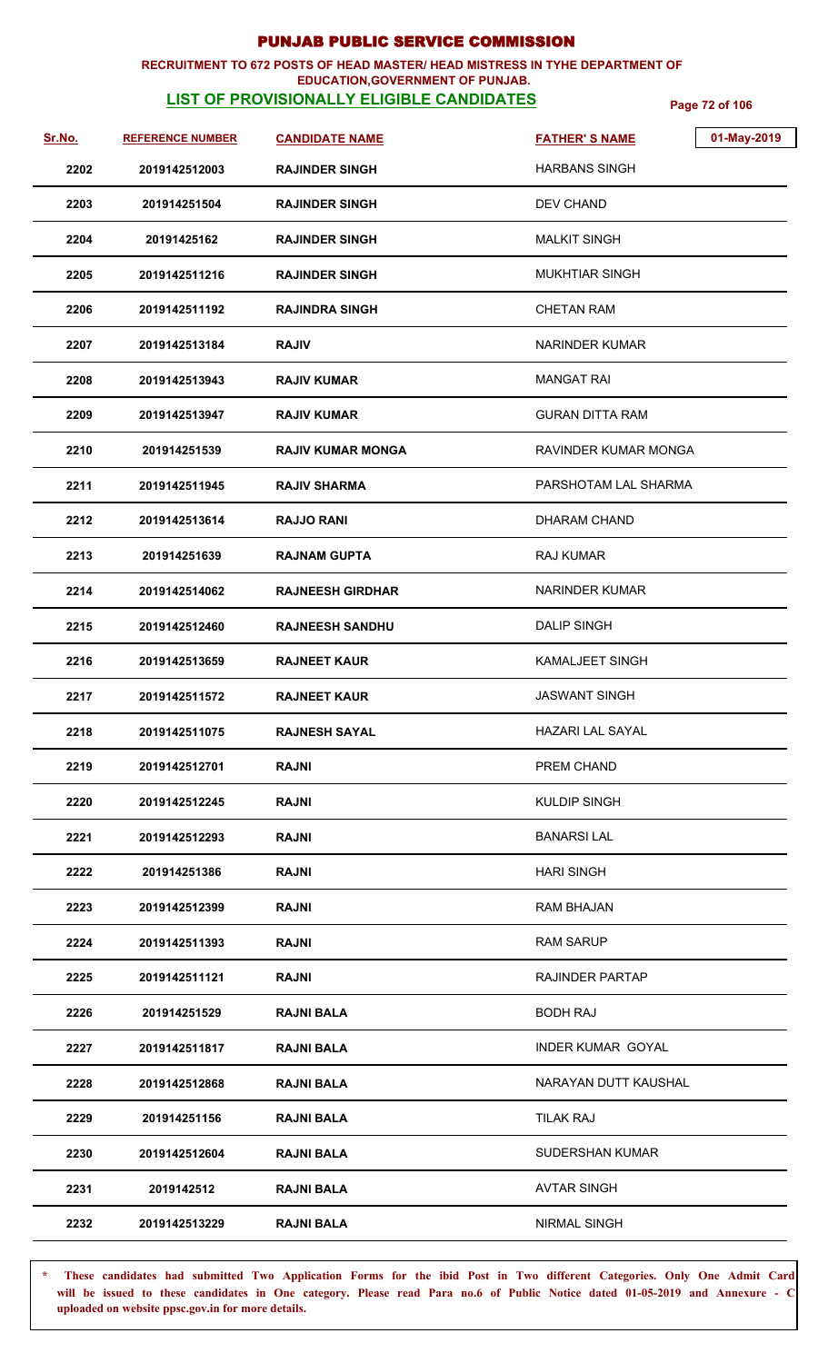# PUNJAB PUBLIC SERVICE COMMISSION

**RECRUITMENT TO 672 POSTS OF HEAD MASTER/ HEAD MISTRESS IN TYHE DEPARTMENT OF EDUCATION,GOVERNMENT OF PUNJAB.**

**LIST OF PROVISIONALLY ELIGIBLE CANDIDATES**

01-May-2019

| Sr.No. | REFERENCE NUMBER | CANDIDATE NAME | FATHER' S NAME |
|---|---|---|---|
| 2202 | 2019142512003 | RAJINDER SINGH | HARBANS SINGH |
| 2203 | 201914251504 | RAJINDER SINGH | DEV CHAND |
| 2204 | 20191425162 | RAJINDER SINGH | MALKIT SINGH |
| 2205 | 2019142511216 | RAJINDER SINGH | MUKHTIAR SINGH |
| 2206 | 2019142511192 | RAJINDRA SINGH | CHETAN RAM |
| 2207 | 2019142513184 | RAJIV | NARINDER KUMAR |
| 2208 | 2019142513943 | RAJIV KUMAR | MANGAT RAI |
| 2209 | 2019142513947 | RAJIV KUMAR | GURAN DITTA RAM |
| 2210 | 201914251539 | RAJIV KUMAR MONGA | RAVINDER KUMAR MONGA |
| 2211 | 2019142511945 | RAJIV SHARMA | PARSHOTAM LAL SHARMA |
| 2212 | 2019142513614 | RAJJO RANI | DHARAM CHAND |
| 2213 | 201914251639 | RAJNAM GUPTA | RAJ KUMAR |
| 2214 | 2019142514062 | RAJNEESH GIRDHAR | NARINDER KUMAR |
| 2215 | 2019142512460 | RAJNEESH SANDHU | DALIP SINGH |
| 2216 | 2019142513659 | RAJNEET KAUR | KAMALJEET SINGH |
| 2217 | 2019142511572 | RAJNEET KAUR | JASWANT SINGH |
| 2218 | 2019142511075 | RAJNESH SAYAL | HAZARI LAL SAYAL |
| 2219 | 2019142512701 | RAJNI | PREM CHAND |
| 2220 | 2019142512245 | RAJNI | KULDIP SINGH |
| 2221 | 2019142512293 | RAJNI | BANARSI LAL |
| 2222 | 201914251386 | RAJNI | HARI SINGH |
| 2223 | 2019142512399 | RAJNI | RAM BHAJAN |
| 2224 | 2019142511393 | RAJNI | RAM SARUP |
| 2225 | 2019142511121 | RAJNI | RAJINDER PARTAP |
| 2226 | 201914251529 | RAJNI BALA | BODH RAJ |
| 2227 | 2019142511817 | RAJNI BALA | INDER KUMAR GOYAL |
| 2228 | 2019142512868 | RAJNI BALA | NARAYAN DUTT KAUSHAL |
| 2229 | 201914251156 | RAJNI BALA | TILAK RAJ |
| 2230 | 2019142512604 | RAJNI BALA | SUDERSHAN KUMAR |
| 2231 | 2019142512 | RAJNI BALA | AVTAR SINGH |
| 2232 | 2019142513229 | RAJNI BALA | NIRMAL SINGH |

\* These candidates had submitted Two Application Forms for the ibid Post in Two different Categories. Only One Admit Card will be issued to these candidates in One category. Please read Para no.6 of Public Notice dated 01-05-2019 and Annexure - C uploaded on website ppsc.gov.in for more details.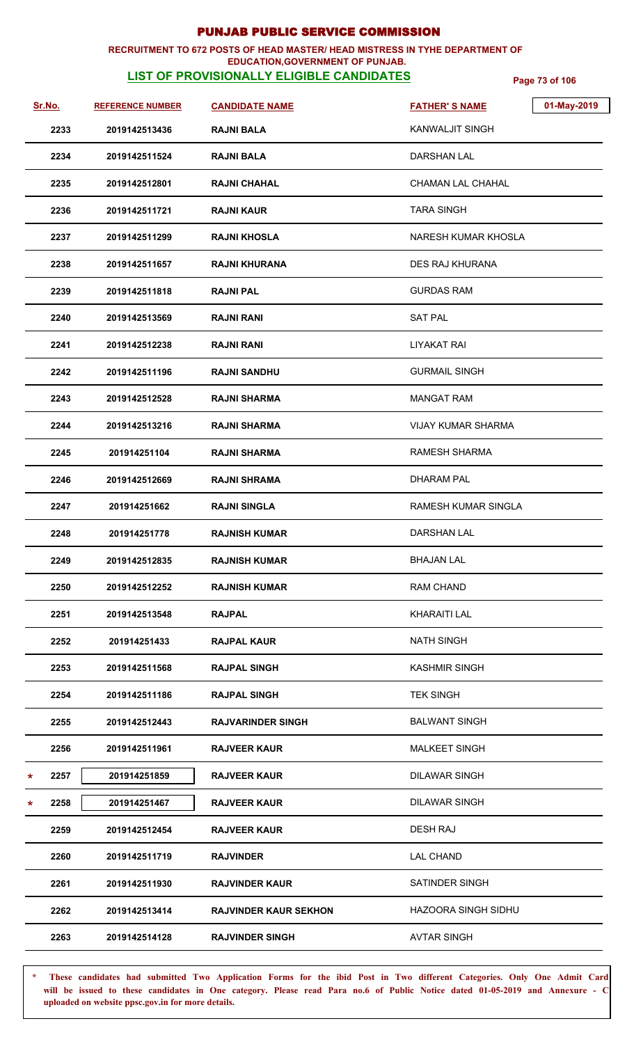# PUNJAB PUBLIC SERVICE COMMISSION

**RECRUITMENT TO 672 POSTS OF HEAD MASTER/ HEAD MISTRESS IN TYHE DEPARTMENT OF EDUCATION,GOVERNMENT OF PUNJAB.**

**LIST OF PROVISIONALLY ELIGIBLE CANDIDATES**

01-May-2019

| Sr.No. | REFERENCE NUMBER | CANDIDATE NAME | FATHER' S NAME |
|---|---|---|---|
| 2233 | 2019142513436 | RAJNI BALA | KANWALJIT SINGH |
| 2234 | 2019142511524 | RAJNI BALA | DARSHAN LAL |
| 2235 | 2019142512801 | RAJNI CHAHAL | CHAMAN LAL CHAHAL |
| 2236 | 2019142511721 | RAJNI KAUR | TARA SINGH |
| 2237 | 2019142511299 | RAJNI KHOSLA | NARESH KUMAR KHOSLA |
| 2238 | 2019142511657 | RAJNI KHURANA | DES RAJ KHURANA |
| 2239 | 2019142511818 | RAJNI PAL | GURDAS RAM |
| 2240 | 2019142513569 | RAJNI RANI | SAT PAL |
| 2241 | 2019142512238 | RAJNI RANI | LIYAKAT RAI |
| 2242 | 2019142511196 | RAJNI SANDHU | GURMAIL SINGH |
| 2243 | 2019142512528 | RAJNI SHARMA | MANGAT RAM |
| 2244 | 2019142513216 | RAJNI SHARMA | VIJAY KUMAR SHARMA |
| 2245 | 201914251104 | RAJNI SHARMA | RAMESH SHARMA |
| 2246 | 2019142512669 | RAJNI SHRAMA | DHARAM PAL |
| 2247 | 201914251662 | RAJNI SINGLA | RAMESH KUMAR SINGLA |
| 2248 | 201914251778 | RAJNISH KUMAR | DARSHAN LAL |
| 2249 | 2019142512835 | RAJNISH KUMAR | BHAJAN LAL |
| 2250 | 2019142512252 | RAJNISH KUMAR | RAM CHAND |
| 2251 | 2019142513548 | RAJPAL | KHARAITI LAL |
| 2252 | 201914251433 | RAJPAL KAUR | NATH SINGH |
| 2253 | 2019142511568 | RAJPAL SINGH | KASHMIR SINGH |
| 2254 | 2019142511186 | RAJPAL SINGH | TEK SINGH |
| 2255 | 2019142512443 | RAJVARINDER SINGH | BALWANT SINGH |
| 2256 | 2019142511961 | RAJVEER KAUR | MALKEET SINGH |
| * 2257 | 201914251859 | RAJVEER KAUR | DILAWAR SINGH |
| * 2258 | 201914251467 | RAJVEER KAUR | DILAWAR SINGH |
| 2259 | 2019142512454 | RAJVEER KAUR | DESH RAJ |
| 2260 | 2019142511719 | RAJVINDER | LAL CHAND |
| 2261 | 2019142511930 | RAJVINDER KAUR | SATINDER SINGH |
| 2262 | 2019142513414 | RAJVINDER KAUR SEKHON | HAZOORA SINGH SIDHU |
| 2263 | 2019142514128 | RAJVINDER SINGH | AVTAR SINGH |

\* These candidates had submitted Two Application Forms for the ibid Post in Two different Categories. Only One Admit Card will be issued to these candidates in One category. Please read Para no.6 of Public Notice dated 01-05-2019 and Annexure - C uploaded on website ppsc.gov.in for more details.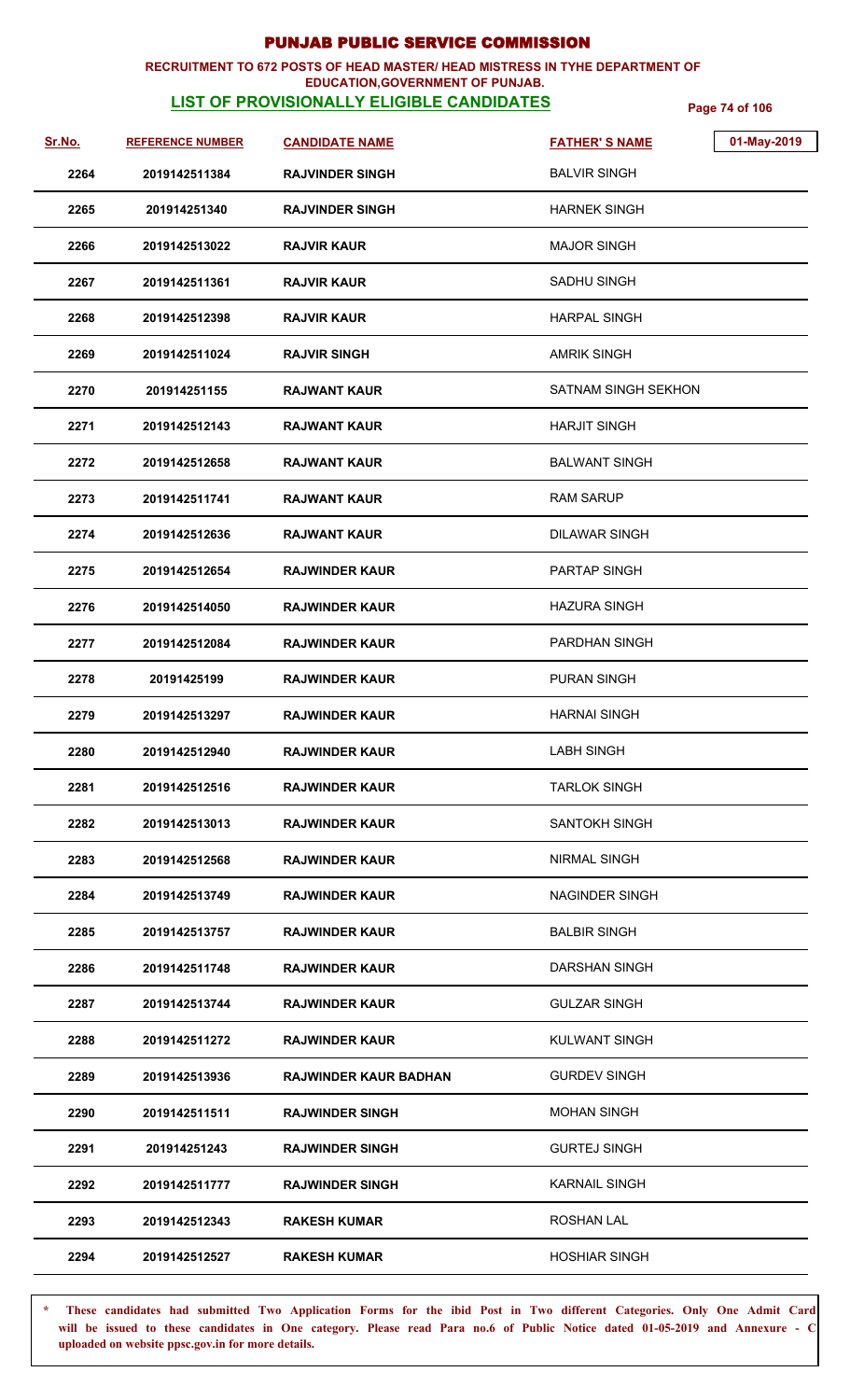# PUNJAB PUBLIC SERVICE COMMISSION

**RECRUITMENT TO 672 POSTS OF HEAD MASTER/ HEAD MISTRESS IN TYHE DEPARTMENT OF EDUCATION,GOVERNMENT OF PUNJAB.**

**LIST OF PROVISIONALLY ELIGIBLE CANDIDATES**

01-May-2019

| Sr.No. | REFERENCE NUMBER | CANDIDATE NAME | FATHER' S NAME |
|---|---|---|---|
| 2264 | 2019142511384 | RAJVINDER SINGH | BALVIR SINGH |
| 2265 | 201914251340 | RAJVINDER SINGH | HARNEK SINGH |
| 2266 | 2019142513022 | RAJVIR KAUR | MAJOR SINGH |
| 2267 | 2019142511361 | RAJVIR KAUR | SADHU SINGH |
| 2268 | 2019142512398 | RAJVIR KAUR | HARPAL SINGH |
| 2269 | 2019142511024 | RAJVIR SINGH | AMRIK SINGH |
| 2270 | 201914251155 | RAJWANT KAUR | SATNAM SINGH SEKHON |
| 2271 | 2019142512143 | RAJWANT KAUR | HARJIT SINGH |
| 2272 | 2019142512658 | RAJWANT KAUR | BALWANT SINGH |
| 2273 | 2019142511741 | RAJWANT KAUR | RAM SARUP |
| 2274 | 2019142512636 | RAJWANT KAUR | DILAWAR SINGH |
| 2275 | 2019142512654 | RAJWINDER KAUR | PARTAP SINGH |
| 2276 | 2019142514050 | RAJWINDER KAUR | HAZURA SINGH |
| 2277 | 2019142512084 | RAJWINDER KAUR | PARDHAN SINGH |
| 2278 | 20191425199 | RAJWINDER KAUR | PURAN SINGH |
| 2279 | 2019142513297 | RAJWINDER KAUR | HARNAI SINGH |
| 2280 | 2019142512940 | RAJWINDER KAUR | LABH SINGH |
| 2281 | 2019142512516 | RAJWINDER KAUR | TARLOK SINGH |
| 2282 | 2019142513013 | RAJWINDER KAUR | SANTOKH SINGH |
| 2283 | 2019142512568 | RAJWINDER KAUR | NIRMAL SINGH |
| 2284 | 2019142513749 | RAJWINDER KAUR | NAGINDER SINGH |
| 2285 | 2019142513757 | RAJWINDER KAUR | BALBIR SINGH |
| 2286 | 2019142511748 | RAJWINDER KAUR | DARSHAN SINGH |
| 2287 | 2019142513744 | RAJWINDER KAUR | GULZAR SINGH |
| 2288 | 2019142511272 | RAJWINDER KAUR | KULWANT SINGH |
| 2289 | 2019142513936 | RAJWINDER KAUR BADHAN | GURDEV SINGH |
| 2290 | 2019142511511 | RAJWINDER SINGH | MOHAN SINGH |
| 2291 | 201914251243 | RAJWINDER SINGH | GURTEJ SINGH |
| 2292 | 2019142511777 | RAJWINDER SINGH | KARNAIL SINGH |
| 2293 | 2019142512343 | RAKESH KUMAR | ROSHAN LAL |
| 2294 | 2019142512527 | RAKESH KUMAR | HOSHIAR SINGH |

\* These candidates had submitted Two Application Forms for the ibid Post in Two different Categories. Only One Admit Card will be issued to these candidates in One category. Please read Para no.6 of Public Notice dated 01-05-2019 and Annexure - C uploaded on website ppsc.gov.in for more details.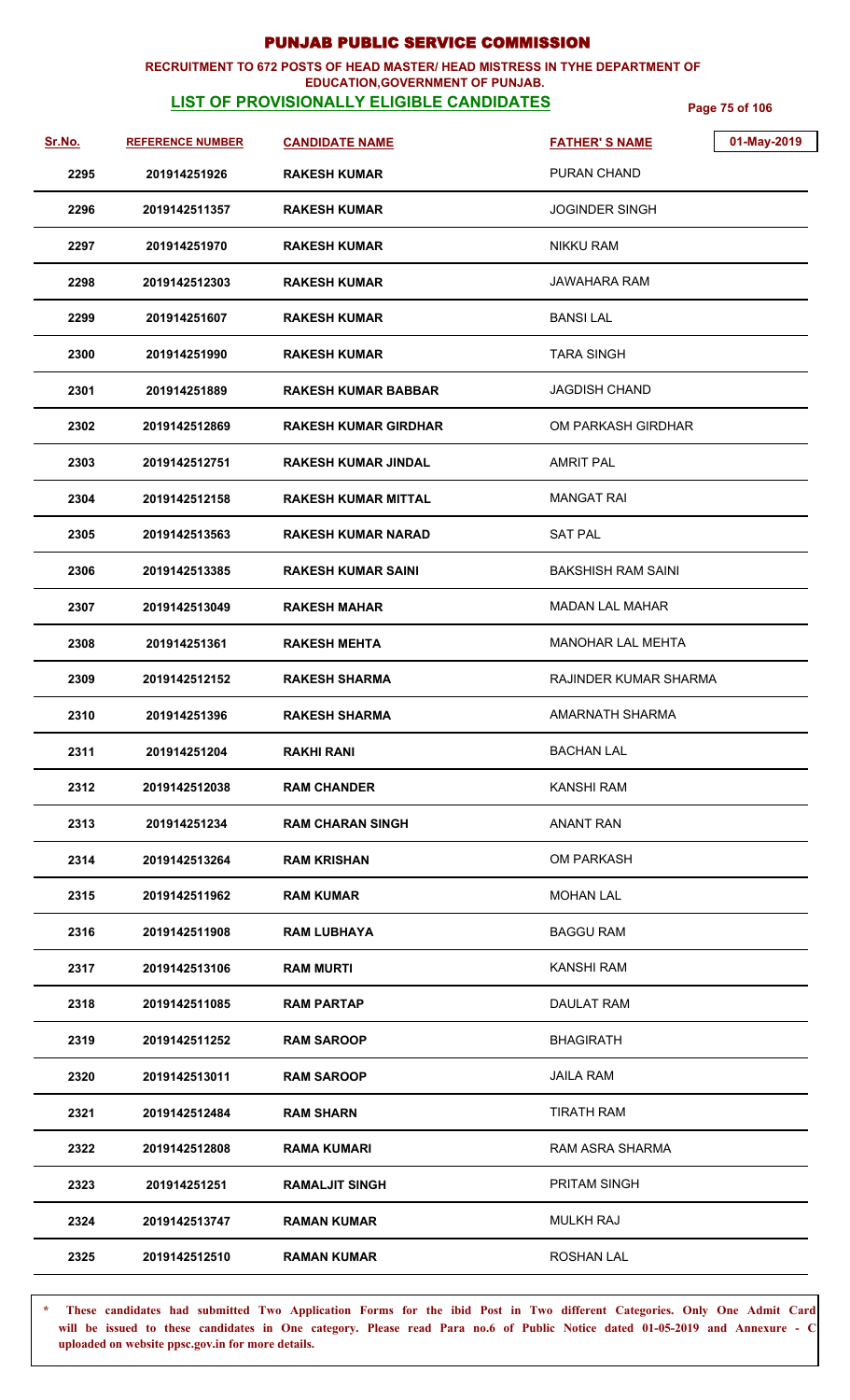# PUNJAB PUBLIC SERVICE COMMISSION

## RECRUITMENT TO 672 POSTS OF HEAD MASTER/ HEAD MISTRESS IN TYHE DEPARTMENT OF EDUCATION,GOVERNMENT OF PUNJAB.

### LIST OF PROVISIONALLY ELIGIBLE CANDIDATES

01-May-2019

| Sr.No. | REFERENCE NUMBER | CANDIDATE NAME | FATHER' S NAME |
|---|---|---|---|
| 2295 | 201914251926 | RAKESH KUMAR | PURAN CHAND |
| 2296 | 2019142511357 | RAKESH KUMAR | JOGINDER SINGH |
| 2297 | 201914251970 | RAKESH KUMAR | NIKKU RAM |
| 2298 | 2019142512303 | RAKESH KUMAR | JAWAHARA RAM |
| 2299 | 201914251607 | RAKESH KUMAR | BANSI LAL |
| 2300 | 201914251990 | RAKESH KUMAR | TARA SINGH |
| 2301 | 201914251889 | RAKESH KUMAR BABBAR | JAGDISH CHAND |
| 2302 | 2019142512869 | RAKESH KUMAR GIRDHAR | OM PARKASH GIRDHAR |
| 2303 | 2019142512751 | RAKESH KUMAR JINDAL | AMRIT PAL |
| 2304 | 2019142512158 | RAKESH KUMAR MITTAL | MANGAT RAI |
| 2305 | 2019142513563 | RAKESH KUMAR NARAD | SAT PAL |
| 2306 | 2019142513385 | RAKESH KUMAR SAINI | BAKSHISH RAM SAINI |
| 2307 | 2019142513049 | RAKESH MAHAR | MADAN LAL MAHAR |
| 2308 | 201914251361 | RAKESH MEHTA | MANOHAR LAL MEHTA |
| 2309 | 2019142512152 | RAKESH SHARMA | RAJINDER KUMAR SHARMA |
| 2310 | 201914251396 | RAKESH SHARMA | AMARNATH SHARMA |
| 2311 | 201914251204 | RAKHI RANI | BACHAN LAL |
| 2312 | 2019142512038 | RAM CHANDER | KANSHI RAM |
| 2313 | 201914251234 | RAM CHARAN SINGH | ANANT RAN |
| 2314 | 2019142513264 | RAM KRISHAN | OM PARKASH |
| 2315 | 2019142511962 | RAM KUMAR | MOHAN LAL |
| 2316 | 2019142511908 | RAM LUBHAYA | BAGGU RAM |
| 2317 | 2019142513106 | RAM MURTI | KANSHI RAM |
| 2318 | 2019142511085 | RAM PARTAP | DAULAT RAM |
| 2319 | 2019142511252 | RAM SAROOP | BHAGIRATH |
| 2320 | 2019142513011 | RAM SAROOP | JAILA RAM |
| 2321 | 2019142512484 | RAM SHARN | TIRATH RAM |
| 2322 | 2019142512808 | RAMA KUMARI | RAM ASRA SHARMA |
| 2323 | 201914251251 | RAMALJIT SINGH | PRITAM SINGH |
| 2324 | 2019142513747 | RAMAN KUMAR | MULKH RAJ |
| 2325 | 2019142512510 | RAMAN KUMAR | ROSHAN LAL |

\* These candidates had submitted Two Application Forms for the ibid Post in Two different Categories. Only One Admit Card will be issued to these candidates in One category. Please read Para no.6 of Public Notice dated 01-05-2019 and Annexure - C uploaded on website ppsc.gov.in for more details.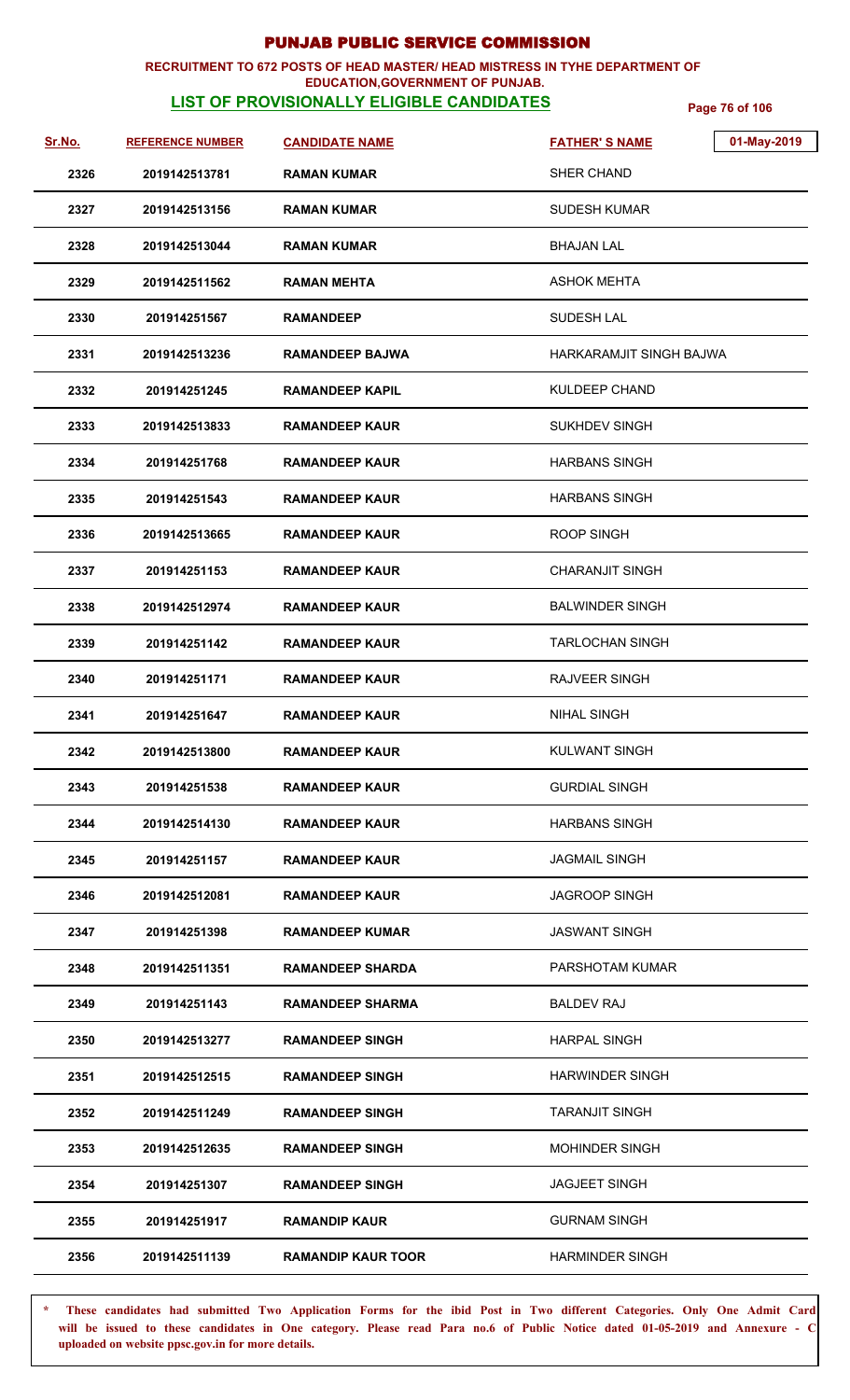# PUNJAB PUBLIC SERVICE COMMISSION

**RECRUITMENT TO 672 POSTS OF HEAD MASTER/ HEAD MISTRESS IN TYHE DEPARTMENT OF EDUCATION,GOVERNMENT OF PUNJAB.**

**LIST OF PROVISIONALLY ELIGIBLE CANDIDATES**

01-May-2019

| Sr.No. | REFERENCE NUMBER | CANDIDATE NAME | FATHER' S NAME |
|---|---|---|---|
| 2326 | 2019142513781 | RAMAN KUMAR | SHER CHAND |
| 2327 | 2019142513156 | RAMAN KUMAR | SUDESH KUMAR |
| 2328 | 2019142513044 | RAMAN KUMAR | BHAJAN LAL |
| 2329 | 2019142511562 | RAMAN MEHTA | ASHOK MEHTA |
| 2330 | 201914251567 | RAMANDEEP | SUDESH LAL |
| 2331 | 2019142513236 | RAMANDEEP BAJWA | HARKARAMJIT SINGH BAJWA |
| 2332 | 201914251245 | RAMANDEEP KAPIL | KULDEEP CHAND |
| 2333 | 2019142513833 | RAMANDEEP KAUR | SUKHDEV SINGH |
| 2334 | 201914251768 | RAMANDEEP KAUR | HARBANS SINGH |
| 2335 | 201914251543 | RAMANDEEP KAUR | HARBANS SINGH |
| 2336 | 2019142513665 | RAMANDEEP KAUR | ROOP SINGH |
| 2337 | 201914251153 | RAMANDEEP KAUR | CHARANJIT SINGH |
| 2338 | 2019142512974 | RAMANDEEP KAUR | BALWINDER SINGH |
| 2339 | 201914251142 | RAMANDEEP KAUR | TARLOCHAN SINGH |
| 2340 | 201914251171 | RAMANDEEP KAUR | RAJVEER SINGH |
| 2341 | 201914251647 | RAMANDEEP KAUR | NIHAL SINGH |
| 2342 | 2019142513800 | RAMANDEEP KAUR | KULWANT SINGH |
| 2343 | 201914251538 | RAMANDEEP KAUR | GURDIAL SINGH |
| 2344 | 2019142514130 | RAMANDEEP KAUR | HARBANS SINGH |
| 2345 | 201914251157 | RAMANDEEP KAUR | JAGMAIL SINGH |
| 2346 | 2019142512081 | RAMANDEEP KAUR | JAGROOP SINGH |
| 2347 | 201914251398 | RAMANDEEP KUMAR | JASWANT SINGH |
| 2348 | 2019142511351 | RAMANDEEP SHARDA | PARSHOTAM KUMAR |
| 2349 | 201914251143 | RAMANDEEP SHARMA | BALDEV RAJ |
| 2350 | 2019142513277 | RAMANDEEP SINGH | HARPAL SINGH |
| 2351 | 2019142512515 | RAMANDEEP SINGH | HARWINDER SINGH |
| 2352 | 2019142511249 | RAMANDEEP SINGH | TARANJIT SINGH |
| 2353 | 2019142512635 | RAMANDEEP SINGH | MOHINDER SINGH |
| 2354 | 201914251307 | RAMANDEEP SINGH | JAGJEET SINGH |
| 2355 | 201914251917 | RAMANDIP KAUR | GURNAM SINGH |
| 2356 | 2019142511139 | RAMANDIP KAUR TOOR | HARMINDER SINGH |

\* These candidates had submitted Two Application Forms for the ibid Post in Two different Categories. Only One Admit Card will be issued to these candidates in One category. Please read Para no.6 of Public Notice dated 01-05-2019 and Annexure - C uploaded on website ppsc.gov.in for more details.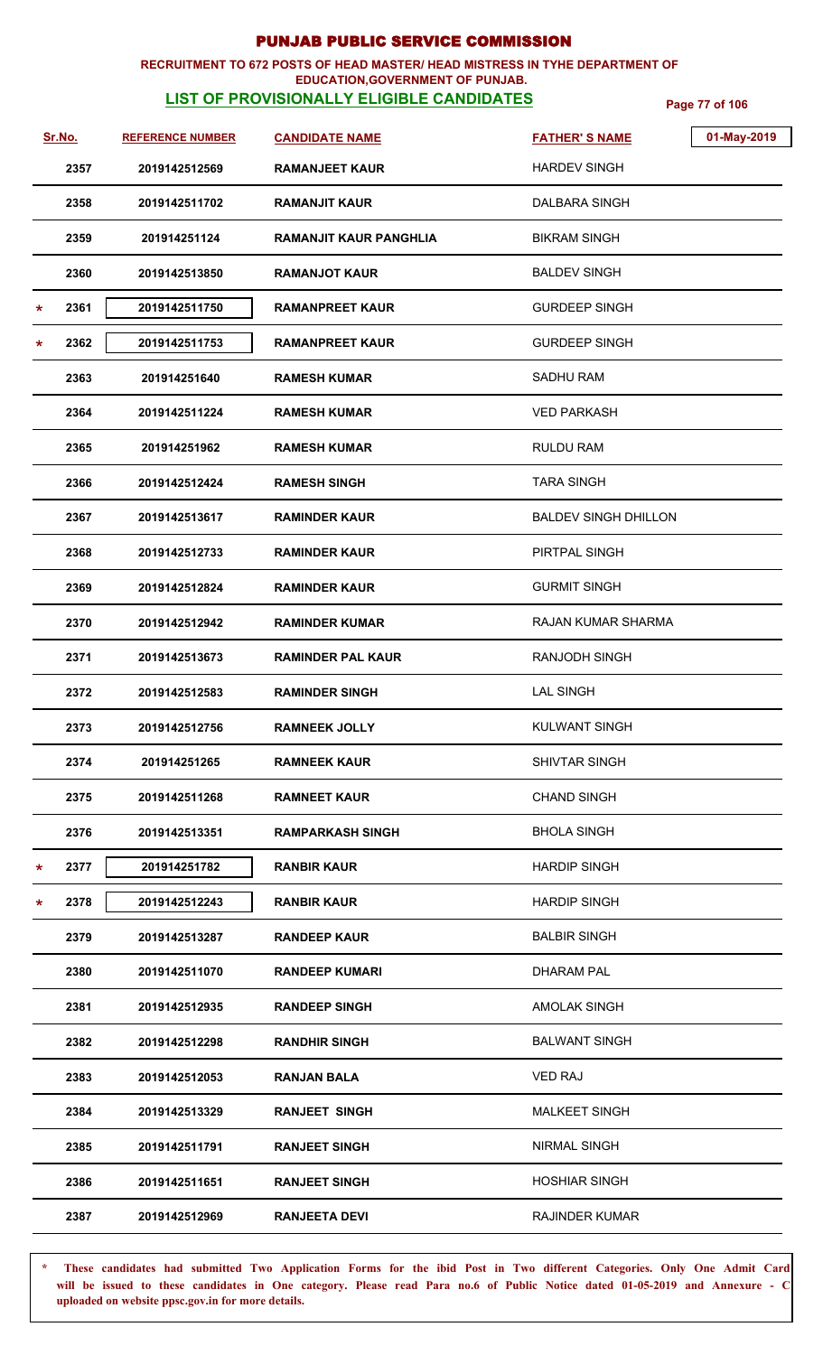# PUNJAB PUBLIC SERVICE COMMISSION

**RECRUITMENT TO 672 POSTS OF HEAD MASTER/ HEAD MISTRESS IN TYHE DEPARTMENT OF EDUCATION,GOVERNMENT OF PUNJAB.**

**LIST OF PROVISIONALLY ELIGIBLE CANDIDATES**

01-May-2019

| Sr.No. | REFERENCE NUMBER | CANDIDATE NAME | FATHER' S NAME |
|---|---|---|---|
| 2357 | 2019142512569 | RAMANJEET KAUR | HARDEV SINGH |
| 2358 | 2019142511702 | RAMANJIT KAUR | DALBARA SINGH |
| 2359 | 201914251124 | RAMANJIT KAUR PANGHLIA | BIKRAM SINGH |
| 2360 | 2019142513850 | RAMANJOT KAUR | BALDEV SINGH |
| * 2361 | 2019142511750 | RAMANPREET KAUR | GURDEEP SINGH |
| * 2362 | 2019142511753 | RAMANPREET KAUR | GURDEEP SINGH |
| 2363 | 201914251640 | RAMESH KUMAR | SADHU RAM |
| 2364 | 2019142511224 | RAMESH KUMAR | VED PARKASH |
| 2365 | 201914251962 | RAMESH KUMAR | RULDU RAM |
| 2366 | 2019142512424 | RAMESH SINGH | TARA SINGH |
| 2367 | 2019142513617 | RAMINDER KAUR | BALDEV SINGH DHILLON |
| 2368 | 2019142512733 | RAMINDER KAUR | PIRTPAL SINGH |
| 2369 | 2019142512824 | RAMINDER KAUR | GURMIT SINGH |
| 2370 | 2019142512942 | RAMINDER KUMAR | RAJAN KUMAR SHARMA |
| 2371 | 2019142513673 | RAMINDER PAL KAUR | RANJODH SINGH |
| 2372 | 2019142512583 | RAMINDER SINGH | LAL SINGH |
| 2373 | 2019142512756 | RAMNEEK JOLLY | KULWANT SINGH |
| 2374 | 201914251265 | RAMNEEK KAUR | SHIVTAR SINGH |
| 2375 | 2019142511268 | RAMNEET KAUR | CHAND SINGH |
| 2376 | 2019142513351 | RAMPARKASH SINGH | BHOLA SINGH |
| * 2377 | 201914251782 | RANBIR KAUR | HARDIP SINGH |
| * 2378 | 2019142512243 | RANBIR KAUR | HARDIP SINGH |
| 2379 | 2019142513287 | RANDEEP KAUR | BALBIR SINGH |
| 2380 | 2019142511070 | RANDEEP KUMARI | DHARAM PAL |
| 2381 | 2019142512935 | RANDEEP SINGH | AMOLAK SINGH |
| 2382 | 2019142512298 | RANDHIR SINGH | BALWANT SINGH |
| 2383 | 2019142512053 | RANJAN BALA | VED RAJ |
| 2384 | 2019142513329 | RANJEET SINGH | MALKEET SINGH |
| 2385 | 2019142511791 | RANJEET SINGH | NIRMAL SINGH |
| 2386 | 2019142511651 | RANJEET SINGH | HOSHIAR SINGH |
| 2387 | 2019142512969 | RANJEETA DEVI | RAJINDER KUMAR |

**\* These candidates had submitted Two Application Forms for the ibid Post in Two different Categories. Only One Admit Card will be issued to these candidates in One category. Please read Para no.6 of Public Notice dated 01-05-2019 and Annexure - C uploaded on website ppsc.gov.in for more details.**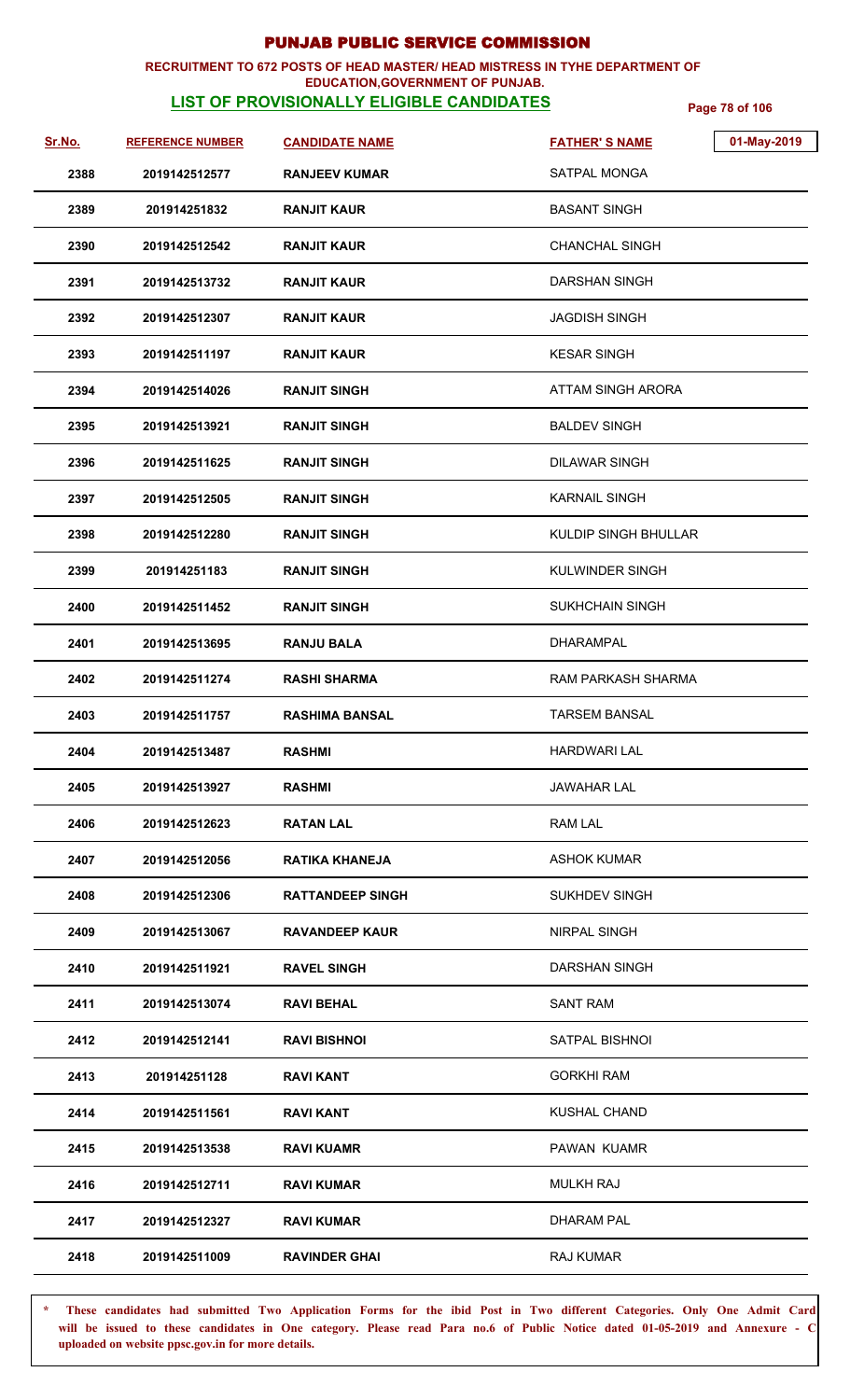# PUNJAB PUBLIC SERVICE COMMISSION

**RECRUITMENT TO 672 POSTS OF HEAD MASTER/ HEAD MISTRESS IN TYHE DEPARTMENT OF EDUCATION,GOVERNMENT OF PUNJAB.**

**LIST OF PROVISIONALLY ELIGIBLE CANDIDATES**

01-May-2019

| Sr.No. | REFERENCE NUMBER | CANDIDATE NAME | FATHER' S NAME |
|---|---|---|---|
| 2388 | 2019142512577 | RANJEEV KUMAR | SATPAL MONGA |
| 2389 | 201914251832 | RANJIT KAUR | BASANT SINGH |
| 2390 | 2019142512542 | RANJIT KAUR | CHANCHAL SINGH |
| 2391 | 2019142513732 | RANJIT KAUR | DARSHAN SINGH |
| 2392 | 2019142512307 | RANJIT KAUR | JAGDISH SINGH |
| 2393 | 2019142511197 | RANJIT KAUR | KESAR SINGH |
| 2394 | 2019142514026 | RANJIT SINGH | ATTAM SINGH ARORA |
| 2395 | 2019142513921 | RANJIT SINGH | BALDEV SINGH |
| 2396 | 2019142511625 | RANJIT SINGH | DILAWAR SINGH |
| 2397 | 2019142512505 | RANJIT SINGH | KARNAIL SINGH |
| 2398 | 2019142512280 | RANJIT SINGH | KULDIP SINGH BHULLAR |
| 2399 | 201914251183 | RANJIT SINGH | KULWINDER SINGH |
| 2400 | 2019142511452 | RANJIT SINGH | SUKHCHAIN SINGH |
| 2401 | 2019142513695 | RANJU BALA | DHARAMPAL |
| 2402 | 2019142511274 | RASHI SHARMA | RAM PARKASH SHARMA |
| 2403 | 2019142511757 | RASHIMA BANSAL | TARSEM BANSAL |
| 2404 | 2019142513487 | RASHMI | HARDWARI LAL |
| 2405 | 2019142513927 | RASHMI | JAWAHAR LAL |
| 2406 | 2019142512623 | RATAN LAL | RAM LAL |
| 2407 | 2019142512056 | RATIKA KHANEJA | ASHOK KUMAR |
| 2408 | 2019142512306 | RATTANDEEP SINGH | SUKHDEV SINGH |
| 2409 | 2019142513067 | RAVANDEEP KAUR | NIRPAL SINGH |
| 2410 | 2019142511921 | RAVEL SINGH | DARSHAN SINGH |
| 2411 | 2019142513074 | RAVI BEHAL | SANT RAM |
| 2412 | 2019142512141 | RAVI BISHNOI | SATPAL BISHNOI |
| 2413 | 201914251128 | RAVI KANT | GORKHI RAM |
| 2414 | 2019142511561 | RAVI KANT | KUSHAL CHAND |
| 2415 | 2019142513538 | RAVI KUAMR | PAWAN KUAMR |
| 2416 | 2019142512711 | RAVI KUMAR | MULKH RAJ |
| 2417 | 2019142512327 | RAVI KUMAR | DHARAM PAL |
| 2418 | 2019142511009 | RAVINDER GHAI | RAJ KUMAR |

\* **These candidates had submitted Two Application Forms for the ibid Post in Two different Categories. Only One Admit Card will be issued to these candidates in One category. Please read Para no.6 of Public Notice dated 01-05-2019 and Annexure - C uploaded on website ppsc.gov.in for more details.**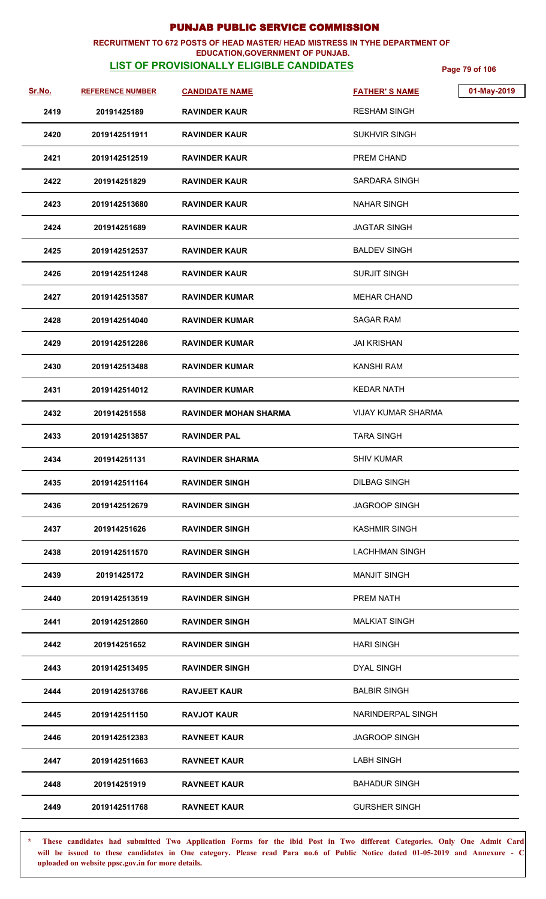# PUNJAB PUBLIC SERVICE COMMISSION

**RECRUITMENT TO 672 POSTS OF HEAD MASTER/ HEAD MISTRESS IN TYHE DEPARTMENT OF EDUCATION,GOVERNMENT OF PUNJAB.**

## LIST OF PROVISIONALLY ELIGIBLE CANDIDATES

01-May-2019

| Sr.No. | REFERENCE NUMBER | CANDIDATE NAME | FATHER'S NAME |
|---|---|---|---|
| 2419 | 20191425189 | RAVINDER KAUR | RESHAM SINGH |
| 2420 | 2019142511911 | RAVINDER KAUR | SUKHVIR SINGH |
| 2421 | 2019142512519 | RAVINDER KAUR | PREM CHAND |
| 2422 | 201914251829 | RAVINDER KAUR | SARDARA SINGH |
| 2423 | 2019142513680 | RAVINDER KAUR | NAHAR SINGH |
| 2424 | 201914251689 | RAVINDER KAUR | JAGTAR SINGH |
| 2425 | 2019142512537 | RAVINDER KAUR | BALDEV SINGH |
| 2426 | 2019142511248 | RAVINDER KAUR | SURJIT SINGH |
| 2427 | 2019142513587 | RAVINDER KUMAR | MEHAR CHAND |
| 2428 | 2019142514040 | RAVINDER KUMAR | SAGAR RAM |
| 2429 | 2019142512286 | RAVINDER KUMAR | JAI KRISHAN |
| 2430 | 2019142513488 | RAVINDER KUMAR | KANSHI RAM |
| 2431 | 2019142514012 | RAVINDER KUMAR | KEDAR NATH |
| 2432 | 201914251558 | RAVINDER MOHAN SHARMA | VIJAY KUMAR SHARMA |
| 2433 | 2019142513857 | RAVINDER PAL | TARA SINGH |
| 2434 | 201914251131 | RAVINDER SHARMA | SHIV KUMAR |
| 2435 | 2019142511164 | RAVINDER SINGH | DILBAG SINGH |
| 2436 | 2019142512679 | RAVINDER SINGH | JAGROOP SINGH |
| 2437 | 201914251626 | RAVINDER SINGH | KASHMIR SINGH |
| 2438 | 2019142511570 | RAVINDER SINGH | LACHHMAN SINGH |
| 2439 | 20191425172 | RAVINDER SINGH | MANJIT SINGH |
| 2440 | 2019142513519 | RAVINDER SINGH | PREM NATH |
| 2441 | 2019142512860 | RAVINDER SINGH | MALKIAT SINGH |
| 2442 | 201914251652 | RAVINDER SINGH | HARI SINGH |
| 2443 | 2019142513495 | RAVINDER SINGH | DYAL SINGH |
| 2444 | 2019142513766 | RAVJEET KAUR | BALBIR SINGH |
| 2445 | 2019142511150 | RAVJOT KAUR | NARINDERPAL SINGH |
| 2446 | 2019142512383 | RAVNEET KAUR | JAGROOP SINGH |
| 2447 | 2019142511663 | RAVNEET KAUR | LABH SINGH |
| 2448 | 201914251919 | RAVNEET KAUR | BAHADUR SINGH |
| 2449 | 2019142511768 | RAVNEET KAUR | GURSHER SINGH |

\* These candidates had submitted Two Application Forms for the ibid Post in Two different Categories. Only One Admit Card will be issued to these candidates in One category. Please read Para no.6 of Public Notice dated 01-05-2019 and Annexure - C uploaded on website ppsc.gov.in for more details.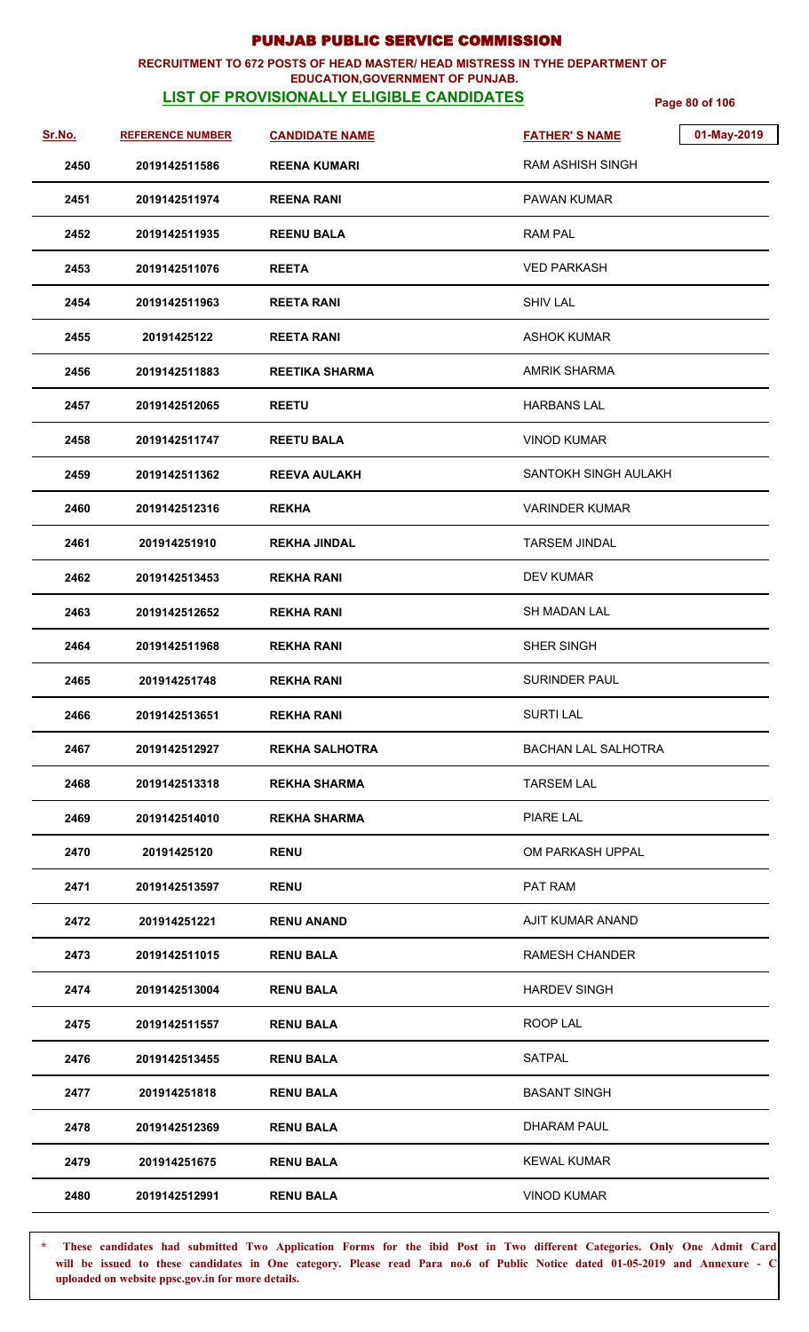# PUNJAB PUBLIC SERVICE COMMISSION

**RECRUITMENT TO 672 POSTS OF HEAD MASTER/ HEAD MISTRESS IN TYHE DEPARTMENT OF EDUCATION,GOVERNMENT OF PUNJAB.**

**LIST OF PROVISIONALLY ELIGIBLE CANDIDATES**

01-May-2019

| Sr.No. | REFERENCE NUMBER | CANDIDATE NAME | FATHER' S NAME |
|---|---|---|---|
| 2450 | 2019142511586 | REENA KUMARI | RAM ASHISH SINGH |
| 2451 | 2019142511974 | REENA RANI | PAWAN KUMAR |
| 2452 | 2019142511935 | REENU BALA | RAM PAL |
| 2453 | 2019142511076 | REETA | VED PARKASH |
| 2454 | 2019142511963 | REETA RANI | SHIV LAL |
| 2455 | 20191425122 | REETA RANI | ASHOK KUMAR |
| 2456 | 2019142511883 | REETIKA SHARMA | AMRIK SHARMA |
| 2457 | 2019142512065 | REETU | HARBANS LAL |
| 2458 | 2019142511747 | REETU BALA | VINOD KUMAR |
| 2459 | 2019142511362 | REEVA AULAKH | SANTOKH SINGH AULAKH |
| 2460 | 2019142512316 | REKHA | VARINDER KUMAR |
| 2461 | 201914251910 | REKHA JINDAL | TARSEM JINDAL |
| 2462 | 2019142513453 | REKHA RANI | DEV KUMAR |
| 2463 | 2019142512652 | REKHA RANI | SH MADAN LAL |
| 2464 | 2019142511968 | REKHA RANI | SHER SINGH |
| 2465 | 201914251748 | REKHA RANI | SURINDER PAUL |
| 2466 | 2019142513651 | REKHA RANI | SURTI LAL |
| 2467 | 2019142512927 | REKHA SALHOTRA | BACHAN LAL SALHOTRA |
| 2468 | 2019142513318 | REKHA SHARMA | TARSEM LAL |
| 2469 | 2019142514010 | REKHA SHARMA | PIARE LAL |
| 2470 | 20191425120 | RENU | OM PARKASH UPPAL |
| 2471 | 2019142513597 | RENU | PAT RAM |
| 2472 | 201914251221 | RENU ANAND | AJIT KUMAR ANAND |
| 2473 | 2019142511015 | RENU BALA | RAMESH CHANDER |
| 2474 | 2019142513004 | RENU BALA | HARDEV SINGH |
| 2475 | 2019142511557 | RENU BALA | ROOP LAL |
| 2476 | 2019142513455 | RENU BALA | SATPAL |
| 2477 | 201914251818 | RENU BALA | BASANT SINGH |
| 2478 | 2019142512369 | RENU BALA | DHARAM PAUL |
| 2479 | 201914251675 | RENU BALA | KEWAL KUMAR |
| 2480 | 2019142512991 | RENU BALA | VINOD KUMAR |

\* These candidates had submitted Two Application Forms for the ibid Post in Two different Categories. Only One Admit Card will be issued to these candidates in One category. Please read Para no.6 of Public Notice dated 01-05-2019 and Annexure - C uploaded on website ppsc.gov.in for more details.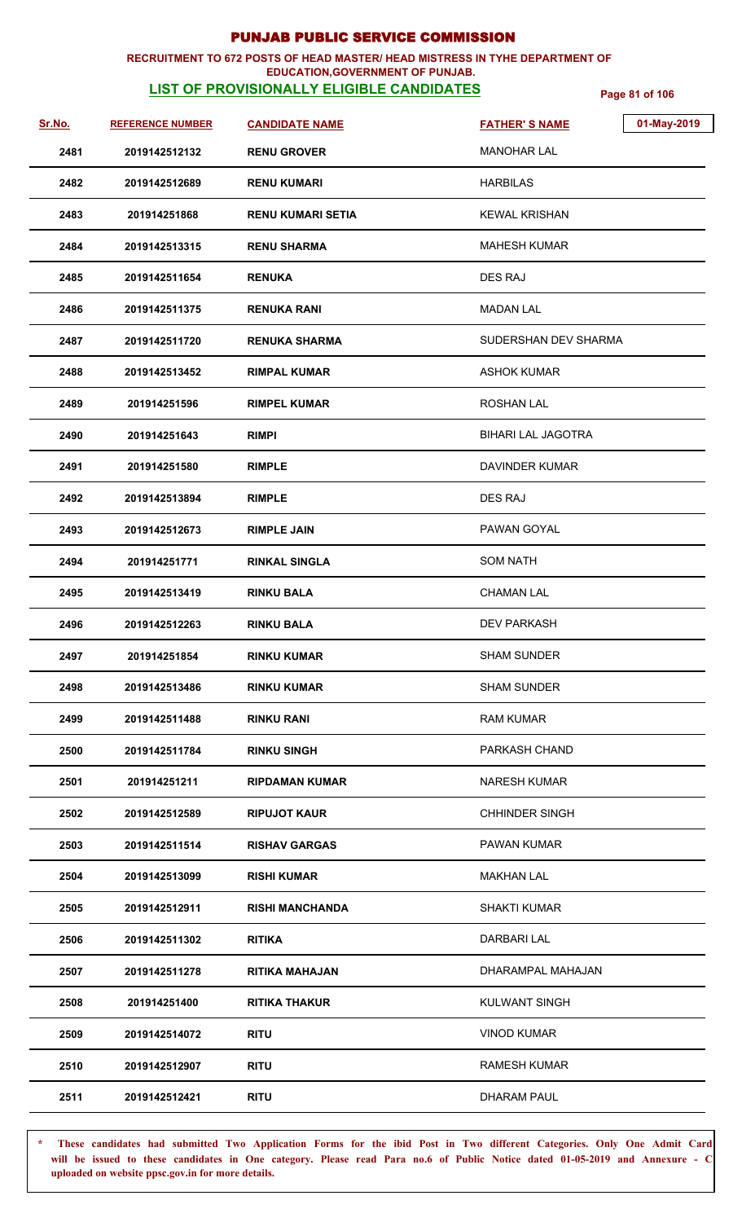# PUNJAB PUBLIC SERVICE COMMISSION

**RECRUITMENT TO 672 POSTS OF HEAD MASTER/ HEAD MISTRESS IN TYHE DEPARTMENT OF EDUCATION,GOVERNMENT OF PUNJAB.**

**LIST OF PROVISIONALLY ELIGIBLE CANDIDATES**

01-May-2019

| Sr.No. | REFERENCE NUMBER | CANDIDATE NAME | FATHER' S NAME |
|---|---|---|---|
| 2481 | 2019142512132 | RENU GROVER | MANOHAR LAL |
| 2482 | 2019142512689 | RENU KUMARI | HARBILAS |
| 2483 | 201914251868 | RENU KUMARI SETIA | KEWAL KRISHAN |
| 2484 | 2019142513315 | RENU SHARMA | MAHESH KUMAR |
| 2485 | 2019142511654 | RENUKA | DES RAJ |
| 2486 | 2019142511375 | RENUKA RANI | MADAN LAL |
| 2487 | 2019142511720 | RENUKA SHARMA | SUDERSHAN DEV SHARMA |
| 2488 | 2019142513452 | RIMPAL KUMAR | ASHOK KUMAR |
| 2489 | 201914251596 | RIMPEL KUMAR | ROSHAN LAL |
| 2490 | 201914251643 | RIMPI | BIHARI LAL JAGOTRA |
| 2491 | 201914251580 | RIMPLE | DAVINDER KUMAR |
| 2492 | 2019142513894 | RIMPLE | DES RAJ |
| 2493 | 2019142512673 | RIMPLE JAIN | PAWAN GOYAL |
| 2494 | 201914251771 | RINKAL SINGLA | SOM NATH |
| 2495 | 2019142513419 | RINKU BALA | CHAMAN LAL |
| 2496 | 2019142512263 | RINKU BALA | DEV PARKASH |
| 2497 | 201914251854 | RINKU KUMAR | SHAM SUNDER |
| 2498 | 2019142513486 | RINKU KUMAR | SHAM SUNDER |
| 2499 | 2019142511488 | RINKU RANI | RAM KUMAR |
| 2500 | 2019142511784 | RINKU SINGH | PARKASH CHAND |
| 2501 | 201914251211 | RIPDAMAN KUMAR | NARESH KUMAR |
| 2502 | 2019142512589 | RIPUJOT KAUR | CHHINDER SINGH |
| 2503 | 2019142511514 | RISHAV GARGAS | PAWAN KUMAR |
| 2504 | 2019142513099 | RISHI KUMAR | MAKHAN LAL |
| 2505 | 2019142512911 | RISHI MANCHANDA | SHAKTI KUMAR |
| 2506 | 2019142511302 | RITIKA | DARBARI LAL |
| 2507 | 2019142511278 | RITIKA MAHAJAN | DHARAMPAL MAHAJAN |
| 2508 | 201914251400 | RITIKA THAKUR | KULWANT SINGH |
| 2509 | 2019142514072 | RITU | VINOD KUMAR |
| 2510 | 2019142512907 | RITU | RAMESH KUMAR |
| 2511 | 2019142512421 | RITU | DHARAM PAUL |

\* **These candidates had submitted Two Application Forms for the ibid Post in Two different Categories. Only One Admit Card will be issued to these candidates in One category. Please read Para no.6 of Public Notice dated 01-05-2019 and Annexure - C uploaded on website ppsc.gov.in for more details.**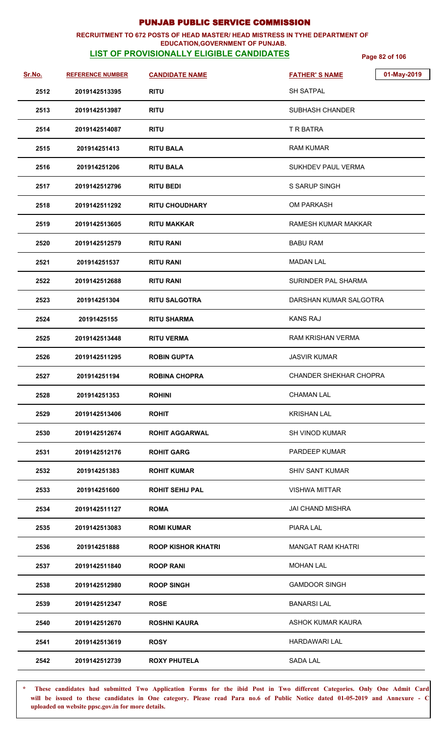# PUNJAB PUBLIC SERVICE COMMISSION

**RECRUITMENT TO 672 POSTS OF HEAD MASTER/ HEAD MISTRESS IN TYHE DEPARTMENT OF EDUCATION,GOVERNMENT OF PUNJAB.**

**LIST OF PROVISIONALLY ELIGIBLE CANDIDATES**

01-May-2019

| Sr.No. | REFERENCE NUMBER | CANDIDATE NAME | FATHER' S NAME |
|---|---|---|---|
| 2512 | 2019142513395 | RITU | SH SATPAL |
| 2513 | 2019142513987 | RITU | SUBHASH CHANDER |
| 2514 | 2019142514087 | RITU | T R BATRA |
| 2515 | 201914251413 | RITU BALA | RAM KUMAR |
| 2516 | 201914251206 | RITU BALA | SUKHDEV PAUL VERMA |
| 2517 | 2019142512796 | RITU BEDI | S SARUP SINGH |
| 2518 | 2019142511292 | RITU CHOUDHARY | OM PARKASH |
| 2519 | 2019142513605 | RITU MAKKAR | RAMESH KUMAR MAKKAR |
| 2520 | 2019142512579 | RITU RANI | BABU RAM |
| 2521 | 201914251537 | RITU RANI | MADAN LAL |
| 2522 | 2019142512688 | RITU RANI | SURINDER PAL SHARMA |
| 2523 | 201914251304 | RITU SALGOTRA | DARSHAN KUMAR SALGOTRA |
| 2524 | 20191425155 | RITU SHARMA | KANS RAJ |
| 2525 | 2019142513448 | RITU VERMA | RAM KRISHAN VERMA |
| 2526 | 2019142511295 | ROBIN GUPTA | JASVIR KUMAR |
| 2527 | 201914251194 | ROBINA CHOPRA | CHANDER SHEKHAR CHOPRA |
| 2528 | 201914251353 | ROHINI | CHAMAN LAL |
| 2529 | 2019142513406 | ROHIT | KRISHAN LAL |
| 2530 | 2019142512674 | ROHIT AGGARWAL | SH VINOD KUMAR |
| 2531 | 2019142512176 | ROHIT GARG | PARDEEP KUMAR |
| 2532 | 201914251383 | ROHIT KUMAR | SHIV SANT KUMAR |
| 2533 | 201914251600 | ROHIT SEHIJ PAL | VISHWA MITTAR |
| 2534 | 2019142511127 | ROMA | JAI CHAND MISHRA |
| 2535 | 2019142513083 | ROMI KUMAR | PIARA LAL |
| 2536 | 201914251888 | ROOP KISHOR KHATRI | MANGAT RAM KHATRI |
| 2537 | 2019142511840 | ROOP RANI | MOHAN LAL |
| 2538 | 2019142512980 | ROOP SINGH | GAMDOOR SINGH |
| 2539 | 2019142512347 | ROSE | BANARSI LAL |
| 2540 | 2019142512670 | ROSHNI KAURA | ASHOK KUMAR KAURA |
| 2541 | 2019142513619 | ROSY | HARDAWARI LAL |
| 2542 | 2019142512739 | ROXY PHUTELA | SADA LAL |

* These candidates had submitted Two Application Forms for the ibid Post in Two different Categories. Only One Admit Card will be issued to these candidates in One category. Please read Para no.6 of Public Notice dated 01-05-2019 and Annexure - C uploaded on website ppsc.gov.in for more details.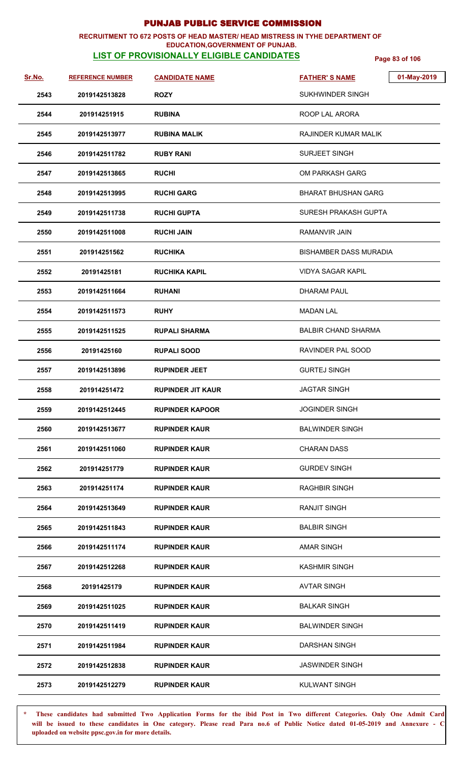# PUNJAB PUBLIC SERVICE COMMISSION

**RECRUITMENT TO 672 POSTS OF HEAD MASTER/ HEAD MISTRESS IN TYHE DEPARTMENT OF EDUCATION,GOVERNMENT OF PUNJAB.**

**LIST OF PROVISIONALLY ELIGIBLE CANDIDATES**

01-May-2019

| Sr.No. | REFERENCE NUMBER | CANDIDATE NAME | FATHER' S NAME |
|---|---|---|---|
| 2543 | 2019142513828 | ROZY | SUKHWINDER SINGH |
| 2544 | 201914251915 | RUBINA | ROOP LAL ARORA |
| 2545 | 2019142513977 | RUBINA MALIK | RAJINDER KUMAR MALIK |
| 2546 | 2019142511782 | RUBY RANI | SURJEET SINGH |
| 2547 | 2019142513865 | RUCHI | OM PARKASH GARG |
| 2548 | 2019142513995 | RUCHI GARG | BHARAT BHUSHAN GARG |
| 2549 | 2019142511738 | RUCHI GUPTA | SURESH PRAKASH GUPTA |
| 2550 | 2019142511008 | RUCHI JAIN | RAMANVIR JAIN |
| 2551 | 201914251562 | RUCHIKA | BISHAMBER DASS MURADIA |
| 2552 | 20191425181 | RUCHIKA KAPIL | VIDYA SAGAR KAPIL |
| 2553 | 2019142511664 | RUHANI | DHARAM PAUL |
| 2554 | 2019142511573 | RUHY | MADAN LAL |
| 2555 | 2019142511525 | RUPALI SHARMA | BALBIR CHAND SHARMA |
| 2556 | 20191425160 | RUPALI SOOD | RAVINDER PAL SOOD |
| 2557 | 2019142513896 | RUPINDER JEET | GURTEJ SINGH |
| 2558 | 201914251472 | RUPINDER JIT KAUR | JAGTAR SINGH |
| 2559 | 2019142512445 | RUPINDER KAPOOR | JOGINDER SINGH |
| 2560 | 2019142513677 | RUPINDER KAUR | BALWINDER SINGH |
| 2561 | 2019142511060 | RUPINDER KAUR | CHARAN DASS |
| 2562 | 201914251779 | RUPINDER KAUR | GURDEV SINGH |
| 2563 | 201914251174 | RUPINDER KAUR | RAGHBIR SINGH |
| 2564 | 2019142513649 | RUPINDER KAUR | RANJIT SINGH |
| 2565 | 2019142511843 | RUPINDER KAUR | BALBIR SINGH |
| 2566 | 2019142511174 | RUPINDER KAUR | AMAR SINGH |
| 2567 | 2019142512268 | RUPINDER KAUR | KASHMIR SINGH |
| 2568 | 20191425179 | RUPINDER KAUR | AVTAR SINGH |
| 2569 | 2019142511025 | RUPINDER KAUR | BALKAR SINGH |
| 2570 | 2019142511419 | RUPINDER KAUR | BALWINDER SINGH |
| 2571 | 2019142511984 | RUPINDER KAUR | DARSHAN SINGH |
| 2572 | 2019142512838 | RUPINDER KAUR | JASWINDER SINGH |
| 2573 | 2019142512279 | RUPINDER KAUR | KULWANT SINGH |

\* **These candidates had submitted Two Application Forms for the ibid Post in Two different Categories. Only One Admit Card will be issued to these candidates in One category. Please read Para no.6 of Public Notice dated 01-05-2019 and Annexure - C uploaded on website ppsc.gov.in for more details.**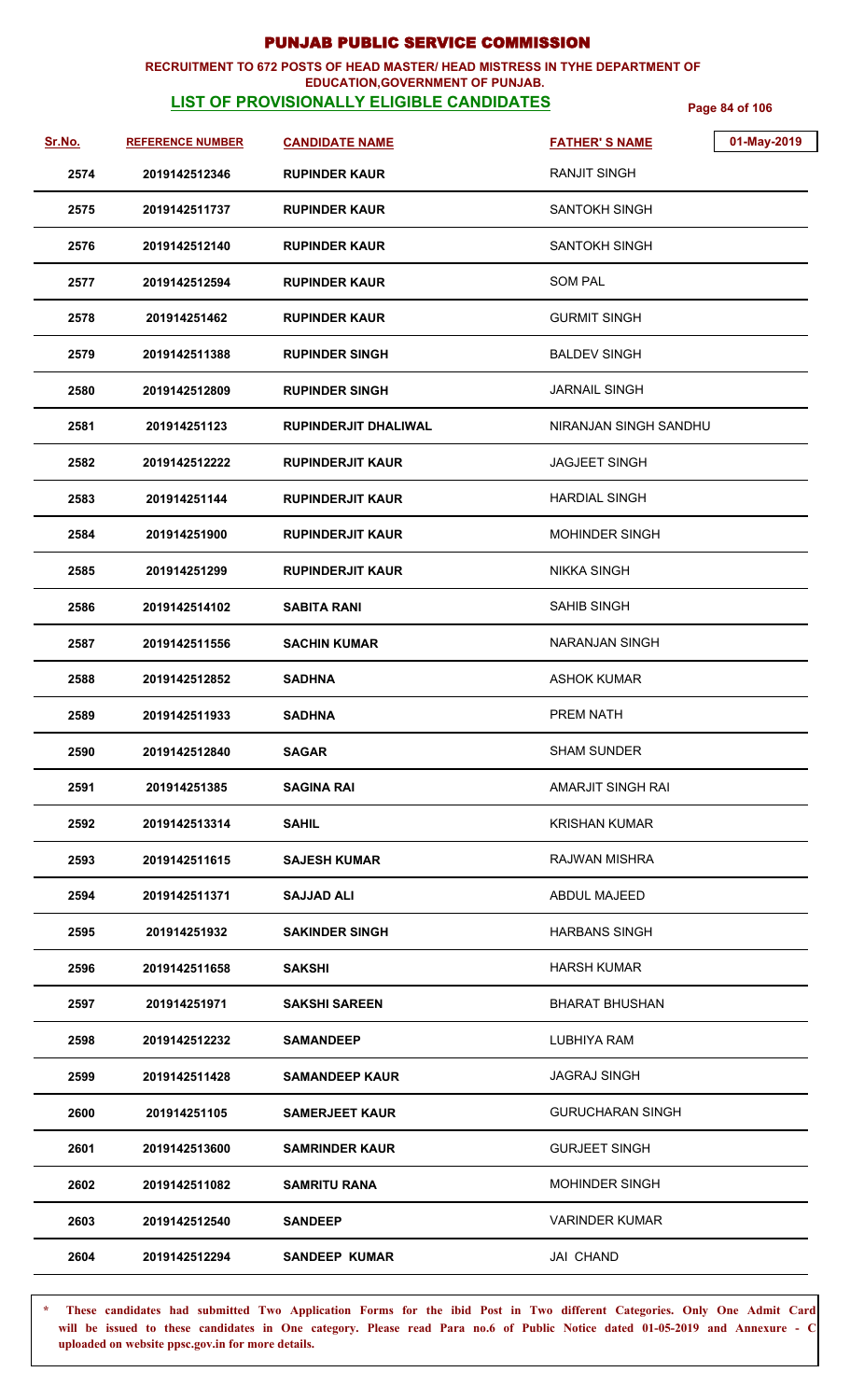# PUNJAB PUBLIC SERVICE COMMISSION

**RECRUITMENT TO 672 POSTS OF HEAD MASTER/ HEAD MISTRESS IN TYHE DEPARTMENT OF EDUCATION,GOVERNMENT OF PUNJAB.**

**LIST OF PROVISIONALLY ELIGIBLE CANDIDATES**

01-May-2019

| Sr.No. | REFERENCE NUMBER | CANDIDATE NAME | FATHER' S NAME |
|---|---|---|---|
| 2574 | 2019142512346 | RUPINDER KAUR | RANJIT SINGH |
| 2575 | 2019142511737 | RUPINDER KAUR | SANTOKH SINGH |
| 2576 | 2019142512140 | RUPINDER KAUR | SANTOKH SINGH |
| 2577 | 2019142512594 | RUPINDER KAUR | SOM PAL |
| 2578 | 201914251462 | RUPINDER KAUR | GURMIT SINGH |
| 2579 | 2019142511388 | RUPINDER SINGH | BALDEV SINGH |
| 2580 | 2019142512809 | RUPINDER SINGH | JARNAIL SINGH |
| 2581 | 201914251123 | RUPINDERJIT DHALIWAL | NIRANJAN SINGH SANDHU |
| 2582 | 2019142512222 | RUPINDERJIT KAUR | JAGJEET SINGH |
| 2583 | 201914251144 | RUPINDERJIT KAUR | HARDIAL SINGH |
| 2584 | 201914251900 | RUPINDERJIT KAUR | MOHINDER SINGH |
| 2585 | 201914251299 | RUPINDERJIT KAUR | NIKKA SINGH |
| 2586 | 2019142514102 | SABITA RANI | SAHIB SINGH |
| 2587 | 2019142511556 | SACHIN KUMAR | NARANJAN SINGH |
| 2588 | 2019142512852 | SADHNA | ASHOK KUMAR |
| 2589 | 2019142511933 | SADHNA | PREM NATH |
| 2590 | 2019142512840 | SAGAR | SHAM SUNDER |
| 2591 | 201914251385 | SAGINA RAI | AMARJIT SINGH RAI |
| 2592 | 2019142513314 | SAHIL | KRISHAN KUMAR |
| 2593 | 2019142511615 | SAJESH KUMAR | RAJWAN MISHRA |
| 2594 | 2019142511371 | SAJJAD ALI | ABDUL MAJEED |
| 2595 | 201914251932 | SAKINDER SINGH | HARBANS SINGH |
| 2596 | 2019142511658 | SAKSHI | HARSH KUMAR |
| 2597 | 201914251971 | SAKSHI SAREEN | BHARAT BHUSHAN |
| 2598 | 2019142512232 | SAMANDEEP | LUBHIYA RAM |
| 2599 | 2019142511428 | SAMANDEEP KAUR | JAGRAJ SINGH |
| 2600 | 201914251105 | SAMERJEET KAUR | GURUCHARAN SINGH |
| 2601 | 2019142513600 | SAMRINDER KAUR | GURJEET SINGH |
| 2602 | 2019142511082 | SAMRITU RANA | MOHINDER SINGH |
| 2603 | 2019142512540 | SANDEEP | VARINDER KUMAR |
| 2604 | 2019142512294 | SANDEEP KUMAR | JAI CHAND |

\* These candidates had submitted Two Application Forms for the ibid Post in Two different Categories. Only One Admit Card will be issued to these candidates in One category. Please read Para no.6 of Public Notice dated 01-05-2019 and Annexure - C uploaded on website ppsc.gov.in for more details.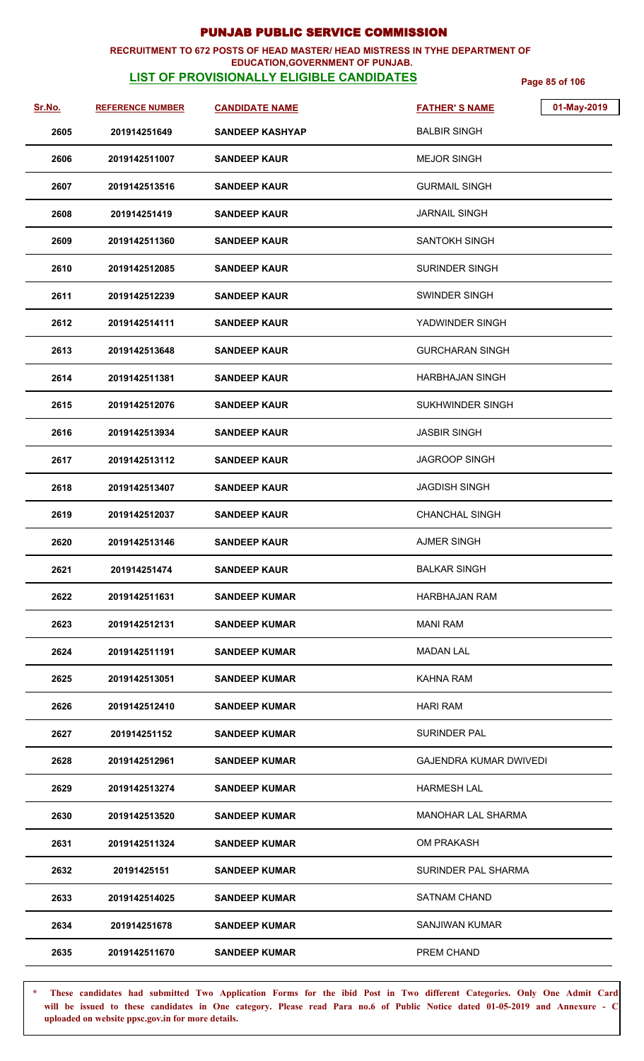# PUNJAB PUBLIC SERVICE COMMISSION

## RECRUITMENT TO 672 POSTS OF HEAD MASTER/ HEAD MISTRESS IN TYHE DEPARTMENT OF EDUCATION,GOVERNMENT OF PUNJAB.

### LIST OF PROVISIONALLY ELIGIBLE CANDIDATES

01-May-2019

| Sr.No. | REFERENCE NUMBER | CANDIDATE NAME | FATHER' S NAME |
|---|---|---|---|
| 2605 | 201914251649 | SANDEEP KASHYAP | BALBIR SINGH |
| 2606 | 2019142511007 | SANDEEP KAUR | MEJOR SINGH |
| 2607 | 2019142513516 | SANDEEP KAUR | GURMAIL SINGH |
| 2608 | 201914251419 | SANDEEP KAUR | JARNAIL SINGH |
| 2609 | 2019142511360 | SANDEEP KAUR | SANTOKH SINGH |
| 2610 | 2019142512085 | SANDEEP KAUR | SURINDER SINGH |
| 2611 | 2019142512239 | SANDEEP KAUR | SWINDER SINGH |
| 2612 | 2019142514111 | SANDEEP KAUR | YADWINDER SINGH |
| 2613 | 2019142513648 | SANDEEP KAUR | GURCHARAN SINGH |
| 2614 | 2019142511381 | SANDEEP KAUR | HARBHAJAN SINGH |
| 2615 | 2019142512076 | SANDEEP KAUR | SUKHWINDER SINGH |
| 2616 | 2019142513934 | SANDEEP KAUR | JASBIR SINGH |
| 2617 | 2019142513112 | SANDEEP KAUR | JAGROOP SINGH |
| 2618 | 2019142513407 | SANDEEP KAUR | JAGDISH SINGH |
| 2619 | 2019142512037 | SANDEEP KAUR | CHANCHAL SINGH |
| 2620 | 2019142513146 | SANDEEP KAUR | AJMER SINGH |
| 2621 | 201914251474 | SANDEEP KAUR | BALKAR SINGH |
| 2622 | 2019142511631 | SANDEEP KUMAR | HARBHAJAN RAM |
| 2623 | 2019142512131 | SANDEEP KUMAR | MANI RAM |
| 2624 | 2019142511191 | SANDEEP KUMAR | MADAN LAL |
| 2625 | 2019142513051 | SANDEEP KUMAR | KAHNA RAM |
| 2626 | 2019142512410 | SANDEEP KUMAR | HARI RAM |
| 2627 | 201914251152 | SANDEEP KUMAR | SURINDER PAL |
| 2628 | 2019142512961 | SANDEEP KUMAR | GAJENDRA KUMAR DWIVEDI |
| 2629 | 2019142513274 | SANDEEP KUMAR | HARMESH LAL |
| 2630 | 2019142513520 | SANDEEP KUMAR | MANOHAR LAL SHARMA |
| 2631 | 2019142511324 | SANDEEP KUMAR | OM PRAKASH |
| 2632 | 20191425151 | SANDEEP KUMAR | SURINDER PAL SHARMA |
| 2633 | 2019142514025 | SANDEEP KUMAR | SATNAM CHAND |
| 2634 | 201914251678 | SANDEEP KUMAR | SANJIWAN KUMAR |
| 2635 | 2019142511670 | SANDEEP KUMAR | PREM CHAND |

\* These candidates had submitted Two Application Forms for the ibid Post in Two different Categories. Only One Admit Card will be issued to these candidates in One category. Please read Para no.6 of Public Notice dated 01-05-2019 and Annexure - C uploaded on website ppsc.gov.in for more details.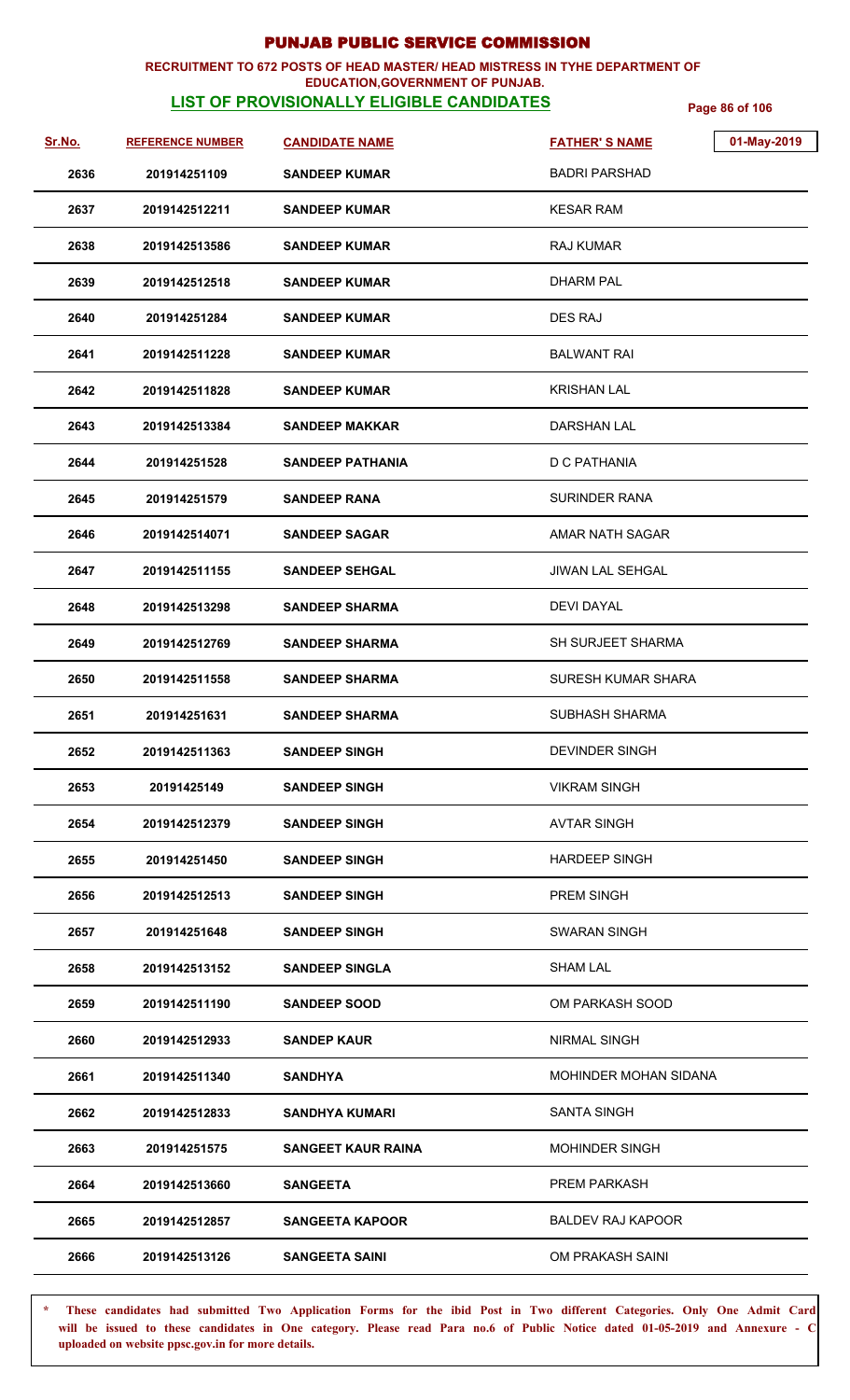# PUNJAB PUBLIC SERVICE COMMISSION

**RECRUITMENT TO 672 POSTS OF HEAD MASTER/ HEAD MISTRESS IN TYHE DEPARTMENT OF EDUCATION,GOVERNMENT OF PUNJAB.**

**LIST OF PROVISIONALLY ELIGIBLE CANDIDATES**

01-May-2019

| Sr.No. | REFERENCE NUMBER | CANDIDATE NAME | FATHER'S NAME |
|---|---|---|---|
| 2636 | 201914251109 | SANDEEP KUMAR | BADRI PARSHAD |
| 2637 | 2019142512211 | SANDEEP KUMAR | KESAR RAM |
| 2638 | 2019142513586 | SANDEEP KUMAR | RAJ KUMAR |
| 2639 | 2019142512518 | SANDEEP KUMAR | DHARM PAL |
| 2640 | 201914251284 | SANDEEP KUMAR | DES RAJ |
| 2641 | 2019142511228 | SANDEEP KUMAR | BALWANT RAI |
| 2642 | 2019142511828 | SANDEEP KUMAR | KRISHAN LAL |
| 2643 | 2019142513384 | SANDEEP MAKKAR | DARSHAN LAL |
| 2644 | 201914251528 | SANDEEP PATHANIA | D C PATHANIA |
| 2645 | 201914251579 | SANDEEP RANA | SURINDER RANA |
| 2646 | 2019142514071 | SANDEEP SAGAR | AMAR NATH SAGAR |
| 2647 | 2019142511155 | SANDEEP SEHGAL | JIWAN LAL SEHGAL |
| 2648 | 2019142513298 | SANDEEP SHARMA | DEVI DAYAL |
| 2649 | 2019142512769 | SANDEEP SHARMA | SH SURJEET SHARMA |
| 2650 | 2019142511558 | SANDEEP SHARMA | SURESH KUMAR SHARA |
| 2651 | 201914251631 | SANDEEP SHARMA | SUBHASH SHARMA |
| 2652 | 2019142511363 | SANDEEP SINGH | DEVINDER SINGH |
| 2653 | 20191425149 | SANDEEP SINGH | VIKRAM SINGH |
| 2654 | 2019142512379 | SANDEEP SINGH | AVTAR SINGH |
| 2655 | 201914251450 | SANDEEP SINGH | HARDEEP SINGH |
| 2656 | 2019142512513 | SANDEEP SINGH | PREM SINGH |
| 2657 | 201914251648 | SANDEEP SINGH | SWARAN SINGH |
| 2658 | 2019142513152 | SANDEEP SINGLA | SHAM LAL |
| 2659 | 2019142511190 | SANDEEP SOOD | OM PARKASH SOOD |
| 2660 | 2019142512933 | SANDEP KAUR | NIRMAL SINGH |
| 2661 | 2019142511340 | SANDHYA | MOHINDER MOHAN SIDANA |
| 2662 | 2019142512833 | SANDHYA KUMARI | SANTA SINGH |
| 2663 | 201914251575 | SANGEET KAUR RAINA | MOHINDER SINGH |
| 2664 | 2019142513660 | SANGEETA | PREM PARKASH |
| 2665 | 2019142512857 | SANGEETA KAPOOR | BALDEV RAJ KAPOOR |
| 2666 | 2019142513126 | SANGEETA SAINI | OM PRAKASH SAINI |

* **These candidates had submitted Two Application Forms for the ibid Post in Two different Categories. Only One Admit Card will be issued to these candidates in One category. Please read Para no.6 of Public Notice dated 01-05-2019 and Annexure - C uploaded on website ppsc.gov.in for more details.**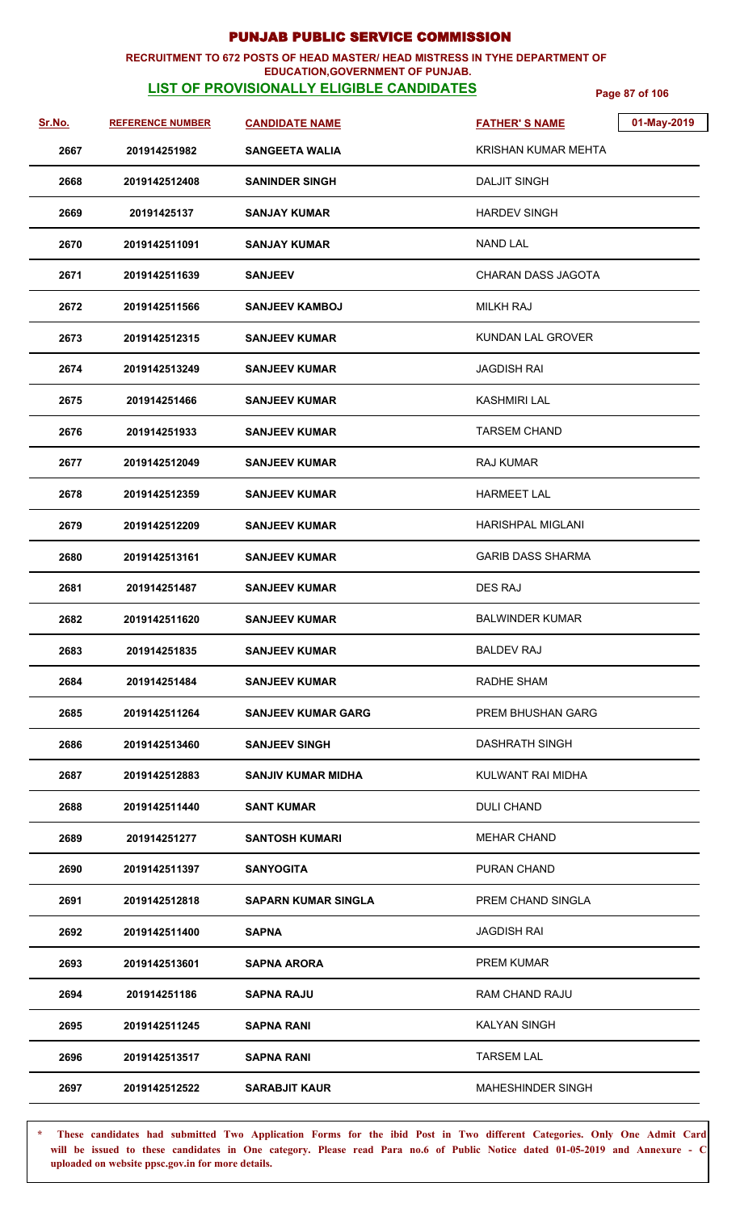# PUNJAB PUBLIC SERVICE COMMISSION

**RECRUITMENT TO 672 POSTS OF HEAD MASTER/ HEAD MISTRESS IN TYHE DEPARTMENT OF EDUCATION,GOVERNMENT OF PUNJAB.**

**LIST OF PROVISIONALLY ELIGIBLE CANDIDATES**

01-May-2019

| Sr.No. | REFERENCE NUMBER | CANDIDATE NAME | FATHER' S NAME |
|---|---|---|---|
| 2667 | 201914251982 | SANGEETA WALIA | KRISHAN KUMAR MEHTA |
| 2668 | 2019142512408 | SANINDER SINGH | DALJIT SINGH |
| 2669 | 20191425137 | SANJAY KUMAR | HARDEV SINGH |
| 2670 | 2019142511091 | SANJAY KUMAR | NAND LAL |
| 2671 | 2019142511639 | SANJEEV | CHARAN DASS JAGOTA |
| 2672 | 2019142511566 | SANJEEV KAMBOJ | MILKH RAJ |
| 2673 | 2019142512315 | SANJEEV KUMAR | KUNDAN LAL GROVER |
| 2674 | 2019142513249 | SANJEEV KUMAR | JAGDISH RAI |
| 2675 | 201914251466 | SANJEEV KUMAR | KASHMIRI LAL |
| 2676 | 201914251933 | SANJEEV KUMAR | TARSEM CHAND |
| 2677 | 2019142512049 | SANJEEV KUMAR | RAJ KUMAR |
| 2678 | 2019142512359 | SANJEEV KUMAR | HARMEET LAL |
| 2679 | 2019142512209 | SANJEEV KUMAR | HARISHPAL MIGLANI |
| 2680 | 2019142513161 | SANJEEV KUMAR | GARIB DASS SHARMA |
| 2681 | 201914251487 | SANJEEV KUMAR | DES RAJ |
| 2682 | 2019142511620 | SANJEEV KUMAR | BALWINDER KUMAR |
| 2683 | 201914251835 | SANJEEV KUMAR | BALDEV RAJ |
| 2684 | 201914251484 | SANJEEV KUMAR | RADHE SHAM |
| 2685 | 2019142511264 | SANJEEV KUMAR GARG | PREM BHUSHAN GARG |
| 2686 | 2019142513460 | SANJEEV SINGH | DASHRATH SINGH |
| 2687 | 2019142512883 | SANJIV KUMAR MIDHA | KULWANT RAI MIDHA |
| 2688 | 2019142511440 | SANT KUMAR | DULI CHAND |
| 2689 | 201914251277 | SANTOSH KUMARI | MEHAR CHAND |
| 2690 | 2019142511397 | SANYOGITA | PURAN CHAND |
| 2691 | 2019142512818 | SAPARN KUMAR SINGLA | PREM CHAND SINGLA |
| 2692 | 2019142511400 | SAPNA | JAGDISH RAI |
| 2693 | 2019142513601 | SAPNA ARORA | PREM KUMAR |
| 2694 | 201914251186 | SAPNA RAJU | RAM CHAND RAJU |
| 2695 | 2019142511245 | SAPNA RANI | KALYAN SINGH |
| 2696 | 2019142513517 | SAPNA RANI | TARSEM LAL |
| 2697 | 2019142512522 | SARABJIT KAUR | MAHESHINDER SINGH |

\* These candidates had submitted Two Application Forms for the ibid Post in Two different Categories. Only One Admit Card will be issued to these candidates in One category. Please read Para no.6 of Public Notice dated 01-05-2019 and Annexure - C uploaded on website ppsc.gov.in for more details.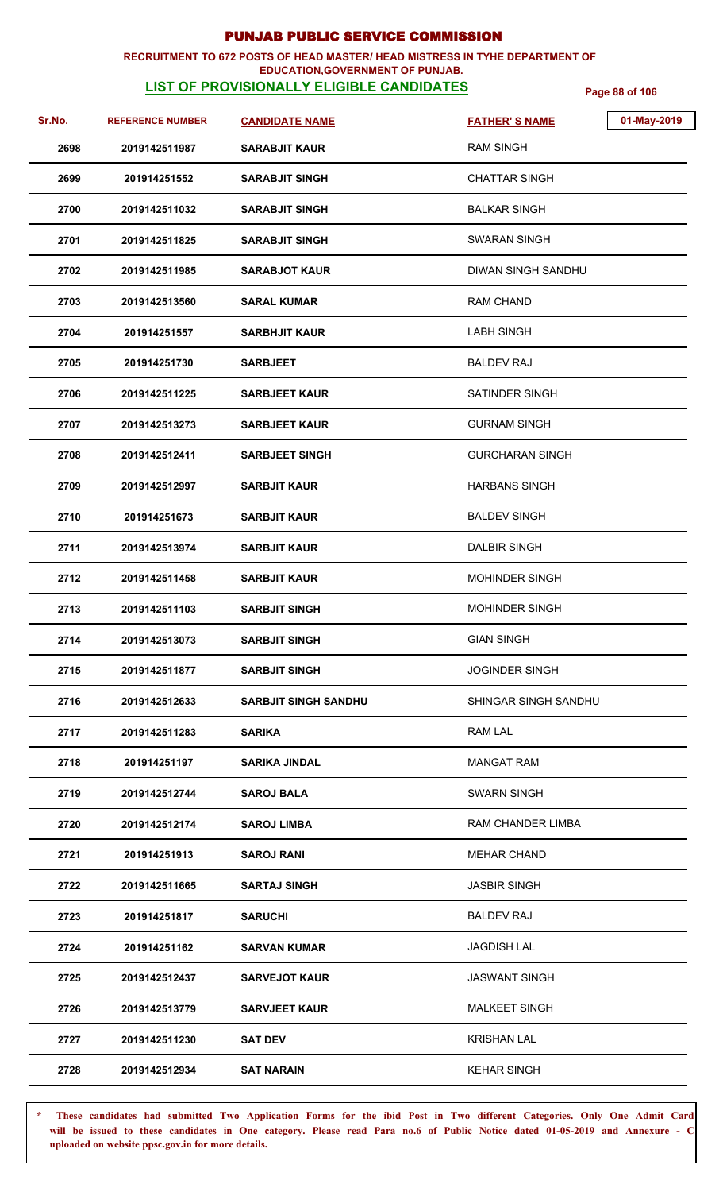# PUNJAB PUBLIC SERVICE COMMISSION

**RECRUITMENT TO 672 POSTS OF HEAD MASTER/ HEAD MISTRESS IN TYHE DEPARTMENT OF EDUCATION,GOVERNMENT OF PUNJAB.**

**LIST OF PROVISIONALLY ELIGIBLE CANDIDATES**

01-May-2019

| Sr.No. | REFERENCE NUMBER | CANDIDATE NAME | FATHER' S NAME |
|---|---|---|---|
| 2698 | 2019142511987 | SARABJIT KAUR | RAM SINGH |
| 2699 | 201914251552 | SARABJIT SINGH | CHATTAR SINGH |
| 2700 | 2019142511032 | SARABJIT SINGH | BALKAR SINGH |
| 2701 | 2019142511825 | SARABJIT SINGH | SWARAN SINGH |
| 2702 | 2019142511985 | SARABJOT KAUR | DIWAN SINGH SANDHU |
| 2703 | 2019142513560 | SARAL KUMAR | RAM CHAND |
| 2704 | 201914251557 | SARBHJIT KAUR | LABH SINGH |
| 2705 | 201914251730 | SARBJEET | BALDEV RAJ |
| 2706 | 2019142511225 | SARBJEET KAUR | SATINDER SINGH |
| 2707 | 2019142513273 | SARBJEET KAUR | GURNAM SINGH |
| 2708 | 2019142512411 | SARBJEET SINGH | GURCHARAN SINGH |
| 2709 | 2019142512997 | SARBJIT KAUR | HARBANS SINGH |
| 2710 | 201914251673 | SARBJIT KAUR | BALDEV SINGH |
| 2711 | 2019142513974 | SARBJIT KAUR | DALBIR SINGH |
| 2712 | 2019142511458 | SARBJIT KAUR | MOHINDER SINGH |
| 2713 | 2019142511103 | SARBJIT SINGH | MOHINDER SINGH |
| 2714 | 2019142513073 | SARBJIT SINGH | GIAN SINGH |
| 2715 | 2019142511877 | SARBJIT SINGH | JOGINDER SINGH |
| 2716 | 2019142512633 | SARBJIT SINGH SANDHU | SHINGAR SINGH SANDHU |
| 2717 | 2019142511283 | SARIKA | RAM LAL |
| 2718 | 201914251197 | SARIKA JINDAL | MANGAT RAM |
| 2719 | 2019142512744 | SAROJ BALA | SWARN SINGH |
| 2720 | 2019142512174 | SAROJ LIMBA | RAM CHANDER LIMBA |
| 2721 | 201914251913 | SAROJ RANI | MEHAR CHAND |
| 2722 | 2019142511665 | SARTAJ SINGH | JASBIR SINGH |
| 2723 | 201914251817 | SARUCHI | BALDEV RAJ |
| 2724 | 201914251162 | SARVAN KUMAR | JAGDISH LAL |
| 2725 | 2019142512437 | SARVEJOT KAUR | JASWANT SINGH |
| 2726 | 2019142513779 | SARVJEET KAUR | MALKEET SINGH |
| 2727 | 2019142511230 | SAT DEV | KRISHAN LAL |
| 2728 | 2019142512934 | SAT NARAIN | KEHAR SINGH |

\* These candidates had submitted Two Application Forms for the ibid Post in Two different Categories. Only One Admit Card will be issued to these candidates in One category. Please read Para no.6 of Public Notice dated 01-05-2019 and Annexure - C uploaded on website ppsc.gov.in for more details.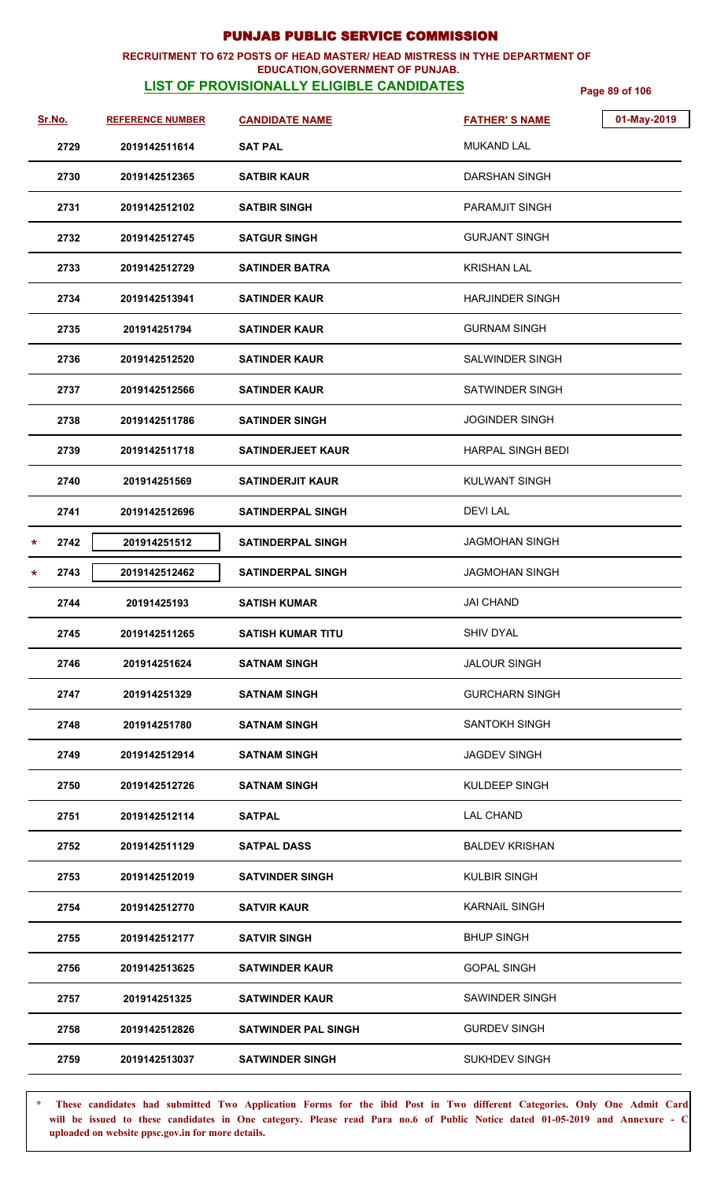# PUNJAB PUBLIC SERVICE COMMISSION

**RECRUITMENT TO 672 POSTS OF HEAD MASTER/ HEAD MISTRESS IN TYHE DEPARTMENT OF EDUCATION,GOVERNMENT OF PUNJAB.**

**LIST OF PROVISIONALLY ELIGIBLE CANDIDATES**

01-May-2019

| Sr.No. | REFERENCE NUMBER | CANDIDATE NAME | FATHER' S NAME |
|---|---|---|---|
| 2729 | 2019142511614 | SAT PAL | MUKAND LAL |
| 2730 | 2019142512365 | SATBIR KAUR | DARSHAN SINGH |
| 2731 | 2019142512102 | SATBIR SINGH | PARAMJIT SINGH |
| 2732 | 2019142512745 | SATGUR SINGH | GURJANT SINGH |
| 2733 | 2019142512729 | SATINDER BATRA | KRISHAN LAL |
| 2734 | 2019142513941 | SATINDER KAUR | HARJINDER SINGH |
| 2735 | 201914251794 | SATINDER KAUR | GURNAM SINGH |
| 2736 | 2019142512520 | SATINDER KAUR | SALWINDER SINGH |
| 2737 | 2019142512566 | SATINDER KAUR | SATWINDER SINGH |
| 2738 | 2019142511786 | SATINDER SINGH | JOGINDER SINGH |
| 2739 | 2019142511718 | SATINDERJEET KAUR | HARPAL SINGH BEDI |
| 2740 | 201914251569 | SATINDERJIT KAUR | KULWANT SINGH |
| 2741 | 2019142512696 | SATINDERPAL SINGH | DEVI LAL |
| * 2742 | 201914251512 | SATINDERPAL SINGH | JAGMOHAN SINGH |
| * 2743 | 2019142512462 | SATINDERPAL SINGH | JAGMOHAN SINGH |
| 2744 | 20191425193 | SATISH KUMAR | JAI CHAND |
| 2745 | 2019142511265 | SATISH KUMAR TITU | SHIV DYAL |
| 2746 | 201914251624 | SATNAM SINGH | JALOUR SINGH |
| 2747 | 201914251329 | SATNAM SINGH | GURCHARN SINGH |
| 2748 | 201914251780 | SATNAM SINGH | SANTOKH SINGH |
| 2749 | 2019142512914 | SATNAM SINGH | JAGDEV SINGH |
| 2750 | 2019142512726 | SATNAM SINGH | KULDEEP SINGH |
| 2751 | 2019142512114 | SATPAL | LAL CHAND |
| 2752 | 2019142511129 | SATPAL DASS | BALDEV KRISHAN |
| 2753 | 2019142512019 | SATVINDER SINGH | KULBIR SINGH |
| 2754 | 2019142512770 | SATVIR KAUR | KARNAIL SINGH |
| 2755 | 2019142512177 | SATVIR SINGH | BHUP SINGH |
| 2756 | 2019142513625 | SATWINDER KAUR | GOPAL SINGH |
| 2757 | 201914251325 | SATWINDER KAUR | SAWINDER SINGH |
| 2758 | 2019142512826 | SATWINDER PAL SINGH | GURDEV SINGH |
| 2759 | 2019142513037 | SATWINDER SINGH | SUKHDEV SINGH |

\* These candidates had submitted Two Application Forms for the ibid Post in Two different Categories. Only One Admit Card will be issued to these candidates in One category. Please read Para no.6 of Public Notice dated 01-05-2019 and Annexure - C uploaded on website ppsc.gov.in for more details.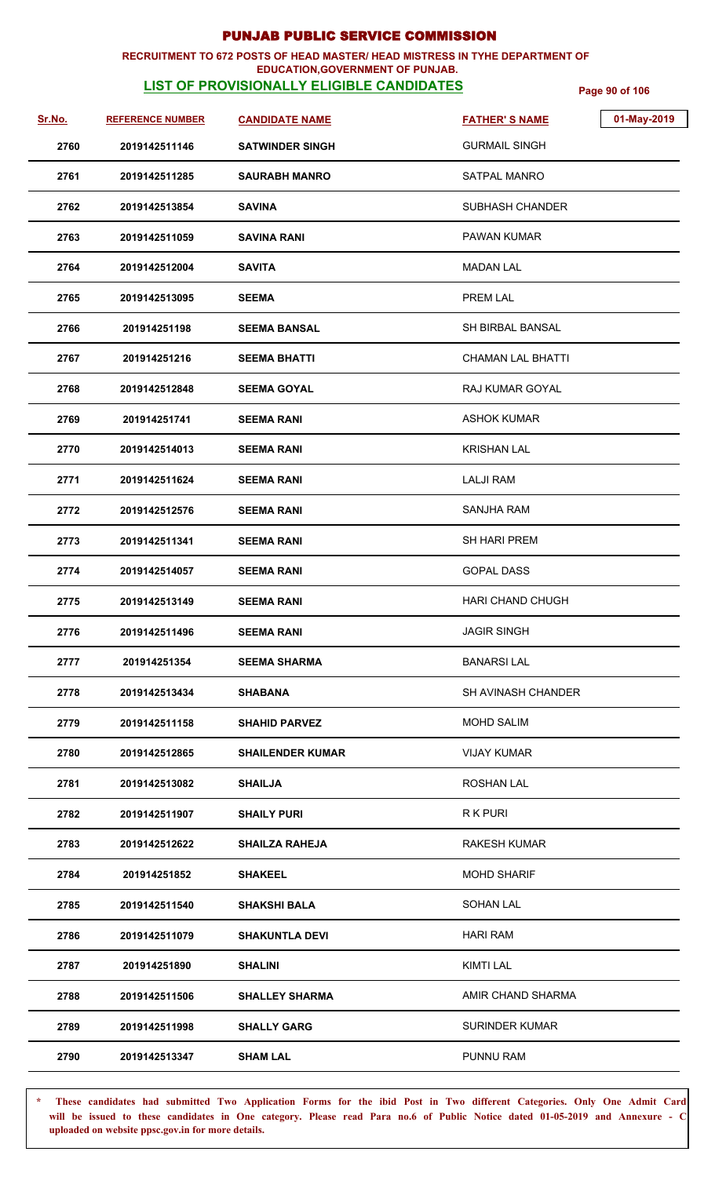# PUNJAB PUBLIC SERVICE COMMISSION

**RECRUITMENT TO 672 POSTS OF HEAD MASTER/ HEAD MISTRESS IN TYHE DEPARTMENT OF EDUCATION,GOVERNMENT OF PUNJAB.**

**LIST OF PROVISIONALLY ELIGIBLE CANDIDATES**

01-May-2019

| Sr.No. | REFERENCE NUMBER | CANDIDATE NAME | FATHER' S NAME |
|---|---|---|---|
| 2760 | 2019142511146 | SATWINDER SINGH | GURMAIL SINGH |
| 2761 | 2019142511285 | SAURABH MANRO | SATPAL MANRO |
| 2762 | 2019142513854 | SAVINA | SUBHASH CHANDER |
| 2763 | 2019142511059 | SAVINA RANI | PAWAN KUMAR |
| 2764 | 2019142512004 | SAVITA | MADAN LAL |
| 2765 | 2019142513095 | SEEMA | PREM LAL |
| 2766 | 201914251198 | SEEMA BANSAL | SH BIRBAL BANSAL |
| 2767 | 201914251216 | SEEMA BHATTI | CHAMAN LAL BHATTI |
| 2768 | 2019142512848 | SEEMA GOYAL | RAJ KUMAR GOYAL |
| 2769 | 201914251741 | SEEMA RANI | ASHOK KUMAR |
| 2770 | 2019142514013 | SEEMA RANI | KRISHAN LAL |
| 2771 | 2019142511624 | SEEMA RANI | LALJI RAM |
| 2772 | 2019142512576 | SEEMA RANI | SANJHA RAM |
| 2773 | 2019142511341 | SEEMA RANI | SH HARI PREM |
| 2774 | 2019142514057 | SEEMA RANI | GOPAL DASS |
| 2775 | 2019142513149 | SEEMA RANI | HARI CHAND CHUGH |
| 2776 | 2019142511496 | SEEMA RANI | JAGIR SINGH |
| 2777 | 201914251354 | SEEMA SHARMA | BANARSI LAL |
| 2778 | 2019142513434 | SHABANA | SH AVINASH CHANDER |
| 2779 | 2019142511158 | SHAHID PARVEZ | MOHD SALIM |
| 2780 | 2019142512865 | SHAILENDER KUMAR | VIJAY KUMAR |
| 2781 | 2019142513082 | SHAILJA | ROSHAN LAL |
| 2782 | 2019142511907 | SHAILY PURI | R K PURI |
| 2783 | 2019142512622 | SHAILZA RAHEJA | RAKESH KUMAR |
| 2784 | 201914251852 | SHAKEEL | MOHD SHARIF |
| 2785 | 2019142511540 | SHAKSHI BALA | SOHAN LAL |
| 2786 | 2019142511079 | SHAKUNTLA DEVI | HARI RAM |
| 2787 | 201914251890 | SHALINI | KIMTI LAL |
| 2788 | 2019142511506 | SHALLEY SHARMA | AMIR CHAND SHARMA |
| 2789 | 2019142511998 | SHALLY GARG | SURINDER KUMAR |
| 2790 | 2019142513347 | SHAM LAL | PUNNU RAM |

\* These candidates had submitted Two Application Forms for the ibid Post in Two different Categories. Only One Admit Card will be issued to these candidates in One category. Please read Para no.6 of Public Notice dated 01-05-2019 and Annexure - C uploaded on website ppsc.gov.in for more details.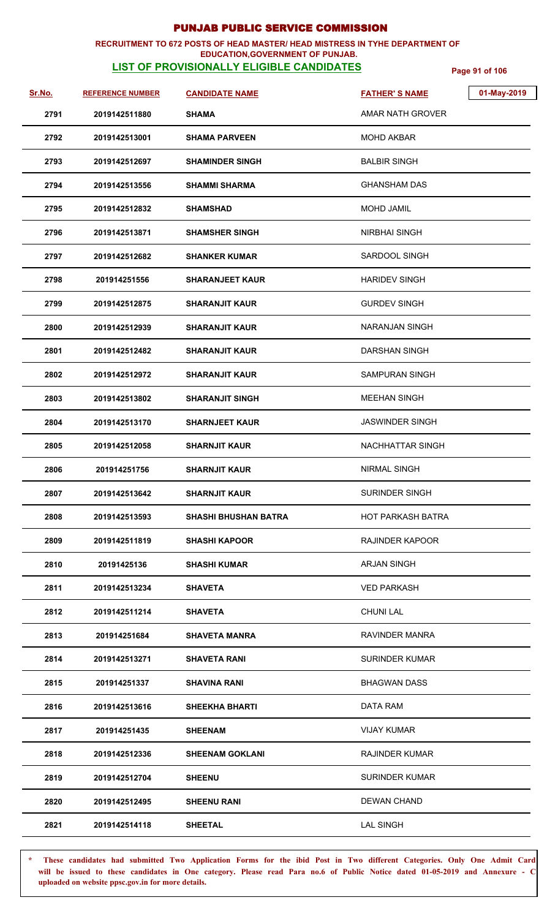# PUNJAB PUBLIC SERVICE COMMISSION

**RECRUITMENT TO 672 POSTS OF HEAD MASTER/ HEAD MISTRESS IN TYHE DEPARTMENT OF EDUCATION,GOVERNMENT OF PUNJAB.**

## LIST OF PROVISIONALLY ELIGIBLE CANDIDATES

01-May-2019

| Sr.No. | REFERENCE NUMBER | CANDIDATE NAME | FATHER' S NAME |
|---|---|---|---|
| 2791 | 2019142511880 | SHAMA | AMAR NATH GROVER |
| 2792 | 2019142513001 | SHAMA PARVEEN | MOHD AKBAR |
| 2793 | 2019142512697 | SHAMINDER SINGH | BALBIR SINGH |
| 2794 | 2019142513556 | SHAMMI SHARMA | GHANSHAM DAS |
| 2795 | 2019142512832 | SHAMSHAD | MOHD JAMIL |
| 2796 | 2019142513871 | SHAMSHER SINGH | NIRBHAI SINGH |
| 2797 | 2019142512682 | SHANKER KUMAR | SARDOOL SINGH |
| 2798 | 201914251556 | SHARANJEET KAUR | HARIDEV SINGH |
| 2799 | 2019142512875 | SHARANJIT KAUR | GURDEV SINGH |
| 2800 | 2019142512939 | SHARANJIT KAUR | NARANJAN SINGH |
| 2801 | 2019142512482 | SHARANJIT KAUR | DARSHAN SINGH |
| 2802 | 2019142512972 | SHARANJIT KAUR | SAMPURAN SINGH |
| 2803 | 2019142513802 | SHARANJIT SINGH | MEEHAN SINGH |
| 2804 | 2019142513170 | SHARNJEET KAUR | JASWINDER SINGH |
| 2805 | 2019142512058 | SHARNJIT KAUR | NACHHATTAR SINGH |
| 2806 | 201914251756 | SHARNJIT KAUR | NIRMAL SINGH |
| 2807 | 2019142513642 | SHARNJIT KAUR | SURINDER SINGH |
| 2808 | 2019142513593 | SHASHI BHUSHAN BATRA | HOT PARKASH BATRA |
| 2809 | 2019142511819 | SHASHI KAPOOR | RAJINDER KAPOOR |
| 2810 | 20191425136 | SHASHI KUMAR | ARJAN SINGH |
| 2811 | 2019142513234 | SHAVETA | VED PARKASH |
| 2812 | 2019142511214 | SHAVETA | CHUNI LAL |
| 2813 | 201914251684 | SHAVETA MANRA | RAVINDER MANRA |
| 2814 | 2019142513271 | SHAVETA RANI | SURINDER KUMAR |
| 2815 | 201914251337 | SHAVINA RANI | BHAGWAN DASS |
| 2816 | 2019142513616 | SHEEKHA BHARTI | DATA RAM |
| 2817 | 201914251435 | SHEENAM | VIJAY KUMAR |
| 2818 | 2019142512336 | SHEENAM GOKLANI | RAJINDER KUMAR |
| 2819 | 2019142512704 | SHEENU | SURINDER KUMAR |
| 2820 | 2019142512495 | SHEENU RANI | DEWAN CHAND |
| 2821 | 2019142514118 | SHEETAL | LAL SINGH |

\* These candidates had submitted Two Application Forms for the ibid Post in Two different Categories. Only One Admit Card will be issued to these candidates in One category. Please read Para no.6 of Public Notice dated 01-05-2019 and Annexure - C uploaded on website ppsc.gov.in for more details.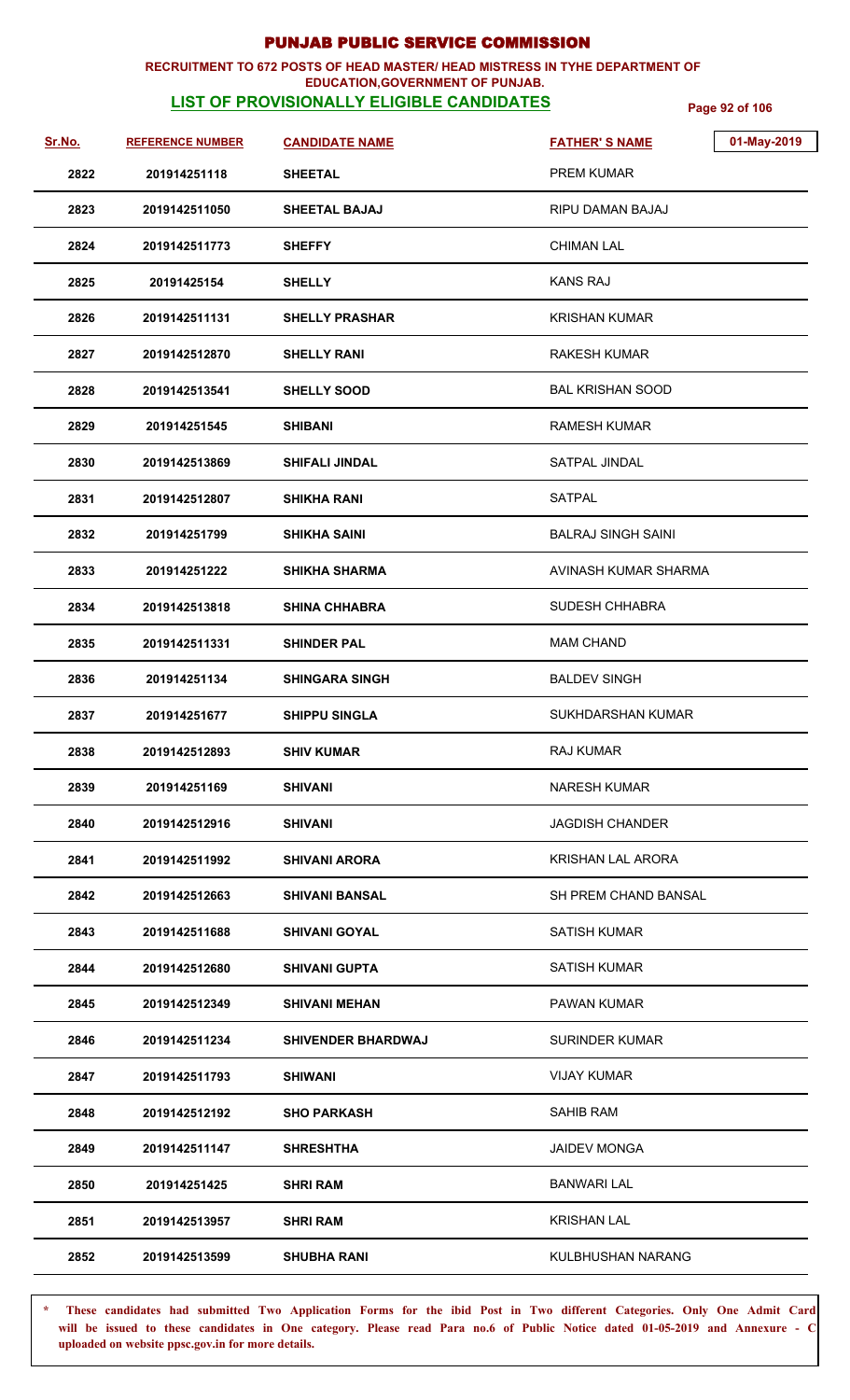# PUNJAB PUBLIC SERVICE COMMISSION

**RECRUITMENT TO 672 POSTS OF HEAD MASTER/ HEAD MISTRESS IN TYHE DEPARTMENT OF EDUCATION,GOVERNMENT OF PUNJAB.**

**LIST OF PROVISIONALLY ELIGIBLE CANDIDATES**

01-May-2019

| Sr.No. | REFERENCE NUMBER | CANDIDATE NAME | FATHER' S NAME |
|---|---|---|---|
| 2822 | 201914251118 | SHEETAL | PREM KUMAR |
| 2823 | 2019142511050 | SHEETAL BAJAJ | RIPU DAMAN BAJAJ |
| 2824 | 2019142511773 | SHEFFY | CHIMAN LAL |
| 2825 | 20191425154 | SHELLY | KANS RAJ |
| 2826 | 2019142511131 | SHELLY PRASHAR | KRISHAN KUMAR |
| 2827 | 2019142512870 | SHELLY RANI | RAKESH KUMAR |
| 2828 | 2019142513541 | SHELLY SOOD | BAL KRISHAN SOOD |
| 2829 | 201914251545 | SHIBANI | RAMESH KUMAR |
| 2830 | 2019142513869 | SHIFALI JINDAL | SATPAL JINDAL |
| 2831 | 2019142512807 | SHIKHA RANI | SATPAL |
| 2832 | 201914251799 | SHIKHA SAINI | BALRAJ SINGH SAINI |
| 2833 | 201914251222 | SHIKHA SHARMA | AVINASH KUMAR SHARMA |
| 2834 | 2019142513818 | SHINA CHHABRA | SUDESH CHHABRA |
| 2835 | 2019142511331 | SHINDER PAL | MAM CHAND |
| 2836 | 201914251134 | SHINGARA SINGH | BALDEV SINGH |
| 2837 | 201914251677 | SHIPPU SINGLA | SUKHDARSHAN KUMAR |
| 2838 | 2019142512893 | SHIV KUMAR | RAJ KUMAR |
| 2839 | 201914251169 | SHIVANI | NARESH KUMAR |
| 2840 | 2019142512916 | SHIVANI | JAGDISH CHANDER |
| 2841 | 2019142511992 | SHIVANI ARORA | KRISHAN LAL ARORA |
| 2842 | 2019142512663 | SHIVANI BANSAL | SH PREM CHAND BANSAL |
| 2843 | 2019142511688 | SHIVANI GOYAL | SATISH KUMAR |
| 2844 | 2019142512680 | SHIVANI GUPTA | SATISH KUMAR |
| 2845 | 2019142512349 | SHIVANI MEHAN | PAWAN KUMAR |
| 2846 | 2019142511234 | SHIVENDER BHARDWAJ | SURINDER KUMAR |
| 2847 | 2019142511793 | SHIWANI | VIJAY KUMAR |
| 2848 | 2019142512192 | SHO PARKASH | SAHIB RAM |
| 2849 | 2019142511147 | SHRESHTHA | JAIDEV MONGA |
| 2850 | 201914251425 | SHRI RAM | BANWARI LAL |
| 2851 | 2019142513957 | SHRI RAM | KRISHAN LAL |
| 2852 | 2019142513599 | SHUBHA RANI | KULBHUSHAN NARANG |

\* These candidates had submitted Two Application Forms for the ibid Post in Two different Categories. Only One Admit Card will be issued to these candidates in One category. Please read Para no.6 of Public Notice dated 01-05-2019 and Annexure - C uploaded on website ppsc.gov.in for more details.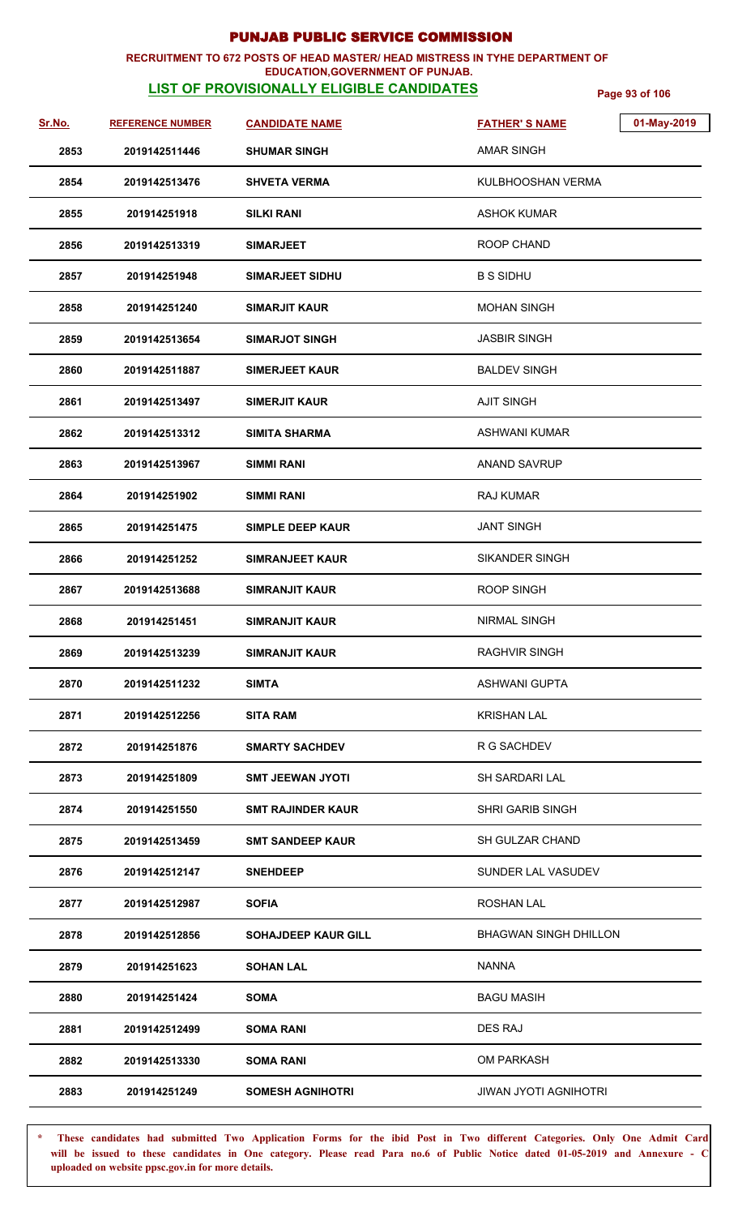# PUNJAB PUBLIC SERVICE COMMISSION

**RECRUITMENT TO 672 POSTS OF HEAD MASTER/ HEAD MISTRESS IN TYHE DEPARTMENT OF EDUCATION,GOVERNMENT OF PUNJAB.**

**LIST OF PROVISIONALLY ELIGIBLE CANDIDATES**

01-May-2019

| Sr.No. | REFERENCE NUMBER | CANDIDATE NAME | FATHER' S NAME |
|---|---|---|---|
| 2853 | 2019142511446 | SHUMAR SINGH | AMAR SINGH |
| 2854 | 2019142513476 | SHVETA VERMA | KULBHOOSHAN VERMA |
| 2855 | 201914251918 | SILKI RANI | ASHOK KUMAR |
| 2856 | 2019142513319 | SIMARJEET | ROOP CHAND |
| 2857 | 201914251948 | SIMARJEET SIDHU | B S SIDHU |
| 2858 | 201914251240 | SIMARJIT KAUR | MOHAN SINGH |
| 2859 | 2019142513654 | SIMARJOT SINGH | JASBIR SINGH |
| 2860 | 2019142511887 | SIMERJEET KAUR | BALDEV SINGH |
| 2861 | 2019142513497 | SIMERJIT KAUR | AJIT SINGH |
| 2862 | 2019142513312 | SIMITA SHARMA | ASHWANI KUMAR |
| 2863 | 2019142513967 | SIMMI RANI | ANAND SAVRUP |
| 2864 | 201914251902 | SIMMI RANI | RAJ KUMAR |
| 2865 | 201914251475 | SIMPLE DEEP KAUR | JANT SINGH |
| 2866 | 201914251252 | SIMRANJEET KAUR | SIKANDER SINGH |
| 2867 | 2019142513688 | SIMRANJIT KAUR | ROOP SINGH |
| 2868 | 201914251451 | SIMRANJIT KAUR | NIRMAL SINGH |
| 2869 | 2019142513239 | SIMRANJIT KAUR | RAGHVIR SINGH |
| 2870 | 2019142511232 | SIMTA | ASHWANI GUPTA |
| 2871 | 2019142512256 | SITA RAM | KRISHAN LAL |
| 2872 | 201914251876 | SMARTY SACHDEV | R G SACHDEV |
| 2873 | 201914251809 | SMT JEEWAN JYOTI | SH SARDARI LAL |
| 2874 | 201914251550 | SMT RAJINDER KAUR | SHRI GARIB SINGH |
| 2875 | 2019142513459 | SMT SANDEEP KAUR | SH GULZAR CHAND |
| 2876 | 2019142512147 | SNEHDEEP | SUNDER LAL VASUDEV |
| 2877 | 2019142512987 | SOFIA | ROSHAN LAL |
| 2878 | 2019142512856 | SOHAJDEEP KAUR GILL | BHAGWAN SINGH DHILLON |
| 2879 | 201914251623 | SOHAN LAL | NANNA |
| 2880 | 201914251424 | SOMA | BAGU MASIH |
| 2881 | 2019142512499 | SOMA RANI | DES RAJ |
| 2882 | 2019142513330 | SOMA RANI | OM PARKASH |
| 2883 | 201914251249 | SOMESH AGNIHOTRI | JIWAN JYOTI AGNIHOTRI |

\* These candidates had submitted Two Application Forms for the ibid Post in Two different Categories. Only One Admit Card will be issued to these candidates in One category. Please read Para no.6 of Public Notice dated 01-05-2019 and Annexure - C uploaded on website ppsc.gov.in for more details.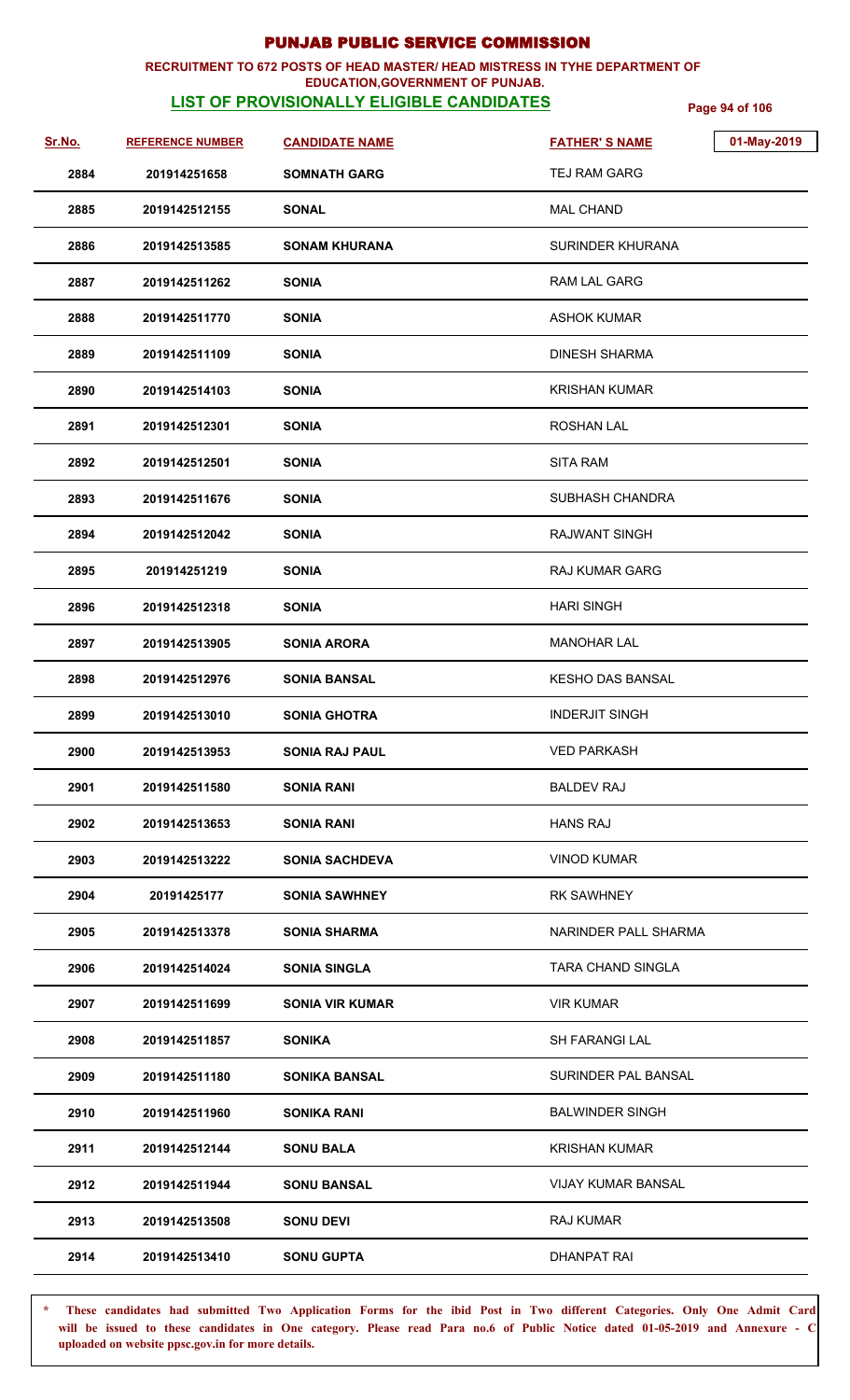# PUNJAB PUBLIC SERVICE COMMISSION

**RECRUITMENT TO 672 POSTS OF HEAD MASTER/ HEAD MISTRESS IN TYHE DEPARTMENT OF EDUCATION,GOVERNMENT OF PUNJAB.**

**LIST OF PROVISIONALLY ELIGIBLE CANDIDATES**

01-May-2019

| Sr.No. | REFERENCE NUMBER | CANDIDATE NAME | FATHER' S NAME |
|---|---|---|---|
| 2884 | 201914251658 | SOMNATH GARG | TEJ RAM GARG |
| 2885 | 2019142512155 | SONAL | MAL CHAND |
| 2886 | 2019142513585 | SONAM KHURANA | SURINDER KHURANA |
| 2887 | 2019142511262 | SONIA | RAM LAL GARG |
| 2888 | 2019142511770 | SONIA | ASHOK KUMAR |
| 2889 | 2019142511109 | SONIA | DINESH SHARMA |
| 2890 | 2019142514103 | SONIA | KRISHAN KUMAR |
| 2891 | 2019142512301 | SONIA | ROSHAN LAL |
| 2892 | 2019142512501 | SONIA | SITA RAM |
| 2893 | 2019142511676 | SONIA | SUBHASH CHANDRA |
| 2894 | 2019142512042 | SONIA | RAJWANT SINGH |
| 2895 | 201914251219 | SONIA | RAJ KUMAR GARG |
| 2896 | 2019142512318 | SONIA | HARI SINGH |
| 2897 | 2019142513905 | SONIA ARORA | MANOHAR LAL |
| 2898 | 2019142512976 | SONIA BANSAL | KESHO DAS BANSAL |
| 2899 | 2019142513010 | SONIA GHOTRA | INDERJIT SINGH |
| 2900 | 2019142513953 | SONIA RAJ PAUL | VED PARKASH |
| 2901 | 2019142511580 | SONIA RANI | BALDEV RAJ |
| 2902 | 2019142513653 | SONIA RANI | HANS RAJ |
| 2903 | 2019142513222 | SONIA SACHDEVA | VINOD KUMAR |
| 2904 | 20191425177 | SONIA SAWHNEY | RK SAWHNEY |
| 2905 | 2019142513378 | SONIA SHARMA | NARINDER PALL SHARMA |
| 2906 | 2019142514024 | SONIA SINGLA | TARA CHAND SINGLA |
| 2907 | 2019142511699 | SONIA VIR KUMAR | VIR KUMAR |
| 2908 | 2019142511857 | SONIKA | SH FARANGI LAL |
| 2909 | 2019142511180 | SONIKA BANSAL | SURINDER PAL BANSAL |
| 2910 | 2019142511960 | SONIKA RANI | BALWINDER SINGH |
| 2911 | 2019142512144 | SONU BALA | KRISHAN KUMAR |
| 2912 | 2019142511944 | SONU BANSAL | VIJAY KUMAR BANSAL |
| 2913 | 2019142513508 | SONU DEVI | RAJ KUMAR |
| 2914 | 2019142513410 | SONU GUPTA | DHANPAT RAI |

\* These candidates had submitted Two Application Forms for the ibid Post in Two different Categories. Only One Admit Card will be issued to these candidates in One category. Please read Para no.6 of Public Notice dated 01-05-2019 and Annexure - C uploaded on website ppsc.gov.in for more details.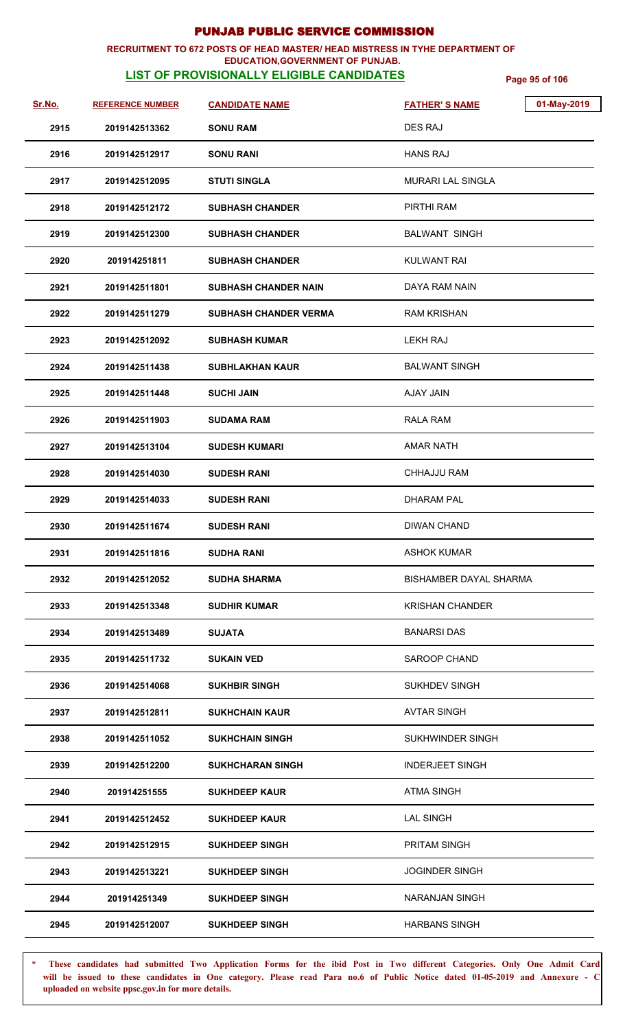# PUNJAB PUBLIC SERVICE COMMISSION

**RECRUITMENT TO 672 POSTS OF HEAD MASTER/ HEAD MISTRESS IN TYHE DEPARTMENT OF EDUCATION,GOVERNMENT OF PUNJAB.**

**LIST OF PROVISIONALLY ELIGIBLE CANDIDATES**

01-May-2019

| Sr.No. | REFERENCE NUMBER | CANDIDATE NAME | FATHER' S NAME |
|---|---|---|---|
| 2915 | 2019142513362 | SONU RAM | DES RAJ |
| 2916 | 2019142512917 | SONU RANI | HANS RAJ |
| 2917 | 2019142512095 | STUTI SINGLA | MURARI LAL SINGLA |
| 2918 | 2019142512172 | SUBHASH CHANDER | PIRTHI RAM |
| 2919 | 2019142512300 | SUBHASH CHANDER | BALWANT SINGH |
| 2920 | 201914251811 | SUBHASH CHANDER | KULWANT RAI |
| 2921 | 2019142511801 | SUBHASH CHANDER NAIN | DAYA RAM NAIN |
| 2922 | 2019142511279 | SUBHASH CHANDER VERMA | RAM KRISHAN |
| 2923 | 2019142512092 | SUBHASH KUMAR | LEKH RAJ |
| 2924 | 2019142511438 | SUBHLAKHAN KAUR | BALWANT SINGH |
| 2925 | 2019142511448 | SUCHI JAIN | AJAY JAIN |
| 2926 | 2019142511903 | SUDAMA RAM | RALA RAM |
| 2927 | 2019142513104 | SUDESH KUMARI | AMAR NATH |
| 2928 | 2019142514030 | SUDESH RANI | CHHAJJU RAM |
| 2929 | 2019142514033 | SUDESH RANI | DHARAM PAL |
| 2930 | 2019142511674 | SUDESH RANI | DIWAN CHAND |
| 2931 | 2019142511816 | SUDHA RANI | ASHOK KUMAR |
| 2932 | 2019142512052 | SUDHA SHARMA | BISHAMBER DAYAL SHARMA |
| 2933 | 2019142513348 | SUDHIR KUMAR | KRISHAN CHANDER |
| 2934 | 2019142513489 | SUJATA | BANARSI DAS |
| 2935 | 2019142511732 | SUKAIN VED | SAROOP CHAND |
| 2936 | 2019142514068 | SUKHBIR SINGH | SUKHDEV SINGH |
| 2937 | 2019142512811 | SUKHCHAIN KAUR | AVTAR SINGH |
| 2938 | 2019142511052 | SUKHCHAIN SINGH | SUKHWINDER SINGH |
| 2939 | 2019142512200 | SUKHCHARAN SINGH | INDERJEET SINGH |
| 2940 | 201914251555 | SUKHDEEP KAUR | ATMA SINGH |
| 2941 | 2019142512452 | SUKHDEEP KAUR | LAL SINGH |
| 2942 | 2019142512915 | SUKHDEEP SINGH | PRITAM SINGH |
| 2943 | 2019142513221 | SUKHDEEP SINGH | JOGINDER SINGH |
| 2944 | 201914251349 | SUKHDEEP SINGH | NARANJAN SINGH |
| 2945 | 2019142512007 | SUKHDEEP SINGH | HARBANS SINGH |

\* These candidates had submitted Two Application Forms for the ibid Post in Two different Categories. Only One Admit Card will be issued to these candidates in One category. Please read Para no.6 of Public Notice dated 01-05-2019 and Annexure - C uploaded on website ppsc.gov.in for more details.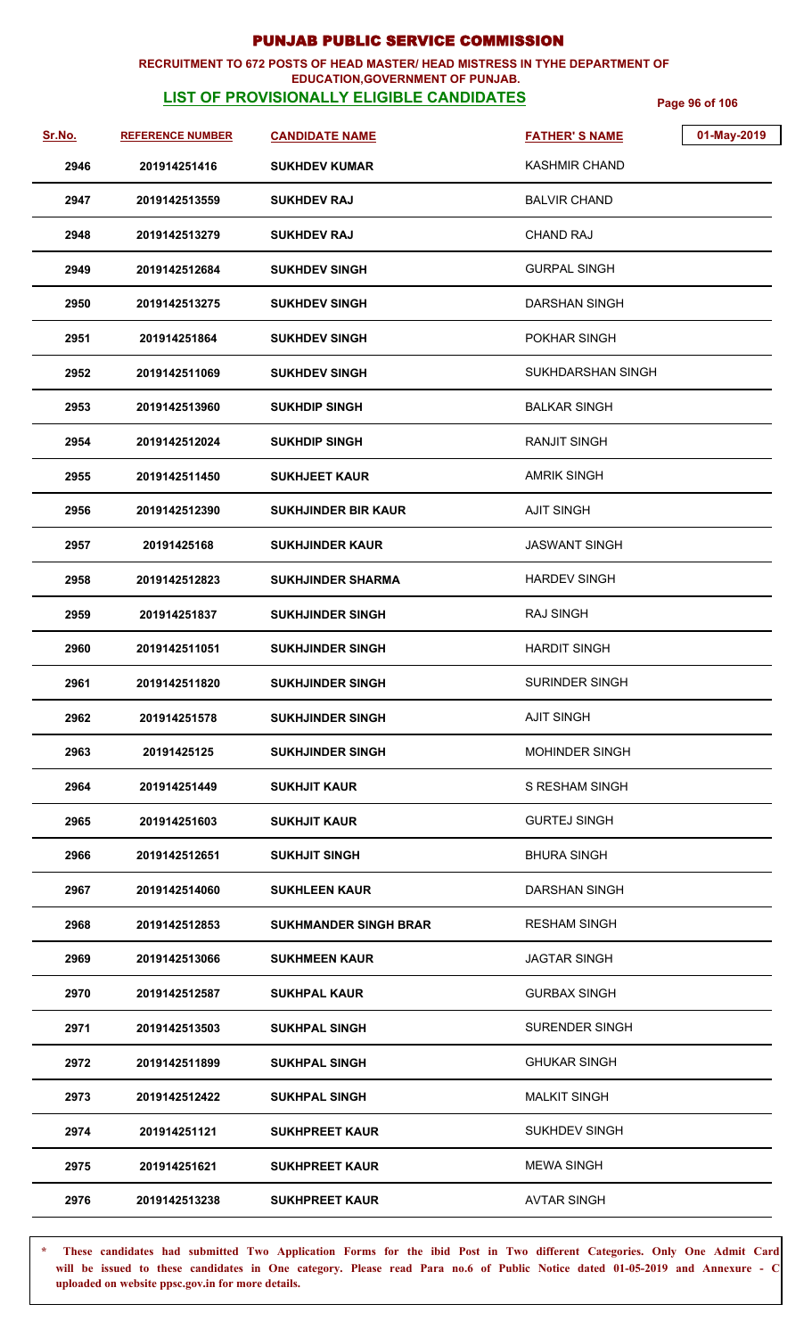# PUNJAB PUBLIC SERVICE COMMISSION

**RECRUITMENT TO 672 POSTS OF HEAD MASTER/ HEAD MISTRESS IN TYHE DEPARTMENT OF EDUCATION,GOVERNMENT OF PUNJAB.**

## LIST OF PROVISIONALLY ELIGIBLE CANDIDATES

01-May-2019

| Sr.No. | REFERENCE NUMBER | CANDIDATE NAME | FATHER' S NAME |
|---|---|---|---|
| 2946 | 201914251416 | SUKHDEV KUMAR | KASHMIR CHAND |
| 2947 | 2019142513559 | SUKHDEV RAJ | BALVIR CHAND |
| 2948 | 2019142513279 | SUKHDEV RAJ | CHAND RAJ |
| 2949 | 2019142512684 | SUKHDEV SINGH | GURPAL SINGH |
| 2950 | 2019142513275 | SUKHDEV SINGH | DARSHAN SINGH |
| 2951 | 201914251864 | SUKHDEV SINGH | POKHAR SINGH |
| 2952 | 2019142511069 | SUKHDEV SINGH | SUKHDARSHAN SINGH |
| 2953 | 2019142513960 | SUKHDIP SINGH | BALKAR SINGH |
| 2954 | 2019142512024 | SUKHDIP SINGH | RANJIT SINGH |
| 2955 | 2019142511450 | SUKHJEET KAUR | AMRIK SINGH |
| 2956 | 2019142512390 | SUKHJINDER BIR KAUR | AJIT SINGH |
| 2957 | 20191425168 | SUKHJINDER KAUR | JASWANT SINGH |
| 2958 | 2019142512823 | SUKHJINDER SHARMA | HARDEV SINGH |
| 2959 | 201914251837 | SUKHJINDER SINGH | RAJ SINGH |
| 2960 | 2019142511051 | SUKHJINDER SINGH | HARDIT SINGH |
| 2961 | 2019142511820 | SUKHJINDER SINGH | SURINDER SINGH |
| 2962 | 201914251578 | SUKHJINDER SINGH | AJIT SINGH |
| 2963 | 20191425125 | SUKHJINDER SINGH | MOHINDER SINGH |
| 2964 | 201914251449 | SUKHJIT KAUR | S RESHAM SINGH |
| 2965 | 201914251603 | SUKHJIT KAUR | GURTEJ SINGH |
| 2966 | 2019142512651 | SUKHJIT SINGH | BHURA SINGH |
| 2967 | 2019142514060 | SUKHLEEN KAUR | DARSHAN SINGH |
| 2968 | 2019142512853 | SUKHMANDER SINGH BRAR | RESHAM SINGH |
| 2969 | 2019142513066 | SUKHMEEN KAUR | JAGTAR SINGH |
| 2970 | 2019142512587 | SUKHPAL KAUR | GURBAX SINGH |
| 2971 | 2019142513503 | SUKHPAL SINGH | SURENDER SINGH |
| 2972 | 2019142511899 | SUKHPAL SINGH | GHUKAR SINGH |
| 2973 | 2019142512422 | SUKHPAL SINGH | MALKIT SINGH |
| 2974 | 201914251121 | SUKHPREET KAUR | SUKHDEV SINGH |
| 2975 | 201914251621 | SUKHPREET KAUR | MEWA SINGH |
| 2976 | 2019142513238 | SUKHPREET KAUR | AVTAR SINGH |

\* **These candidates had submitted Two Application Forms for the ibid Post in Two different Categories. Only One Admit Card will be issued to these candidates in One category. Please read Para no.6 of Public Notice dated 01-05-2019 and Annexure - C uploaded on website ppsc.gov.in for more details.**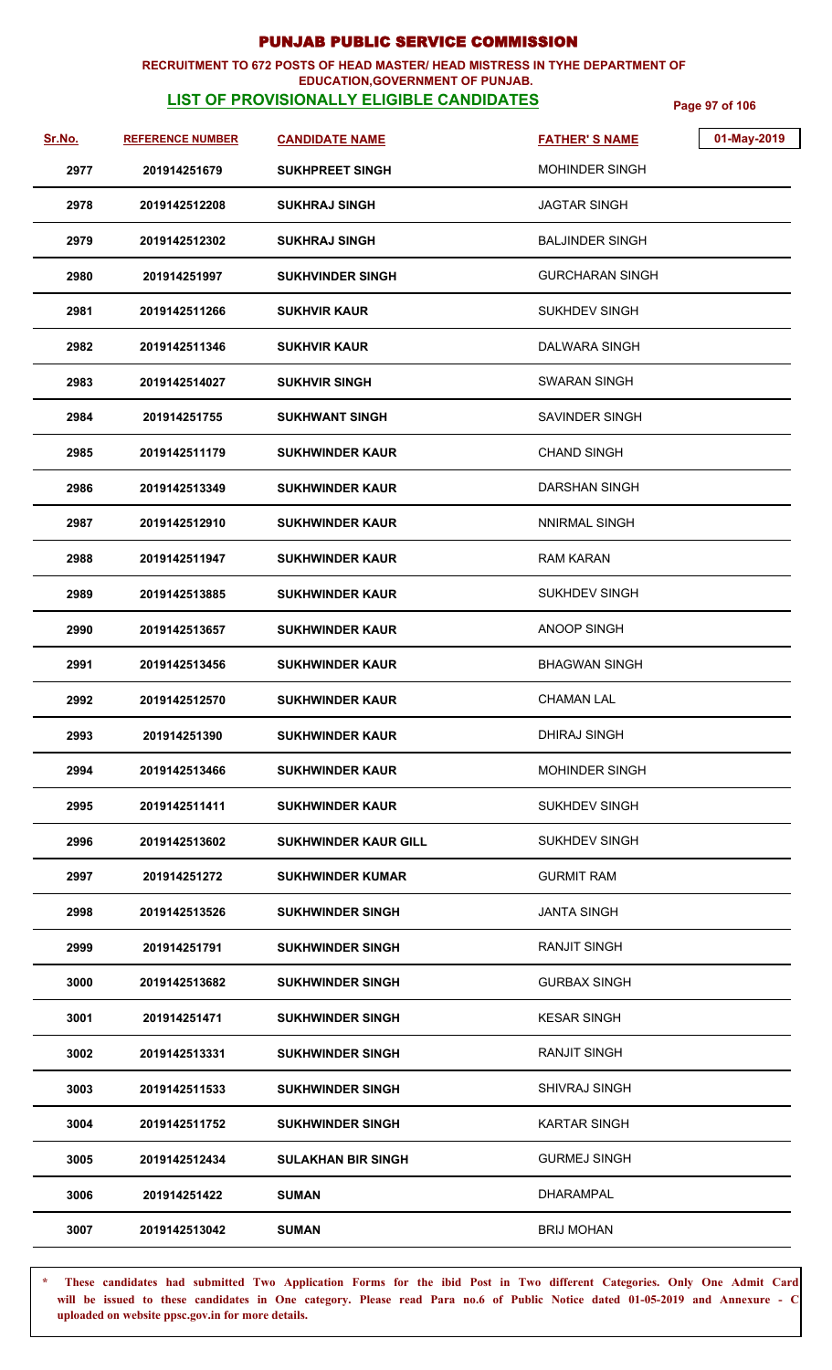# PUNJAB PUBLIC SERVICE COMMISSION

**RECRUITMENT TO 672 POSTS OF HEAD MASTER/ HEAD MISTRESS IN TYHE DEPARTMENT OF EDUCATION,GOVERNMENT OF PUNJAB.**

**LIST OF PROVISIONALLY ELIGIBLE CANDIDATES**

01-May-2019

| Sr.No. | REFERENCE NUMBER | CANDIDATE NAME | FATHER' S NAME |
|---|---|---|---|
| 2977 | 201914251679 | SUKHPREET SINGH | MOHINDER SINGH |
| 2978 | 2019142512208 | SUKHRAJ SINGH | JAGTAR SINGH |
| 2979 | 2019142512302 | SUKHRAJ SINGH | BALJINDER SINGH |
| 2980 | 201914251997 | SUKHVINDER SINGH | GURCHARAN SINGH |
| 2981 | 2019142511266 | SUKHVIR KAUR | SUKHDEV SINGH |
| 2982 | 2019142511346 | SUKHVIR KAUR | DALWARA SINGH |
| 2983 | 2019142514027 | SUKHVIR SINGH | SWARAN SINGH |
| 2984 | 201914251755 | SUKHWANT SINGH | SAVINDER SINGH |
| 2985 | 2019142511179 | SUKHWINDER KAUR | CHAND SINGH |
| 2986 | 2019142513349 | SUKHWINDER KAUR | DARSHAN SINGH |
| 2987 | 2019142512910 | SUKHWINDER KAUR | NNIRMAL SINGH |
| 2988 | 2019142511947 | SUKHWINDER KAUR | RAM KARAN |
| 2989 | 2019142513885 | SUKHWINDER KAUR | SUKHDEV SINGH |
| 2990 | 2019142513657 | SUKHWINDER KAUR | ANOOP SINGH |
| 2991 | 2019142513456 | SUKHWINDER KAUR | BHAGWAN SINGH |
| 2992 | 2019142512570 | SUKHWINDER KAUR | CHAMAN LAL |
| 2993 | 201914251390 | SUKHWINDER KAUR | DHIRAJ SINGH |
| 2994 | 2019142513466 | SUKHWINDER KAUR | MOHINDER SINGH |
| 2995 | 2019142511411 | SUKHWINDER KAUR | SUKHDEV SINGH |
| 2996 | 2019142513602 | SUKHWINDER KAUR GILL | SUKHDEV SINGH |
| 2997 | 201914251272 | SUKHWINDER KUMAR | GURMIT RAM |
| 2998 | 2019142513526 | SUKHWINDER SINGH | JANTA SINGH |
| 2999 | 201914251791 | SUKHWINDER SINGH | RANJIT SINGH |
| 3000 | 2019142513682 | SUKHWINDER SINGH | GURBAX SINGH |
| 3001 | 201914251471 | SUKHWINDER SINGH | KESAR SINGH |
| 3002 | 2019142513331 | SUKHWINDER SINGH | RANJIT SINGH |
| 3003 | 2019142511533 | SUKHWINDER SINGH | SHIVRAJ SINGH |
| 3004 | 2019142511752 | SUKHWINDER SINGH | KARTAR SINGH |
| 3005 | 2019142512434 | SULAKHAN BIR SINGH | GURMEJ SINGH |
| 3006 | 201914251422 | SUMAN | DHARAMPAL |
| 3007 | 2019142513042 | SUMAN | BRIJ MOHAN |

\* These candidates had submitted Two Application Forms for the ibid Post in Two different Categories. Only One Admit Card will be issued to these candidates in One category. Please read Para no.6 of Public Notice dated 01-05-2019 and Annexure - C uploaded on website ppsc.gov.in for more details.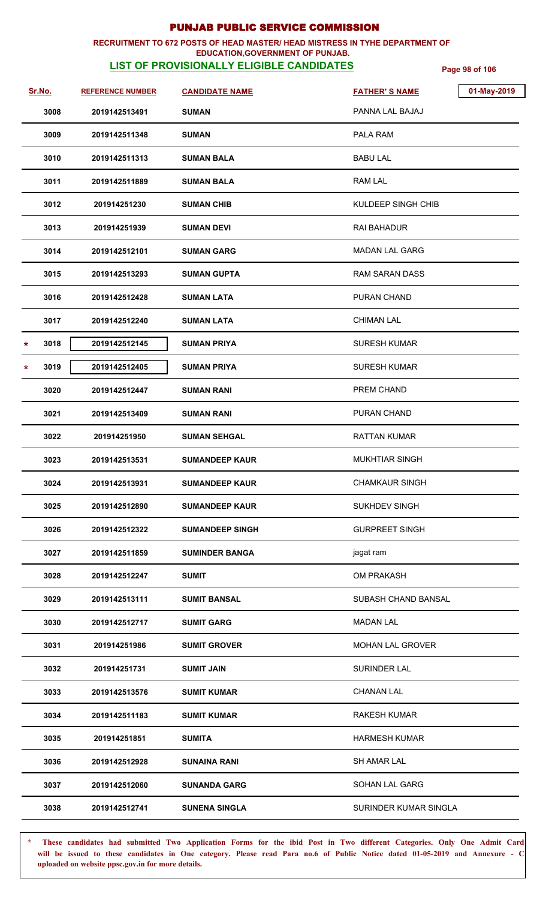# PUNJAB PUBLIC SERVICE COMMISSION

**RECRUITMENT TO 672 POSTS OF HEAD MASTER/ HEAD MISTRESS IN TYHE DEPARTMENT OF EDUCATION,GOVERNMENT OF PUNJAB.**

**LIST OF PROVISIONALLY ELIGIBLE CANDIDATES**

01-May-2019

| Sr.No. | REFERENCE NUMBER | CANDIDATE NAME | FATHER'S NAME |
|---|---|---|---|
| 3008 | 2019142513491 | SUMAN | PANNA LAL BAJAJ |
| 3009 | 2019142511348 | SUMAN | PALA RAM |
| 3010 | 2019142511313 | SUMAN BALA | BABU LAL |
| 3011 | 2019142511889 | SUMAN BALA | RAM LAL |
| 3012 | 201914251230 | SUMAN CHIB | KULDEEP SINGH CHIB |
| 3013 | 201914251939 | SUMAN DEVI | RAI BAHADUR |
| 3014 | 2019142512101 | SUMAN GARG | MADAN LAL GARG |
| 3015 | 2019142513293 | SUMAN GUPTA | RAM SARAN DASS |
| 3016 | 2019142512428 | SUMAN LATA | PURAN CHAND |
| 3017 | 2019142512240 | SUMAN LATA | CHIMAN LAL |
| * 3018 | 2019142512145 | SUMAN PRIYA | SURESH KUMAR |
| * 3019 | 2019142512405 | SUMAN PRIYA | SURESH KUMAR |
| 3020 | 2019142512447 | SUMAN RANI | PREM CHAND |
| 3021 | 2019142513409 | SUMAN RANI | PURAN CHAND |
| 3022 | 201914251950 | SUMAN SEHGAL | RATTAN KUMAR |
| 3023 | 2019142513531 | SUMANDEEP KAUR | MUKHTIAR SINGH |
| 3024 | 2019142513931 | SUMANDEEP KAUR | CHAMKAUR SINGH |
| 3025 | 2019142512890 | SUMANDEEP KAUR | SUKHDEV SINGH |
| 3026 | 2019142512322 | SUMANDEEP SINGH | GURPREET SINGH |
| 3027 | 2019142511859 | SUMINDER BANGA | jagat ram |
| 3028 | 2019142512247 | SUMIT | OM PRAKASH |
| 3029 | 2019142513111 | SUMIT BANSAL | SUBASH CHAND BANSAL |
| 3030 | 2019142512717 | SUMIT GARG | MADAN LAL |
| 3031 | 201914251986 | SUMIT GROVER | MOHAN LAL GROVER |
| 3032 | 201914251731 | SUMIT JAIN | SURINDER LAL |
| 3033 | 2019142513576 | SUMIT KUMAR | CHANAN LAL |
| 3034 | 2019142511183 | SUMIT KUMAR | RAKESH KUMAR |
| 3035 | 201914251851 | SUMITA | HARMESH KUMAR |
| 3036 | 2019142512928 | SUNAINA RANI | SH AMAR LAL |
| 3037 | 2019142512060 | SUNANDA GARG | SOHAN LAL GARG |
| 3038 | 2019142512741 | SUNENA SINGLA | SURINDER KUMAR SINGLA |

\* **These candidates had submitted Two Application Forms for the ibid Post in Two different Categories. Only One Admit Card will be issued to these candidates in One category. Please read Para no.6 of Public Notice dated 01-05-2019 and Annexure - C uploaded on website ppsc.gov.in for more details.**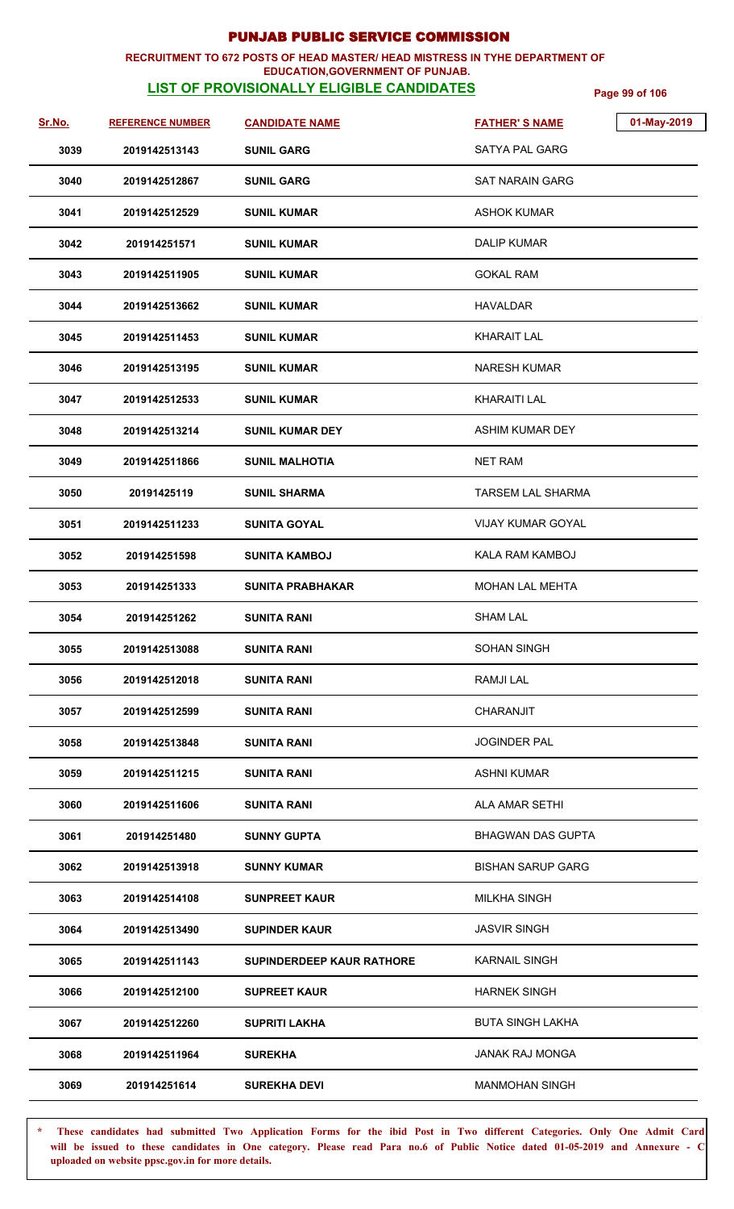# PUNJAB PUBLIC SERVICE COMMISSION

**RECRUITMENT TO 672 POSTS OF HEAD MASTER/ HEAD MISTRESS IN TYHE DEPARTMENT OF EDUCATION,GOVERNMENT OF PUNJAB.**

## LIST OF PROVISIONALLY ELIGIBLE CANDIDATES

01-May-2019

| Sr.No. | REFERENCE NUMBER | CANDIDATE NAME | FATHER'S NAME |
|---|---|---|---|
| 3039 | 2019142513143 | SUNIL GARG | SATYA PAL GARG |
| 3040 | 2019142512867 | SUNIL GARG | SAT NARAIN GARG |
| 3041 | 2019142512529 | SUNIL KUMAR | ASHOK KUMAR |
| 3042 | 201914251571 | SUNIL KUMAR | DALIP KUMAR |
| 3043 | 2019142511905 | SUNIL KUMAR | GOKAL RAM |
| 3044 | 2019142513662 | SUNIL KUMAR | HAVALDAR |
| 3045 | 2019142511453 | SUNIL KUMAR | KHARAIT LAL |
| 3046 | 2019142513195 | SUNIL KUMAR | NARESH KUMAR |
| 3047 | 2019142512533 | SUNIL KUMAR | KHARAITI LAL |
| 3048 | 2019142513214 | SUNIL KUMAR DEY | ASHIM KUMAR DEY |
| 3049 | 2019142511866 | SUNIL MALHOTIA | NET RAM |
| 3050 | 20191425119 | SUNIL SHARMA | TARSEM LAL SHARMA |
| 3051 | 2019142511233 | SUNITA GOYAL | VIJAY KUMAR GOYAL |
| 3052 | 201914251598 | SUNITA KAMBOJ | KALA RAM KAMBOJ |
| 3053 | 201914251333 | SUNITA PRABHAKAR | MOHAN LAL MEHTA |
| 3054 | 201914251262 | SUNITA RANI | SHAM LAL |
| 3055 | 2019142513088 | SUNITA RANI | SOHAN SINGH |
| 3056 | 2019142512018 | SUNITA RANI | RAMJI LAL |
| 3057 | 2019142512599 | SUNITA RANI | CHARANJIT |
| 3058 | 2019142513848 | SUNITA RANI | JOGINDER PAL |
| 3059 | 2019142511215 | SUNITA RANI | ASHNI KUMAR |
| 3060 | 2019142511606 | SUNITA RANI | ALA AMAR SETHI |
| 3061 | 201914251480 | SUNNY GUPTA | BHAGWAN DAS GUPTA |
| 3062 | 2019142513918 | SUNNY KUMAR | BISHAN SARUP GARG |
| 3063 | 2019142514108 | SUNPREET KAUR | MILKHA SINGH |
| 3064 | 2019142513490 | SUPINDER KAUR | JASVIR SINGH |
| 3065 | 2019142511143 | SUPINDERDEEP KAUR RATHORE | KARNAIL SINGH |
| 3066 | 2019142512100 | SUPREET KAUR | HARNEK SINGH |
| 3067 | 2019142512260 | SUPRITI LAKHA | BUTA SINGH LAKHA |
| 3068 | 2019142511964 | SUREKHA | JANAK RAJ MONGA |
| 3069 | 201914251614 | SUREKHA DEVI | MANMOHAN SINGH |

\* These candidates had submitted Two Application Forms for the ibid Post in Two different Categories. Only One Admit Card will be issued to these candidates in One category. Please read Para no.6 of Public Notice dated 01-05-2019 and Annexure - C uploaded on website ppsc.gov.in for more details.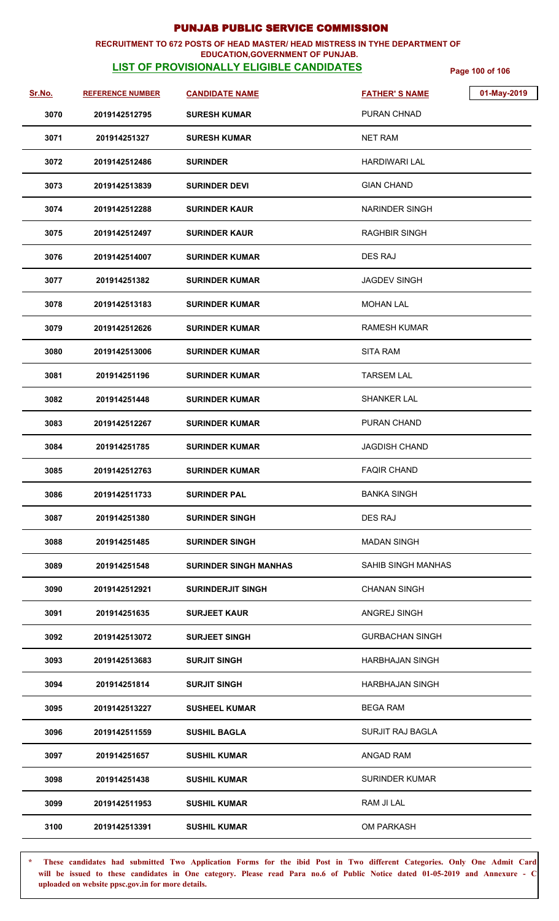# PUNJAB PUBLIC SERVICE COMMISSION

**RECRUITMENT TO 672 POSTS OF HEAD MASTER/ HEAD MISTRESS IN TYHE DEPARTMENT OF EDUCATION,GOVERNMENT OF PUNJAB.**

**LIST OF PROVISIONALLY ELIGIBLE CANDIDATES**

01-May-2019

| Sr.No. | REFERENCE NUMBER | CANDIDATE NAME | FATHER'S NAME |
|---|---|---|---|
| 3070 | 2019142512795 | SURESH KUMAR | PURAN CHNAD |
| 3071 | 201914251327 | SURESH KUMAR | NET RAM |
| 3072 | 2019142512486 | SURINDER | HARDIWARI LAL |
| 3073 | 2019142513839 | SURINDER DEVI | GIAN CHAND |
| 3074 | 2019142512288 | SURINDER KAUR | NARINDER SINGH |
| 3075 | 2019142512497 | SURINDER KAUR | RAGHBIR SINGH |
| 3076 | 2019142514007 | SURINDER KUMAR | DES RAJ |
| 3077 | 201914251382 | SURINDER KUMAR | JAGDEV SINGH |
| 3078 | 2019142513183 | SURINDER KUMAR | MOHAN LAL |
| 3079 | 2019142512626 | SURINDER KUMAR | RAMESH KUMAR |
| 3080 | 2019142513006 | SURINDER KUMAR | SITA RAM |
| 3081 | 201914251196 | SURINDER KUMAR | TARSEM LAL |
| 3082 | 201914251448 | SURINDER KUMAR | SHANKER LAL |
| 3083 | 2019142512267 | SURINDER KUMAR | PURAN CHAND |
| 3084 | 201914251785 | SURINDER KUMAR | JAGDISH CHAND |
| 3085 | 2019142512763 | SURINDER KUMAR | FAQIR CHAND |
| 3086 | 2019142511733 | SURINDER PAL | BANKA SINGH |
| 3087 | 201914251380 | SURINDER SINGH | DES RAJ |
| 3088 | 201914251485 | SURINDER SINGH | MADAN SINGH |
| 3089 | 201914251548 | SURINDER SINGH MANHAS | SAHIB SINGH MANHAS |
| 3090 | 2019142512921 | SURINDERJIT SINGH | CHANAN SINGH |
| 3091 | 201914251635 | SURJEET KAUR | ANGREJ SINGH |
| 3092 | 2019142513072 | SURJEET SINGH | GURBACHAN SINGH |
| 3093 | 2019142513683 | SURJIT SINGH | HARBHAJAN SINGH |
| 3094 | 201914251814 | SURJIT SINGH | HARBHAJAN SINGH |
| 3095 | 2019142513227 | SUSHEEL KUMAR | BEGA RAM |
| 3096 | 2019142511559 | SUSHIL BAGLA | SURJIT RAJ BAGLA |
| 3097 | 201914251657 | SUSHIL KUMAR | ANGAD RAM |
| 3098 | 201914251438 | SUSHIL KUMAR | SURINDER KUMAR |
| 3099 | 2019142511953 | SUSHIL KUMAR | RAM JI LAL |
| 3100 | 2019142513391 | SUSHIL KUMAR | OM PARKASH |

\* These candidates had submitted Two Application Forms for the ibid Post in Two different Categories. Only One Admit Card will be issued to these candidates in One category. Please read Para no.6 of Public Notice dated 01-05-2019 and Annexure - C uploaded on website ppsc.gov.in for more details.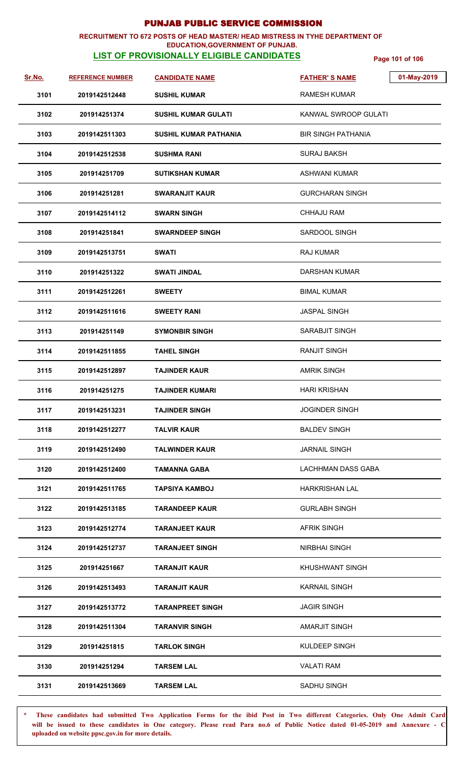# PUNJAB PUBLIC SERVICE COMMISSION

**RECRUITMENT TO 672 POSTS OF HEAD MASTER/ HEAD MISTRESS IN TYHE DEPARTMENT OF EDUCATION,GOVERNMENT OF PUNJAB.**

**LIST OF PROVISIONALLY ELIGIBLE CANDIDATES**

01-May-2019

| Sr.No. | REFERENCE NUMBER | CANDIDATE NAME | FATHER' S NAME |
|---|---|---|---|
| 3101 | 2019142512448 | SUSHIL KUMAR | RAMESH KUMAR |
| 3102 | 201914251374 | SUSHIL KUMAR GULATI | KANWAL SWROOP GULATI |
| 3103 | 2019142511303 | SUSHIL KUMAR PATHANIA | BIR SINGH PATHANIA |
| 3104 | 2019142512538 | SUSHMA RANI | SURAJ BAKSH |
| 3105 | 201914251709 | SUTIKSHAN KUMAR | ASHWANI KUMAR |
| 3106 | 201914251281 | SWARANJIT KAUR | GURCHARAN SINGH |
| 3107 | 2019142514112 | SWARN SINGH | CHHAJU RAM |
| 3108 | 201914251841 | SWARNDEEP SINGH | SARDOOL SINGH |
| 3109 | 2019142513751 | SWATI | RAJ KUMAR |
| 3110 | 201914251322 | SWATI JINDAL | DARSHAN KUMAR |
| 3111 | 2019142512261 | SWEETY | BIMAL KUMAR |
| 3112 | 2019142511616 | SWEETY RANI | JASPAL SINGH |
| 3113 | 201914251149 | SYMONBIR SINGH | SARABJIT SINGH |
| 3114 | 2019142511855 | TAHEL SINGH | RANJIT SINGH |
| 3115 | 2019142512897 | TAJINDER KAUR | AMRIK SINGH |
| 3116 | 201914251275 | TAJINDER KUMARI | HARI KRISHAN |
| 3117 | 2019142513231 | TAJINDER SINGH | JOGINDER SINGH |
| 3118 | 2019142512277 | TALVIR KAUR | BALDEV SINGH |
| 3119 | 2019142512490 | TALWINDER KAUR | JARNAIL SINGH |
| 3120 | 2019142512400 | TAMANNA GABA | LACHHMAN DASS GABA |
| 3121 | 2019142511765 | TAPSIYA KAMBOJ | HARKRISHAN LAL |
| 3122 | 2019142513185 | TARANDEEP KAUR | GURLABH SINGH |
| 3123 | 2019142512774 | TARANJEET KAUR | AFRIK SINGH |
| 3124 | 2019142512737 | TARANJEET SINGH | NIRBHAI SINGH |
| 3125 | 201914251667 | TARANJIT KAUR | KHUSHWANT SINGH |
| 3126 | 2019142513493 | TARANJIT KAUR | KARNAIL SINGH |
| 3127 | 2019142513772 | TARANPREET SINGH | JAGIR SINGH |
| 3128 | 2019142511304 | TARANVIR SINGH | AMARJIT SINGH |
| 3129 | 201914251815 | TARLOK SINGH | KULDEEP SINGH |
| 3130 | 201914251294 | TARSEM LAL | VALATI RAM |
| 3131 | 2019142513669 | TARSEM LAL | SADHU SINGH |

\* These candidates had submitted Two Application Forms for the ibid Post in Two different Categories. Only One Admit Card will be issued to these candidates in One category. Please read Para no.6 of Public Notice dated 01-05-2019 and Annexure - C uploaded on website ppsc.gov.in for more details.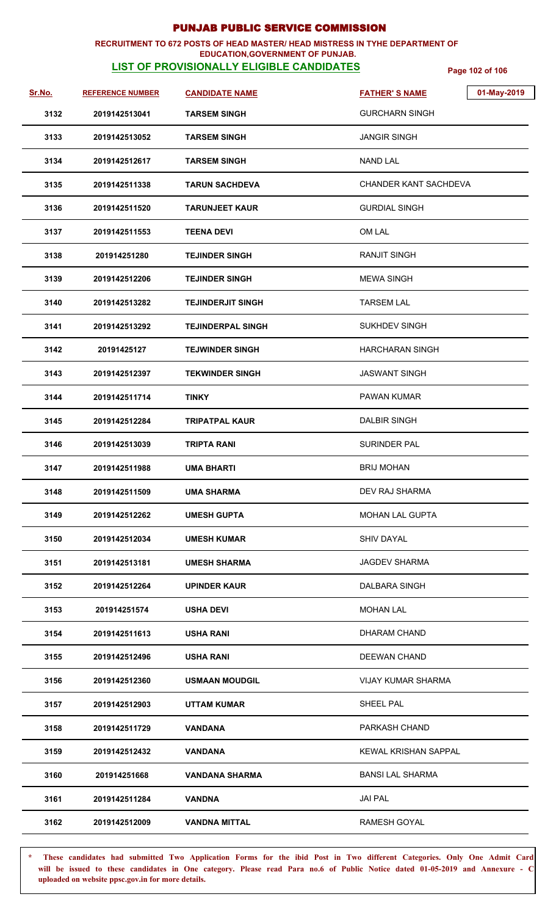# PUNJAB PUBLIC SERVICE COMMISSION

**RECRUITMENT TO 672 POSTS OF HEAD MASTER/ HEAD MISTRESS IN TYHE DEPARTMENT OF EDUCATION,GOVERNMENT OF PUNJAB.**

**LIST OF PROVISIONALLY ELIGIBLE CANDIDATES**

01-May-2019

| Sr.No. | REFERENCE NUMBER | CANDIDATE NAME | FATHER' S NAME |
|---|---|---|---|
| 3132 | 2019142513041 | TARSEM SINGH | GURCHARN SINGH |
| 3133 | 2019142513052 | TARSEM SINGH | JANGIR SINGH |
| 3134 | 2019142512617 | TARSEM SINGH | NAND LAL |
| 3135 | 2019142511338 | TARUN SACHDEVA | CHANDER KANT SACHDEVA |
| 3136 | 2019142511520 | TARUNJEET KAUR | GURDIAL SINGH |
| 3137 | 2019142511553 | TEENA DEVI | OM LAL |
| 3138 | 201914251280 | TEJINDER SINGH | RANJIT SINGH |
| 3139 | 2019142512206 | TEJINDER SINGH | MEWA SINGH |
| 3140 | 2019142513282 | TEJINDERJIT SINGH | TARSEM LAL |
| 3141 | 2019142513292 | TEJINDERPAL SINGH | SUKHDEV SINGH |
| 3142 | 20191425127 | TEJWINDER SINGH | HARCHARAN SINGH |
| 3143 | 2019142512397 | TEKWINDER SINGH | JASWANT SINGH |
| 3144 | 2019142511714 | TINKY | PAWAN KUMAR |
| 3145 | 2019142512284 | TRIPATPAL KAUR | DALBIR SINGH |
| 3146 | 2019142513039 | TRIPTA RANI | SURINDER PAL |
| 3147 | 2019142511988 | UMA BHARTI | BRIJ MOHAN |
| 3148 | 2019142511509 | UMA SHARMA | DEV RAJ SHARMA |
| 3149 | 2019142512262 | UMESH GUPTA | MOHAN LAL GUPTA |
| 3150 | 2019142512034 | UMESH KUMAR | SHIV DAYAL |
| 3151 | 2019142513181 | UMESH SHARMA | JAGDEV SHARMA |
| 3152 | 2019142512264 | UPINDER KAUR | DALBARA SINGH |
| 3153 | 201914251574 | USHA DEVI | MOHAN LAL |
| 3154 | 2019142511613 | USHA RANI | DHARAM CHAND |
| 3155 | 2019142512496 | USHA RANI | DEEWAN CHAND |
| 3156 | 2019142512360 | USMAAN MOUDGIL | VIJAY KUMAR SHARMA |
| 3157 | 2019142512903 | UTTAM KUMAR | SHEEL PAL |
| 3158 | 2019142511729 | VANDANA | PARKASH CHAND |
| 3159 | 2019142512432 | VANDANA | KEWAL KRISHAN SAPPAL |
| 3160 | 201914251668 | VANDANA SHARMA | BANSI LAL SHARMA |
| 3161 | 2019142511284 | VANDNA | JAI PAL |
| 3162 | 2019142512009 | VANDNA MITTAL | RAMESH GOYAL |

\* These candidates had submitted Two Application Forms for the ibid Post in Two different Categories. Only One Admit Card will be issued to these candidates in One category. Please read Para no.6 of Public Notice dated 01-05-2019 and Annexure - C uploaded on website ppsc.gov.in for more details.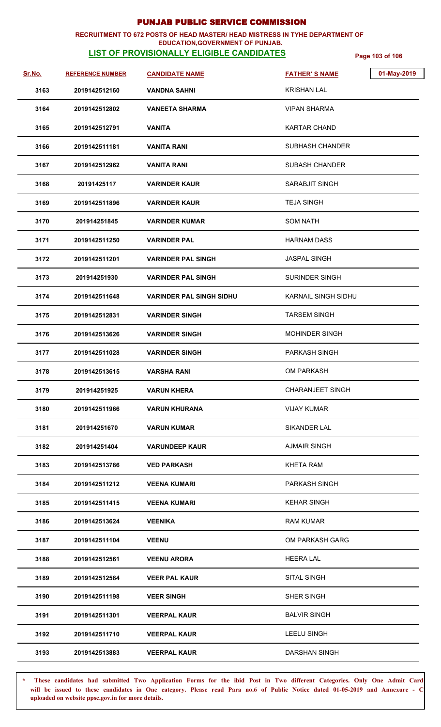# PUNJAB PUBLIC SERVICE COMMISSION

**RECRUITMENT TO 672 POSTS OF HEAD MASTER/ HEAD MISTRESS IN TYHE DEPARTMENT OF EDUCATION,GOVERNMENT OF PUNJAB.**

**LIST OF PROVISIONALLY ELIGIBLE CANDIDATES**

01-May-2019

| Sr.No. | REFERENCE NUMBER | CANDIDATE NAME | FATHER' S NAME |
|---|---|---|---|
| 3163 | 2019142512160 | VANDNA SAHNI | KRISHAN LAL |
| 3164 | 2019142512802 | VANEETA SHARMA | VIPAN SHARMA |
| 3165 | 2019142512791 | VANITA | KARTAR CHAND |
| 3166 | 2019142511181 | VANITA RANI | SUBHASH CHANDER |
| 3167 | 2019142512962 | VANITA RANI | SUBASH CHANDER |
| 3168 | 20191425117 | VARINDER KAUR | SARABJIT SINGH |
| 3169 | 2019142511896 | VARINDER KAUR | TEJA SINGH |
| 3170 | 201914251845 | VARINDER KUMAR | SOM NATH |
| 3171 | 2019142511250 | VARINDER PAL | HARNAM DASS |
| 3172 | 2019142511201 | VARINDER PAL SINGH | JASPAL SINGH |
| 3173 | 201914251930 | VARINDER PAL SINGH | SURINDER SINGH |
| 3174 | 2019142511648 | VARINDER PAL SINGH SIDHU | KARNAIL SINGH SIDHU |
| 3175 | 2019142512831 | VARINDER SINGH | TARSEM SINGH |
| 3176 | 2019142513626 | VARINDER SINGH | MOHINDER SINGH |
| 3177 | 2019142511028 | VARINDER SINGH | PARKASH SINGH |
| 3178 | 2019142513615 | VARSHA RANI | OM PARKASH |
| 3179 | 201914251925 | VARUN KHERA | CHARANJEET SINGH |
| 3180 | 2019142511966 | VARUN KHURANA | VIJAY KUMAR |
| 3181 | 201914251670 | VARUN KUMAR | SIKANDER LAL |
| 3182 | 201914251404 | VARUNDEEP KAUR | AJMAIR SINGH |
| 3183 | 2019142513786 | VED PARKASH | KHETA RAM |
| 3184 | 2019142511212 | VEENA KUMARI | PARKASH SINGH |
| 3185 | 2019142511415 | VEENA KUMARI | KEHAR SINGH |
| 3186 | 2019142513624 | VEENIKA | RAM KUMAR |
| 3187 | 2019142511104 | VEENU | OM PARKASH GARG |
| 3188 | 2019142512561 | VEENU ARORA | HEERA LAL |
| 3189 | 2019142512584 | VEER PAL KAUR | SITAL SINGH |
| 3190 | 2019142511198 | VEER SINGH | SHER SINGH |
| 3191 | 2019142511301 | VEERPAL KAUR | BALVIR SINGH |
| 3192 | 2019142511710 | VEERPAL KAUR | LEELU SINGH |
| 3193 | 2019142513883 | VEERPAL KAUR | DARSHAN SINGH |

\* **These candidates had submitted Two Application Forms for the ibid Post in Two different Categories. Only One Admit Card will be issued to these candidates in One category. Please read Para no.6 of Public Notice dated 01-05-2019 and Annexure - C uploaded on website ppsc.gov.in for more details.**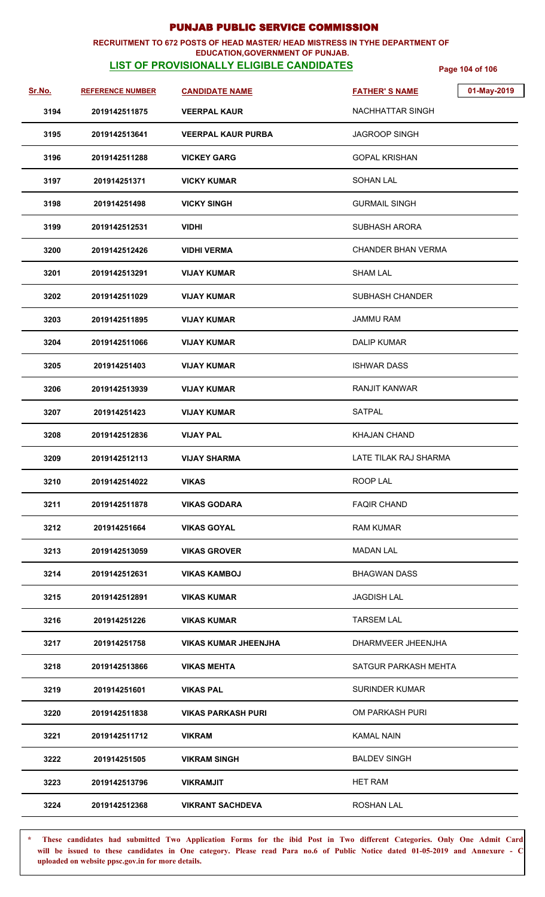# PUNJAB PUBLIC SERVICE COMMISSION

**RECRUITMENT TO 672 POSTS OF HEAD MASTER/ HEAD MISTRESS IN TYHE DEPARTMENT OF EDUCATION,GOVERNMENT OF PUNJAB.**

**LIST OF PROVISIONALLY ELIGIBLE CANDIDATES**

01-May-2019

| Sr.No. | REFERENCE NUMBER | CANDIDATE NAME | FATHER' S NAME |
|---|---|---|---|
| 3194 | 2019142511875 | VEERPAL KAUR | NACHHATTAR SINGH |
| 3195 | 2019142513641 | VEERPAL KAUR PURBA | JAGROOP SINGH |
| 3196 | 2019142511288 | VICKEY GARG | GOPAL KRISHAN |
| 3197 | 201914251371 | VICKY KUMAR | SOHAN LAL |
| 3198 | 201914251498 | VICKY SINGH | GURMAIL SINGH |
| 3199 | 2019142512531 | VIDHI | SUBHASH ARORA |
| 3200 | 2019142512426 | VIDHI VERMA | CHANDER BHAN VERMA |
| 3201 | 2019142513291 | VIJAY KUMAR | SHAM LAL |
| 3202 | 2019142511029 | VIJAY KUMAR | SUBHASH CHANDER |
| 3203 | 2019142511895 | VIJAY KUMAR | JAMMU RAM |
| 3204 | 2019142511066 | VIJAY KUMAR | DALIP KUMAR |
| 3205 | 201914251403 | VIJAY KUMAR | ISHWAR DASS |
| 3206 | 2019142513939 | VIJAY KUMAR | RANJIT KANWAR |
| 3207 | 201914251423 | VIJAY KUMAR | SATPAL |
| 3208 | 2019142512836 | VIJAY PAL | KHAJAN CHAND |
| 3209 | 2019142512113 | VIJAY SHARMA | LATE TILAK RAJ SHARMA |
| 3210 | 2019142514022 | VIKAS | ROOP LAL |
| 3211 | 2019142511878 | VIKAS GODARA | FAQIR CHAND |
| 3212 | 201914251664 | VIKAS GOYAL | RAM KUMAR |
| 3213 | 2019142513059 | VIKAS GROVER | MADAN LAL |
| 3214 | 2019142512631 | VIKAS KAMBOJ | BHAGWAN DASS |
| 3215 | 2019142512891 | VIKAS KUMAR | JAGDISH LAL |
| 3216 | 201914251226 | VIKAS KUMAR | TARSEM LAL |
| 3217 | 201914251758 | VIKAS KUMAR JHEENJHA | DHARMVEER JHEENJHA |
| 3218 | 2019142513866 | VIKAS MEHTA | SATGUR PARKASH MEHTA |
| 3219 | 201914251601 | VIKAS PAL | SURINDER KUMAR |
| 3220 | 2019142511838 | VIKAS PARKASH PURI | OM PARKASH PURI |
| 3221 | 2019142511712 | VIKRAM | KAMAL NAIN |
| 3222 | 201914251505 | VIKRAM SINGH | BALDEV SINGH |
| 3223 | 2019142513796 | VIKRAMJIT | HET RAM |
| 3224 | 2019142512368 | VIKRANT SACHDEVA | ROSHAN LAL |

\* These candidates had submitted Two Application Forms for the ibid Post in Two different Categories. Only One Admit Card will be issued to these candidates in One category. Please read Para no.6 of Public Notice dated 01-05-2019 and Annexure - C uploaded on website ppsc.gov.in for more details.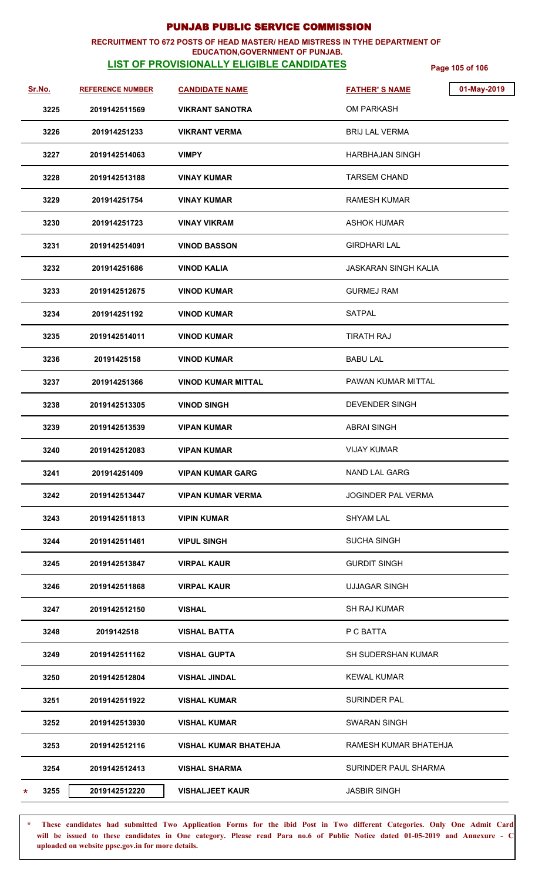# PUNJAB PUBLIC SERVICE COMMISSION

**RECRUITMENT TO 672 POSTS OF HEAD MASTER/ HEAD MISTRESS IN TYHE DEPARTMENT OF EDUCATION,GOVERNMENT OF PUNJAB.**

**LIST OF PROVISIONALLY ELIGIBLE CANDIDATES**

01-May-2019

| Sr.No. | REFERENCE NUMBER | CANDIDATE NAME | FATHER' S NAME |
|---|---|---|---|
| 3225 | 2019142511569 | VIKRANT SANOTRA | OM PARKASH |
| 3226 | 201914251233 | VIKRANT VERMA | BRIJ LAL VERMA |
| 3227 | 2019142514063 | VIMPY | HARBHAJAN SINGH |
| 3228 | 2019142513188 | VINAY KUMAR | TARSEM CHAND |
| 3229 | 201914251754 | VINAY KUMAR | RAMESH KUMAR |
| 3230 | 201914251723 | VINAY VIKRAM | ASHOK HUMAR |
| 3231 | 2019142514091 | VINOD BASSON | GIRDHARI LAL |
| 3232 | 201914251686 | VINOD KALIA | JASKARAN SINGH KALIA |
| 3233 | 2019142512675 | VINOD KUMAR | GURMEJ RAM |
| 3234 | 201914251192 | VINOD KUMAR | SATPAL |
| 3235 | 2019142514011 | VINOD KUMAR | TIRATH RAJ |
| 3236 | 20191425158 | VINOD KUMAR | BABU LAL |
| 3237 | 201914251366 | VINOD KUMAR MITTAL | PAWAN KUMAR MITTAL |
| 3238 | 2019142513305 | VINOD SINGH | DEVENDER SINGH |
| 3239 | 2019142513539 | VIPAN KUMAR | ABRAI SINGH |
| 3240 | 2019142512083 | VIPAN KUMAR | VIJAY KUMAR |
| 3241 | 201914251409 | VIPAN KUMAR GARG | NAND LAL GARG |
| 3242 | 2019142513447 | VIPAN KUMAR VERMA | JOGINDER PAL VERMA |
| 3243 | 2019142511813 | VIPIN KUMAR | SHYAM LAL |
| 3244 | 2019142511461 | VIPUL SINGH | SUCHA SINGH |
| 3245 | 2019142513847 | VIRPAL KAUR | GURDIT SINGH |
| 3246 | 2019142511868 | VIRPAL KAUR | UJJAGAR SINGH |
| 3247 | 2019142512150 | VISHAL | SH RAJ KUMAR |
| 3248 | 2019142518 | VISHAL BATTA | P C BATTA |
| 3249 | 2019142511162 | VISHAL GUPTA | SH SUDERSHAN KUMAR |
| 3250 | 2019142512804 | VISHAL JINDAL | KEWAL KUMAR |
| 3251 | 2019142511922 | VISHAL KUMAR | SURINDER PAL |
| 3252 | 2019142513930 | VISHAL KUMAR | SWARAN SINGH |
| 3253 | 2019142512116 | VISHAL KUMAR BHATEHJA | RAMESH KUMAR BHATEHJA |
| 3254 | 2019142512413 | VISHAL SHARMA | SURINDER PAUL SHARMA |
| * 3255 | 2019142512220 | VISHALJEET KAUR | JASBIR SINGH |

**\* These candidates had submitted Two Application Forms for the ibid Post in Two different Categories. Only One Admit Card will be issued to these candidates in One category. Please read Para no.6 of Public Notice dated 01-05-2019 and Annexure - C uploaded on website ppsc.gov.in for more details.**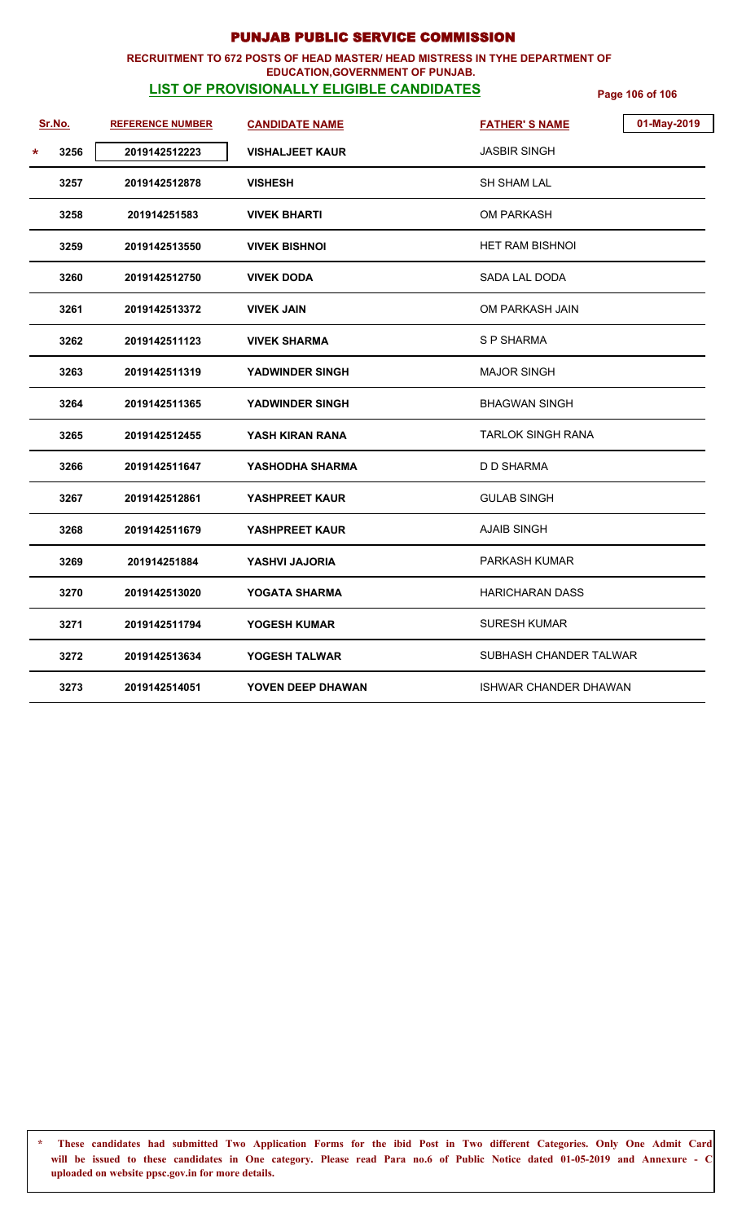# PUNJAB PUBLIC SERVICE COMMISSION

**RECRUITMENT TO 672 POSTS OF HEAD MASTER/ HEAD MISTRESS IN TYHE DEPARTMENT OF EDUCATION,GOVERNMENT OF PUNJAB.**

## LIST OF PROVISIONALLY ELIGIBLE CANDIDATES

**01-May-2019**

| Sr.No. | REFERENCE NUMBER | CANDIDATE NAME | FATHER' S NAME |
|---|---|---|---|
| * 3256 | 2019142512223 | VISHALJEET KAUR | JASBIR SINGH |
| 3257 | 2019142512878 | VISHESH | SH SHAM LAL |
| 3258 | 201914251583 | VIVEK BHARTI | OM PARKASH |
| 3259 | 2019142513550 | VIVEK BISHNOI | HET RAM BISHNOI |
| 3260 | 2019142512750 | VIVEK DODA | SADA LAL DODA |
| 3261 | 2019142513372 | VIVEK JAIN | OM PARKASH JAIN |
| 3262 | 2019142511123 | VIVEK SHARMA | S P SHARMA |
| 3263 | 2019142511319 | YADWINDER SINGH | MAJOR SINGH |
| 3264 | 2019142511365 | YADWINDER SINGH | BHAGWAN SINGH |
| 3265 | 2019142512455 | YASH KIRAN RANA | TARLOK SINGH RANA |
| 3266 | 2019142511647 | YASHODHA SHARMA | D D SHARMA |
| 3267 | 2019142512861 | YASHPREET KAUR | GULAB SINGH |
| 3268 | 2019142511679 | YASHPREET KAUR | AJAIB SINGH |
| 3269 | 201914251884 | YASHVI JAJORIA | PARKASH KUMAR |
| 3270 | 2019142513020 | YOGATA SHARMA | HARICHARAN DASS |
| 3271 | 2019142511794 | YOGESH KUMAR | SURESH KUMAR |
| 3272 | 2019142513634 | YOGESH TALWAR | SUBHASH CHANDER TALWAR |
| 3273 | 2019142514051 | YOVEN DEEP DHAWAN | ISHWAR CHANDER DHAWAN |

\* **These candidates had submitted Two Application Forms for the ibid Post in Two different Categories. Only One Admit Card will be issued to these candidates in One category. Please read Para no.6 of Public Notice dated 01-05-2019 and Annexure - C uploaded on website ppsc.gov.in for more details.**